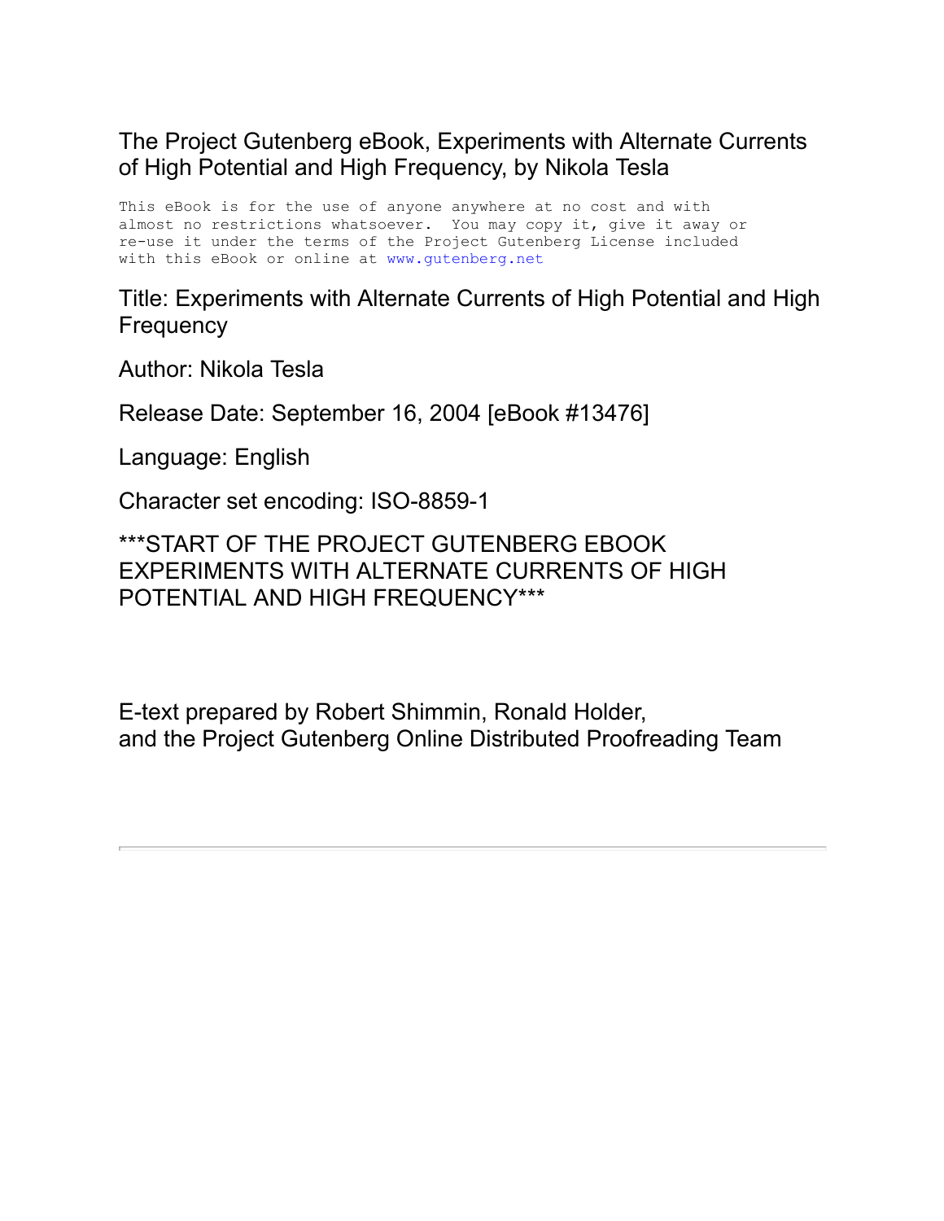The Project Gutenberg eBook, Experiments with Alternate Currents of High Potential and High Frequency, by Nikola Tesla

```
This eBook is for the use of anyone anywhere at no cost and with
almost no restrictions whatsoever.  You may copy it, give it away or
re-use it under the terms of the Project Gutenberg License included
with this eBook or online at www.gutenberg.net
```

Title: Experiments with Alternate Currents of High Potential and High Frequency

Author: Nikola Tesla

Release Date: September 16, 2004 [eBook #13476]

Language: English

Character set encoding: ISO-8859-1

***START OF THE PROJECT GUTENBERG EBOOK EXPERIMENTS WITH ALTERNATE CURRENTS OF HIGH POTENTIAL AND HIGH FREQUENCY***

E-text prepared by Robert Shimmin, Ronald Holder,
and the Project Gutenberg Online Distributed Proofreading Team

---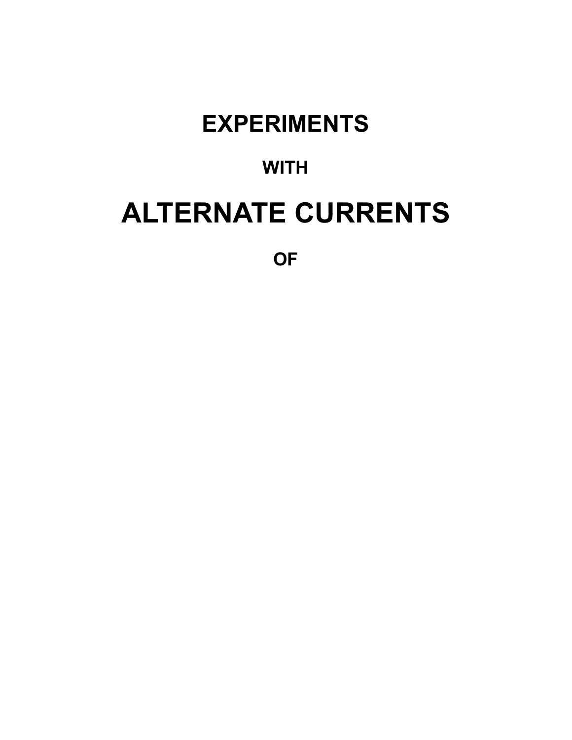# EXPERIMENTS

WITH

# ALTERNATE CURRENTS

OF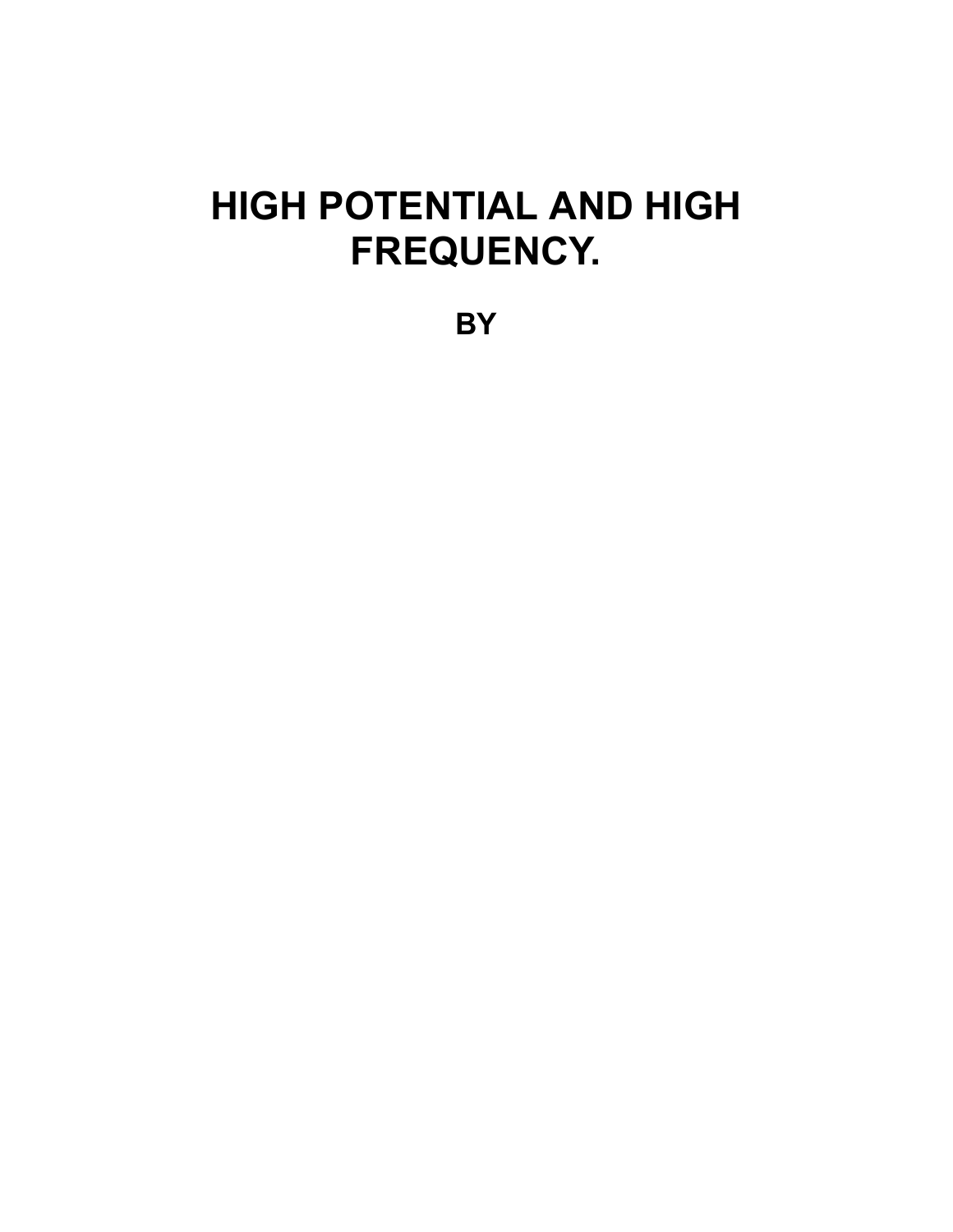# HIGH POTENTIAL AND HIGH FREQUENCY.

**BY**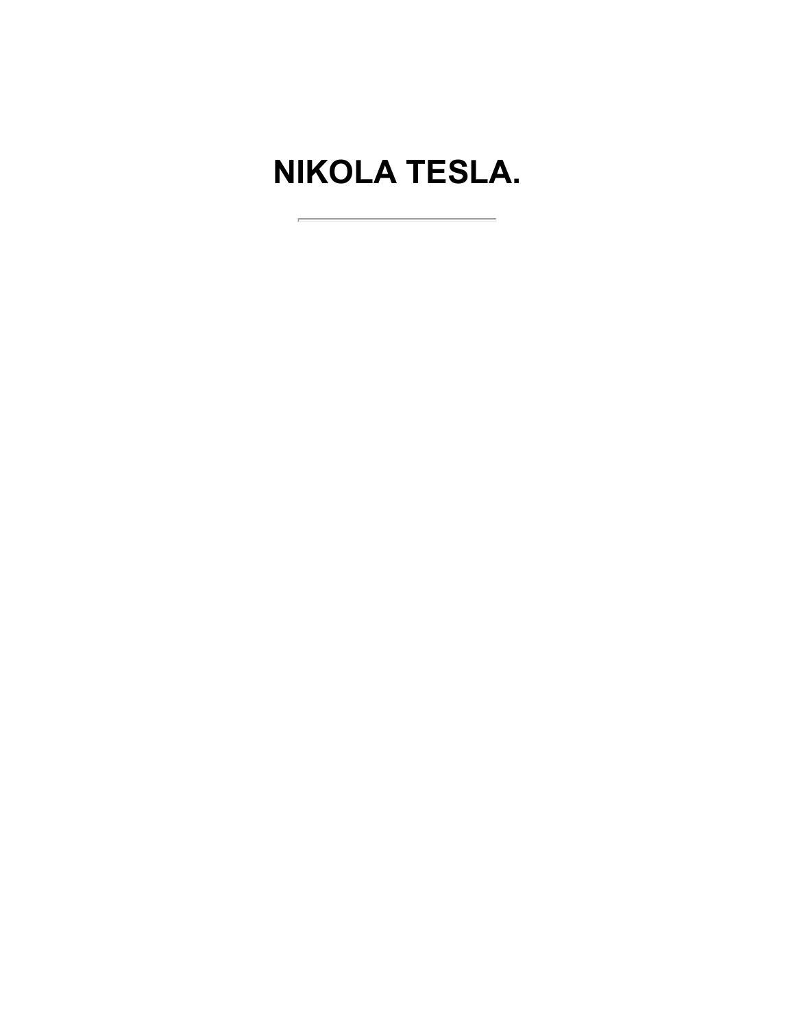# NIKOLA TESLA.

---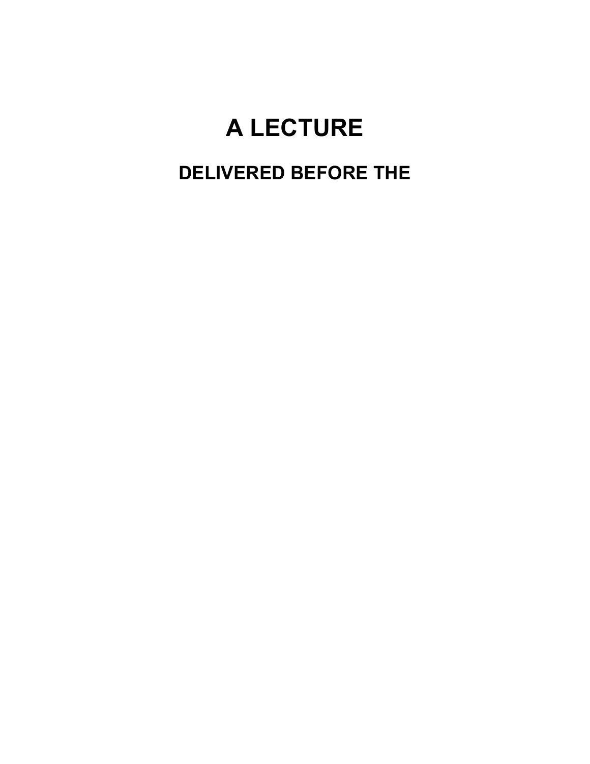# A LECTURE

## DELIVERED BEFORE THE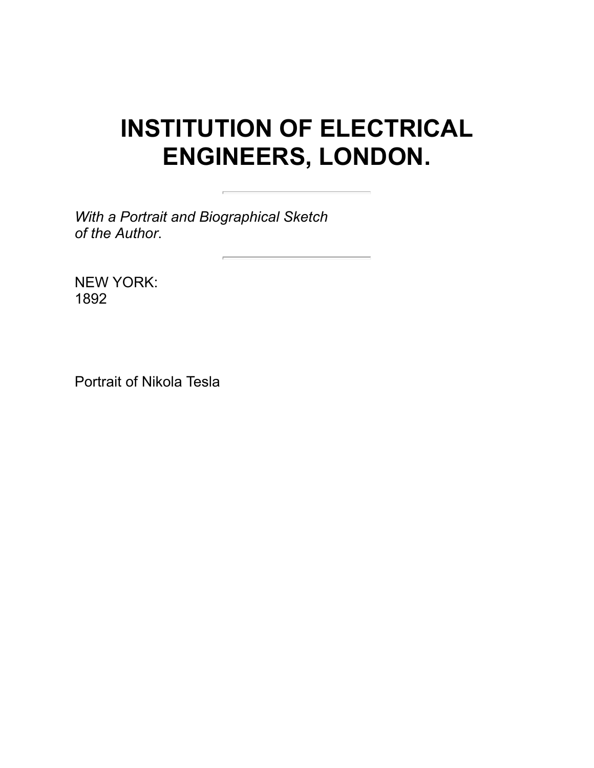# INSTITUTION OF ELECTRICAL ENGINEERS, LONDON.

---

*With a Portrait and Biographical Sketch of the Author*.

---

NEW YORK:
1892

Portrait of Nikola Tesla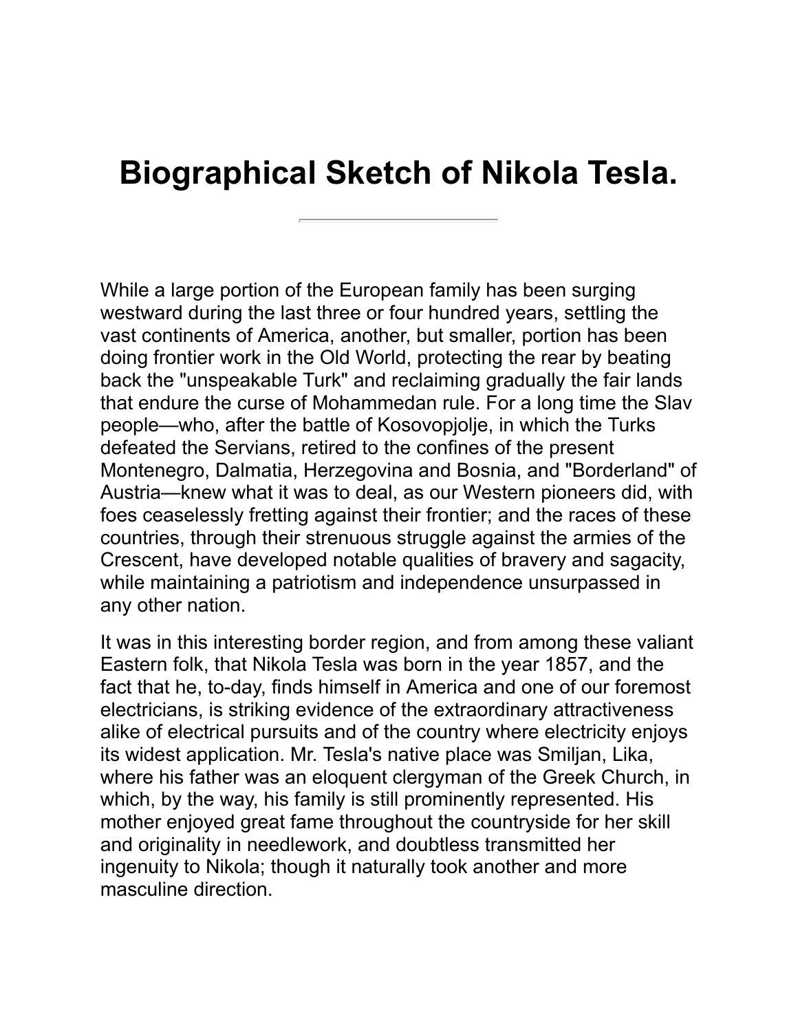# Biographical Sketch of Nikola Tesla.

---

While a large portion of the European family has been surging westward during the last three or four hundred years, settling the vast continents of America, another, but smaller, portion has been doing frontier work in the Old World, protecting the rear by beating back the "unspeakable Turk" and reclaiming gradually the fair lands that endure the curse of Mohammedan rule. For a long time the Slav people—who, after the battle of Kosovopjolje, in which the Turks defeated the Servians, retired to the confines of the present Montenegro, Dalmatia, Herzegovina and Bosnia, and "Borderland" of Austria—knew what it was to deal, as our Western pioneers did, with foes ceaselessly fretting against their frontier; and the races of these countries, through their strenuous struggle against the armies of the Crescent, have developed notable qualities of bravery and sagacity, while maintaining a patriotism and independence unsurpassed in any other nation.

It was in this interesting border region, and from among these valiant Eastern folk, that Nikola Tesla was born in the year 1857, and the fact that he, to-day, finds himself in America and one of our foremost electricians, is striking evidence of the extraordinary attractiveness alike of electrical pursuits and of the country where electricity enjoys its widest application. Mr. Tesla's native place was Smiljan, Lika, where his father was an eloquent clergyman of the Greek Church, in which, by the way, his family is still prominently represented. His mother enjoyed great fame throughout the countryside for her skill and originality in needlework, and doubtless transmitted her ingenuity to Nikola; though it naturally took another and more masculine direction.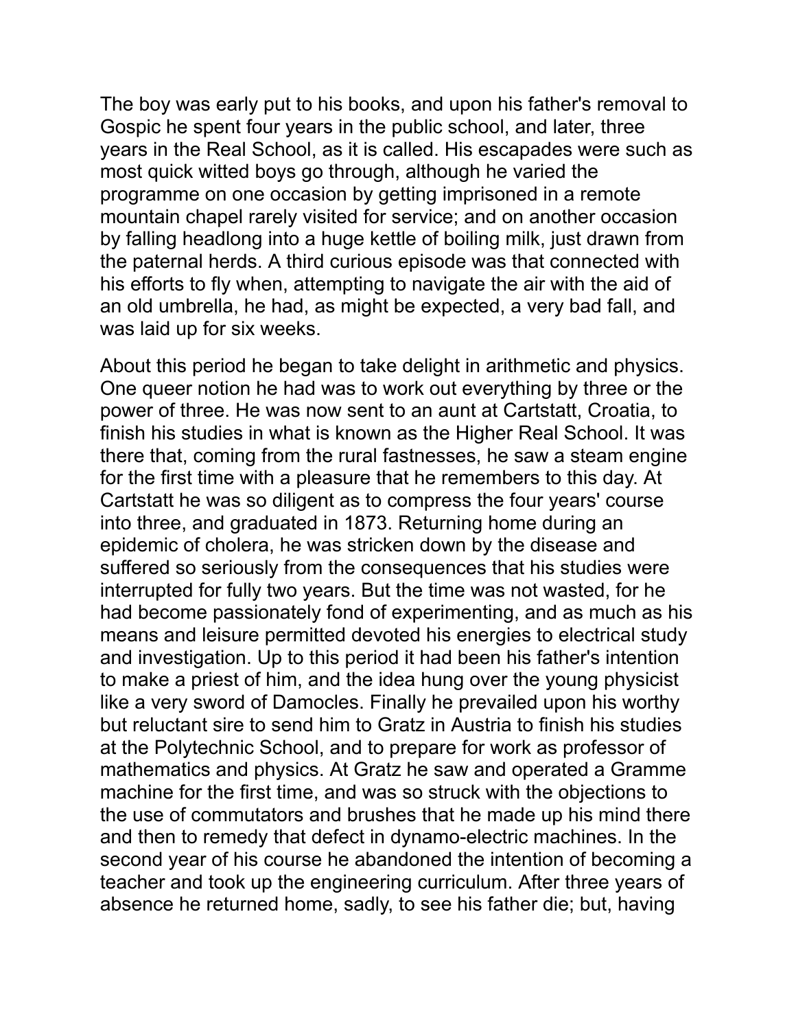The boy was early put to his books, and upon his father's removal to Gospic he spent four years in the public school, and later, three years in the Real School, as it is called. His escapades were such as most quick witted boys go through, although he varied the programme on one occasion by getting imprisoned in a remote mountain chapel rarely visited for service; and on another occasion by falling headlong into a huge kettle of boiling milk, just drawn from the paternal herds. A third curious episode was that connected with his efforts to fly when, attempting to navigate the air with the aid of an old umbrella, he had, as might be expected, a very bad fall, and was laid up for six weeks.

About this period he began to take delight in arithmetic and physics. One queer notion he had was to work out everything by three or the power of three. He was now sent to an aunt at Cartstatt, Croatia, to finish his studies in what is known as the Higher Real School. It was there that, coming from the rural fastnesses, he saw a steam engine for the first time with a pleasure that he remembers to this day. At Cartstatt he was so diligent as to compress the four years' course into three, and graduated in 1873. Returning home during an epidemic of cholera, he was stricken down by the disease and suffered so seriously from the consequences that his studies were interrupted for fully two years. But the time was not wasted, for he had become passionately fond of experimenting, and as much as his means and leisure permitted devoted his energies to electrical study and investigation. Up to this period it had been his father's intention to make a priest of him, and the idea hung over the young physicist like a very sword of Damocles. Finally he prevailed upon his worthy but reluctant sire to send him to Gratz in Austria to finish his studies at the Polytechnic School, and to prepare for work as professor of mathematics and physics. At Gratz he saw and operated a Gramme machine for the first time, and was so struck with the objections to the use of commutators and brushes that he made up his mind there and then to remedy that defect in dynamo-electric machines. In the second year of his course he abandoned the intention of becoming a teacher and took up the engineering curriculum. After three years of absence he returned home, sadly, to see his father die; but, having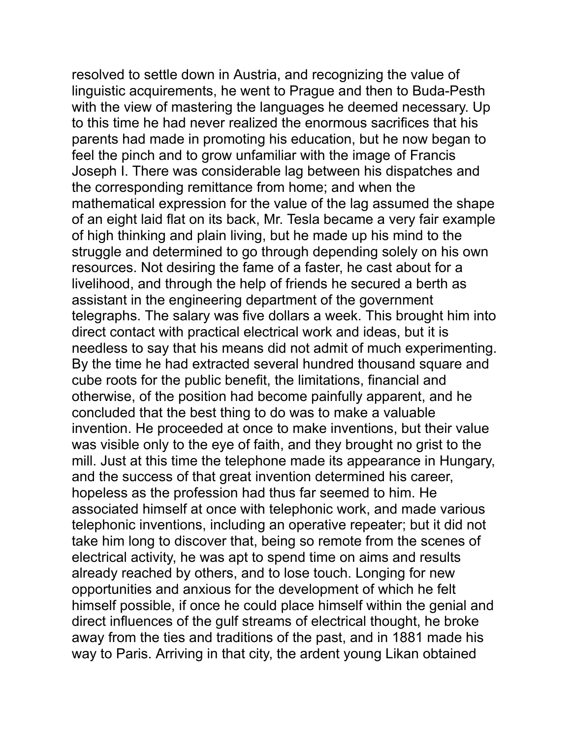resolved to settle down in Austria, and recognizing the value of linguistic acquirements, he went to Prague and then to Buda-Pesth with the view of mastering the languages he deemed necessary. Up to this time he had never realized the enormous sacrifices that his parents had made in promoting his education, but he now began to feel the pinch and to grow unfamiliar with the image of Francis Joseph I. There was considerable lag between his dispatches and the corresponding remittance from home; and when the mathematical expression for the value of the lag assumed the shape of an eight laid flat on its back, Mr. Tesla became a very fair example of high thinking and plain living, but he made up his mind to the struggle and determined to go through depending solely on his own resources. Not desiring the fame of a faster, he cast about for a livelihood, and through the help of friends he secured a berth as assistant in the engineering department of the government telegraphs. The salary was five dollars a week. This brought him into direct contact with practical electrical work and ideas, but it is needless to say that his means did not admit of much experimenting. By the time he had extracted several hundred thousand square and cube roots for the public benefit, the limitations, financial and otherwise, of the position had become painfully apparent, and he concluded that the best thing to do was to make a valuable invention. He proceeded at once to make inventions, but their value was visible only to the eye of faith, and they brought no grist to the mill. Just at this time the telephone made its appearance in Hungary, and the success of that great invention determined his career, hopeless as the profession had thus far seemed to him. He associated himself at once with telephonic work, and made various telephonic inventions, including an operative repeater; but it did not take him long to discover that, being so remote from the scenes of electrical activity, he was apt to spend time on aims and results already reached by others, and to lose touch. Longing for new opportunities and anxious for the development of which he felt himself possible, if once he could place himself within the genial and direct influences of the gulf streams of electrical thought, he broke away from the ties and traditions of the past, and in 1881 made his way to Paris. Arriving in that city, the ardent young Likan obtained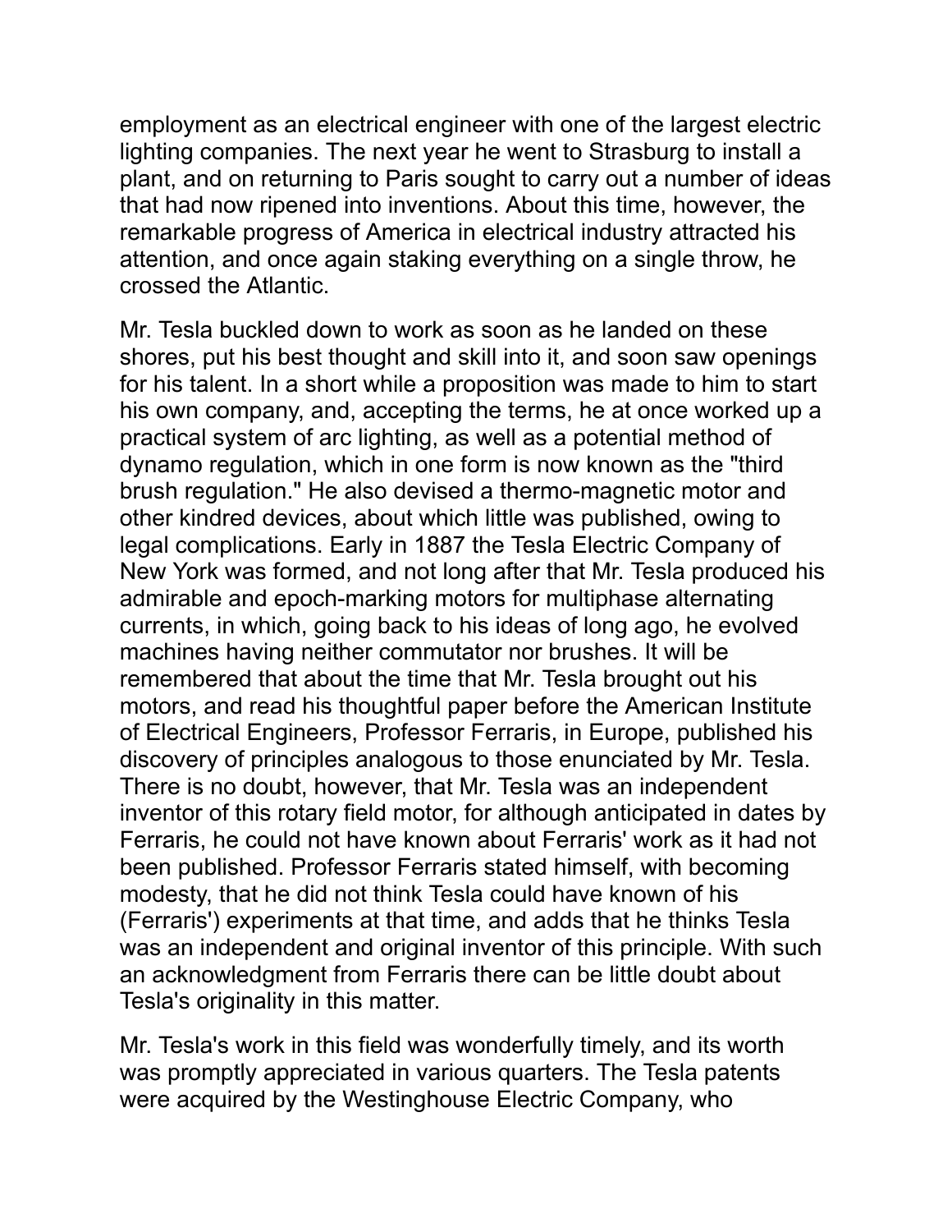employment as an electrical engineer with one of the largest electric lighting companies. The next year he went to Strasburg to install a plant, and on returning to Paris sought to carry out a number of ideas that had now ripened into inventions. About this time, however, the remarkable progress of America in electrical industry attracted his attention, and once again staking everything on a single throw, he crossed the Atlantic.

Mr. Tesla buckled down to work as soon as he landed on these shores, put his best thought and skill into it, and soon saw openings for his talent. In a short while a proposition was made to him to start his own company, and, accepting the terms, he at once worked up a practical system of arc lighting, as well as a potential method of dynamo regulation, which in one form is now known as the "third brush regulation." He also devised a thermo-magnetic motor and other kindred devices, about which little was published, owing to legal complications. Early in 1887 the Tesla Electric Company of New York was formed, and not long after that Mr. Tesla produced his admirable and epoch-marking motors for multiphase alternating currents, in which, going back to his ideas of long ago, he evolved machines having neither commutator nor brushes. It will be remembered that about the time that Mr. Tesla brought out his motors, and read his thoughtful paper before the American Institute of Electrical Engineers, Professor Ferraris, in Europe, published his discovery of principles analogous to those enunciated by Mr. Tesla. There is no doubt, however, that Mr. Tesla was an independent inventor of this rotary field motor, for although anticipated in dates by Ferraris, he could not have known about Ferraris' work as it had not been published. Professor Ferraris stated himself, with becoming modesty, that he did not think Tesla could have known of his (Ferraris') experiments at that time, and adds that he thinks Tesla was an independent and original inventor of this principle. With such an acknowledgment from Ferraris there can be little doubt about Tesla's originality in this matter.

Mr. Tesla's work in this field was wonderfully timely, and its worth was promptly appreciated in various quarters. The Tesla patents were acquired by the Westinghouse Electric Company, who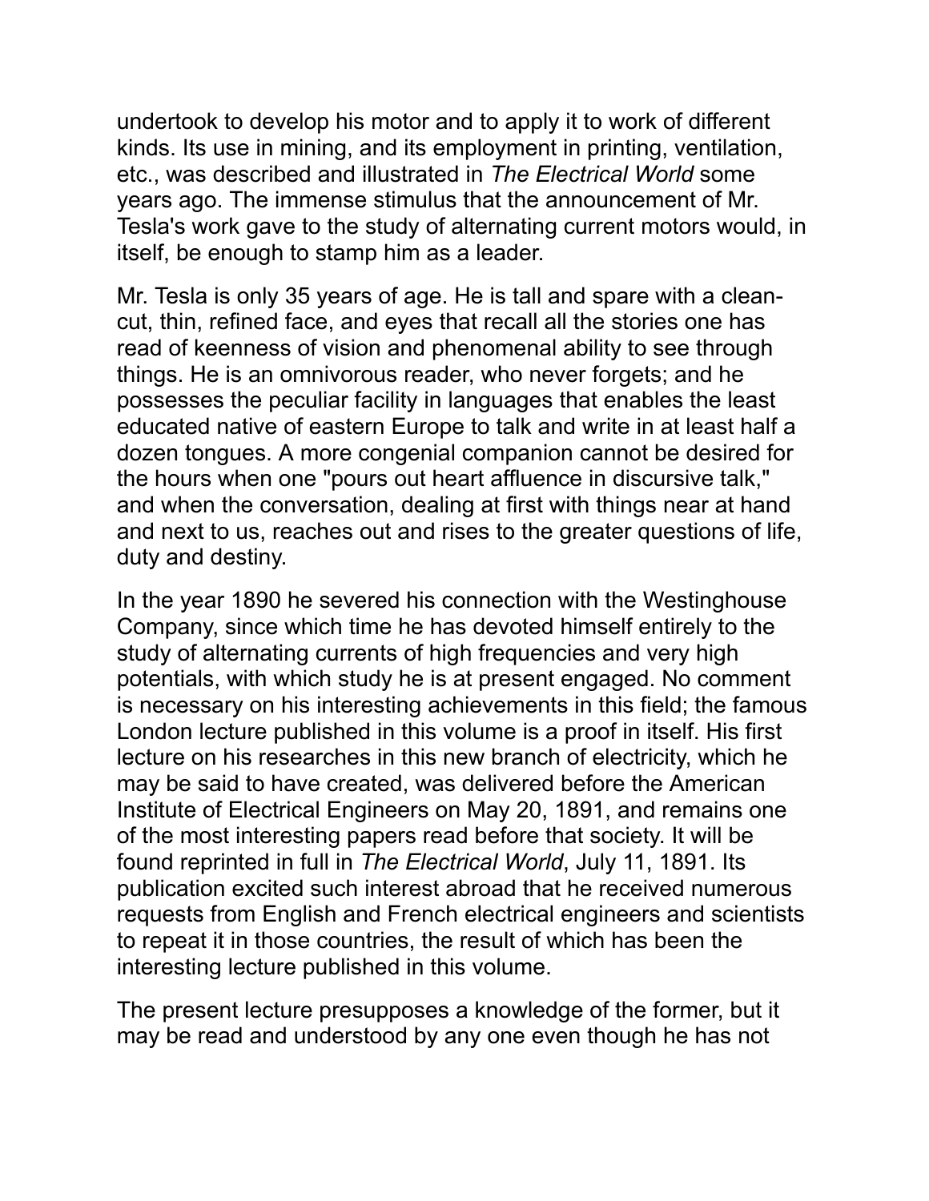undertook to develop his motor and to apply it to work of different kinds. Its use in mining, and its employment in printing, ventilation, etc., was described and illustrated in *The Electrical World* some years ago. The immense stimulus that the announcement of Mr. Tesla's work gave to the study of alternating current motors would, in itself, be enough to stamp him as a leader.

Mr. Tesla is only 35 years of age. He is tall and spare with a clean-cut, thin, refined face, and eyes that recall all the stories one has read of keenness of vision and phenomenal ability to see through things. He is an omnivorous reader, who never forgets; and he possesses the peculiar facility in languages that enables the least educated native of eastern Europe to talk and write in at least half a dozen tongues. A more congenial companion cannot be desired for the hours when one "pours out heart affluence in discursive talk," and when the conversation, dealing at first with things near at hand and next to us, reaches out and rises to the greater questions of life, duty and destiny.

In the year 1890 he severed his connection with the Westinghouse Company, since which time he has devoted himself entirely to the study of alternating currents of high frequencies and very high potentials, with which study he is at present engaged. No comment is necessary on his interesting achievements in this field; the famous London lecture published in this volume is a proof in itself. His first lecture on his researches in this new branch of electricity, which he may be said to have created, was delivered before the American Institute of Electrical Engineers on May 20, 1891, and remains one of the most interesting papers read before that society. It will be found reprinted in full in *The Electrical World*, July 11, 1891. Its publication excited such interest abroad that he received numerous requests from English and French electrical engineers and scientists to repeat it in those countries, the result of which has been the interesting lecture published in this volume.

The present lecture presupposes a knowledge of the former, but it may be read and understood by any one even though he has not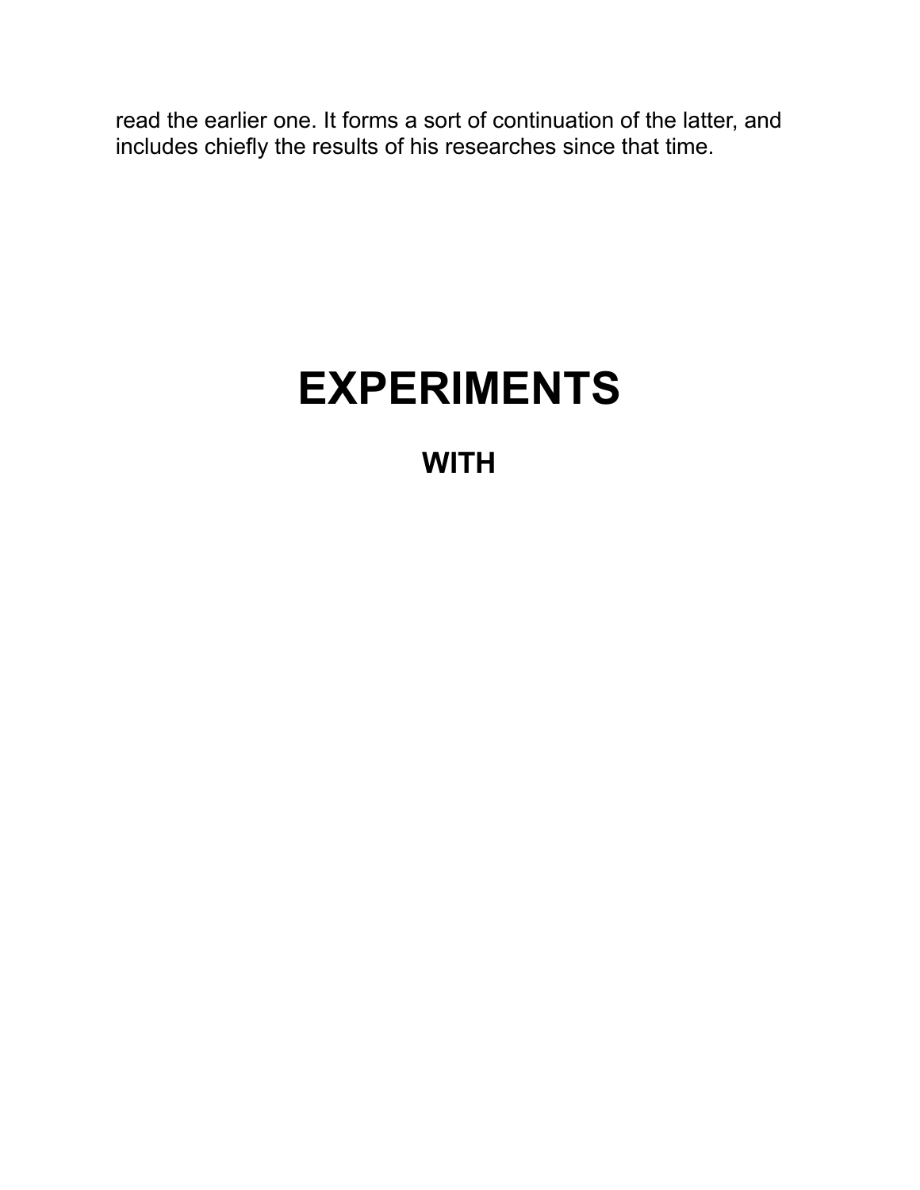read the earlier one. It forms a sort of continuation of the latter, and includes chiefly the results of his researches since that time.

# EXPERIMENTS

## WITH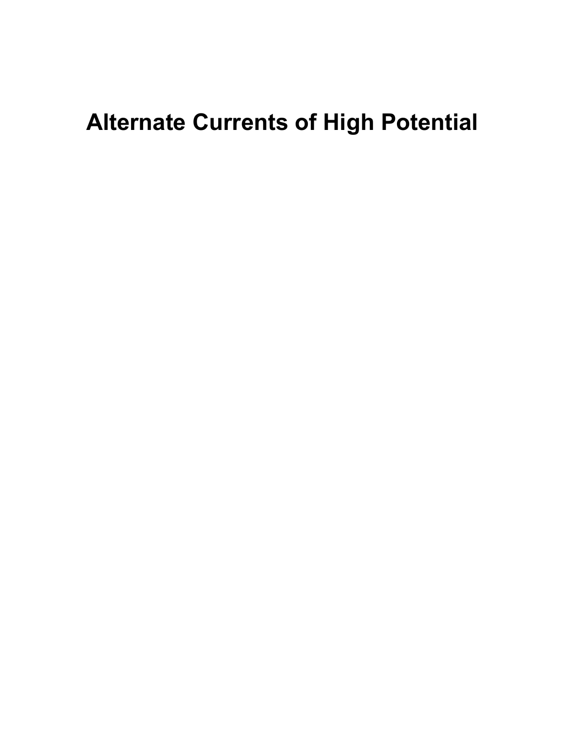# Alternate Currents of High Potential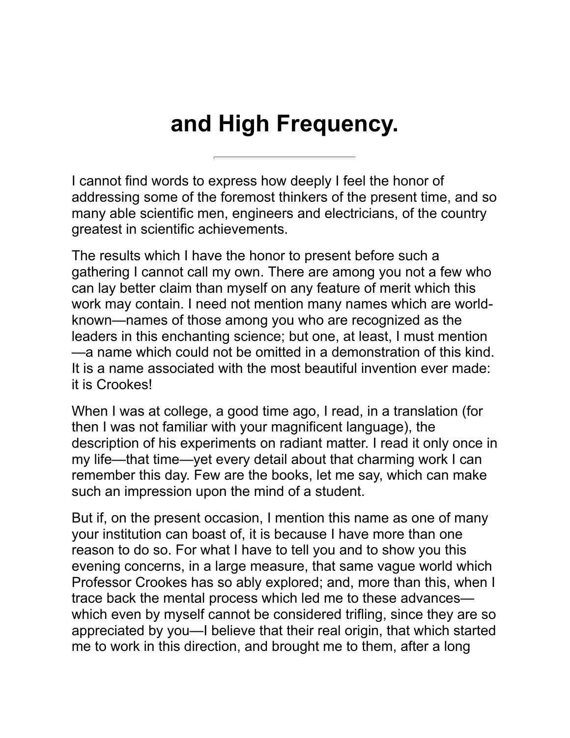# and High Frequency.

---

I cannot find words to express how deeply I feel the honor of addressing some of the foremost thinkers of the present time, and so many able scientific men, engineers and electricians, of the country greatest in scientific achievements.

The results which I have the honor to present before such a gathering I cannot call my own. There are among you not a few who can lay better claim than myself on any feature of merit which this work may contain. I need not mention many names which are world-known—names of those among you who are recognized as the leaders in this enchanting science; but one, at least, I must mention—a name which could not be omitted in a demonstration of this kind. It is a name associated with the most beautiful invention ever made: it is Crookes!

When I was at college, a good time ago, I read, in a translation (for then I was not familiar with your magnificent language), the description of his experiments on radiant matter. I read it only once in my life—that time—yet every detail about that charming work I can remember this day. Few are the books, let me say, which can make such an impression upon the mind of a student.

But if, on the present occasion, I mention this name as one of many your institution can boast of, it is because I have more than one reason to do so. For what I have to tell you and to show you this evening concerns, in a large measure, that same vague world which Professor Crookes has so ably explored; and, more than this, when I trace back the mental process which led me to these advances—which even by myself cannot be considered trifling, since they are so appreciated by you—I believe that their real origin, that which started me to work in this direction, and brought me to them, after a long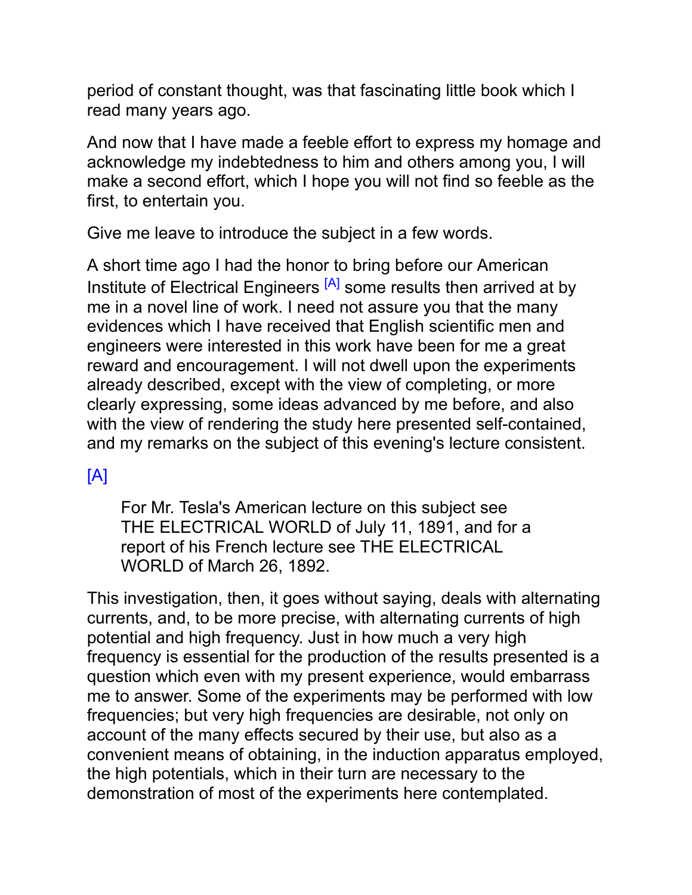period of constant thought, was that fascinating little book which I read many years ago.

And now that I have made a feeble effort to express my homage and acknowledge my indebtedness to him and others among you, I will make a second effort, which I hope you will not find so feeble as the first, to entertain you.

Give me leave to introduce the subject in a few words.

A short time ago I had the honor to bring before our American Institute of Electrical Engineers [A] some results then arrived at by me in a novel line of work. I need not assure you that the many evidences which I have received that English scientific men and engineers were interested in this work have been for me a great reward and encouragement. I will not dwell upon the experiments already described, except with the view of completing, or more clearly expressing, some ideas advanced by me before, and also with the view of rendering the study here presented self-contained, and my remarks on the subject of this evening's lecture consistent.

[A]

> For Mr. Tesla's American lecture on this subject see THE ELECTRICAL WORLD of July 11, 1891, and for a report of his French lecture see THE ELECTRICAL WORLD of March 26, 1892.

This investigation, then, it goes without saying, deals with alternating currents, and, to be more precise, with alternating currents of high potential and high frequency. Just in how much a very high frequency is essential for the production of the results presented is a question which even with my present experience, would embarrass me to answer. Some of the experiments may be performed with low frequencies; but very high frequencies are desirable, not only on account of the many effects secured by their use, but also as a convenient means of obtaining, in the induction apparatus employed, the high potentials, which in their turn are necessary to the demonstration of most of the experiments here contemplated.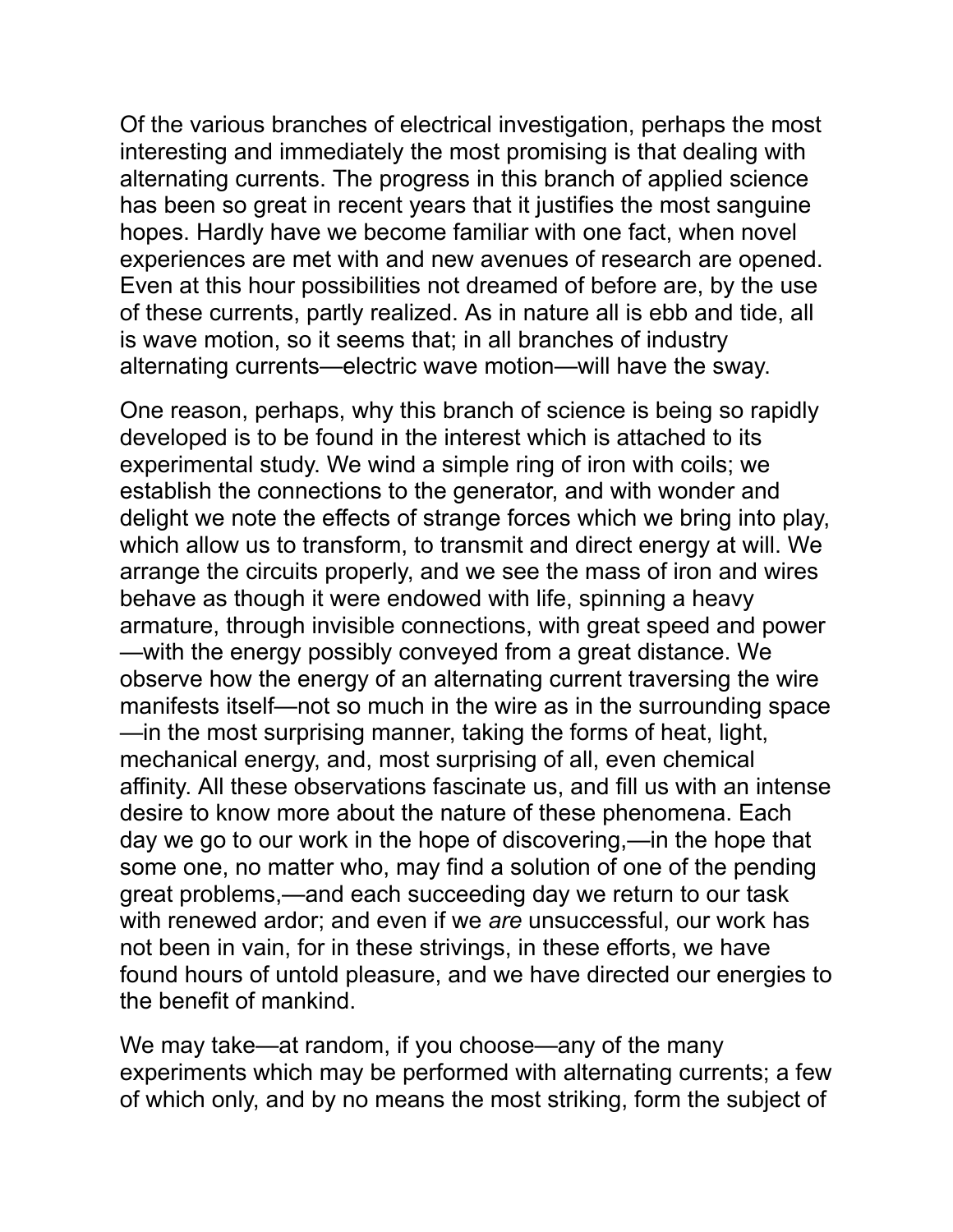Of the various branches of electrical investigation, perhaps the most interesting and immediately the most promising is that dealing with alternating currents. The progress in this branch of applied science has been so great in recent years that it justifies the most sanguine hopes. Hardly have we become familiar with one fact, when novel experiences are met with and new avenues of research are opened. Even at this hour possibilities not dreamed of before are, by the use of these currents, partly realized. As in nature all is ebb and tide, all is wave motion, so it seems that; in all branches of industry alternating currents—electric wave motion—will have the sway.

One reason, perhaps, why this branch of science is being so rapidly developed is to be found in the interest which is attached to its experimental study. We wind a simple ring of iron with coils; we establish the connections to the generator, and with wonder and delight we note the effects of strange forces which we bring into play, which allow us to transform, to transmit and direct energy at will. We arrange the circuits properly, and we see the mass of iron and wires behave as though it were endowed with life, spinning a heavy armature, through invisible connections, with great speed and power—with the energy possibly conveyed from a great distance. We observe how the energy of an alternating current traversing the wire manifests itself—not so much in the wire as in the surrounding space—in the most surprising manner, taking the forms of heat, light, mechanical energy, and, most surprising of all, even chemical affinity. All these observations fascinate us, and fill us with an intense desire to know more about the nature of these phenomena. Each day we go to our work in the hope of discovering,—in the hope that some one, no matter who, may find a solution of one of the pending great problems,—and each succeeding day we return to our task with renewed ardor; and even if we *are* unsuccessful, our work has not been in vain, for in these strivings, in these efforts, we have found hours of untold pleasure, and we have directed our energies to the benefit of mankind.

We may take—at random, if you choose—any of the many experiments which may be performed with alternating currents; a few of which only, and by no means the most striking, form the subject of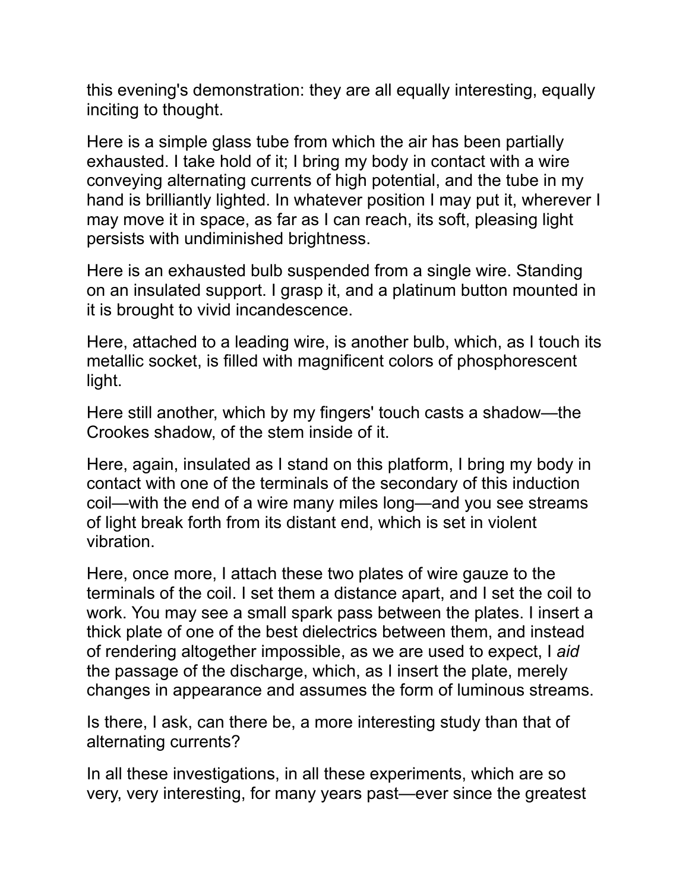this evening's demonstration: they are all equally interesting, equally inciting to thought.

Here is a simple glass tube from which the air has been partially exhausted. I take hold of it; I bring my body in contact with a wire conveying alternating currents of high potential, and the tube in my hand is brilliantly lighted. In whatever position I may put it, wherever I may move it in space, as far as I can reach, its soft, pleasing light persists with undiminished brightness.

Here is an exhausted bulb suspended from a single wire. Standing on an insulated support. I grasp it, and a platinum button mounted in it is brought to vivid incandescence.

Here, attached to a leading wire, is another bulb, which, as I touch its metallic socket, is filled with magnificent colors of phosphorescent light.

Here still another, which by my fingers' touch casts a shadow—the Crookes shadow, of the stem inside of it.

Here, again, insulated as I stand on this platform, I bring my body in contact with one of the terminals of the secondary of this induction coil—with the end of a wire many miles long—and you see streams of light break forth from its distant end, which is set in violent vibration.

Here, once more, I attach these two plates of wire gauze to the terminals of the coil. I set them a distance apart, and I set the coil to work. You may see a small spark pass between the plates. I insert a thick plate of one of the best dielectrics between them, and instead of rendering altogether impossible, as we are used to expect, I *aid* the passage of the discharge, which, as I insert the plate, merely changes in appearance and assumes the form of luminous streams.

Is there, I ask, can there be, a more interesting study than that of alternating currents?

In all these investigations, in all these experiments, which are so very, very interesting, for many years past—ever since the greatest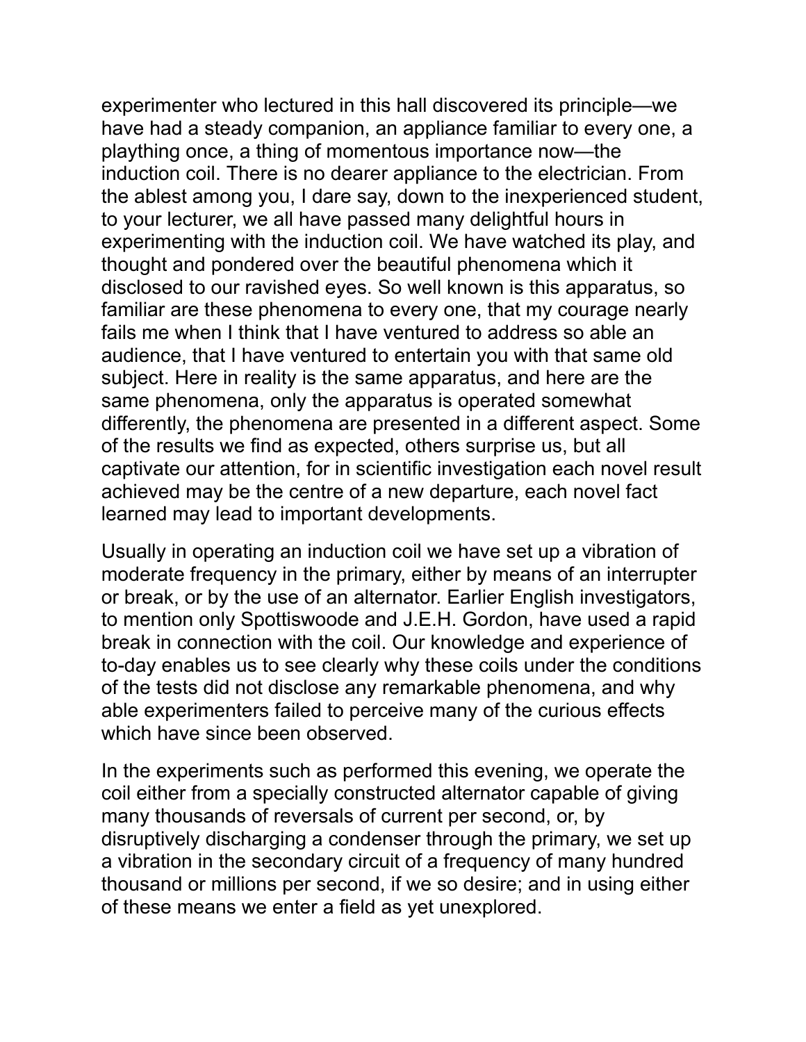experimenter who lectured in this hall discovered its principle—we have had a steady companion, an appliance familiar to every one, a plaything once, a thing of momentous importance now—the induction coil. There is no dearer appliance to the electrician. From the ablest among you, I dare say, down to the inexperienced student, to your lecturer, we all have passed many delightful hours in experimenting with the induction coil. We have watched its play, and thought and pondered over the beautiful phenomena which it disclosed to our ravished eyes. So well known is this apparatus, so familiar are these phenomena to every one, that my courage nearly fails me when I think that I have ventured to address so able an audience, that I have ventured to entertain you with that same old subject. Here in reality is the same apparatus, and here are the same phenomena, only the apparatus is operated somewhat differently, the phenomena are presented in a different aspect. Some of the results we find as expected, others surprise us, but all captivate our attention, for in scientific investigation each novel result achieved may be the centre of a new departure, each novel fact learned may lead to important developments.

Usually in operating an induction coil we have set up a vibration of moderate frequency in the primary, either by means of an interrupter or break, or by the use of an alternator. Earlier English investigators, to mention only Spottiswoode and J.E.H. Gordon, have used a rapid break in connection with the coil. Our knowledge and experience of to-day enables us to see clearly why these coils under the conditions of the tests did not disclose any remarkable phenomena, and why able experimenters failed to perceive many of the curious effects which have since been observed.

In the experiments such as performed this evening, we operate the coil either from a specially constructed alternator capable of giving many thousands of reversals of current per second, or, by disruptively discharging a condenser through the primary, we set up a vibration in the secondary circuit of a frequency of many hundred thousand or millions per second, if we so desire; and in using either of these means we enter a field as yet unexplored.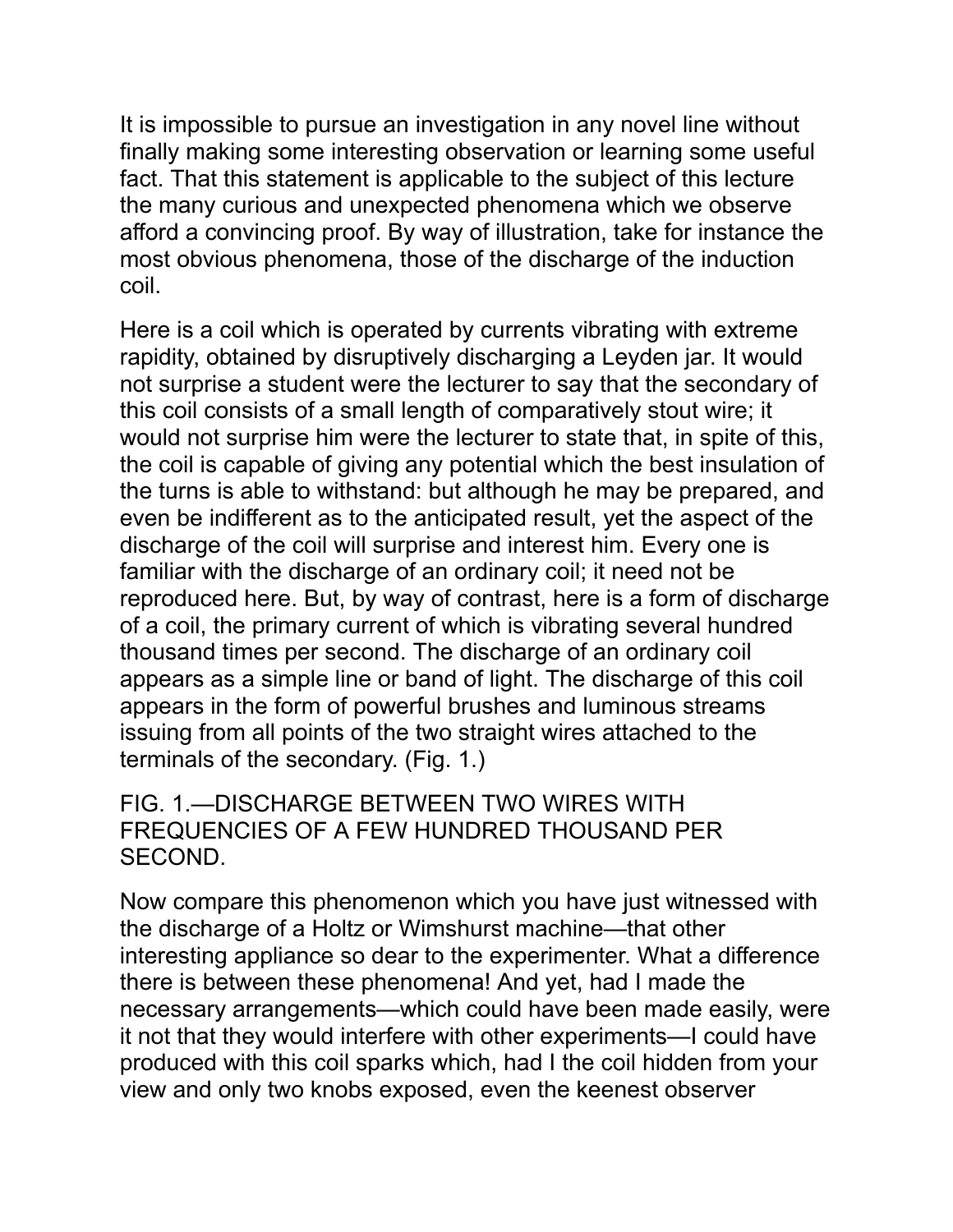It is impossible to pursue an investigation in any novel line without finally making some interesting observation or learning some useful fact. That this statement is applicable to the subject of this lecture the many curious and unexpected phenomena which we observe afford a convincing proof. By way of illustration, take for instance the most obvious phenomena, those of the discharge of the induction coil.

Here is a coil which is operated by currents vibrating with extreme rapidity, obtained by disruptively discharging a Leyden jar. It would not surprise a student were the lecturer to say that the secondary of this coil consists of a small length of comparatively stout wire; it would not surprise him were the lecturer to state that, in spite of this, the coil is capable of giving any potential which the best insulation of the turns is able to withstand: but although he may be prepared, and even be indifferent as to the anticipated result, yet the aspect of the discharge of the coil will surprise and interest him. Every one is familiar with the discharge of an ordinary coil; it need not be reproduced here. But, by way of contrast, here is a form of discharge of a coil, the primary current of which is vibrating several hundred thousand times per second. The discharge of an ordinary coil appears as a simple line or band of light. The discharge of this coil appears in the form of powerful brushes and luminous streams issuing from all points of the two straight wires attached to the terminals of the secondary. (Fig. 1.)

FIG. 1.—DISCHARGE BETWEEN TWO WIRES WITH FREQUENCIES OF A FEW HUNDRED THOUSAND PER SECOND.

Now compare this phenomenon which you have just witnessed with the discharge of a Holtz or Wimshurst machine—that other interesting appliance so dear to the experimenter. What a difference there is between these phenomena! And yet, had I made the necessary arrangements—which could have been made easily, were it not that they would interfere with other experiments—I could have produced with this coil sparks which, had I the coil hidden from your view and only two knobs exposed, even the keenest observer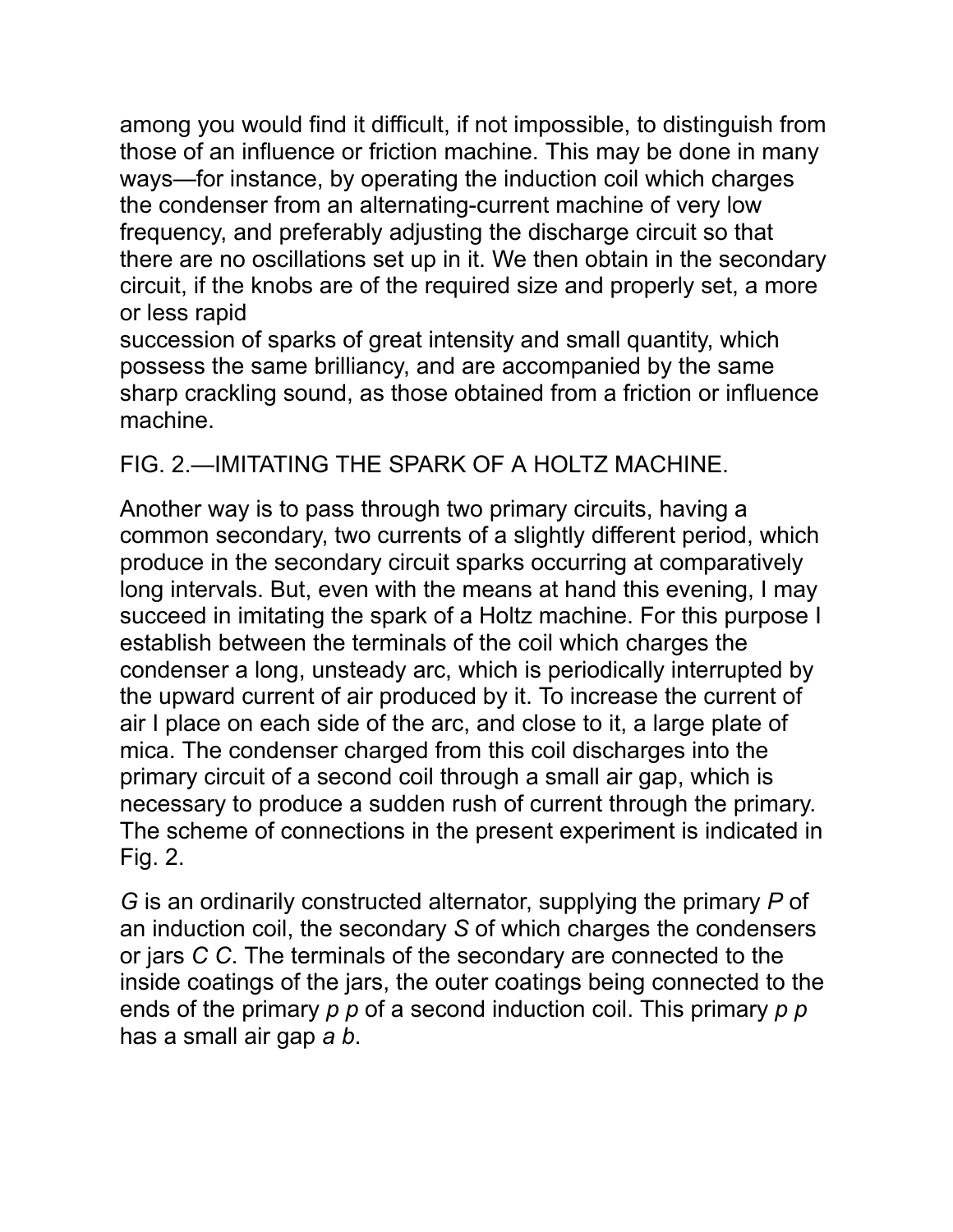among you would find it difficult, if not impossible, to distinguish from those of an influence or friction machine. This may be done in many ways—for instance, by operating the induction coil which charges the condenser from an alternating-current machine of very low frequency, and preferably adjusting the discharge circuit so that there are no oscillations set up in it. We then obtain in the secondary circuit, if the knobs are of the required size and properly set, a more or less rapid succession of sparks of great intensity and small quantity, which possess the same brilliancy, and are accompanied by the same sharp crackling sound, as those obtained from a friction or influence machine.

FIG. 2.—IMITATING THE SPARK OF A HOLTZ MACHINE.

Another way is to pass through two primary circuits, having a common secondary, two currents of a slightly different period, which produce in the secondary circuit sparks occurring at comparatively long intervals. But, even with the means at hand this evening, I may succeed in imitating the spark of a Holtz machine. For this purpose I establish between the terminals of the coil which charges the condenser a long, unsteady arc, which is periodically interrupted by the upward current of air produced by it. To increase the current of air I place on each side of the arc, and close to it, a large plate of mica. The condenser charged from this coil discharges into the primary circuit of a second coil through a small air gap, which is necessary to produce a sudden rush of current through the primary. The scheme of connections in the present experiment is indicated in Fig. 2.

*G* is an ordinarily constructed alternator, supplying the primary *P* of an induction coil, the secondary *S* of which charges the condensers or jars *C C*. The terminals of the secondary are connected to the inside coatings of the jars, the outer coatings being connected to the ends of the primary *p p* of a second induction coil. This primary *p p* has a small air gap *a b*.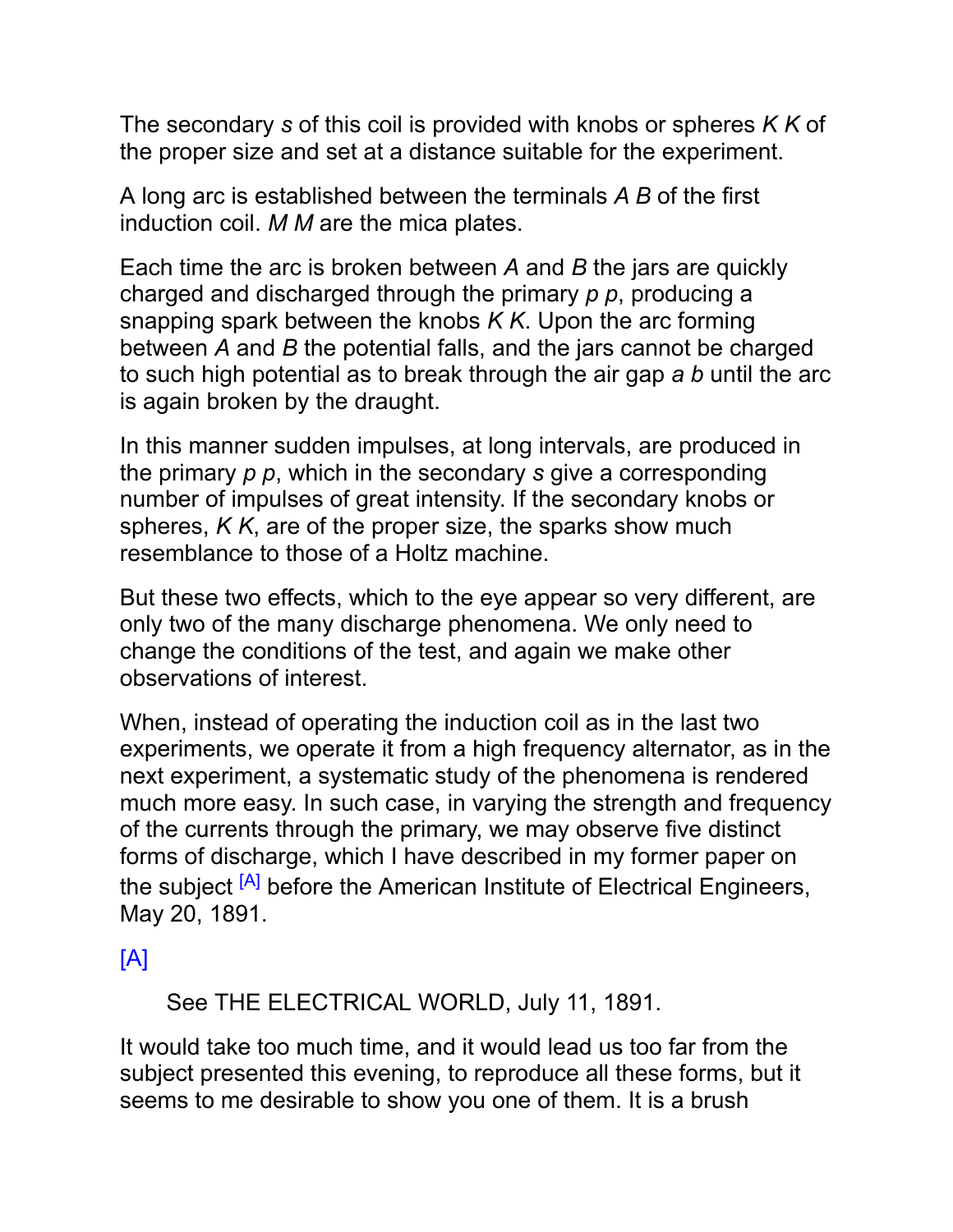The secondary *s* of this coil is provided with knobs or spheres *K K* of the proper size and set at a distance suitable for the experiment.

A long arc is established between the terminals *A B* of the first induction coil. *M M* are the mica plates.

Each time the arc is broken between *A* and *B* the jars are quickly charged and discharged through the primary *p p*, producing a snapping spark between the knobs *K K*. Upon the arc forming between *A* and *B* the potential falls, and the jars cannot be charged to such high potential as to break through the air gap *a b* until the arc is again broken by the draught.

In this manner sudden impulses, at long intervals, are produced in the primary *p p*, which in the secondary *s* give a corresponding number of impulses of great intensity. If the secondary knobs or spheres, *K K*, are of the proper size, the sparks show much resemblance to those of a Holtz machine.

But these two effects, which to the eye appear so very different, are only two of the many discharge phenomena. We only need to change the conditions of the test, and again we make other observations of interest.

When, instead of operating the induction coil as in the last two experiments, we operate it from a high frequency alternator, as in the next experiment, a systematic study of the phenomena is rendered much more easy. In such case, in varying the strength and frequency of the currents through the primary, we may observe five distinct forms of discharge, which I have described in my former paper on the subject [A] before the American Institute of Electrical Engineers, May 20, 1891.

[A] See THE ELECTRICAL WORLD, July 11, 1891.

It would take too much time, and it would lead us too far from the subject presented this evening, to reproduce all these forms, but it seems to me desirable to show you one of them. It is a brush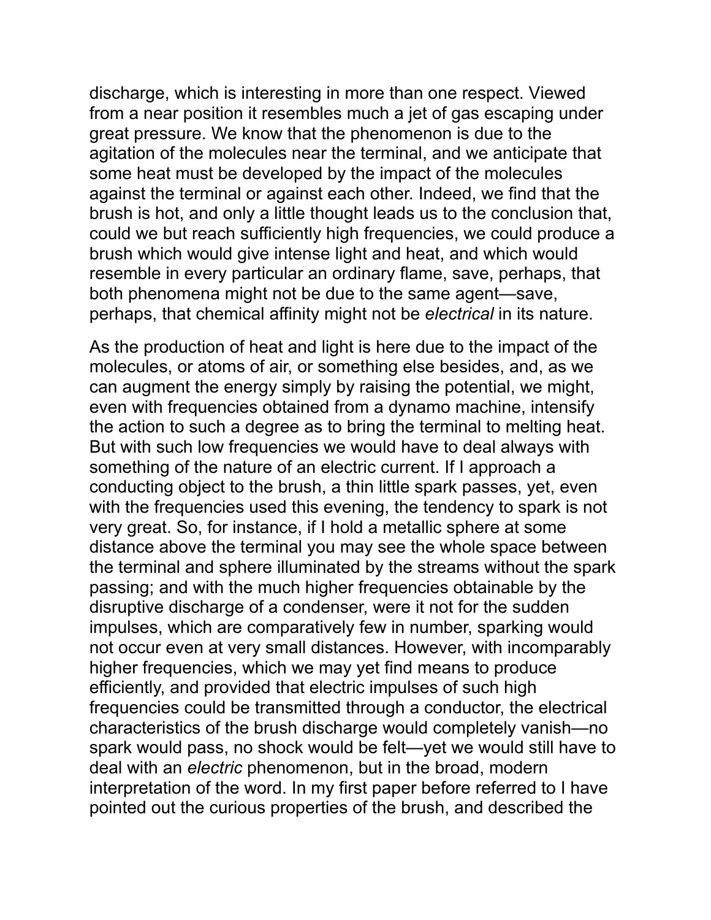discharge, which is interesting in more than one respect. Viewed from a near position it resembles much a jet of gas escaping under great pressure. We know that the phenomenon is due to the agitation of the molecules near the terminal, and we anticipate that some heat must be developed by the impact of the molecules against the terminal or against each other. Indeed, we find that the brush is hot, and only a little thought leads us to the conclusion that, could we but reach sufficiently high frequencies, we could produce a brush which would give intense light and heat, and which would resemble in every particular an ordinary flame, save, perhaps, that both phenomena might not be due to the same agent—save, perhaps, that chemical affinity might not be *electrical* in its nature.

As the production of heat and light is here due to the impact of the molecules, or atoms of air, or something else besides, and, as we can augment the energy simply by raising the potential, we might, even with frequencies obtained from a dynamo machine, intensify the action to such a degree as to bring the terminal to melting heat. But with such low frequencies we would have to deal always with something of the nature of an electric current. If I approach a conducting object to the brush, a thin little spark passes, yet, even with the frequencies used this evening, the tendency to spark is not very great. So, for instance, if I hold a metallic sphere at some distance above the terminal you may see the whole space between the terminal and sphere illuminated by the streams without the spark passing; and with the much higher frequencies obtainable by the disruptive discharge of a condenser, were it not for the sudden impulses, which are comparatively few in number, sparking would not occur even at very small distances. However, with incomparably higher frequencies, which we may yet find means to produce efficiently, and provided that electric impulses of such high frequencies could be transmitted through a conductor, the electrical characteristics of the brush discharge would completely vanish—no spark would pass, no shock would be felt—yet we would still have to deal with an *electric* phenomenon, but in the broad, modern interpretation of the word. In my first paper before referred to I have pointed out the curious properties of the brush, and described the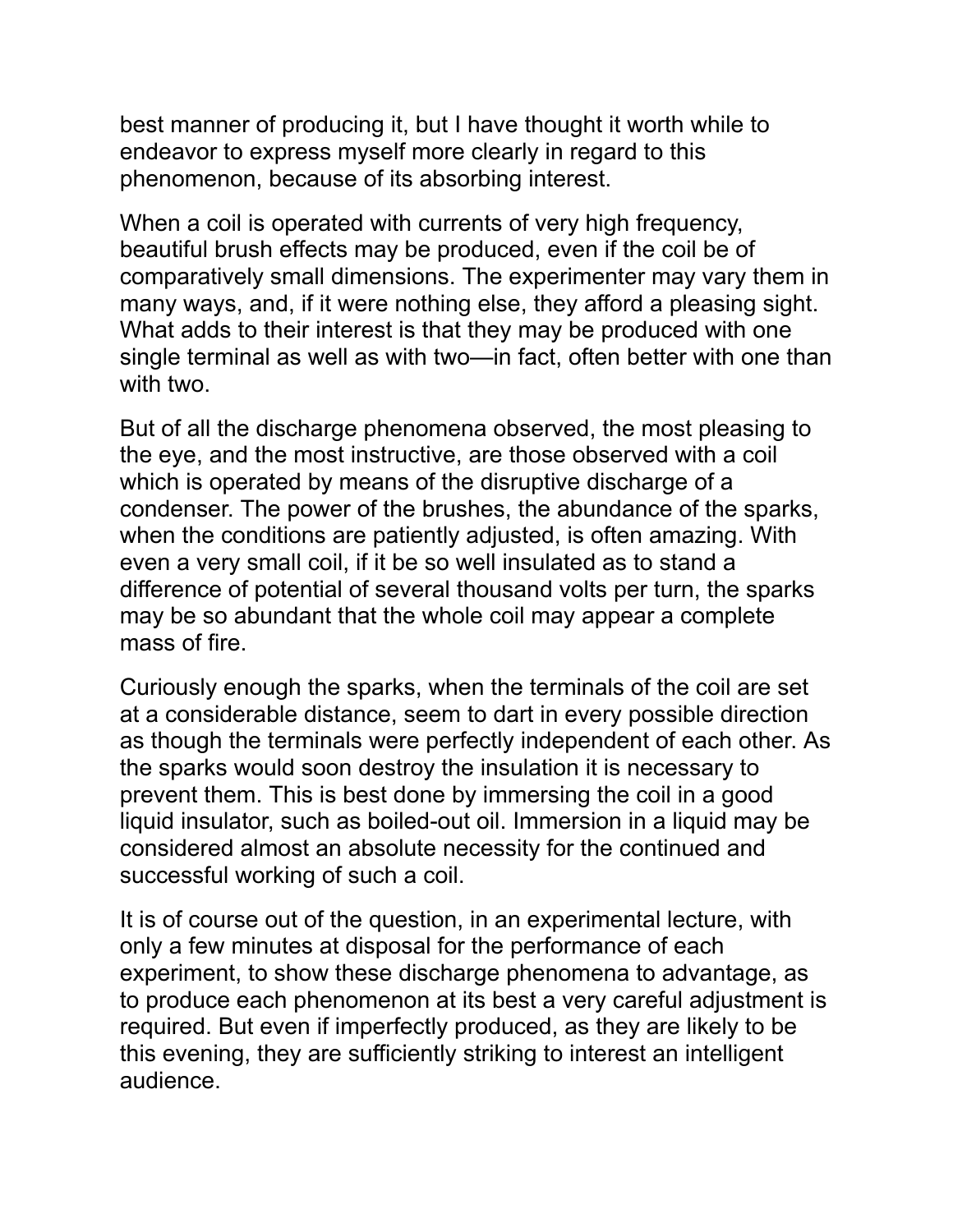best manner of producing it, but I have thought it worth while to endeavor to express myself more clearly in regard to this phenomenon, because of its absorbing interest.

When a coil is operated with currents of very high frequency, beautiful brush effects may be produced, even if the coil be of comparatively small dimensions. The experimenter may vary them in many ways, and, if it were nothing else, they afford a pleasing sight. What adds to their interest is that they may be produced with one single terminal as well as with two—in fact, often better with one than with two.

But of all the discharge phenomena observed, the most pleasing to the eye, and the most instructive, are those observed with a coil which is operated by means of the disruptive discharge of a condenser. The power of the brushes, the abundance of the sparks, when the conditions are patiently adjusted, is often amazing. With even a very small coil, if it be so well insulated as to stand a difference of potential of several thousand volts per turn, the sparks may be so abundant that the whole coil may appear a complete mass of fire.

Curiously enough the sparks, when the terminals of the coil are set at a considerable distance, seem to dart in every possible direction as though the terminals were perfectly independent of each other. As the sparks would soon destroy the insulation it is necessary to prevent them. This is best done by immersing the coil in a good liquid insulator, such as boiled-out oil. Immersion in a liquid may be considered almost an absolute necessity for the continued and successful working of such a coil.

It is of course out of the question, in an experimental lecture, with only a few minutes at disposal for the performance of each experiment, to show these discharge phenomena to advantage, as to produce each phenomenon at its best a very careful adjustment is required. But even if imperfectly produced, as they are likely to be this evening, they are sufficiently striking to interest an intelligent audience.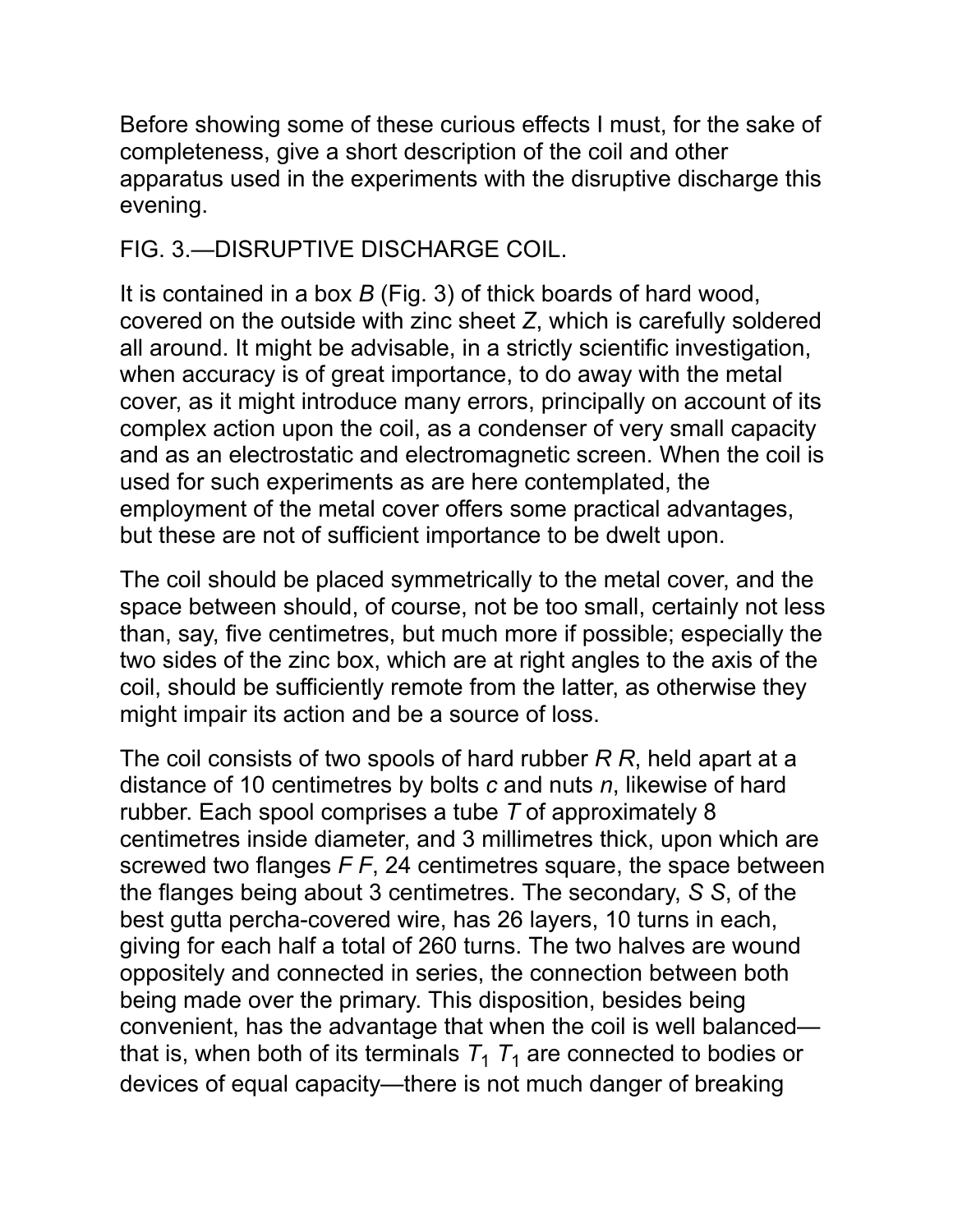Before showing some of these curious effects I must, for the sake of completeness, give a short description of the coil and other apparatus used in the experiments with the disruptive discharge this evening.

FIG. 3.—DISRUPTIVE DISCHARGE COIL.

It is contained in a box *B* (Fig. 3) of thick boards of hard wood, covered on the outside with zinc sheet *Z*, which is carefully soldered all around. It might be advisable, in a strictly scientific investigation, when accuracy is of great importance, to do away with the metal cover, as it might introduce many errors, principally on account of its complex action upon the coil, as a condenser of very small capacity and as an electrostatic and electromagnetic screen. When the coil is used for such experiments as are here contemplated, the employment of the metal cover offers some practical advantages, but these are not of sufficient importance to be dwelt upon.

The coil should be placed symmetrically to the metal cover, and the space between should, of course, not be too small, certainly not less than, say, five centimetres, but much more if possible; especially the two sides of the zinc box, which are at right angles to the axis of the coil, should be sufficiently remote from the latter, as otherwise they might impair its action and be a source of loss.

The coil consists of two spools of hard rubber *R R*, held apart at a distance of 10 centimetres by bolts *c* and nuts *n*, likewise of hard rubber. Each spool comprises a tube *T* of approximately 8 centimetres inside diameter, and 3 millimetres thick, upon which are screwed two flanges *F F*, 24 centimetres square, the space between the flanges being about 3 centimetres. The secondary, *S S*, of the best gutta percha-covered wire, has 26 layers, 10 turns in each, giving for each half a total of 260 turns. The two halves are wound oppositely and connected in series, the connection between both being made over the primary. This disposition, besides being convenient, has the advantage that when the coil is well balanced—that is, when both of its terminals $T_1$ $T_1$ are connected to bodies or devices of equal capacity—there is not much danger of breaking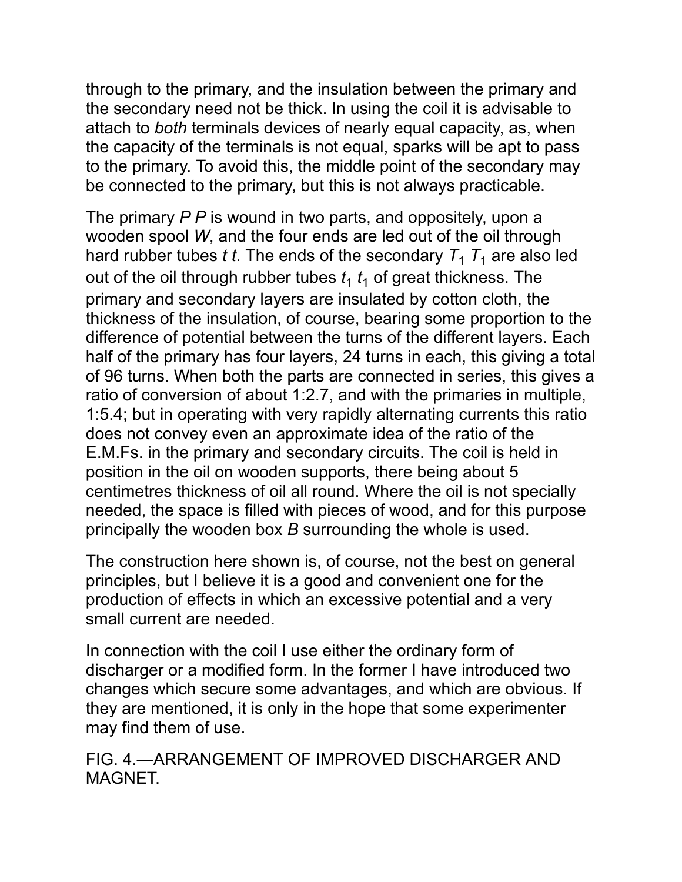through to the primary, and the insulation between the primary and the secondary need not be thick. In using the coil it is advisable to attach to *both* terminals devices of nearly equal capacity, as, when the capacity of the terminals is not equal, sparks will be apt to pass to the primary. To avoid this, the middle point of the secondary may be connected to the primary, but this is not always practicable.

The primary *P P* is wound in two parts, and oppositely, upon a wooden spool *W*, and the four ends are led out of the oil through hard rubber tubes *t t*. The ends of the secondary $T_1$ $T_1$ are also led out of the oil through rubber tubes $t_1$ $t_1$ of great thickness. The primary and secondary layers are insulated by cotton cloth, the thickness of the insulation, of course, bearing some proportion to the difference of potential between the turns of the different layers. Each half of the primary has four layers, 24 turns in each, this giving a total of 96 turns. When both the parts are connected in series, this gives a ratio of conversion of about 1:2.7, and with the primaries in multiple, 1:5.4; but in operating with very rapidly alternating currents this ratio does not convey even an approximate idea of the ratio of the E.M.Fs. in the primary and secondary circuits. The coil is held in position in the oil on wooden supports, there being about 5 centimetres thickness of oil all round. Where the oil is not specially needed, the space is filled with pieces of wood, and for this purpose principally the wooden box *B* surrounding the whole is used.

The construction here shown is, of course, not the best on general principles, but I believe it is a good and convenient one for the production of effects in which an excessive potential and a very small current are needed.

In connection with the coil I use either the ordinary form of discharger or a modified form. In the former I have introduced two changes which secure some advantages, and which are obvious. If they are mentioned, it is only in the hope that some experimenter may find them of use.

FIG. 4.—ARRANGEMENT OF IMPROVED DISCHARGER AND MAGNET.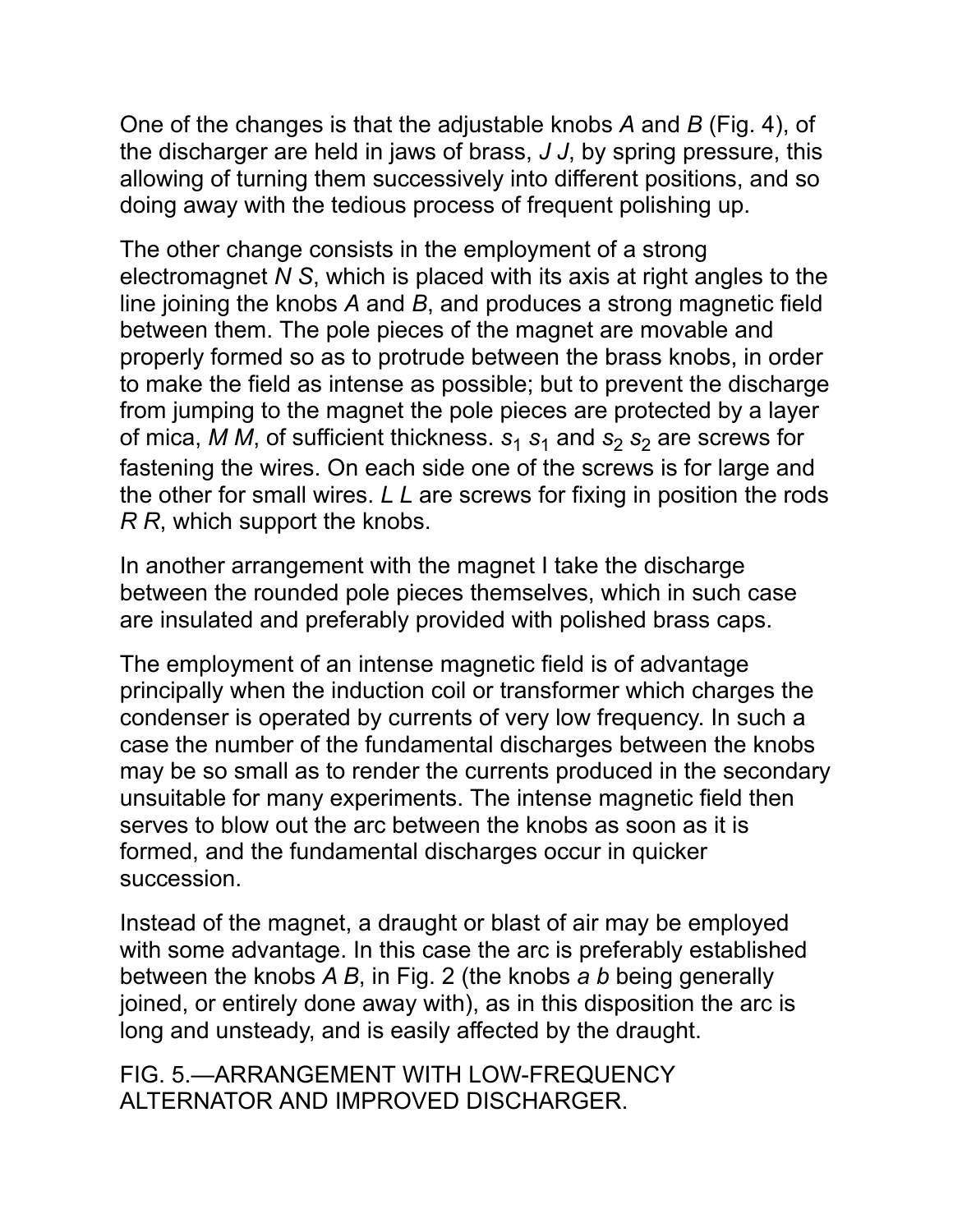One of the changes is that the adjustable knobs *A* and *B* (Fig. 4), of the discharger are held in jaws of brass, *J J*, by spring pressure, this allowing of turning them successively into different positions, and so doing away with the tedious process of frequent polishing up.

The other change consists in the employment of a strong electromagnet *N S*, which is placed with its axis at right angles to the line joining the knobs *A* and *B*, and produces a strong magnetic field between them. The pole pieces of the magnet are movable and properly formed so as to protrude between the brass knobs, in order to make the field as intense as possible; but to prevent the discharge from jumping to the magnet the pole pieces are protected by a layer of mica, *M M*, of sufficient thickness. $s_1$ $s_1$ and $s_2$ $s_2$ are screws for fastening the wires. On each side one of the screws is for large and the other for small wires. *L L* are screws for fixing in position the rods *R R*, which support the knobs.

In another arrangement with the magnet I take the discharge between the rounded pole pieces themselves, which in such case are insulated and preferably provided with polished brass caps.

The employment of an intense magnetic field is of advantage principally when the induction coil or transformer which charges the condenser is operated by currents of very low frequency. In such a case the number of the fundamental discharges between the knobs may be so small as to render the currents produced in the secondary unsuitable for many experiments. The intense magnetic field then serves to blow out the arc between the knobs as soon as it is formed, and the fundamental discharges occur in quicker succession.

Instead of the magnet, a draught or blast of air may be employed with some advantage. In this case the arc is preferably established between the knobs *A B*, in Fig. 2 (the knobs *a b* being generally joined, or entirely done away with), as in this disposition the arc is long and unsteady, and is easily affected by the draught.

FIG. 5.—ARRANGEMENT WITH LOW-FREQUENCY ALTERNATOR AND IMPROVED DISCHARGER.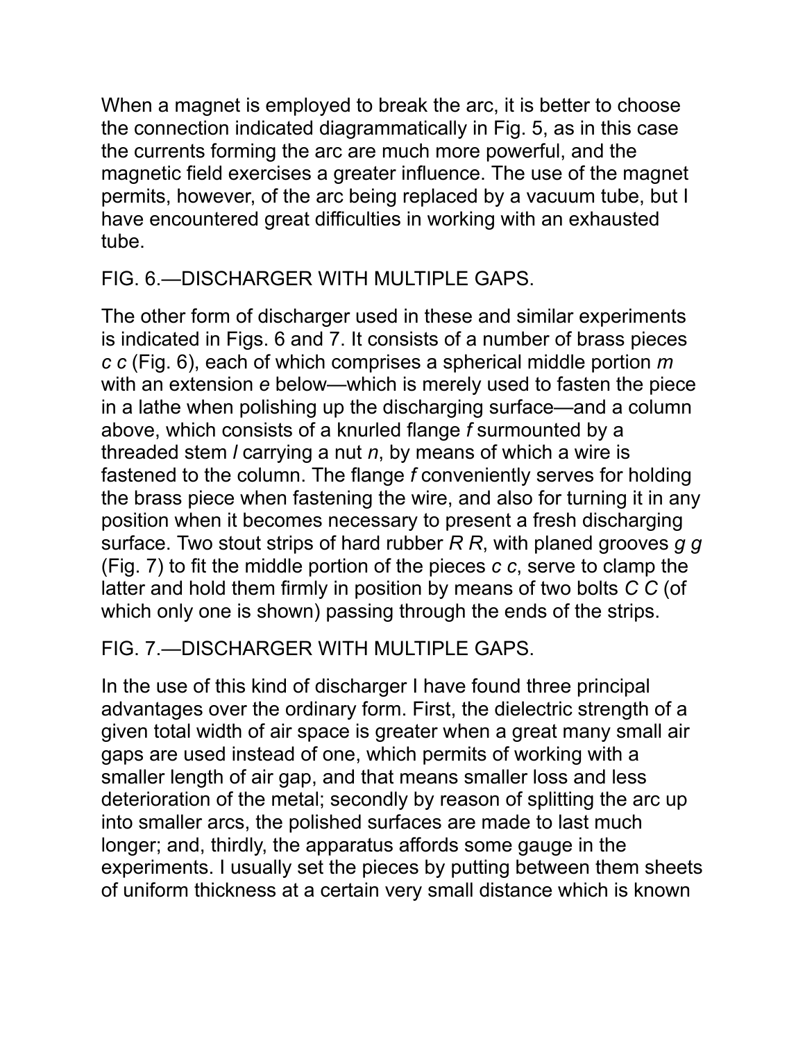When a magnet is employed to break the arc, it is better to choose the connection indicated diagrammatically in Fig. 5, as in this case the currents forming the arc are much more powerful, and the magnetic field exercises a greater influence. The use of the magnet permits, however, of the arc being replaced by a vacuum tube, but I have encountered great difficulties in working with an exhausted tube.

FIG. 6.—DISCHARGER WITH MULTIPLE GAPS.

The other form of discharger used in these and similar experiments is indicated in Figs. 6 and 7. It consists of a number of brass pieces *c c* (Fig. 6), each of which comprises a spherical middle portion *m* with an extension *e* below—which is merely used to fasten the piece in a lathe when polishing up the discharging surface—and a column above, which consists of a knurled flange *f* surmounted by a threaded stem *l* carrying a nut *n*, by means of which a wire is fastened to the column. The flange *f* conveniently serves for holding the brass piece when fastening the wire, and also for turning it in any position when it becomes necessary to present a fresh discharging surface. Two stout strips of hard rubber *R R*, with planed grooves *g g* (Fig. 7) to fit the middle portion of the pieces *c c*, serve to clamp the latter and hold them firmly in position by means of two bolts *C C* (of which only one is shown) passing through the ends of the strips.

FIG. 7.—DISCHARGER WITH MULTIPLE GAPS.

In the use of this kind of discharger I have found three principal advantages over the ordinary form. First, the dielectric strength of a given total width of air space is greater when a great many small air gaps are used instead of one, which permits of working with a smaller length of air gap, and that means smaller loss and less deterioration of the metal; secondly by reason of splitting the arc up into smaller arcs, the polished surfaces are made to last much longer; and, thirdly, the apparatus affords some gauge in the experiments. I usually set the pieces by putting between them sheets of uniform thickness at a certain very small distance which is known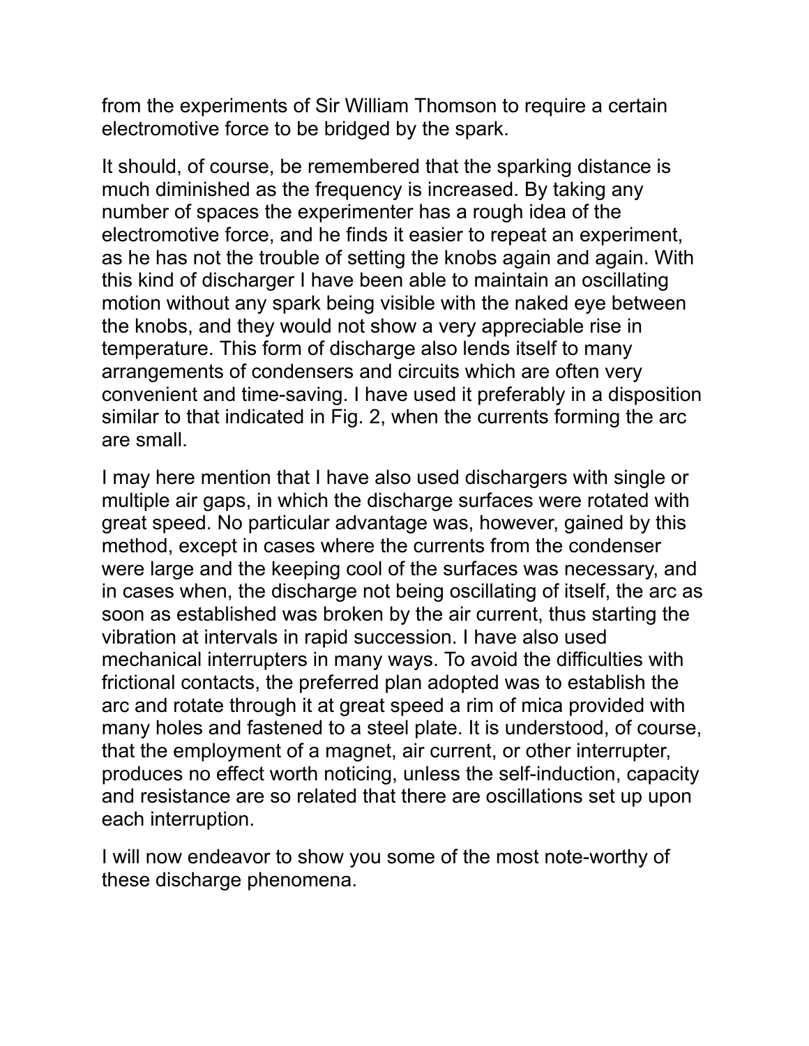from the experiments of Sir William Thomson to require a certain electromotive force to be bridged by the spark.

It should, of course, be remembered that the sparking distance is much diminished as the frequency is increased. By taking any number of spaces the experimenter has a rough idea of the electromotive force, and he finds it easier to repeat an experiment, as he has not the trouble of setting the knobs again and again. With this kind of discharger I have been able to maintain an oscillating motion without any spark being visible with the naked eye between the knobs, and they would not show a very appreciable rise in temperature. This form of discharge also lends itself to many arrangements of condensers and circuits which are often very convenient and time-saving. I have used it preferably in a disposition similar to that indicated in Fig. 2, when the currents forming the arc are small.

I may here mention that I have also used dischargers with single or multiple air gaps, in which the discharge surfaces were rotated with great speed. No particular advantage was, however, gained by this method, except in cases where the currents from the condenser were large and the keeping cool of the surfaces was necessary, and in cases when, the discharge not being oscillating of itself, the arc as soon as established was broken by the air current, thus starting the vibration at intervals in rapid succession. I have also used mechanical interrupters in many ways. To avoid the difficulties with frictional contacts, the preferred plan adopted was to establish the arc and rotate through it at great speed a rim of mica provided with many holes and fastened to a steel plate. It is understood, of course, that the employment of a magnet, air current, or other interrupter, produces no effect worth noticing, unless the self-induction, capacity and resistance are so related that there are oscillations set up upon each interruption.

I will now endeavor to show you some of the most note-worthy of these discharge phenomena.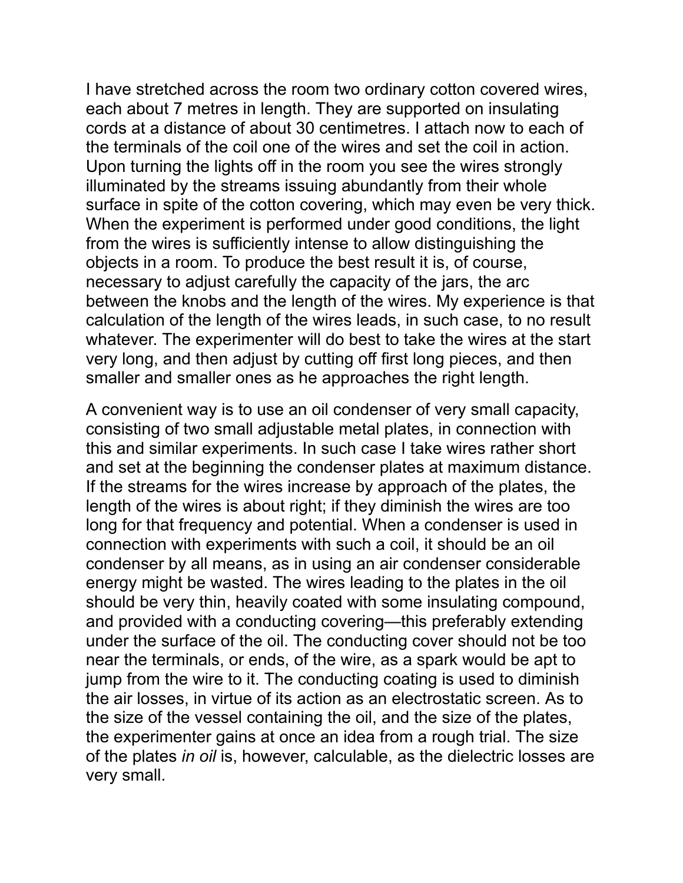I have stretched across the room two ordinary cotton covered wires, each about 7 metres in length. They are supported on insulating cords at a distance of about 30 centimetres. I attach now to each of the terminals of the coil one of the wires and set the coil in action. Upon turning the lights off in the room you see the wires strongly illuminated by the streams issuing abundantly from their whole surface in spite of the cotton covering, which may even be very thick. When the experiment is performed under good conditions, the light from the wires is sufficiently intense to allow distinguishing the objects in a room. To produce the best result it is, of course, necessary to adjust carefully the capacity of the jars, the arc between the knobs and the length of the wires. My experience is that calculation of the length of the wires leads, in such case, to no result whatever. The experimenter will do best to take the wires at the start very long, and then adjust by cutting off first long pieces, and then smaller and smaller ones as he approaches the right length.

A convenient way is to use an oil condenser of very small capacity, consisting of two small adjustable metal plates, in connection with this and similar experiments. In such case I take wires rather short and set at the beginning the condenser plates at maximum distance. If the streams for the wires increase by approach of the plates, the length of the wires is about right; if they diminish the wires are too long for that frequency and potential. When a condenser is used in connection with experiments with such a coil, it should be an oil condenser by all means, as in using an air condenser considerable energy might be wasted. The wires leading to the plates in the oil should be very thin, heavily coated with some insulating compound, and provided with a conducting covering—this preferably extending under the surface of the oil. The conducting cover should not be too near the terminals, or ends, of the wire, as a spark would be apt to jump from the wire to it. The conducting coating is used to diminish the air losses, in virtue of its action as an electrostatic screen. As to the size of the vessel containing the oil, and the size of the plates, the experimenter gains at once an idea from a rough trial. The size of the plates *in oil* is, however, calculable, as the dielectric losses are very small.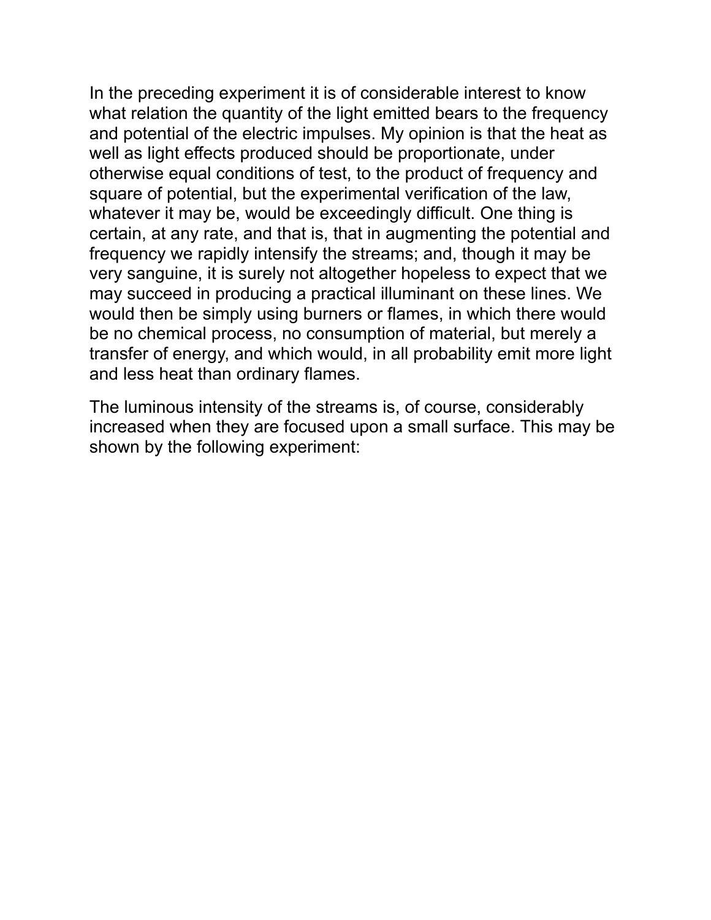In the preceding experiment it is of considerable interest to know what relation the quantity of the light emitted bears to the frequency and potential of the electric impulses. My opinion is that the heat as well as light effects produced should be proportionate, under otherwise equal conditions of test, to the product of frequency and square of potential, but the experimental verification of the law, whatever it may be, would be exceedingly difficult. One thing is certain, at any rate, and that is, that in augmenting the potential and frequency we rapidly intensify the streams; and, though it may be very sanguine, it is surely not altogether hopeless to expect that we may succeed in producing a practical illuminant on these lines. We would then be simply using burners or flames, in which there would be no chemical process, no consumption of material, but merely a transfer of energy, and which would, in all probability emit more light and less heat than ordinary flames.

The luminous intensity of the streams is, of course, considerably increased when they are focused upon a small surface. This may be shown by the following experiment: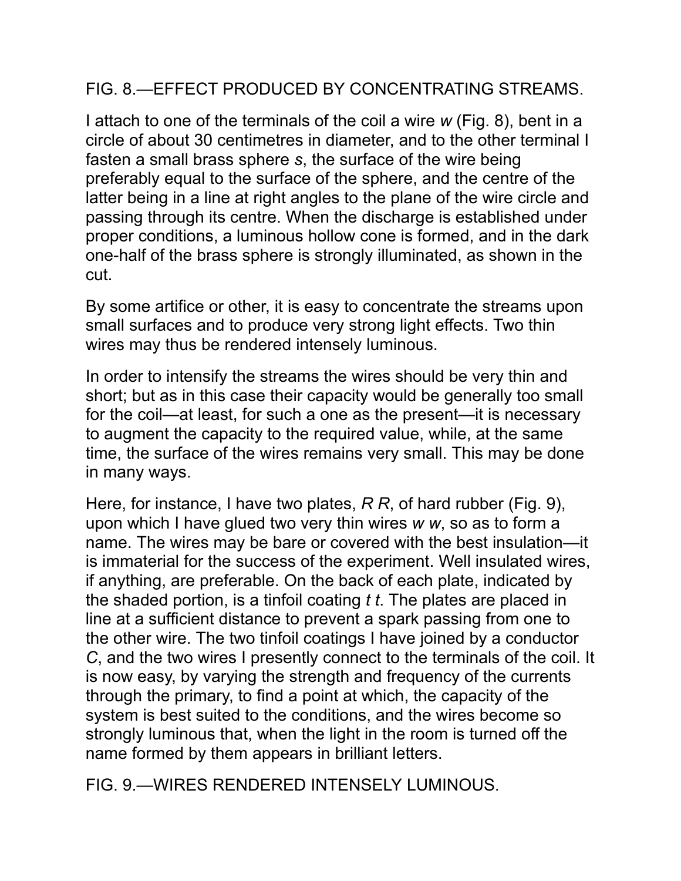FIG. 8.—EFFECT PRODUCED BY CONCENTRATING STREAMS.

I attach to one of the terminals of the coil a wire *w* (Fig. 8), bent in a circle of about 30 centimetres in diameter, and to the other terminal I fasten a small brass sphere *s*, the surface of the wire being preferably equal to the surface of the sphere, and the centre of the latter being in a line at right angles to the plane of the wire circle and passing through its centre. When the discharge is established under proper conditions, a luminous hollow cone is formed, and in the dark one-half of the brass sphere is strongly illuminated, as shown in the cut.

By some artifice or other, it is easy to concentrate the streams upon small surfaces and to produce very strong light effects. Two thin wires may thus be rendered intensely luminous.

In order to intensify the streams the wires should be very thin and short; but as in this case their capacity would be generally too small for the coil—at least, for such a one as the present—it is necessary to augment the capacity to the required value, while, at the same time, the surface of the wires remains very small. This may be done in many ways.

Here, for instance, I have two plates, *R R*, of hard rubber (Fig. 9), upon which I have glued two very thin wires *w w*, so as to form a name. The wires may be bare or covered with the best insulation—it is immaterial for the success of the experiment. Well insulated wires, if anything, are preferable. On the back of each plate, indicated by the shaded portion, is a tinfoil coating *t t*. The plates are placed in line at a sufficient distance to prevent a spark passing from one to the other wire. The two tinfoil coatings I have joined by a conductor *C*, and the two wires I presently connect to the terminals of the coil. It is now easy, by varying the strength and frequency of the currents through the primary, to find a point at which, the capacity of the system is best suited to the conditions, and the wires become so strongly luminous that, when the light in the room is turned off the name formed by them appears in brilliant letters.

FIG. 9.—WIRES RENDERED INTENSELY LUMINOUS.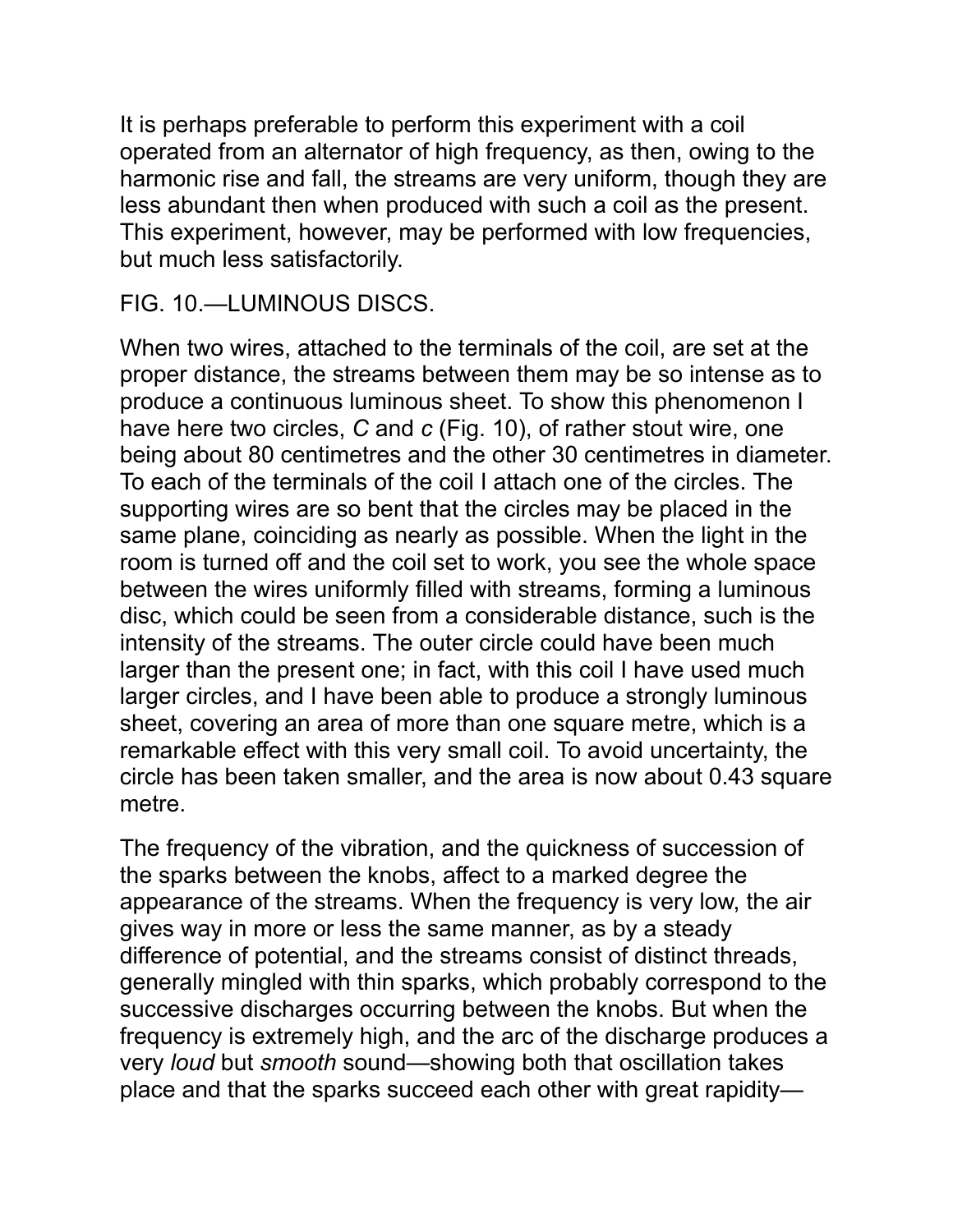It is perhaps preferable to perform this experiment with a coil operated from an alternator of high frequency, as then, owing to the harmonic rise and fall, the streams are very uniform, though they are less abundant then when produced with such a coil as the present. This experiment, however, may be performed with low frequencies, but much less satisfactorily.

FIG. 10.—LUMINOUS DISCS.

When two wires, attached to the terminals of the coil, are set at the proper distance, the streams between them may be so intense as to produce a continuous luminous sheet. To show this phenomenon I have here two circles, *C* and *c* (Fig. 10), of rather stout wire, one being about 80 centimetres and the other 30 centimetres in diameter. To each of the terminals of the coil I attach one of the circles. The supporting wires are so bent that the circles may be placed in the same plane, coinciding as nearly as possible. When the light in the room is turned off and the coil set to work, you see the whole space between the wires uniformly filled with streams, forming a luminous disc, which could be seen from a considerable distance, such is the intensity of the streams. The outer circle could have been much larger than the present one; in fact, with this coil I have used much larger circles, and I have been able to produce a strongly luminous sheet, covering an area of more than one square metre, which is a remarkable effect with this very small coil. To avoid uncertainty, the circle has been taken smaller, and the area is now about 0.43 square metre.

The frequency of the vibration, and the quickness of succession of the sparks between the knobs, affect to a marked degree the appearance of the streams. When the frequency is very low, the air gives way in more or less the same manner, as by a steady difference of potential, and the streams consist of distinct threads, generally mingled with thin sparks, which probably correspond to the successive discharges occurring between the knobs. But when the frequency is extremely high, and the arc of the discharge produces a very *loud* but *smooth* sound—showing both that oscillation takes place and that the sparks succeed each other with great rapidity—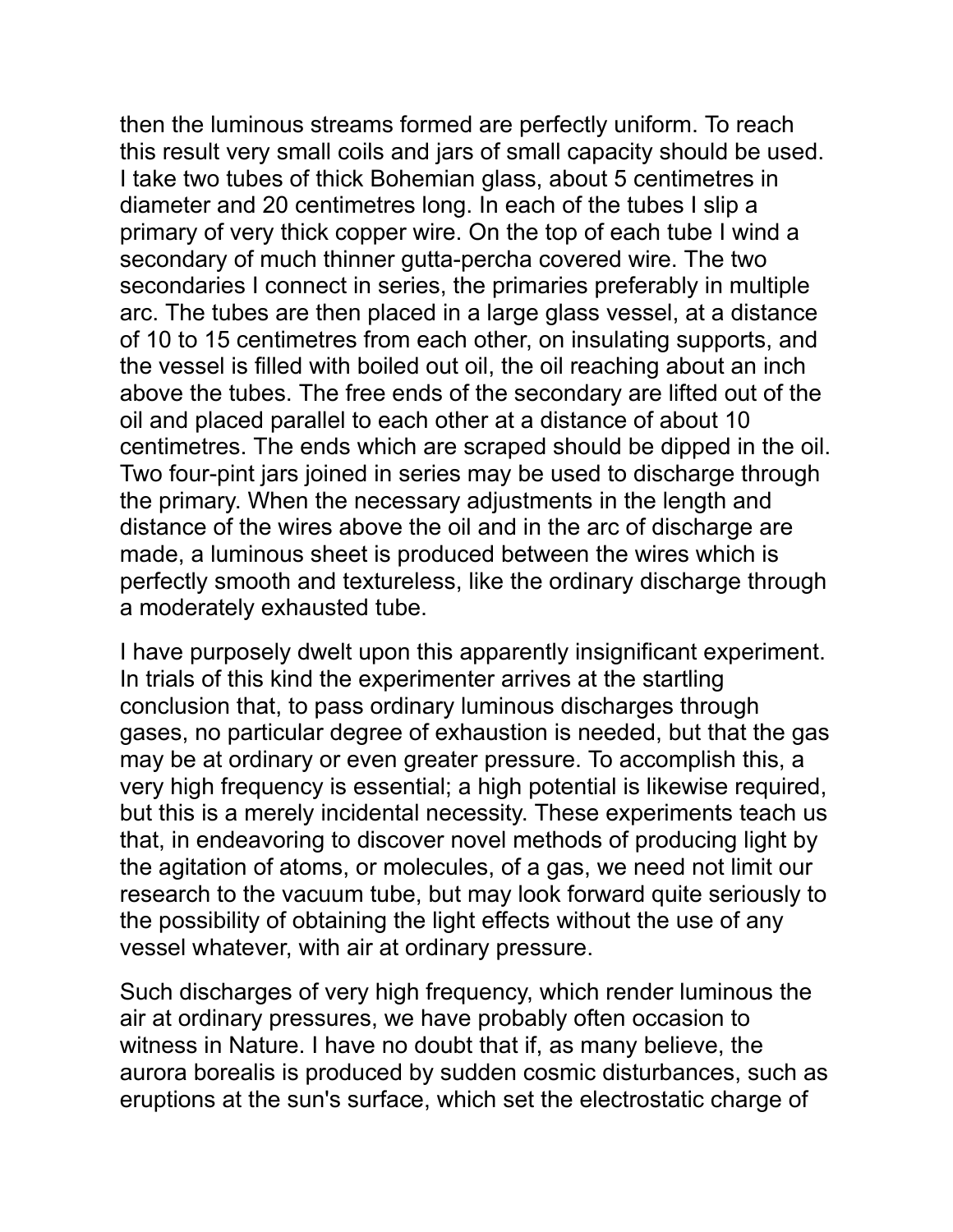then the luminous streams formed are perfectly uniform. To reach this result very small coils and jars of small capacity should be used. I take two tubes of thick Bohemian glass, about 5 centimetres in diameter and 20 centimetres long. In each of the tubes I slip a primary of very thick copper wire. On the top of each tube I wind a secondary of much thinner gutta-percha covered wire. The two secondaries I connect in series, the primaries preferably in multiple arc. The tubes are then placed in a large glass vessel, at a distance of 10 to 15 centimetres from each other, on insulating supports, and the vessel is filled with boiled out oil, the oil reaching about an inch above the tubes. The free ends of the secondary are lifted out of the oil and placed parallel to each other at a distance of about 10 centimetres. The ends which are scraped should be dipped in the oil. Two four-pint jars joined in series may be used to discharge through the primary. When the necessary adjustments in the length and distance of the wires above the oil and in the arc of discharge are made, a luminous sheet is produced between the wires which is perfectly smooth and textureless, like the ordinary discharge through a moderately exhausted tube.

I have purposely dwelt upon this apparently insignificant experiment. In trials of this kind the experimenter arrives at the startling conclusion that, to pass ordinary luminous discharges through gases, no particular degree of exhaustion is needed, but that the gas may be at ordinary or even greater pressure. To accomplish this, a very high frequency is essential; a high potential is likewise required, but this is a merely incidental necessity. These experiments teach us that, in endeavoring to discover novel methods of producing light by the agitation of atoms, or molecules, of a gas, we need not limit our research to the vacuum tube, but may look forward quite seriously to the possibility of obtaining the light effects without the use of any vessel whatever, with air at ordinary pressure.

Such discharges of very high frequency, which render luminous the air at ordinary pressures, we have probably often occasion to witness in Nature. I have no doubt that if, as many believe, the aurora borealis is produced by sudden cosmic disturbances, such as eruptions at the sun's surface, which set the electrostatic charge of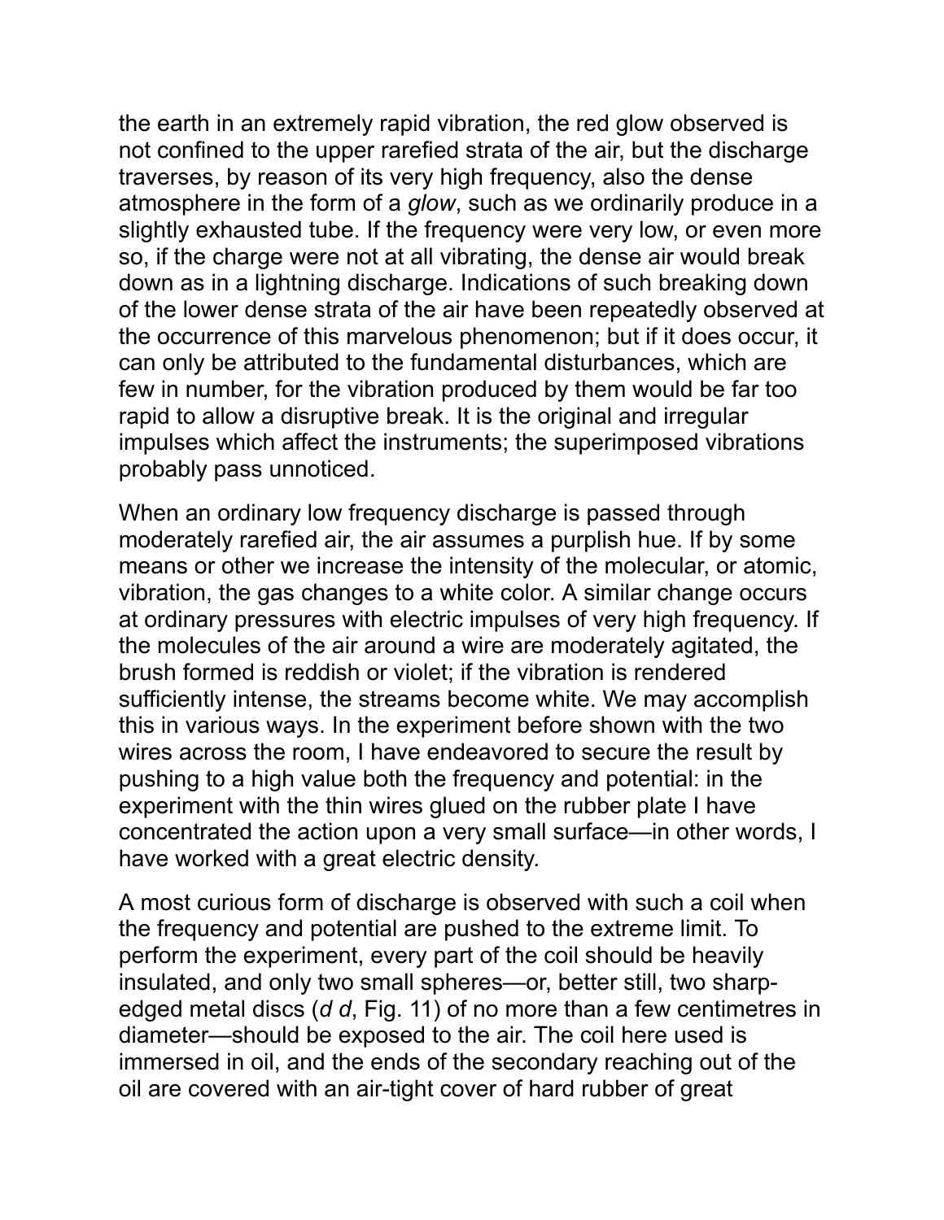the earth in an extremely rapid vibration, the red glow observed is not confined to the upper rarefied strata of the air, but the discharge traverses, by reason of its very high frequency, also the dense atmosphere in the form of a *glow*, such as we ordinarily produce in a slightly exhausted tube. If the frequency were very low, or even more so, if the charge were not at all vibrating, the dense air would break down as in a lightning discharge. Indications of such breaking down of the lower dense strata of the air have been repeatedly observed at the occurrence of this marvelous phenomenon; but if it does occur, it can only be attributed to the fundamental disturbances, which are few in number, for the vibration produced by them would be far too rapid to allow a disruptive break. It is the original and irregular impulses which affect the instruments; the superimposed vibrations probably pass unnoticed.

When an ordinary low frequency discharge is passed through moderately rarefied air, the air assumes a purplish hue. If by some means or other we increase the intensity of the molecular, or atomic, vibration, the gas changes to a white color. A similar change occurs at ordinary pressures with electric impulses of very high frequency. If the molecules of the air around a wire are moderately agitated, the brush formed is reddish or violet; if the vibration is rendered sufficiently intense, the streams become white. We may accomplish this in various ways. In the experiment before shown with the two wires across the room, I have endeavored to secure the result by pushing to a high value both the frequency and potential: in the experiment with the thin wires glued on the rubber plate I have concentrated the action upon a very small surface—in other words, I have worked with a great electric density.

A most curious form of discharge is observed with such a coil when the frequency and potential are pushed to the extreme limit. To perform the experiment, every part of the coil should be heavily insulated, and only two small spheres—or, better still, two sharp-edged metal discs (*d d*, Fig. 11) of no more than a few centimetres in diameter—should be exposed to the air. The coil here used is immersed in oil, and the ends of the secondary reaching out of the oil are covered with an air-tight cover of hard rubber of great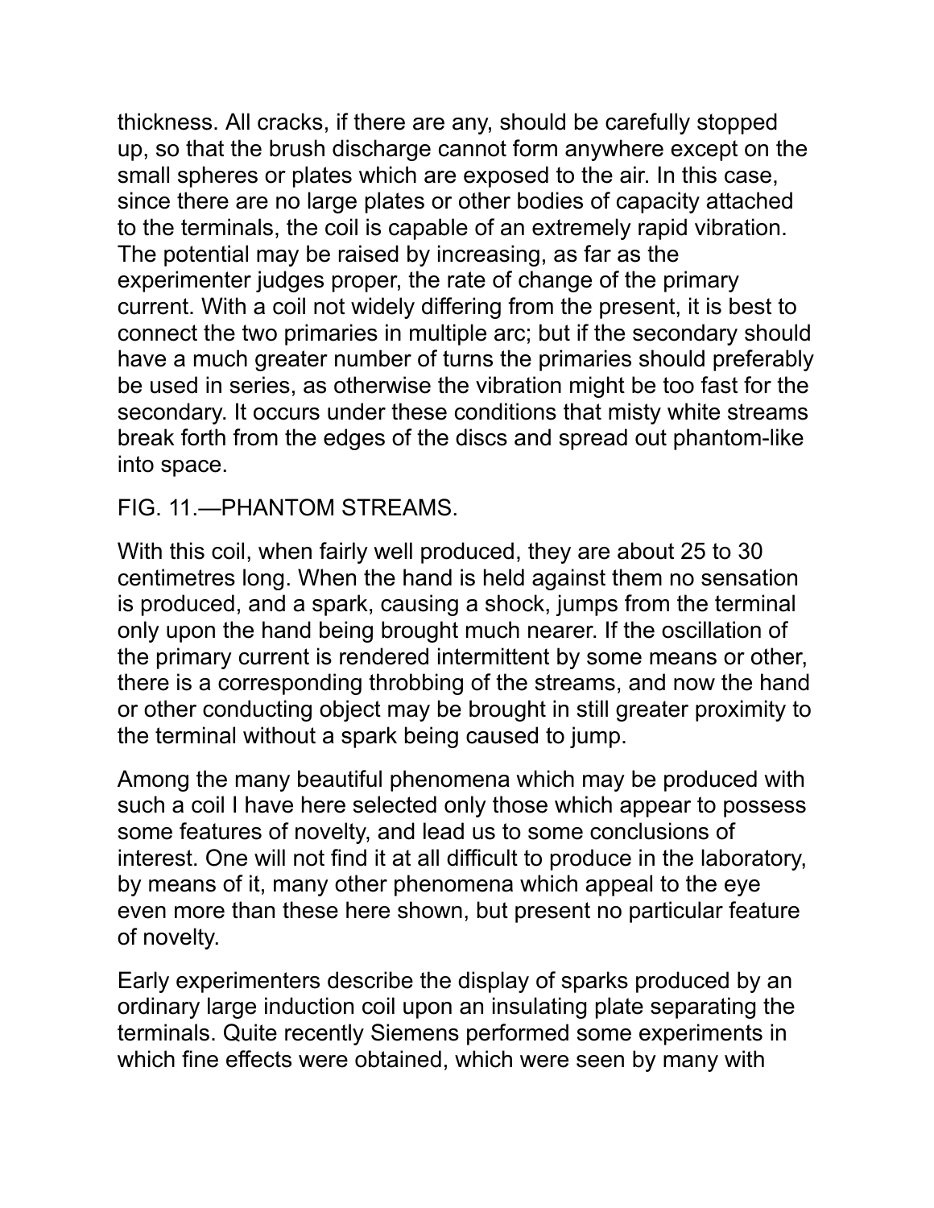thickness. All cracks, if there are any, should be carefully stopped up, so that the brush discharge cannot form anywhere except on the small spheres or plates which are exposed to the air. In this case, since there are no large plates or other bodies of capacity attached to the terminals, the coil is capable of an extremely rapid vibration. The potential may be raised by increasing, as far as the experimenter judges proper, the rate of change of the primary current. With a coil not widely differing from the present, it is best to connect the two primaries in multiple arc; but if the secondary should have a much greater number of turns the primaries should preferably be used in series, as otherwise the vibration might be too fast for the secondary. It occurs under these conditions that misty white streams break forth from the edges of the discs and spread out phantom-like into space.

FIG. 11.—PHANTOM STREAMS.

With this coil, when fairly well produced, they are about 25 to 30 centimetres long. When the hand is held against them no sensation is produced, and a spark, causing a shock, jumps from the terminal only upon the hand being brought much nearer. If the oscillation of the primary current is rendered intermittent by some means or other, there is a corresponding throbbing of the streams, and now the hand or other conducting object may be brought in still greater proximity to the terminal without a spark being caused to jump.

Among the many beautiful phenomena which may be produced with such a coil I have here selected only those which appear to possess some features of novelty, and lead us to some conclusions of interest. One will not find it at all difficult to produce in the laboratory, by means of it, many other phenomena which appeal to the eye even more than these here shown, but present no particular feature of novelty.

Early experimenters describe the display of sparks produced by an ordinary large induction coil upon an insulating plate separating the terminals. Quite recently Siemens performed some experiments in which fine effects were obtained, which were seen by many with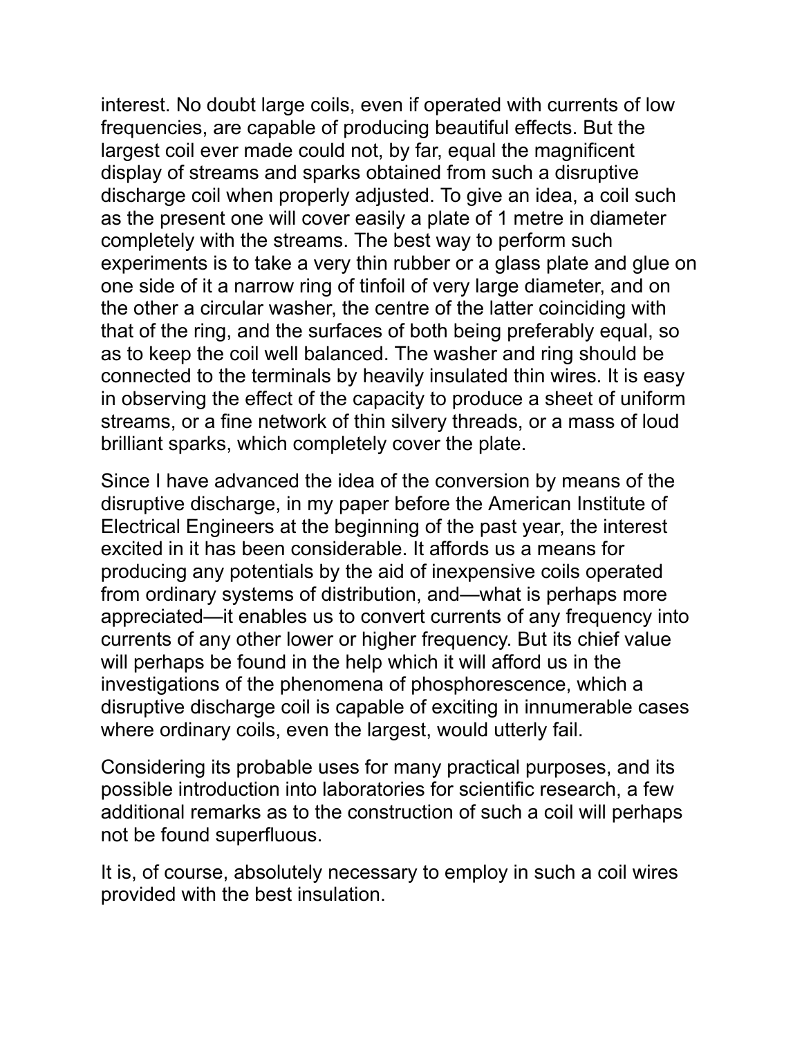interest. No doubt large coils, even if operated with currents of low frequencies, are capable of producing beautiful effects. But the largest coil ever made could not, by far, equal the magnificent display of streams and sparks obtained from such a disruptive discharge coil when properly adjusted. To give an idea, a coil such as the present one will cover easily a plate of 1 metre in diameter completely with the streams. The best way to perform such experiments is to take a very thin rubber or a glass plate and glue on one side of it a narrow ring of tinfoil of very large diameter, and on the other a circular washer, the centre of the latter coinciding with that of the ring, and the surfaces of both being preferably equal, so as to keep the coil well balanced. The washer and ring should be connected to the terminals by heavily insulated thin wires. It is easy in observing the effect of the capacity to produce a sheet of uniform streams, or a fine network of thin silvery threads, or a mass of loud brilliant sparks, which completely cover the plate.

Since I have advanced the idea of the conversion by means of the disruptive discharge, in my paper before the American Institute of Electrical Engineers at the beginning of the past year, the interest excited in it has been considerable. It affords us a means for producing any potentials by the aid of inexpensive coils operated from ordinary systems of distribution, and—what is perhaps more appreciated—it enables us to convert currents of any frequency into currents of any other lower or higher frequency. But its chief value will perhaps be found in the help which it will afford us in the investigations of the phenomena of phosphorescence, which a disruptive discharge coil is capable of exciting in innumerable cases where ordinary coils, even the largest, would utterly fail.

Considering its probable uses for many practical purposes, and its possible introduction into laboratories for scientific research, a few additional remarks as to the construction of such a coil will perhaps not be found superfluous.

It is, of course, absolutely necessary to employ in such a coil wires provided with the best insulation.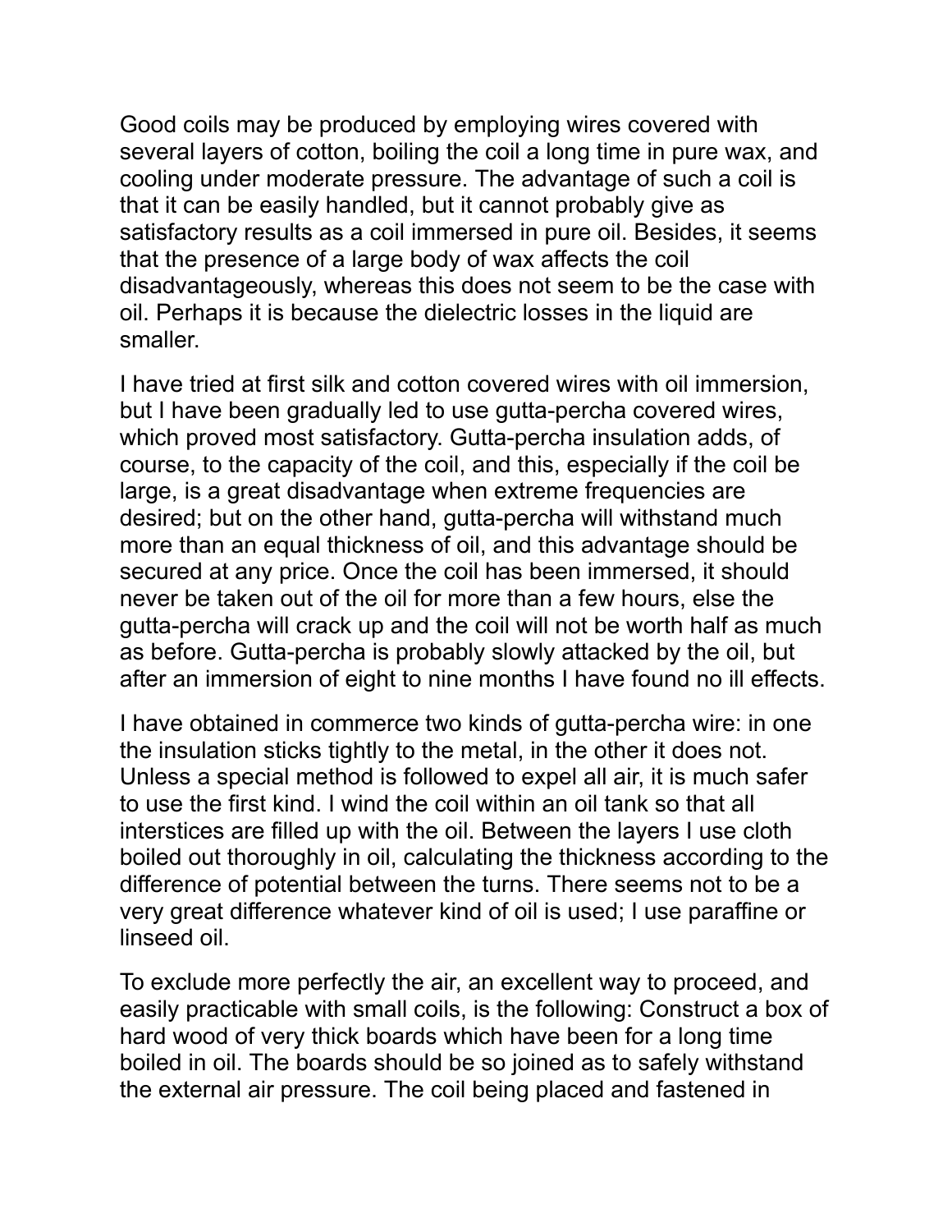Good coils may be produced by employing wires covered with several layers of cotton, boiling the coil a long time in pure wax, and cooling under moderate pressure. The advantage of such a coil is that it can be easily handled, but it cannot probably give as satisfactory results as a coil immersed in pure oil. Besides, it seems that the presence of a large body of wax affects the coil disadvantageously, whereas this does not seem to be the case with oil. Perhaps it is because the dielectric losses in the liquid are smaller.

I have tried at first silk and cotton covered wires with oil immersion, but I have been gradually led to use gutta-percha covered wires, which proved most satisfactory. Gutta-percha insulation adds, of course, to the capacity of the coil, and this, especially if the coil be large, is a great disadvantage when extreme frequencies are desired; but on the other hand, gutta-percha will withstand much more than an equal thickness of oil, and this advantage should be secured at any price. Once the coil has been immersed, it should never be taken out of the oil for more than a few hours, else the gutta-percha will crack up and the coil will not be worth half as much as before. Gutta-percha is probably slowly attacked by the oil, but after an immersion of eight to nine months I have found no ill effects.

I have obtained in commerce two kinds of gutta-percha wire: in one the insulation sticks tightly to the metal, in the other it does not. Unless a special method is followed to expel all air, it is much safer to use the first kind. I wind the coil within an oil tank so that all interstices are filled up with the oil. Between the layers I use cloth boiled out thoroughly in oil, calculating the thickness according to the difference of potential between the turns. There seems not to be a very great difference whatever kind of oil is used; I use paraffine or linseed oil.

To exclude more perfectly the air, an excellent way to proceed, and easily practicable with small coils, is the following: Construct a box of hard wood of very thick boards which have been for a long time boiled in oil. The boards should be so joined as to safely withstand the external air pressure. The coil being placed and fastened in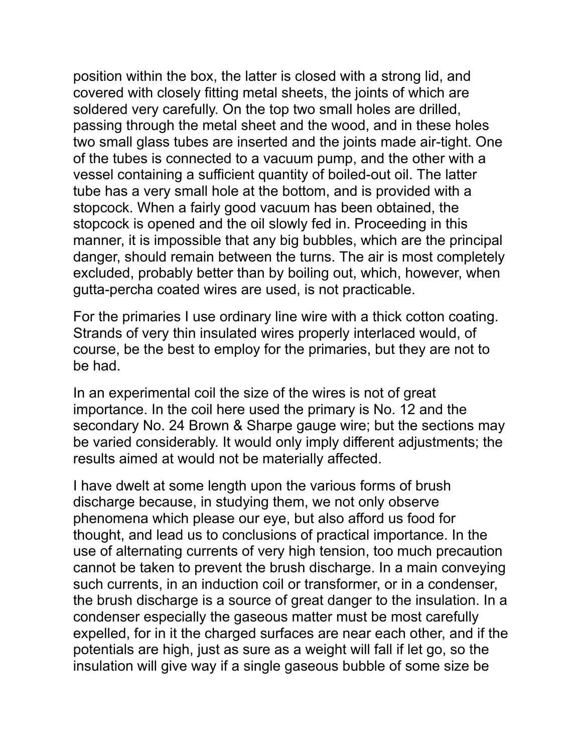position within the box, the latter is closed with a strong lid, and covered with closely fitting metal sheets, the joints of which are soldered very carefully. On the top two small holes are drilled, passing through the metal sheet and the wood, and in these holes two small glass tubes are inserted and the joints made air-tight. One of the tubes is connected to a vacuum pump, and the other with a vessel containing a sufficient quantity of boiled-out oil. The latter tube has a very small hole at the bottom, and is provided with a stopcock. When a fairly good vacuum has been obtained, the stopcock is opened and the oil slowly fed in. Proceeding in this manner, it is impossible that any big bubbles, which are the principal danger, should remain between the turns. The air is most completely excluded, probably better than by boiling out, which, however, when gutta-percha coated wires are used, is not practicable.

For the primaries I use ordinary line wire with a thick cotton coating. Strands of very thin insulated wires properly interlaced would, of course, be the best to employ for the primaries, but they are not to be had.

In an experimental coil the size of the wires is not of great importance. In the coil here used the primary is No. 12 and the secondary No. 24 Brown & Sharpe gauge wire; but the sections may be varied considerably. It would only imply different adjustments; the results aimed at would not be materially affected.

I have dwelt at some length upon the various forms of brush discharge because, in studying them, we not only observe phenomena which please our eye, but also afford us food for thought, and lead us to conclusions of practical importance. In the use of alternating currents of very high tension, too much precaution cannot be taken to prevent the brush discharge. In a main conveying such currents, in an induction coil or transformer, or in a condenser, the brush discharge is a source of great danger to the insulation. In a condenser especially the gaseous matter must be most carefully expelled, for in it the charged surfaces are near each other, and if the potentials are high, just as sure as a weight will fall if let go, so the insulation will give way if a single gaseous bubble of some size be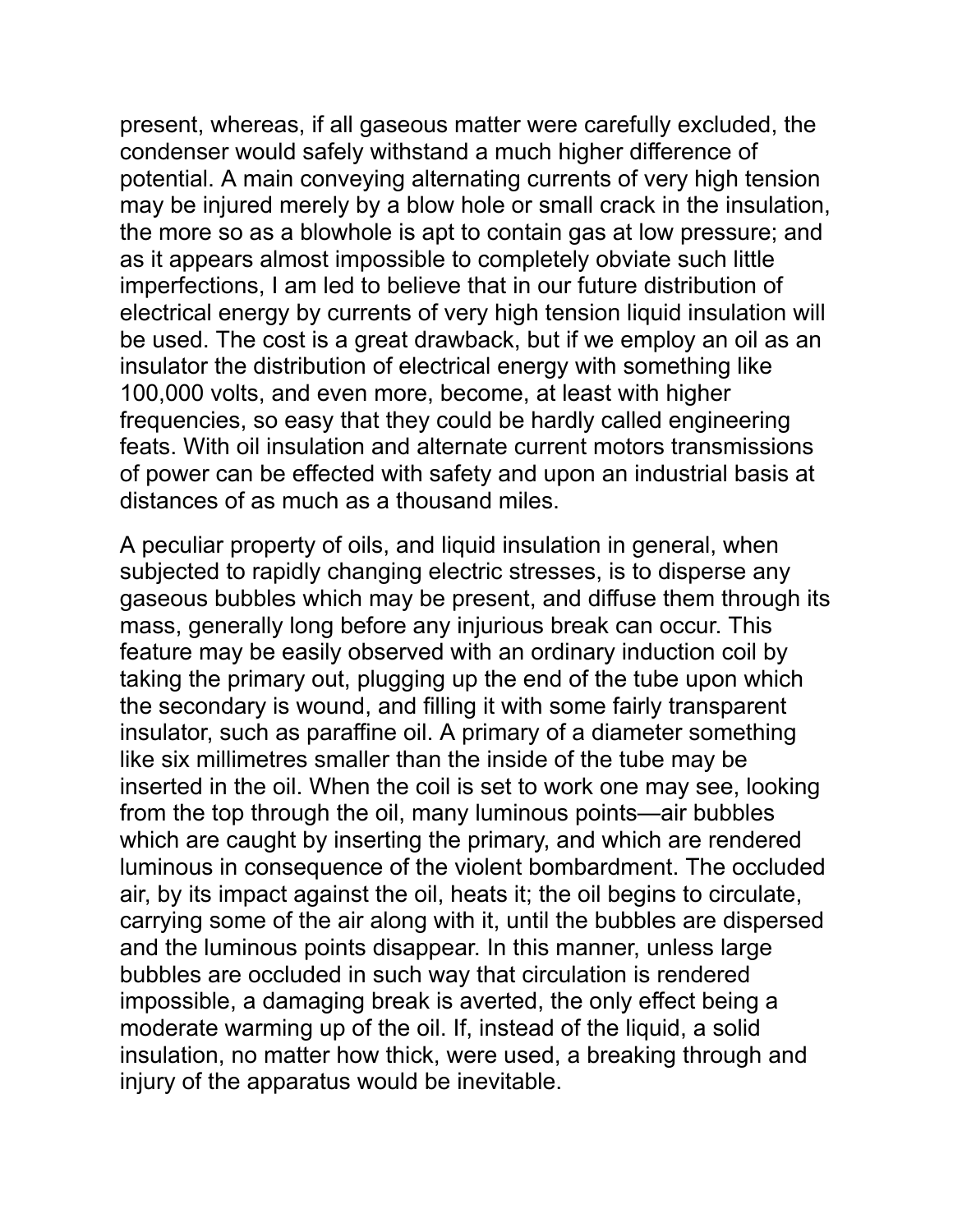present, whereas, if all gaseous matter were carefully excluded, the condenser would safely withstand a much higher difference of potential. A main conveying alternating currents of very high tension may be injured merely by a blow hole or small crack in the insulation, the more so as a blowhole is apt to contain gas at low pressure; and as it appears almost impossible to completely obviate such little imperfections, I am led to believe that in our future distribution of electrical energy by currents of very high tension liquid insulation will be used. The cost is a great drawback, but if we employ an oil as an insulator the distribution of electrical energy with something like 100,000 volts, and even more, become, at least with higher frequencies, so easy that they could be hardly called engineering feats. With oil insulation and alternate current motors transmissions of power can be effected with safety and upon an industrial basis at distances of as much as a thousand miles.

A peculiar property of oils, and liquid insulation in general, when subjected to rapidly changing electric stresses, is to disperse any gaseous bubbles which may be present, and diffuse them through its mass, generally long before any injurious break can occur. This feature may be easily observed with an ordinary induction coil by taking the primary out, plugging up the end of the tube upon which the secondary is wound, and filling it with some fairly transparent insulator, such as paraffine oil. A primary of a diameter something like six millimetres smaller than the inside of the tube may be inserted in the oil. When the coil is set to work one may see, looking from the top through the oil, many luminous points—air bubbles which are caught by inserting the primary, and which are rendered luminous in consequence of the violent bombardment. The occluded air, by its impact against the oil, heats it; the oil begins to circulate, carrying some of the air along with it, until the bubbles are dispersed and the luminous points disappear. In this manner, unless large bubbles are occluded in such way that circulation is rendered impossible, a damaging break is averted, the only effect being a moderate warming up of the oil. If, instead of the liquid, a solid insulation, no matter how thick, were used, a breaking through and injury of the apparatus would be inevitable.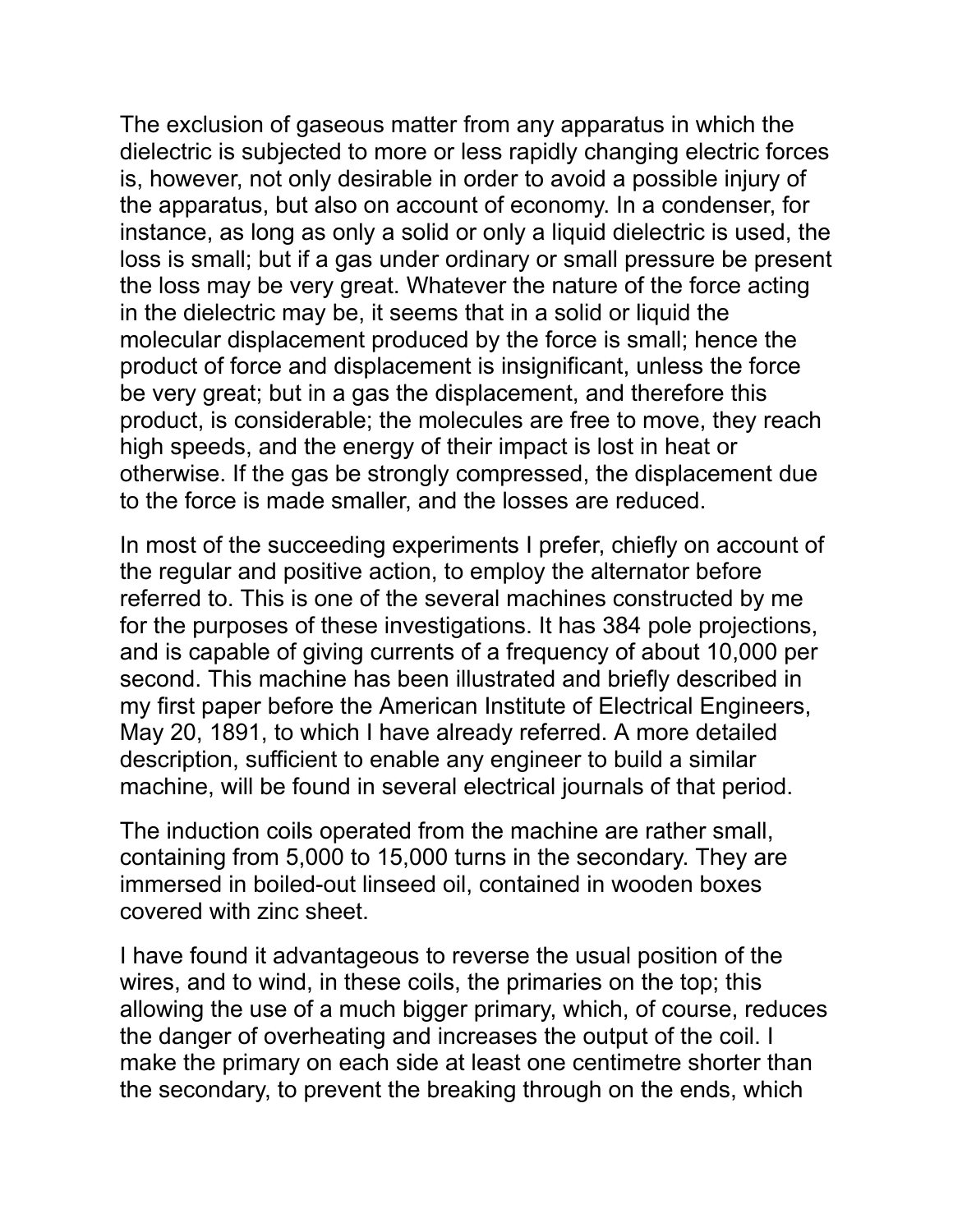The exclusion of gaseous matter from any apparatus in which the dielectric is subjected to more or less rapidly changing electric forces is, however, not only desirable in order to avoid a possible injury of the apparatus, but also on account of economy. In a condenser, for instance, as long as only a solid or only a liquid dielectric is used, the loss is small; but if a gas under ordinary or small pressure be present the loss may be very great. Whatever the nature of the force acting in the dielectric may be, it seems that in a solid or liquid the molecular displacement produced by the force is small; hence the product of force and displacement is insignificant, unless the force be very great; but in a gas the displacement, and therefore this product, is considerable; the molecules are free to move, they reach high speeds, and the energy of their impact is lost in heat or otherwise. If the gas be strongly compressed, the displacement due to the force is made smaller, and the losses are reduced.

In most of the succeeding experiments I prefer, chiefly on account of the regular and positive action, to employ the alternator before referred to. This is one of the several machines constructed by me for the purposes of these investigations. It has 384 pole projections, and is capable of giving currents of a frequency of about 10,000 per second. This machine has been illustrated and briefly described in my first paper before the American Institute of Electrical Engineers, May 20, 1891, to which I have already referred. A more detailed description, sufficient to enable any engineer to build a similar machine, will be found in several electrical journals of that period.

The induction coils operated from the machine are rather small, containing from 5,000 to 15,000 turns in the secondary. They are immersed in boiled-out linseed oil, contained in wooden boxes covered with zinc sheet.

I have found it advantageous to reverse the usual position of the wires, and to wind, in these coils, the primaries on the top; this allowing the use of a much bigger primary, which, of course, reduces the danger of overheating and increases the output of the coil. I make the primary on each side at least one centimetre shorter than the secondary, to prevent the breaking through on the ends, which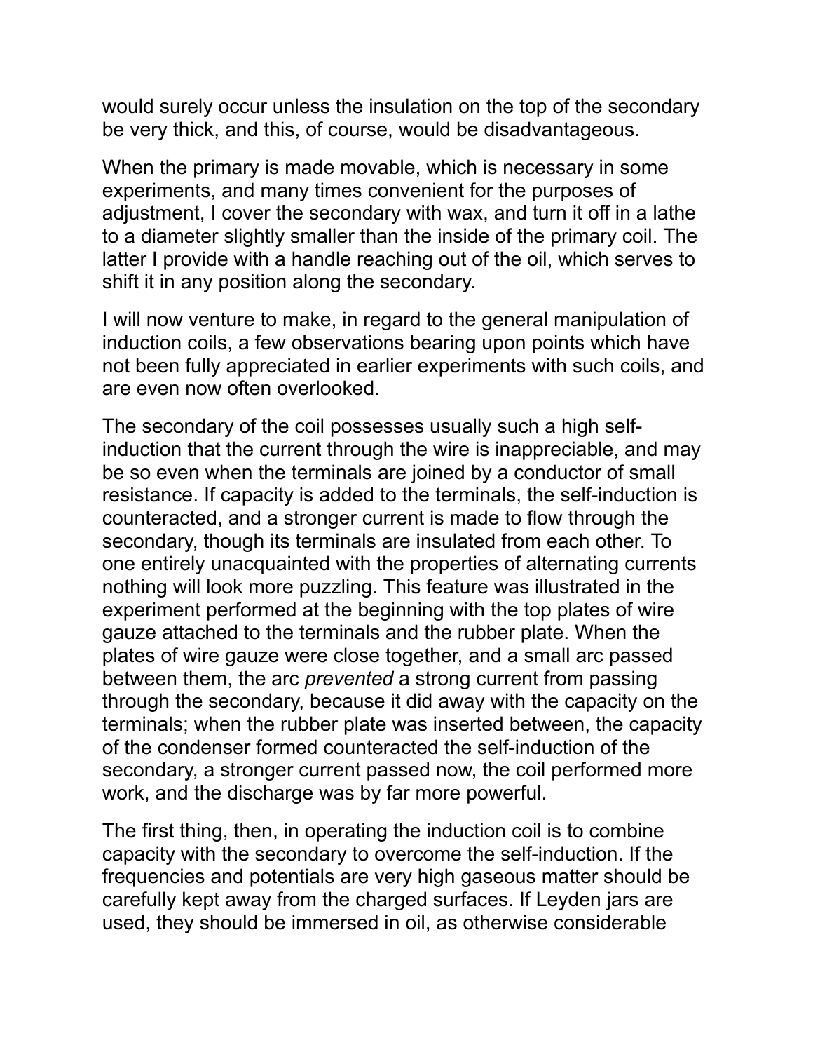would surely occur unless the insulation on the top of the secondary be very thick, and this, of course, would be disadvantageous.

When the primary is made movable, which is necessary in some experiments, and many times convenient for the purposes of adjustment, I cover the secondary with wax, and turn it off in a lathe to a diameter slightly smaller than the inside of the primary coil. The latter I provide with a handle reaching out of the oil, which serves to shift it in any position along the secondary.

I will now venture to make, in regard to the general manipulation of induction coils, a few observations bearing upon points which have not been fully appreciated in earlier experiments with such coils, and are even now often overlooked.

The secondary of the coil possesses usually such a high self-induction that the current through the wire is inappreciable, and may be so even when the terminals are joined by a conductor of small resistance. If capacity is added to the terminals, the self-induction is counteracted, and a stronger current is made to flow through the secondary, though its terminals are insulated from each other. To one entirely unacquainted with the properties of alternating currents nothing will look more puzzling. This feature was illustrated in the experiment performed at the beginning with the top plates of wire gauze attached to the terminals and the rubber plate. When the plates of wire gauze were close together, and a small arc passed between them, the arc *prevented* a strong current from passing through the secondary, because it did away with the capacity on the terminals; when the rubber plate was inserted between, the capacity of the condenser formed counteracted the self-induction of the secondary, a stronger current passed now, the coil performed more work, and the discharge was by far more powerful.

The first thing, then, in operating the induction coil is to combine capacity with the secondary to overcome the self-induction. If the frequencies and potentials are very high gaseous matter should be carefully kept away from the charged surfaces. If Leyden jars are used, they should be immersed in oil, as otherwise considerable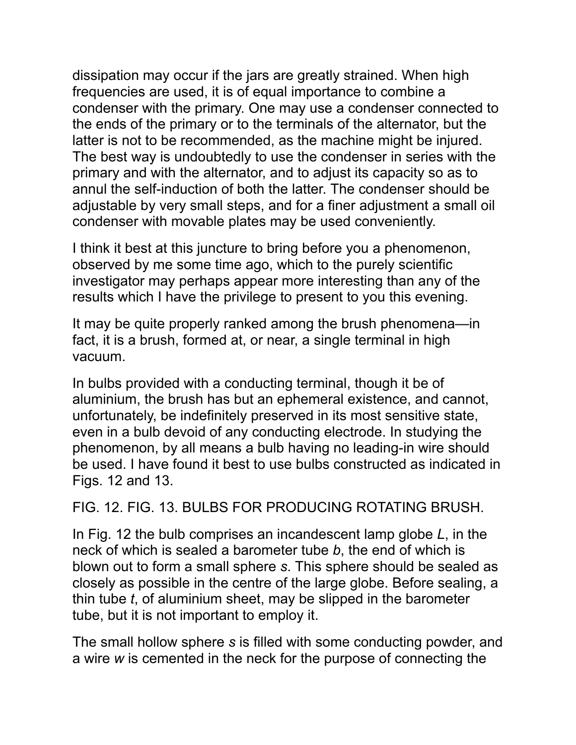dissipation may occur if the jars are greatly strained. When high frequencies are used, it is of equal importance to combine a condenser with the primary. One may use a condenser connected to the ends of the primary or to the terminals of the alternator, but the latter is not to be recommended, as the machine might be injured. The best way is undoubtedly to use the condenser in series with the primary and with the alternator, and to adjust its capacity so as to annul the self-induction of both the latter. The condenser should be adjustable by very small steps, and for a finer adjustment a small oil condenser with movable plates may be used conveniently.

I think it best at this juncture to bring before you a phenomenon, observed by me some time ago, which to the purely scientific investigator may perhaps appear more interesting than any of the results which I have the privilege to present to you this evening.

It may be quite properly ranked among the brush phenomena—in fact, it is a brush, formed at, or near, a single terminal in high vacuum.

In bulbs provided with a conducting terminal, though it be of aluminium, the brush has but an ephemeral existence, and cannot, unfortunately, be indefinitely preserved in its most sensitive state, even in a bulb devoid of any conducting electrode. In studying the phenomenon, by all means a bulb having no leading-in wire should be used. I have found it best to use bulbs constructed as indicated in Figs. 12 and 13.

FIG. 12. FIG. 13. BULBS FOR PRODUCING ROTATING BRUSH.

In Fig. 12 the bulb comprises an incandescent lamp globe *L*, in the neck of which is sealed a barometer tube *b*, the end of which is blown out to form a small sphere *s*. This sphere should be sealed as closely as possible in the centre of the large globe. Before sealing, a thin tube *t*, of aluminium sheet, may be slipped in the barometer tube, but it is not important to employ it.

The small hollow sphere *s* is filled with some conducting powder, and a wire *w* is cemented in the neck for the purpose of connecting the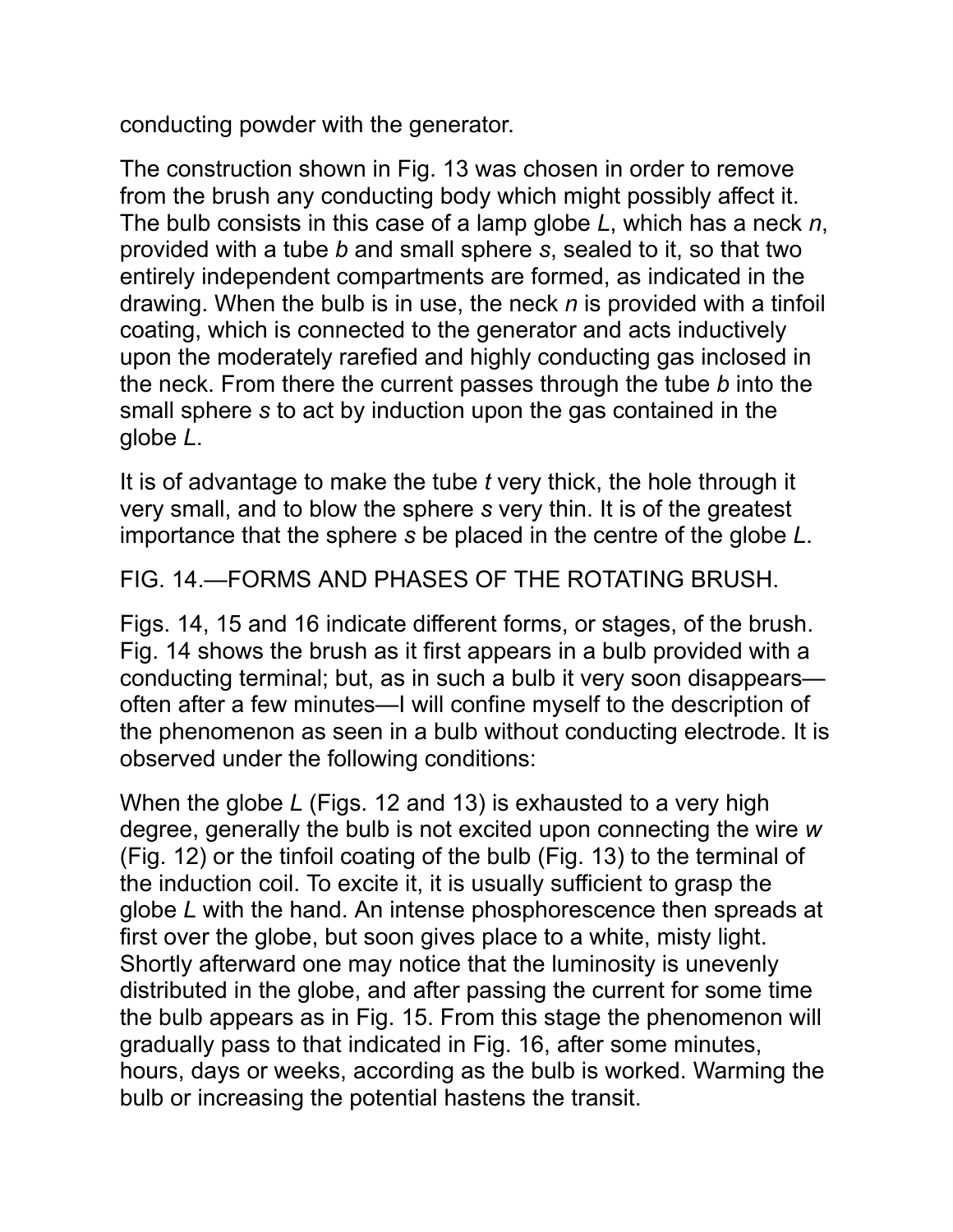conducting powder with the generator.

The construction shown in Fig. 13 was chosen in order to remove from the brush any conducting body which might possibly affect it. The bulb consists in this case of a lamp globe *L*, which has a neck *n*, provided with a tube *b* and small sphere *s*, sealed to it, so that two entirely independent compartments are formed, as indicated in the drawing. When the bulb is in use, the neck *n* is provided with a tinfoil coating, which is connected to the generator and acts inductively upon the moderately rarefied and highly conducting gas inclosed in the neck. From there the current passes through the tube *b* into the small sphere *s* to act by induction upon the gas contained in the globe *L*.

It is of advantage to make the tube *t* very thick, the hole through it very small, and to blow the sphere *s* very thin. It is of the greatest importance that the sphere *s* be placed in the centre of the globe *L*.

FIG. 14.—FORMS AND PHASES OF THE ROTATING BRUSH.

Figs. 14, 15 and 16 indicate different forms, or stages, of the brush. Fig. 14 shows the brush as it first appears in a bulb provided with a conducting terminal; but, as in such a bulb it very soon disappears—often after a few minutes—I will confine myself to the description of the phenomenon as seen in a bulb without conducting electrode. It is observed under the following conditions:

When the globe *L* (Figs. 12 and 13) is exhausted to a very high degree, generally the bulb is not excited upon connecting the wire *w* (Fig. 12) or the tinfoil coating of the bulb (Fig. 13) to the terminal of the induction coil. To excite it, it is usually sufficient to grasp the globe *L* with the hand. An intense phosphorescence then spreads at first over the globe, but soon gives place to a white, misty light. Shortly afterward one may notice that the luminosity is unevenly distributed in the globe, and after passing the current for some time the bulb appears as in Fig. 15. From this stage the phenomenon will gradually pass to that indicated in Fig. 16, after some minutes, hours, days or weeks, according as the bulb is worked. Warming the bulb or increasing the potential hastens the transit.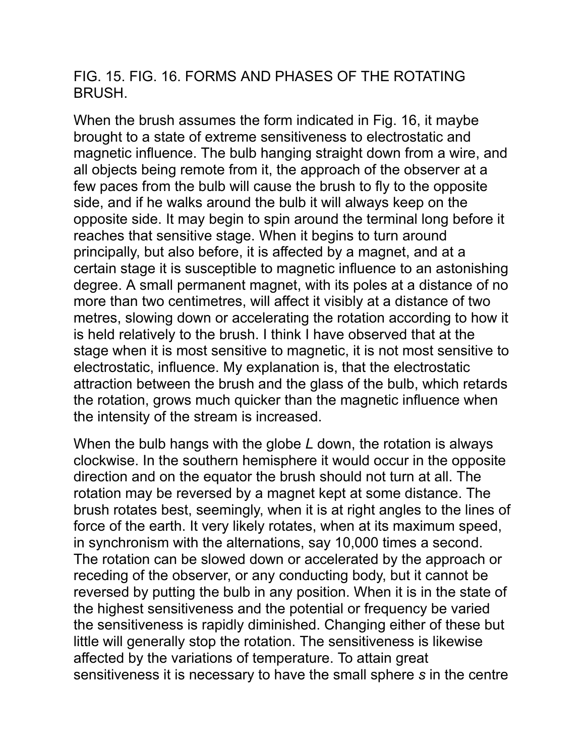FIG. 15. FIG. 16. FORMS AND PHASES OF THE ROTATING BRUSH.

When the brush assumes the form indicated in Fig. 16, it maybe brought to a state of extreme sensitiveness to electrostatic and magnetic influence. The bulb hanging straight down from a wire, and all objects being remote from it, the approach of the observer at a few paces from the bulb will cause the brush to fly to the opposite side, and if he walks around the bulb it will always keep on the opposite side. It may begin to spin around the terminal long before it reaches that sensitive stage. When it begins to turn around principally, but also before, it is affected by a magnet, and at a certain stage it is susceptible to magnetic influence to an astonishing degree. A small permanent magnet, with its poles at a distance of no more than two centimetres, will affect it visibly at a distance of two metres, slowing down or accelerating the rotation according to how it is held relatively to the brush. I think I have observed that at the stage when it is most sensitive to magnetic, it is not most sensitive to electrostatic, influence. My explanation is, that the electrostatic attraction between the brush and the glass of the bulb, which retards the rotation, grows much quicker than the magnetic influence when the intensity of the stream is increased.

When the bulb hangs with the globe *L* down, the rotation is always clockwise. In the southern hemisphere it would occur in the opposite direction and on the equator the brush should not turn at all. The rotation may be reversed by a magnet kept at some distance. The brush rotates best, seemingly, when it is at right angles to the lines of force of the earth. It very likely rotates, when at its maximum speed, in synchronism with the alternations, say 10,000 times a second. The rotation can be slowed down or accelerated by the approach or receding of the observer, or any conducting body, but it cannot be reversed by putting the bulb in any position. When it is in the state of the highest sensitiveness and the potential or frequency be varied the sensitiveness is rapidly diminished. Changing either of these but little will generally stop the rotation. The sensitiveness is likewise affected by the variations of temperature. To attain great sensitiveness it is necessary to have the small sphere *s* in the centre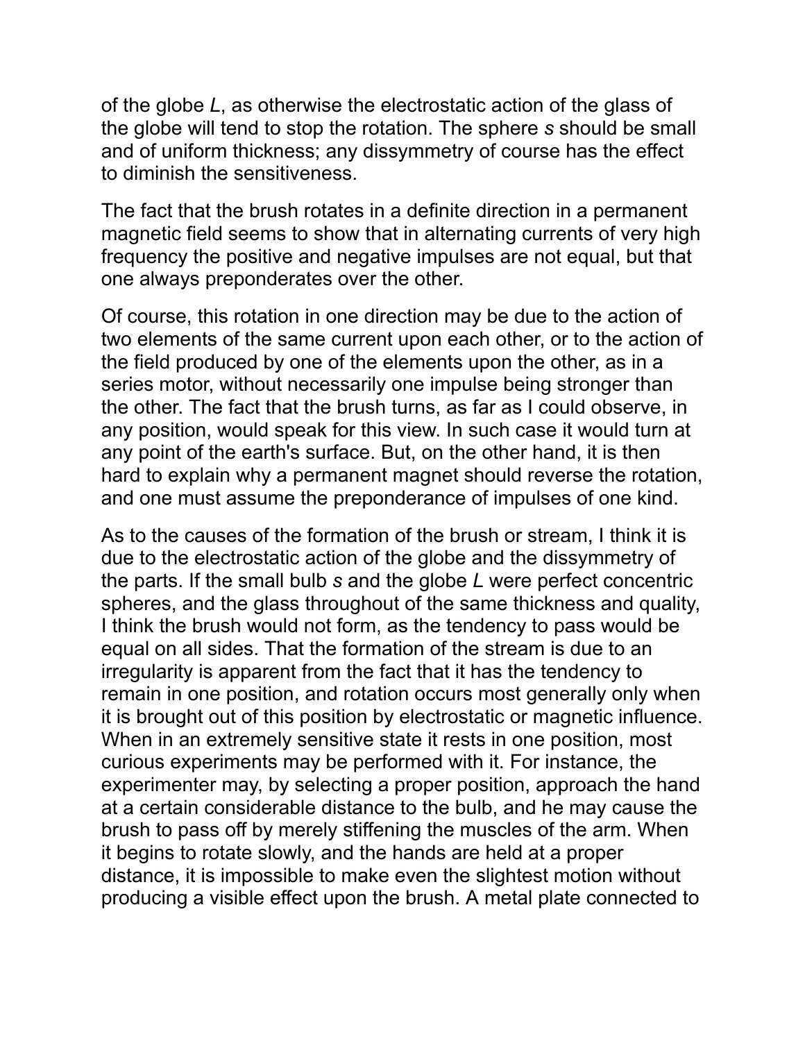of the globe *L*, as otherwise the electrostatic action of the glass of the globe will tend to stop the rotation. The sphere *s* should be small and of uniform thickness; any dissymmetry of course has the effect to diminish the sensitiveness.

The fact that the brush rotates in a definite direction in a permanent magnetic field seems to show that in alternating currents of very high frequency the positive and negative impulses are not equal, but that one always preponderates over the other.

Of course, this rotation in one direction may be due to the action of two elements of the same current upon each other, or to the action of the field produced by one of the elements upon the other, as in a series motor, without necessarily one impulse being stronger than the other. The fact that the brush turns, as far as I could observe, in any position, would speak for this view. In such case it would turn at any point of the earth's surface. But, on the other hand, it is then hard to explain why a permanent magnet should reverse the rotation, and one must assume the preponderance of impulses of one kind.

As to the causes of the formation of the brush or stream, I think it is due to the electrostatic action of the globe and the dissymmetry of the parts. If the small bulb *s* and the globe *L* were perfect concentric spheres, and the glass throughout of the same thickness and quality, I think the brush would not form, as the tendency to pass would be equal on all sides. That the formation of the stream is due to an irregularity is apparent from the fact that it has the tendency to remain in one position, and rotation occurs most generally only when it is brought out of this position by electrostatic or magnetic influence. When in an extremely sensitive state it rests in one position, most curious experiments may be performed with it. For instance, the experimenter may, by selecting a proper position, approach the hand at a certain considerable distance to the bulb, and he may cause the brush to pass off by merely stiffening the muscles of the arm. When it begins to rotate slowly, and the hands are held at a proper distance, it is impossible to make even the slightest motion without producing a visible effect upon the brush. A metal plate connected to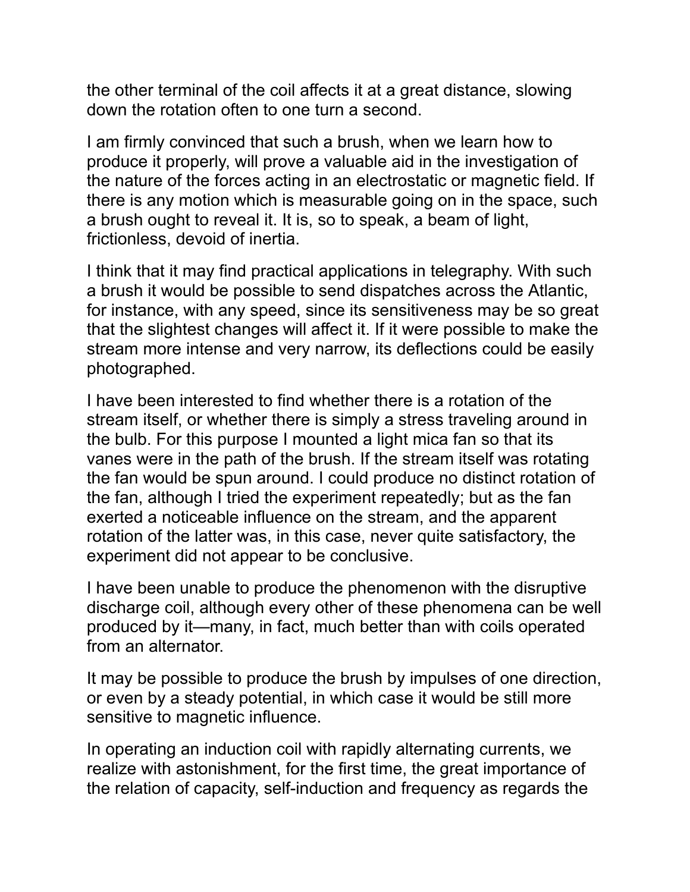the other terminal of the coil affects it at a great distance, slowing down the rotation often to one turn a second.

I am firmly convinced that such a brush, when we learn how to produce it properly, will prove a valuable aid in the investigation of the nature of the forces acting in an electrostatic or magnetic field. If there is any motion which is measurable going on in the space, such a brush ought to reveal it. It is, so to speak, a beam of light, frictionless, devoid of inertia.

I think that it may find practical applications in telegraphy. With such a brush it would be possible to send dispatches across the Atlantic, for instance, with any speed, since its sensitiveness may be so great that the slightest changes will affect it. If it were possible to make the stream more intense and very narrow, its deflections could be easily photographed.

I have been interested to find whether there is a rotation of the stream itself, or whether there is simply a stress traveling around in the bulb. For this purpose I mounted a light mica fan so that its vanes were in the path of the brush. If the stream itself was rotating the fan would be spun around. I could produce no distinct rotation of the fan, although I tried the experiment repeatedly; but as the fan exerted a noticeable influence on the stream, and the apparent rotation of the latter was, in this case, never quite satisfactory, the experiment did not appear to be conclusive.

I have been unable to produce the phenomenon with the disruptive discharge coil, although every other of these phenomena can be well produced by it—many, in fact, much better than with coils operated from an alternator.

It may be possible to produce the brush by impulses of one direction, or even by a steady potential, in which case it would be still more sensitive to magnetic influence.

In operating an induction coil with rapidly alternating currents, we realize with astonishment, for the first time, the great importance of the relation of capacity, self-induction and frequency as regards the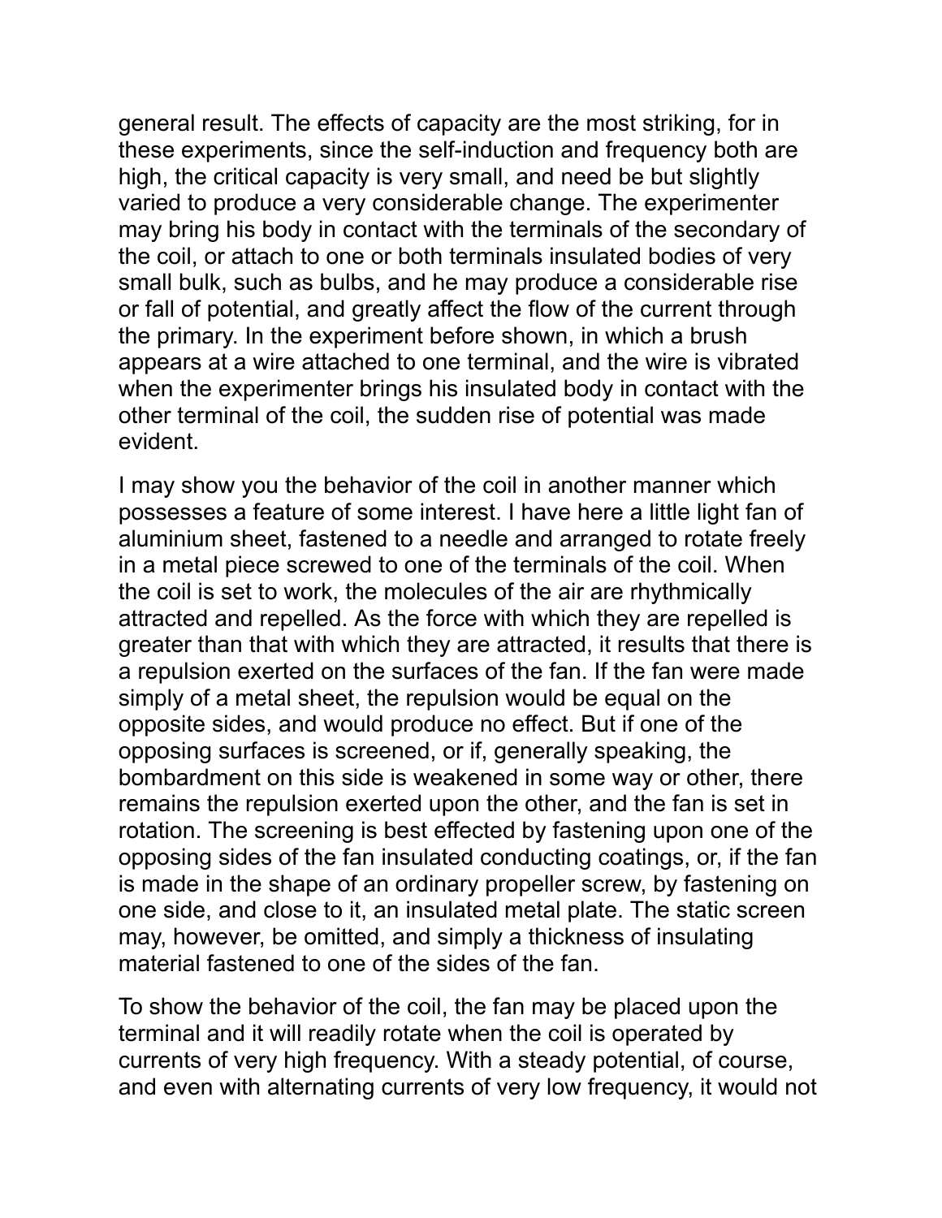general result. The effects of capacity are the most striking, for in these experiments, since the self-induction and frequency both are high, the critical capacity is very small, and need be but slightly varied to produce a very considerable change. The experimenter may bring his body in contact with the terminals of the secondary of the coil, or attach to one or both terminals insulated bodies of very small bulk, such as bulbs, and he may produce a considerable rise or fall of potential, and greatly affect the flow of the current through the primary. In the experiment before shown, in which a brush appears at a wire attached to one terminal, and the wire is vibrated when the experimenter brings his insulated body in contact with the other terminal of the coil, the sudden rise of potential was made evident.

I may show you the behavior of the coil in another manner which possesses a feature of some interest. I have here a little light fan of aluminium sheet, fastened to a needle and arranged to rotate freely in a metal piece screwed to one of the terminals of the coil. When the coil is set to work, the molecules of the air are rhythmically attracted and repelled. As the force with which they are repelled is greater than that with which they are attracted, it results that there is a repulsion exerted on the surfaces of the fan. If the fan were made simply of a metal sheet, the repulsion would be equal on the opposite sides, and would produce no effect. But if one of the opposing surfaces is screened, or if, generally speaking, the bombardment on this side is weakened in some way or other, there remains the repulsion exerted upon the other, and the fan is set in rotation. The screening is best effected by fastening upon one of the opposing sides of the fan insulated conducting coatings, or, if the fan is made in the shape of an ordinary propeller screw, by fastening on one side, and close to it, an insulated metal plate. The static screen may, however, be omitted, and simply a thickness of insulating material fastened to one of the sides of the fan.

To show the behavior of the coil, the fan may be placed upon the terminal and it will readily rotate when the coil is operated by currents of very high frequency. With a steady potential, of course, and even with alternating currents of very low frequency, it would not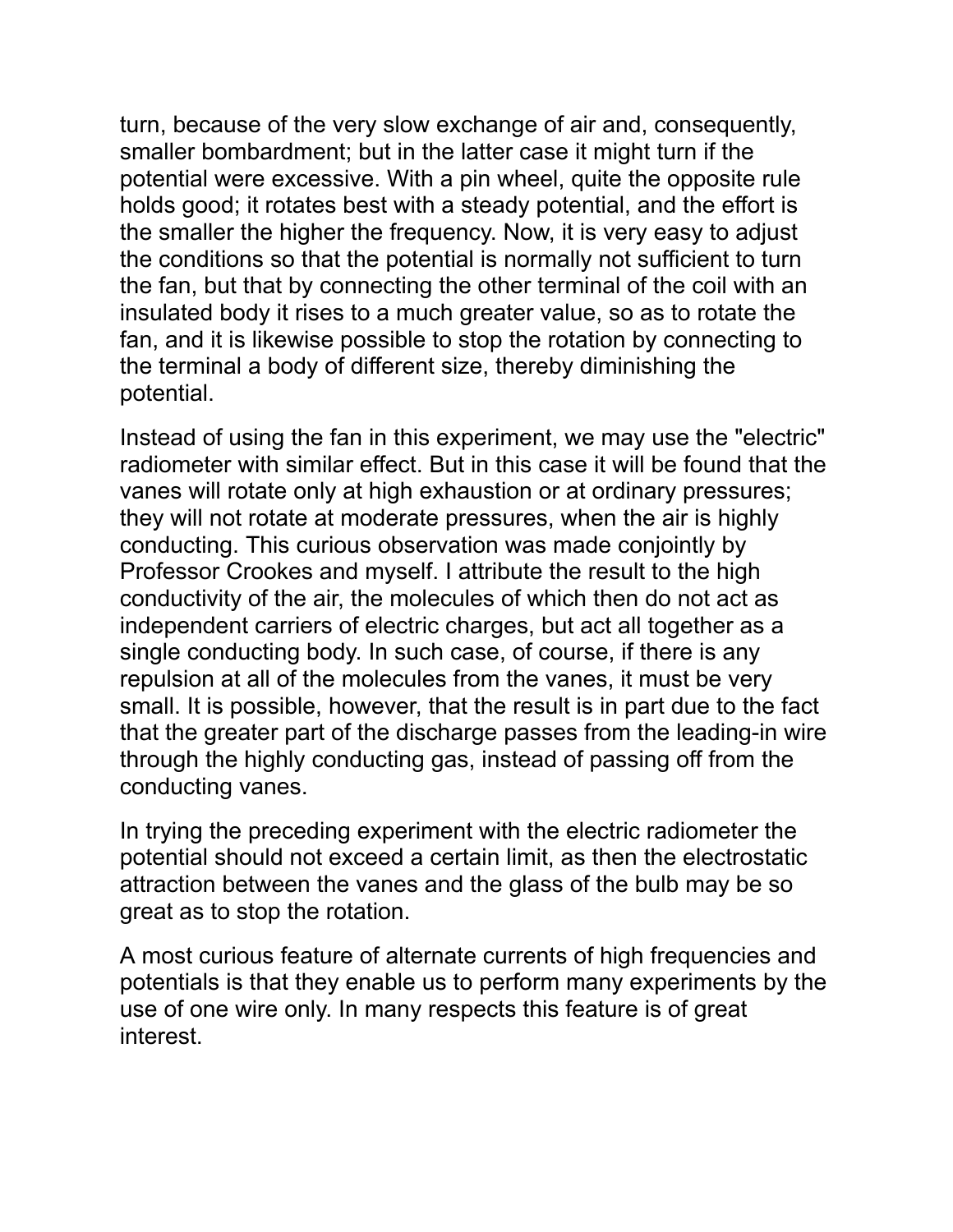turn, because of the very slow exchange of air and, consequently, smaller bombardment; but in the latter case it might turn if the potential were excessive. With a pin wheel, quite the opposite rule holds good; it rotates best with a steady potential, and the effort is the smaller the higher the frequency. Now, it is very easy to adjust the conditions so that the potential is normally not sufficient to turn the fan, but that by connecting the other terminal of the coil with an insulated body it rises to a much greater value, so as to rotate the fan, and it is likewise possible to stop the rotation by connecting to the terminal a body of different size, thereby diminishing the potential.

Instead of using the fan in this experiment, we may use the "electric" radiometer with similar effect. But in this case it will be found that the vanes will rotate only at high exhaustion or at ordinary pressures; they will not rotate at moderate pressures, when the air is highly conducting. This curious observation was made conjointly by Professor Crookes and myself. I attribute the result to the high conductivity of the air, the molecules of which then do not act as independent carriers of electric charges, but act all together as a single conducting body. In such case, of course, if there is any repulsion at all of the molecules from the vanes, it must be very small. It is possible, however, that the result is in part due to the fact that the greater part of the discharge passes from the leading-in wire through the highly conducting gas, instead of passing off from the conducting vanes.

In trying the preceding experiment with the electric radiometer the potential should not exceed a certain limit, as then the electrostatic attraction between the vanes and the glass of the bulb may be so great as to stop the rotation.

A most curious feature of alternate currents of high frequencies and potentials is that they enable us to perform many experiments by the use of one wire only. In many respects this feature is of great interest.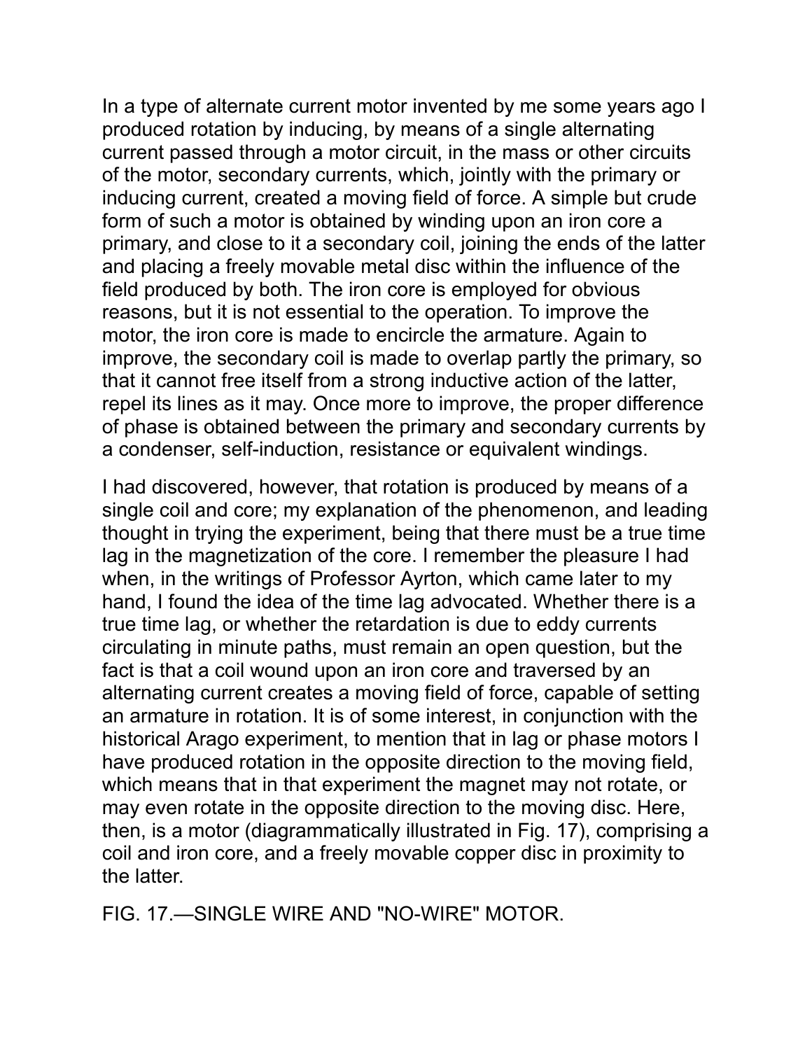In a type of alternate current motor invented by me some years ago I produced rotation by inducing, by means of a single alternating current passed through a motor circuit, in the mass or other circuits of the motor, secondary currents, which, jointly with the primary or inducing current, created a moving field of force. A simple but crude form of such a motor is obtained by winding upon an iron core a primary, and close to it a secondary coil, joining the ends of the latter and placing a freely movable metal disc within the influence of the field produced by both. The iron core is employed for obvious reasons, but it is not essential to the operation. To improve the motor, the iron core is made to encircle the armature. Again to improve, the secondary coil is made to overlap partly the primary, so that it cannot free itself from a strong inductive action of the latter, repel its lines as it may. Once more to improve, the proper difference of phase is obtained between the primary and secondary currents by a condenser, self-induction, resistance or equivalent windings.

I had discovered, however, that rotation is produced by means of a single coil and core; my explanation of the phenomenon, and leading thought in trying the experiment, being that there must be a true time lag in the magnetization of the core. I remember the pleasure I had when, in the writings of Professor Ayrton, which came later to my hand, I found the idea of the time lag advocated. Whether there is a true time lag, or whether the retardation is due to eddy currents circulating in minute paths, must remain an open question, but the fact is that a coil wound upon an iron core and traversed by an alternating current creates a moving field of force, capable of setting an armature in rotation. It is of some interest, in conjunction with the historical Arago experiment, to mention that in lag or phase motors I have produced rotation in the opposite direction to the moving field, which means that in that experiment the magnet may not rotate, or may even rotate in the opposite direction to the moving disc. Here, then, is a motor (diagrammatically illustrated in Fig. 17), comprising a coil and iron core, and a freely movable copper disc in proximity to the latter.

FIG. 17.—SINGLE WIRE AND "NO-WIRE" MOTOR.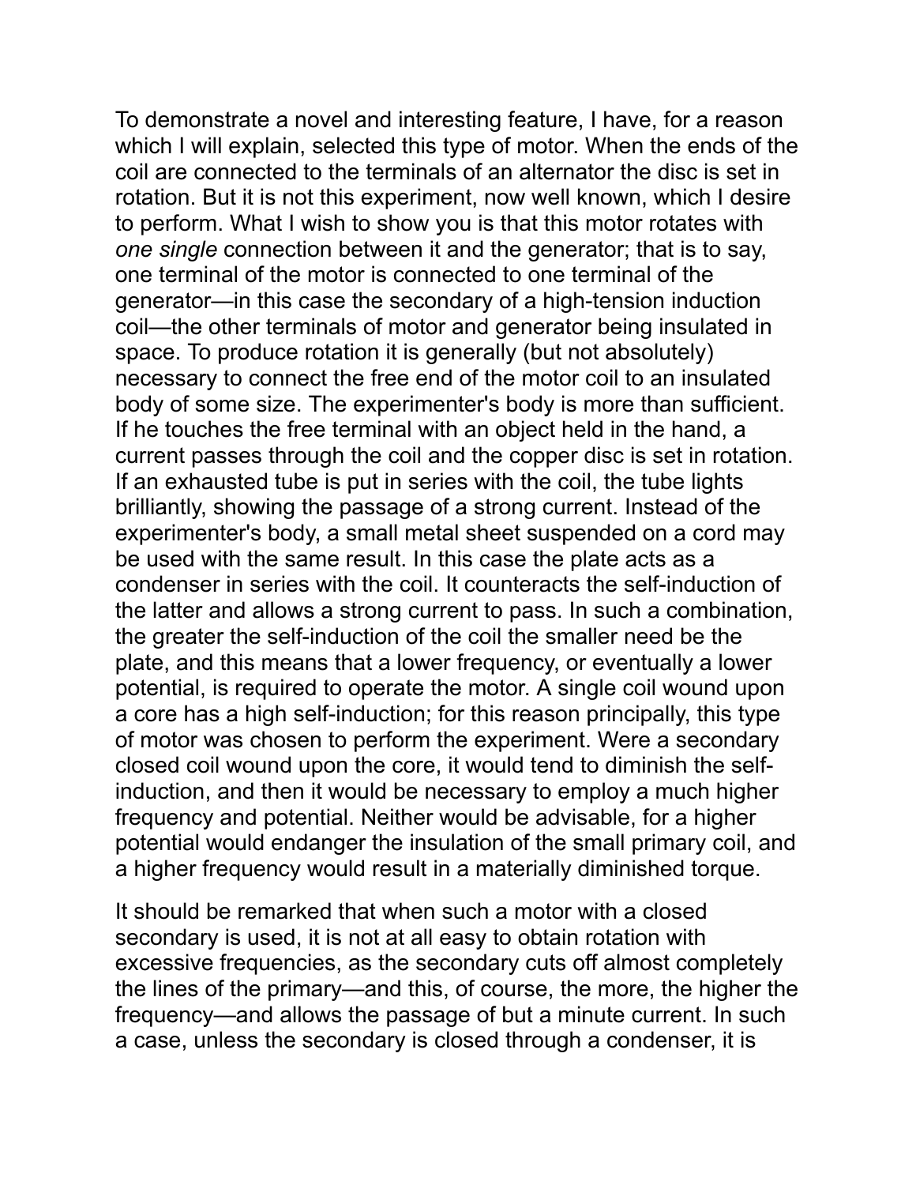To demonstrate a novel and interesting feature, I have, for a reason which I will explain, selected this type of motor. When the ends of the coil are connected to the terminals of an alternator the disc is set in rotation. But it is not this experiment, now well known, which I desire to perform. What I wish to show you is that this motor rotates with *one single* connection between it and the generator; that is to say, one terminal of the motor is connected to one terminal of the generator—in this case the secondary of a high-tension induction coil—the other terminals of motor and generator being insulated in space. To produce rotation it is generally (but not absolutely) necessary to connect the free end of the motor coil to an insulated body of some size. The experimenter's body is more than sufficient. If he touches the free terminal with an object held in the hand, a current passes through the coil and the copper disc is set in rotation. If an exhausted tube is put in series with the coil, the tube lights brilliantly, showing the passage of a strong current. Instead of the experimenter's body, a small metal sheet suspended on a cord may be used with the same result. In this case the plate acts as a condenser in series with the coil. It counteracts the self-induction of the latter and allows a strong current to pass. In such a combination, the greater the self-induction of the coil the smaller need be the plate, and this means that a lower frequency, or eventually a lower potential, is required to operate the motor. A single coil wound upon a core has a high self-induction; for this reason principally, this type of motor was chosen to perform the experiment. Were a secondary closed coil wound upon the core, it would tend to diminish the self-induction, and then it would be necessary to employ a much higher frequency and potential. Neither would be advisable, for a higher potential would endanger the insulation of the small primary coil, and a higher frequency would result in a materially diminished torque.

It should be remarked that when such a motor with a closed secondary is used, it is not at all easy to obtain rotation with excessive frequencies, as the secondary cuts off almost completely the lines of the primary—and this, of course, the more, the higher the frequency—and allows the passage of but a minute current. In such a case, unless the secondary is closed through a condenser, it is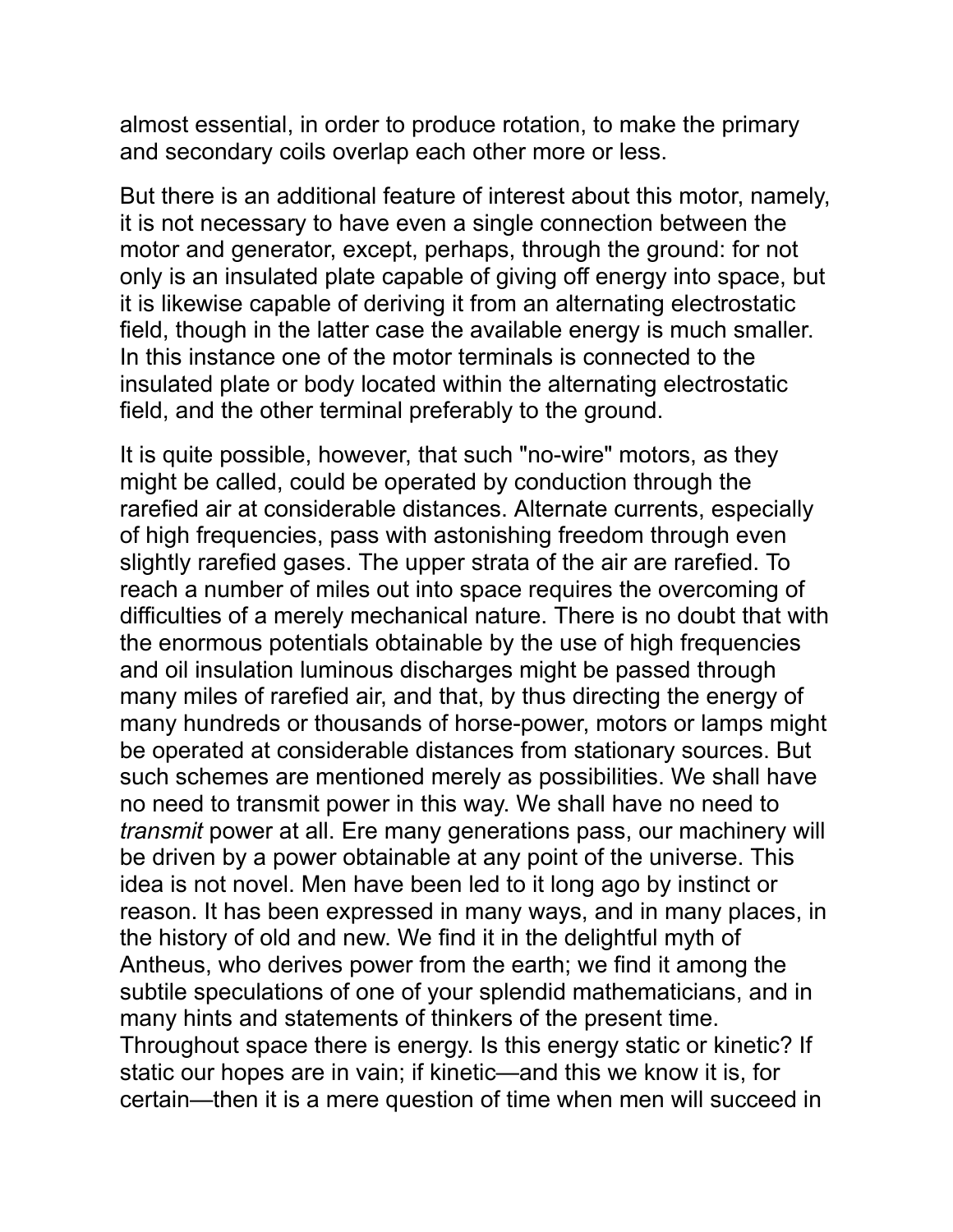almost essential, in order to produce rotation, to make the primary and secondary coils overlap each other more or less.

But there is an additional feature of interest about this motor, namely, it is not necessary to have even a single connection between the motor and generator, except, perhaps, through the ground: for not only is an insulated plate capable of giving off energy into space, but it is likewise capable of deriving it from an alternating electrostatic field, though in the latter case the available energy is much smaller. In this instance one of the motor terminals is connected to the insulated plate or body located within the alternating electrostatic field, and the other terminal preferably to the ground.

It is quite possible, however, that such "no-wire" motors, as they might be called, could be operated by conduction through the rarefied air at considerable distances. Alternate currents, especially of high frequencies, pass with astonishing freedom through even slightly rarefied gases. The upper strata of the air are rarefied. To reach a number of miles out into space requires the overcoming of difficulties of a merely mechanical nature. There is no doubt that with the enormous potentials obtainable by the use of high frequencies and oil insulation luminous discharges might be passed through many miles of rarefied air, and that, by thus directing the energy of many hundreds or thousands of horse-power, motors or lamps might be operated at considerable distances from stationary sources. But such schemes are mentioned merely as possibilities. We shall have no need to transmit power in this way. We shall have no need to *transmit* power at all. Ere many generations pass, our machinery will be driven by a power obtainable at any point of the universe. This idea is not novel. Men have been led to it long ago by instinct or reason. It has been expressed in many ways, and in many places, in the history of old and new. We find it in the delightful myth of Antheus, who derives power from the earth; we find it among the subtile speculations of one of your splendid mathematicians, and in many hints and statements of thinkers of the present time. Throughout space there is energy. Is this energy static or kinetic? If static our hopes are in vain; if kinetic—and this we know it is, for certain—then it is a mere question of time when men will succeed in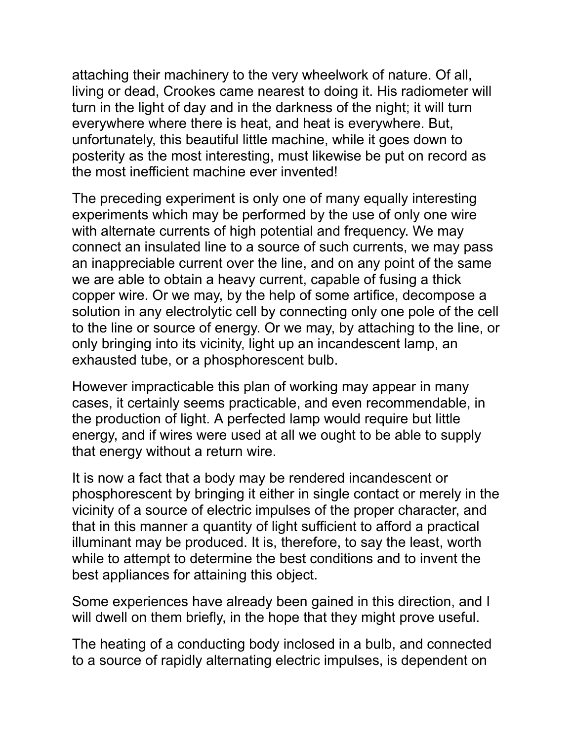attaching their machinery to the very wheelwork of nature. Of all, living or dead, Crookes came nearest to doing it. His radiometer will turn in the light of day and in the darkness of the night; it will turn everywhere where there is heat, and heat is everywhere. But, unfortunately, this beautiful little machine, while it goes down to posterity as the most interesting, must likewise be put on record as the most inefficient machine ever invented!

The preceding experiment is only one of many equally interesting experiments which may be performed by the use of only one wire with alternate currents of high potential and frequency. We may connect an insulated line to a source of such currents, we may pass an inappreciable current over the line, and on any point of the same we are able to obtain a heavy current, capable of fusing a thick copper wire. Or we may, by the help of some artifice, decompose a solution in any electrolytic cell by connecting only one pole of the cell to the line or source of energy. Or we may, by attaching to the line, or only bringing into its vicinity, light up an incandescent lamp, an exhausted tube, or a phosphorescent bulb.

However impracticable this plan of working may appear in many cases, it certainly seems practicable, and even recommendable, in the production of light. A perfected lamp would require but little energy, and if wires were used at all we ought to be able to supply that energy without a return wire.

It is now a fact that a body may be rendered incandescent or phosphorescent by bringing it either in single contact or merely in the vicinity of a source of electric impulses of the proper character, and that in this manner a quantity of light sufficient to afford a practical illuminant may be produced. It is, therefore, to say the least, worth while to attempt to determine the best conditions and to invent the best appliances for attaining this object.

Some experiences have already been gained in this direction, and I will dwell on them briefly, in the hope that they might prove useful.

The heating of a conducting body inclosed in a bulb, and connected to a source of rapidly alternating electric impulses, is dependent on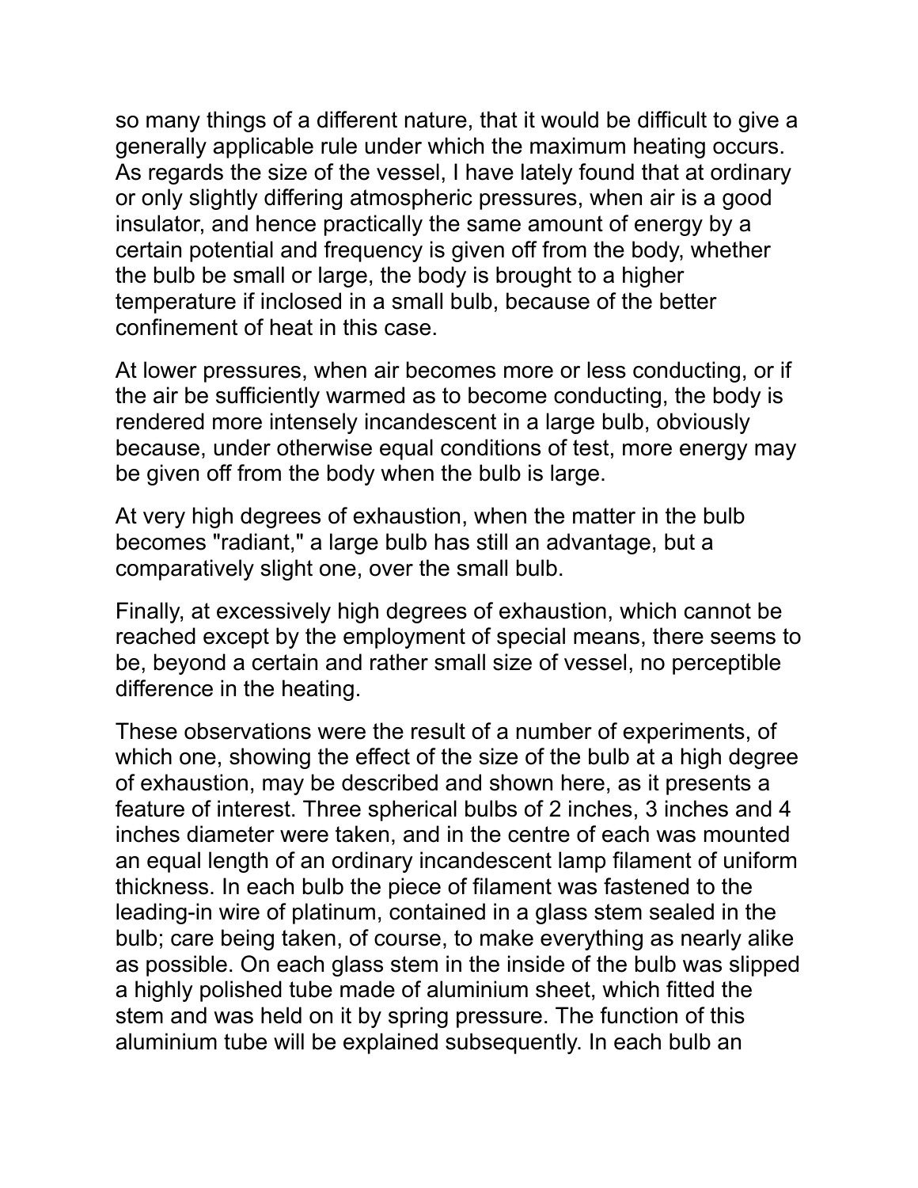so many things of a different nature, that it would be difficult to give a generally applicable rule under which the maximum heating occurs. As regards the size of the vessel, I have lately found that at ordinary or only slightly differing atmospheric pressures, when air is a good insulator, and hence practically the same amount of energy by a certain potential and frequency is given off from the body, whether the bulb be small or large, the body is brought to a higher temperature if inclosed in a small bulb, because of the better confinement of heat in this case.

At lower pressures, when air becomes more or less conducting, or if the air be sufficiently warmed as to become conducting, the body is rendered more intensely incandescent in a large bulb, obviously because, under otherwise equal conditions of test, more energy may be given off from the body when the bulb is large.

At very high degrees of exhaustion, when the matter in the bulb becomes "radiant," a large bulb has still an advantage, but a comparatively slight one, over the small bulb.

Finally, at excessively high degrees of exhaustion, which cannot be reached except by the employment of special means, there seems to be, beyond a certain and rather small size of vessel, no perceptible difference in the heating.

These observations were the result of a number of experiments, of which one, showing the effect of the size of the bulb at a high degree of exhaustion, may be described and shown here, as it presents a feature of interest. Three spherical bulbs of 2 inches, 3 inches and 4 inches diameter were taken, and in the centre of each was mounted an equal length of an ordinary incandescent lamp filament of uniform thickness. In each bulb the piece of filament was fastened to the leading-in wire of platinum, contained in a glass stem sealed in the bulb; care being taken, of course, to make everything as nearly alike as possible. On each glass stem in the inside of the bulb was slipped a highly polished tube made of aluminium sheet, which fitted the stem and was held on it by spring pressure. The function of this aluminium tube will be explained subsequently. In each bulb an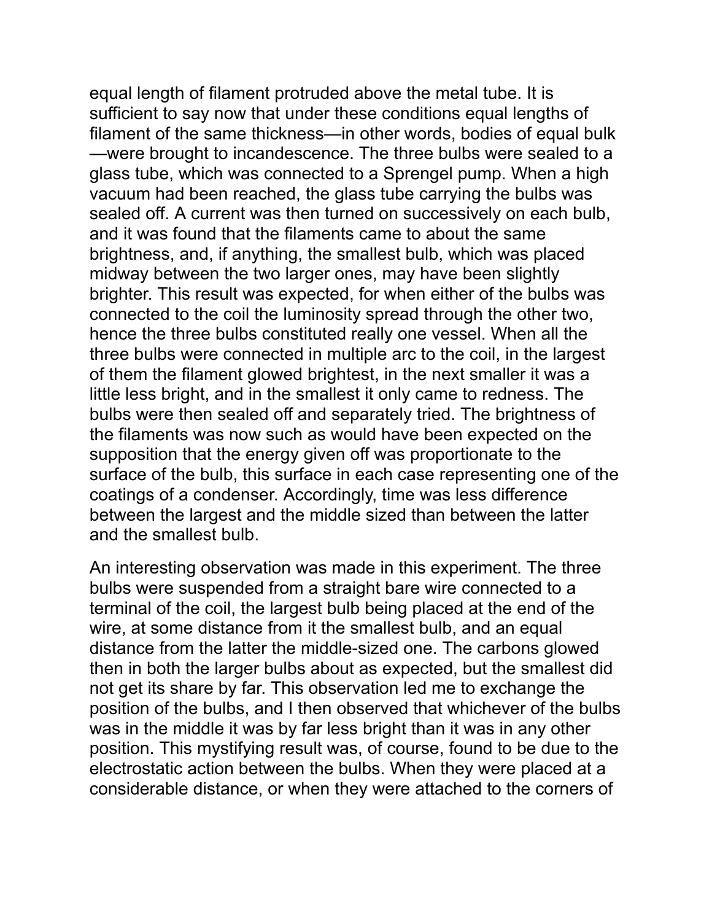equal length of filament protruded above the metal tube. It is sufficient to say now that under these conditions equal lengths of filament of the same thickness—in other words, bodies of equal bulk—were brought to incandescence. The three bulbs were sealed to a glass tube, which was connected to a Sprengel pump. When a high vacuum had been reached, the glass tube carrying the bulbs was sealed off. A current was then turned on successively on each bulb, and it was found that the filaments came to about the same brightness, and, if anything, the smallest bulb, which was placed midway between the two larger ones, may have been slightly brighter. This result was expected, for when either of the bulbs was connected to the coil the luminosity spread through the other two, hence the three bulbs constituted really one vessel. When all the three bulbs were connected in multiple arc to the coil, in the largest of them the filament glowed brightest, in the next smaller it was a little less bright, and in the smallest it only came to redness. The bulbs were then sealed off and separately tried. The brightness of the filaments was now such as would have been expected on the supposition that the energy given off was proportionate to the surface of the bulb, this surface in each case representing one of the coatings of a condenser. Accordingly, time was less difference between the largest and the middle sized than between the latter and the smallest bulb.

An interesting observation was made in this experiment. The three bulbs were suspended from a straight bare wire connected to a terminal of the coil, the largest bulb being placed at the end of the wire, at some distance from it the smallest bulb, and an equal distance from the latter the middle-sized one. The carbons glowed then in both the larger bulbs about as expected, but the smallest did not get its share by far. This observation led me to exchange the position of the bulbs, and I then observed that whichever of the bulbs was in the middle it was by far less bright than it was in any other position. This mystifying result was, of course, found to be due to the electrostatic action between the bulbs. When they were placed at a considerable distance, or when they were attached to the corners of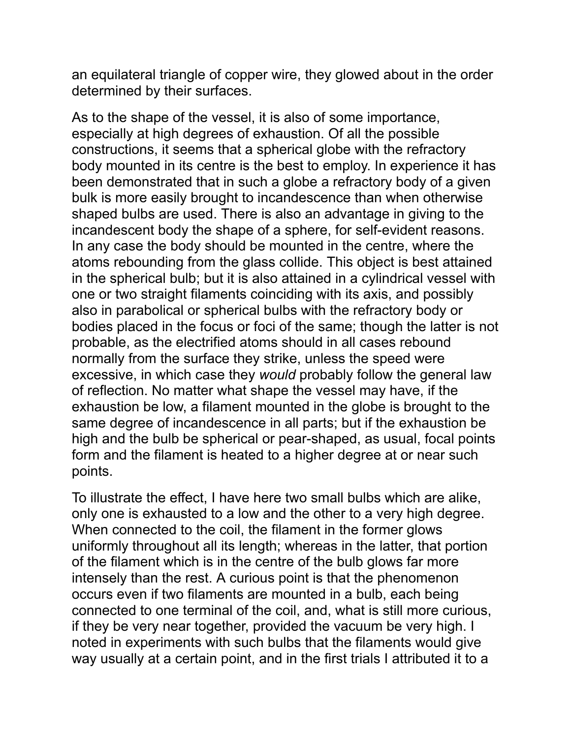an equilateral triangle of copper wire, they glowed about in the order determined by their surfaces.

As to the shape of the vessel, it is also of some importance, especially at high degrees of exhaustion. Of all the possible constructions, it seems that a spherical globe with the refractory body mounted in its centre is the best to employ. In experience it has been demonstrated that in such a globe a refractory body of a given bulk is more easily brought to incandescence than when otherwise shaped bulbs are used. There is also an advantage in giving to the incandescent body the shape of a sphere, for self-evident reasons. In any case the body should be mounted in the centre, where the atoms rebounding from the glass collide. This object is best attained in the spherical bulb; but it is also attained in a cylindrical vessel with one or two straight filaments coinciding with its axis, and possibly also in parabolical or spherical bulbs with the refractory body or bodies placed in the focus or foci of the same; though the latter is not probable, as the electrified atoms should in all cases rebound normally from the surface they strike, unless the speed were excessive, in which case they *would* probably follow the general law of reflection. No matter what shape the vessel may have, if the exhaustion be low, a filament mounted in the globe is brought to the same degree of incandescence in all parts; but if the exhaustion be high and the bulb be spherical or pear-shaped, as usual, focal points form and the filament is heated to a higher degree at or near such points.

To illustrate the effect, I have here two small bulbs which are alike, only one is exhausted to a low and the other to a very high degree. When connected to the coil, the filament in the former glows uniformly throughout all its length; whereas in the latter, that portion of the filament which is in the centre of the bulb glows far more intensely than the rest. A curious point is that the phenomenon occurs even if two filaments are mounted in a bulb, each being connected to one terminal of the coil, and, what is still more curious, if they be very near together, provided the vacuum be very high. I noted in experiments with such bulbs that the filaments would give way usually at a certain point, and in the first trials I attributed it to a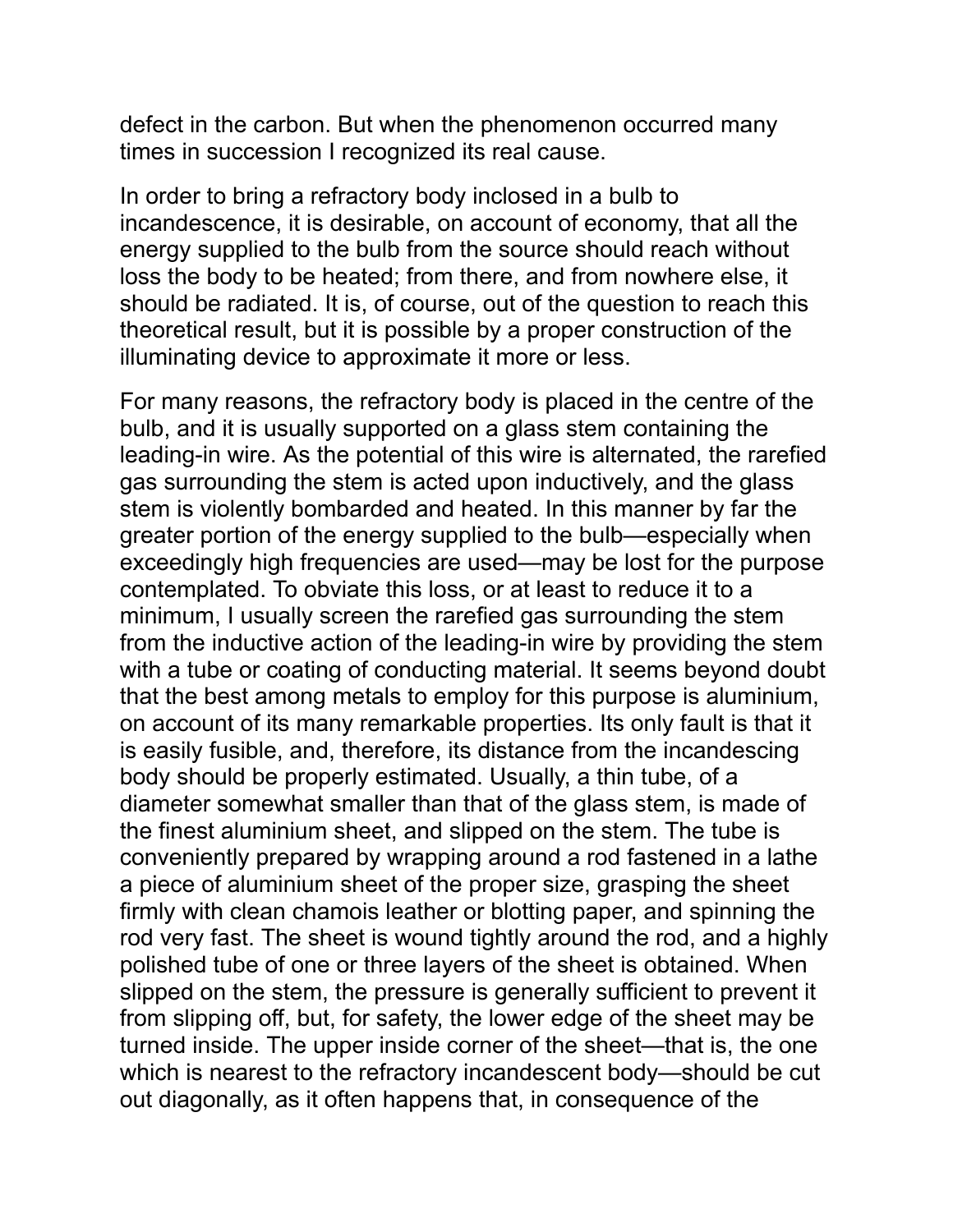defect in the carbon. But when the phenomenon occurred many times in succession I recognized its real cause.

In order to bring a refractory body inclosed in a bulb to incandescence, it is desirable, on account of economy, that all the energy supplied to the bulb from the source should reach without loss the body to be heated; from there, and from nowhere else, it should be radiated. It is, of course, out of the question to reach this theoretical result, but it is possible by a proper construction of the illuminating device to approximate it more or less.

For many reasons, the refractory body is placed in the centre of the bulb, and it is usually supported on a glass stem containing the leading-in wire. As the potential of this wire is alternated, the rarefied gas surrounding the stem is acted upon inductively, and the glass stem is violently bombarded and heated. In this manner by far the greater portion of the energy supplied to the bulb—especially when exceedingly high frequencies are used—may be lost for the purpose contemplated. To obviate this loss, or at least to reduce it to a minimum, I usually screen the rarefied gas surrounding the stem from the inductive action of the leading-in wire by providing the stem with a tube or coating of conducting material. It seems beyond doubt that the best among metals to employ for this purpose is aluminium, on account of its many remarkable properties. Its only fault is that it is easily fusible, and, therefore, its distance from the incandescing body should be properly estimated. Usually, a thin tube, of a diameter somewhat smaller than that of the glass stem, is made of the finest aluminium sheet, and slipped on the stem. The tube is conveniently prepared by wrapping around a rod fastened in a lathe a piece of aluminium sheet of the proper size, grasping the sheet firmly with clean chamois leather or blotting paper, and spinning the rod very fast. The sheet is wound tightly around the rod, and a highly polished tube of one or three layers of the sheet is obtained. When slipped on the stem, the pressure is generally sufficient to prevent it from slipping off, but, for safety, the lower edge of the sheet may be turned inside. The upper inside corner of the sheet—that is, the one which is nearest to the refractory incandescent body—should be cut out diagonally, as it often happens that, in consequence of the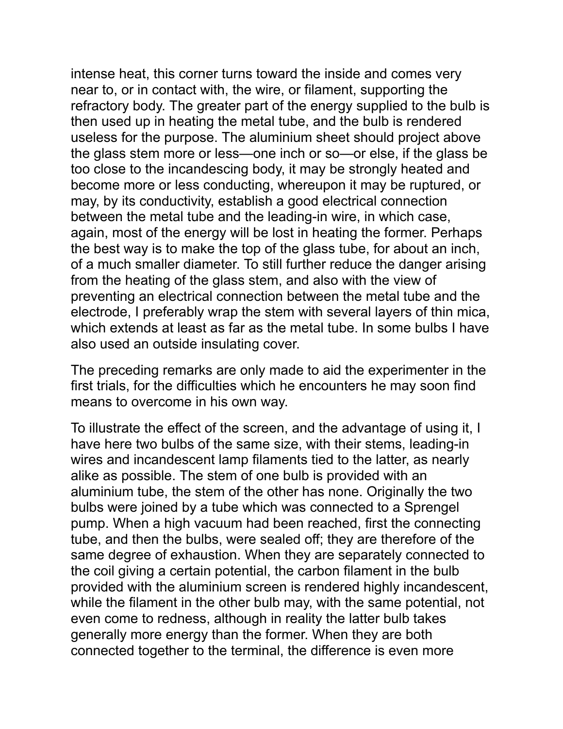intense heat, this corner turns toward the inside and comes very near to, or in contact with, the wire, or filament, supporting the refractory body. The greater part of the energy supplied to the bulb is then used up in heating the metal tube, and the bulb is rendered useless for the purpose. The aluminium sheet should project above the glass stem more or less—one inch or so—or else, if the glass be too close to the incandescing body, it may be strongly heated and become more or less conducting, whereupon it may be ruptured, or may, by its conductivity, establish a good electrical connection between the metal tube and the leading-in wire, in which case, again, most of the energy will be lost in heating the former. Perhaps the best way is to make the top of the glass tube, for about an inch, of a much smaller diameter. To still further reduce the danger arising from the heating of the glass stem, and also with the view of preventing an electrical connection between the metal tube and the electrode, I preferably wrap the stem with several layers of thin mica, which extends at least as far as the metal tube. In some bulbs I have also used an outside insulating cover.

The preceding remarks are only made to aid the experimenter in the first trials, for the difficulties which he encounters he may soon find means to overcome in his own way.

To illustrate the effect of the screen, and the advantage of using it, I have here two bulbs of the same size, with their stems, leading-in wires and incandescent lamp filaments tied to the latter, as nearly alike as possible. The stem of one bulb is provided with an aluminium tube, the stem of the other has none. Originally the two bulbs were joined by a tube which was connected to a Sprengel pump. When a high vacuum had been reached, first the connecting tube, and then the bulbs, were sealed off; they are therefore of the same degree of exhaustion. When they are separately connected to the coil giving a certain potential, the carbon filament in the bulb provided with the aluminium screen is rendered highly incandescent, while the filament in the other bulb may, with the same potential, not even come to redness, although in reality the latter bulb takes generally more energy than the former. When they are both connected together to the terminal, the difference is even more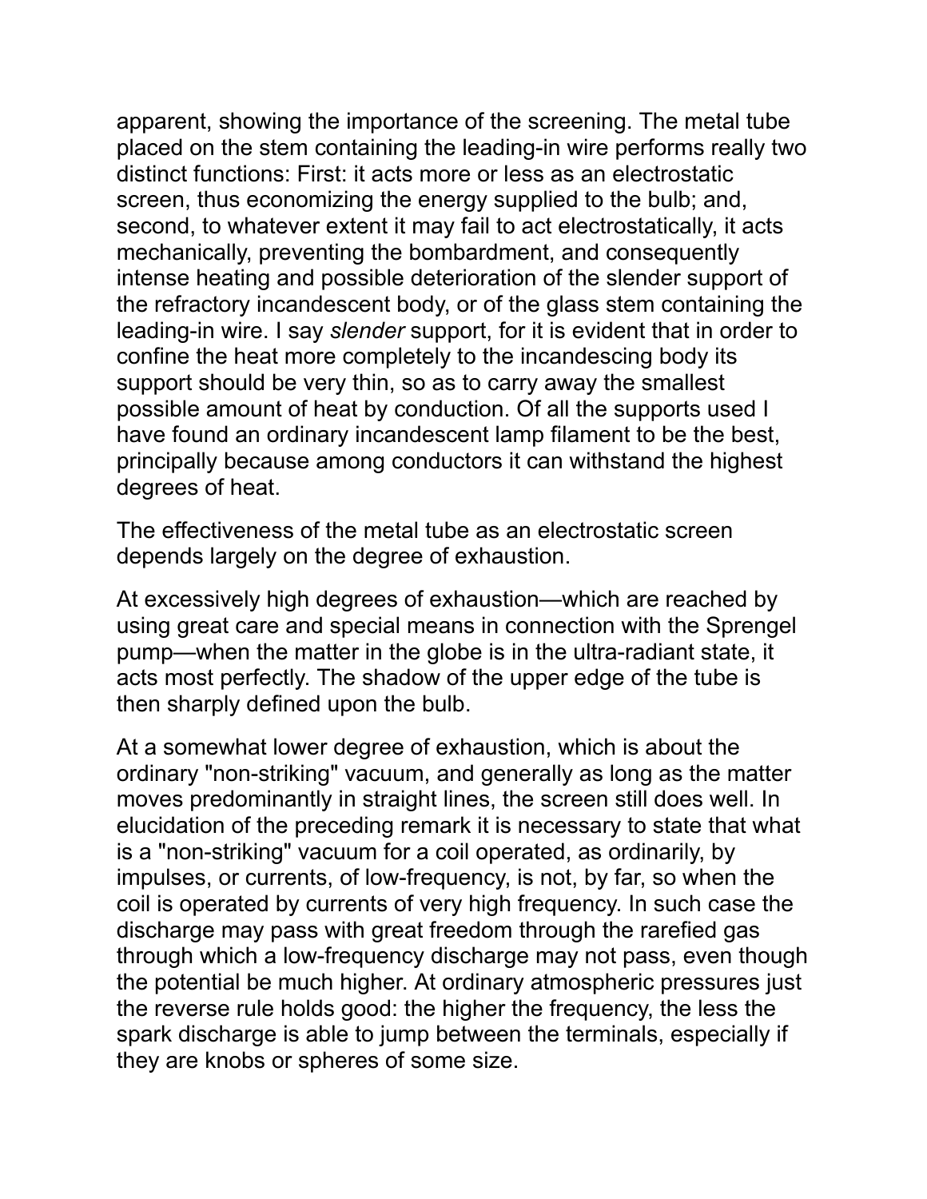apparent, showing the importance of the screening. The metal tube placed on the stem containing the leading-in wire performs really two distinct functions: First: it acts more or less as an electrostatic screen, thus economizing the energy supplied to the bulb; and, second, to whatever extent it may fail to act electrostatically, it acts mechanically, preventing the bombardment, and consequently intense heating and possible deterioration of the slender support of the refractory incandescent body, or of the glass stem containing the leading-in wire. I say *slender* support, for it is evident that in order to confine the heat more completely to the incandescing body its support should be very thin, so as to carry away the smallest possible amount of heat by conduction. Of all the supports used I have found an ordinary incandescent lamp filament to be the best, principally because among conductors it can withstand the highest degrees of heat.

The effectiveness of the metal tube as an electrostatic screen depends largely on the degree of exhaustion.

At excessively high degrees of exhaustion—which are reached by using great care and special means in connection with the Sprengel pump—when the matter in the globe is in the ultra-radiant state, it acts most perfectly. The shadow of the upper edge of the tube is then sharply defined upon the bulb.

At a somewhat lower degree of exhaustion, which is about the ordinary "non-striking" vacuum, and generally as long as the matter moves predominantly in straight lines, the screen still does well. In elucidation of the preceding remark it is necessary to state that what is a "non-striking" vacuum for a coil operated, as ordinarily, by impulses, or currents, of low-frequency, is not, by far, so when the coil is operated by currents of very high frequency. In such case the discharge may pass with great freedom through the rarefied gas through which a low-frequency discharge may not pass, even though the potential be much higher. At ordinary atmospheric pressures just the reverse rule holds good: the higher the frequency, the less the spark discharge is able to jump between the terminals, especially if they are knobs or spheres of some size.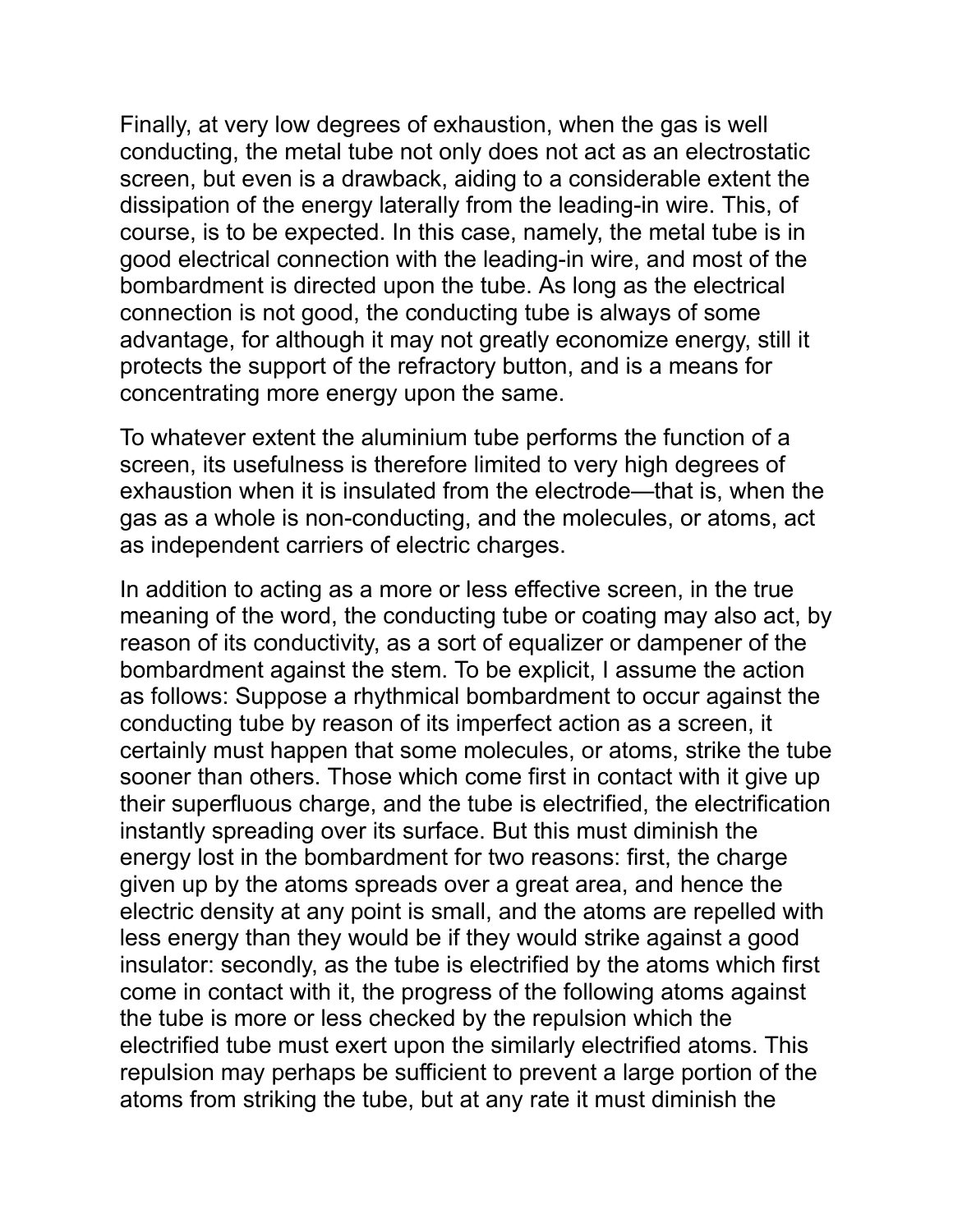Finally, at very low degrees of exhaustion, when the gas is well conducting, the metal tube not only does not act as an electrostatic screen, but even is a drawback, aiding to a considerable extent the dissipation of the energy laterally from the leading-in wire. This, of course, is to be expected. In this case, namely, the metal tube is in good electrical connection with the leading-in wire, and most of the bombardment is directed upon the tube. As long as the electrical connection is not good, the conducting tube is always of some advantage, for although it may not greatly economize energy, still it protects the support of the refractory button, and is a means for concentrating more energy upon the same.

To whatever extent the aluminium tube performs the function of a screen, its usefulness is therefore limited to very high degrees of exhaustion when it is insulated from the electrode—that is, when the gas as a whole is non-conducting, and the molecules, or atoms, act as independent carriers of electric charges.

In addition to acting as a more or less effective screen, in the true meaning of the word, the conducting tube or coating may also act, by reason of its conductivity, as a sort of equalizer or dampener of the bombardment against the stem. To be explicit, I assume the action as follows: Suppose a rhythmical bombardment to occur against the conducting tube by reason of its imperfect action as a screen, it certainly must happen that some molecules, or atoms, strike the tube sooner than others. Those which come first in contact with it give up their superfluous charge, and the tube is electrified, the electrification instantly spreading over its surface. But this must diminish the energy lost in the bombardment for two reasons: first, the charge given up by the atoms spreads over a great area, and hence the electric density at any point is small, and the atoms are repelled with less energy than they would be if they would strike against a good insulator: secondly, as the tube is electrified by the atoms which first come in contact with it, the progress of the following atoms against the tube is more or less checked by the repulsion which the electrified tube must exert upon the similarly electrified atoms. This repulsion may perhaps be sufficient to prevent a large portion of the atoms from striking the tube, but at any rate it must diminish the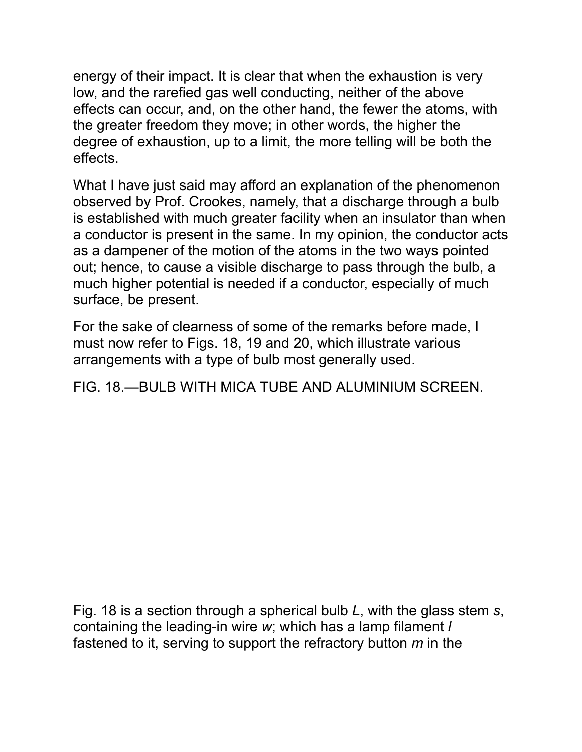energy of their impact. It is clear that when the exhaustion is very low, and the rarefied gas well conducting, neither of the above effects can occur, and, on the other hand, the fewer the atoms, with the greater freedom they move; in other words, the higher the degree of exhaustion, up to a limit, the more telling will be both the effects.

What I have just said may afford an explanation of the phenomenon observed by Prof. Crookes, namely, that a discharge through a bulb is established with much greater facility when an insulator than when a conductor is present in the same. In my opinion, the conductor acts as a dampener of the motion of the atoms in the two ways pointed out; hence, to cause a visible discharge to pass through the bulb, a much higher potential is needed if a conductor, especially of much surface, be present.

For the sake of clearness of some of the remarks before made, I must now refer to Figs. 18, 19 and 20, which illustrate various arrangements with a type of bulb most generally used.

FIG. 18.—BULB WITH MICA TUBE AND ALUMINIUM SCREEN.

Fig. 18 is a section through a spherical bulb *L*, with the glass stem *s*, containing the leading-in wire *w*; which has a lamp filament *l* fastened to it, serving to support the refractory button *m* in the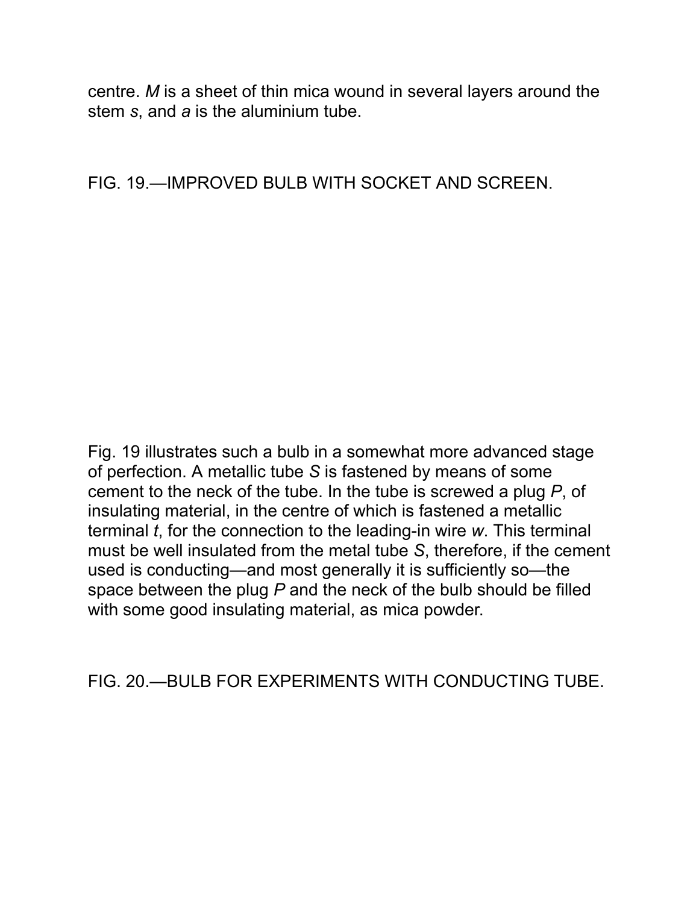centre. *M* is a sheet of thin mica wound in several layers around the stem *s*, and *a* is the aluminium tube.

FIG. 19.—IMPROVED BULB WITH SOCKET AND SCREEN.

Fig. 19 illustrates such a bulb in a somewhat more advanced stage of perfection. A metallic tube *S* is fastened by means of some cement to the neck of the tube. In the tube is screwed a plug *P*, of insulating material, in the centre of which is fastened a metallic terminal *t*, for the connection to the leading-in wire *w*. This terminal must be well insulated from the metal tube *S*, therefore, if the cement used is conducting—and most generally it is sufficiently so—the space between the plug *P* and the neck of the bulb should be filled with some good insulating material, as mica powder.

FIG. 20.—BULB FOR EXPERIMENTS WITH CONDUCTING TUBE.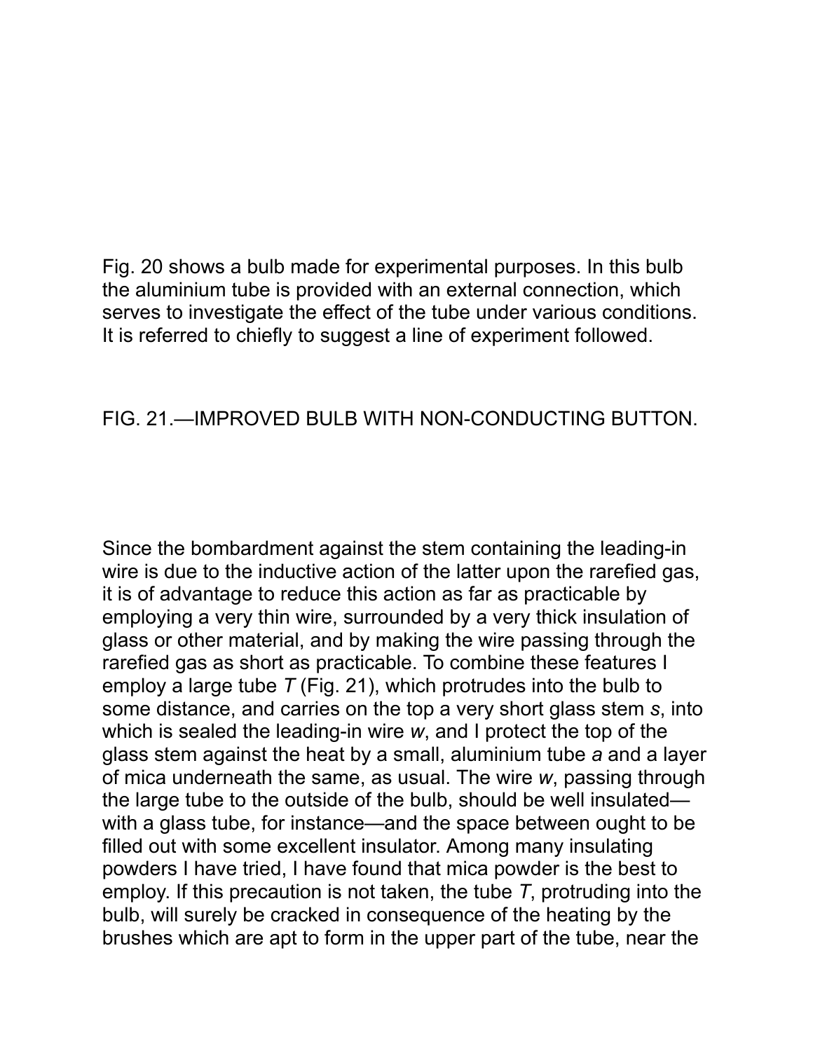Fig. 20 shows a bulb made for experimental purposes. In this bulb the aluminium tube is provided with an external connection, which serves to investigate the effect of the tube under various conditions. It is referred to chiefly to suggest a line of experiment followed.

FIG. 21.—IMPROVED BULB WITH NON-CONDUCTING BUTTON.

Since the bombardment against the stem containing the leading-in wire is due to the inductive action of the latter upon the rarefied gas, it is of advantage to reduce this action as far as practicable by employing a very thin wire, surrounded by a very thick insulation of glass or other material, and by making the wire passing through the rarefied gas as short as practicable. To combine these features I employ a large tube *T* (Fig. 21), which protrudes into the bulb to some distance, and carries on the top a very short glass stem *s*, into which is sealed the leading-in wire *w*, and I protect the top of the glass stem against the heat by a small, aluminium tube *a* and a layer of mica underneath the same, as usual. The wire *w*, passing through the large tube to the outside of the bulb, should be well insulated—with a glass tube, for instance—and the space between ought to be filled out with some excellent insulator. Among many insulating powders I have tried, I have found that mica powder is the best to employ. If this precaution is not taken, the tube *T*, protruding into the bulb, will surely be cracked in consequence of the heating by the brushes which are apt to form in the upper part of the tube, near the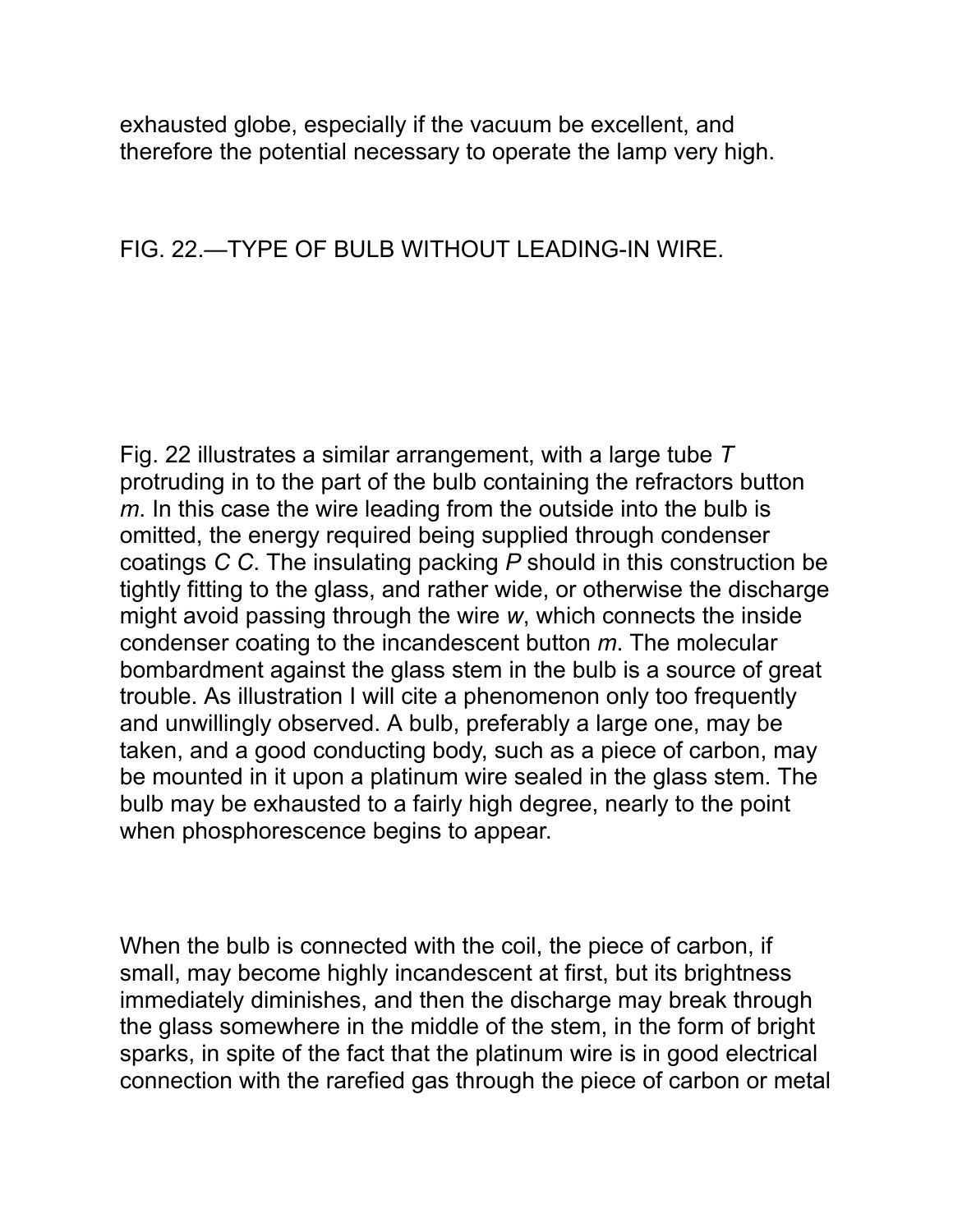exhausted globe, especially if the vacuum be excellent, and therefore the potential necessary to operate the lamp very high.

FIG. 22.—TYPE OF BULB WITHOUT LEADING-IN WIRE.

Fig. 22 illustrates a similar arrangement, with a large tube *T* protruding in to the part of the bulb containing the refractors button *m*. In this case the wire leading from the outside into the bulb is omitted, the energy required being supplied through condenser coatings *C C*. The insulating packing *P* should in this construction be tightly fitting to the glass, and rather wide, or otherwise the discharge might avoid passing through the wire *w*, which connects the inside condenser coating to the incandescent button *m*. The molecular bombardment against the glass stem in the bulb is a source of great trouble. As illustration I will cite a phenomenon only too frequently and unwillingly observed. A bulb, preferably a large one, may be taken, and a good conducting body, such as a piece of carbon, may be mounted in it upon a platinum wire sealed in the glass stem. The bulb may be exhausted to a fairly high degree, nearly to the point when phosphorescence begins to appear.

When the bulb is connected with the coil, the piece of carbon, if small, may become highly incandescent at first, but its brightness immediately diminishes, and then the discharge may break through the glass somewhere in the middle of the stem, in the form of bright sparks, in spite of the fact that the platinum wire is in good electrical connection with the rarefied gas through the piece of carbon or metal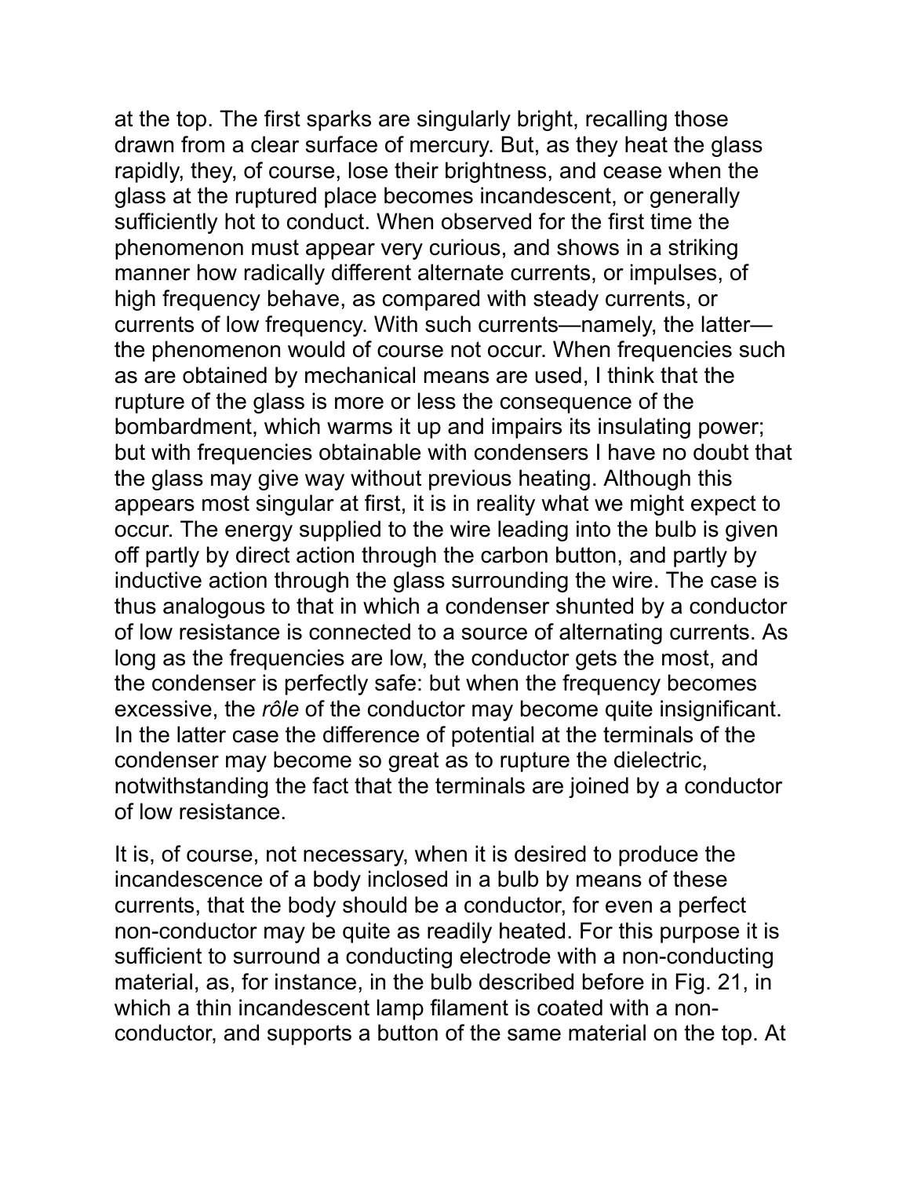at the top. The first sparks are singularly bright, recalling those drawn from a clear surface of mercury. But, as they heat the glass rapidly, they, of course, lose their brightness, and cease when the glass at the ruptured place becomes incandescent, or generally sufficiently hot to conduct. When observed for the first time the phenomenon must appear very curious, and shows in a striking manner how radically different alternate currents, or impulses, of high frequency behave, as compared with steady currents, or currents of low frequency. With such currents—namely, the latter—the phenomenon would of course not occur. When frequencies such as are obtained by mechanical means are used, I think that the rupture of the glass is more or less the consequence of the bombardment, which warms it up and impairs its insulating power; but with frequencies obtainable with condensers I have no doubt that the glass may give way without previous heating. Although this appears most singular at first, it is in reality what we might expect to occur. The energy supplied to the wire leading into the bulb is given off partly by direct action through the carbon button, and partly by inductive action through the glass surrounding the wire. The case is thus analogous to that in which a condenser shunted by a conductor of low resistance is connected to a source of alternating currents. As long as the frequencies are low, the conductor gets the most, and the condenser is perfectly safe: but when the frequency becomes excessive, the *rôle* of the conductor may become quite insignificant. In the latter case the difference of potential at the terminals of the condenser may become so great as to rupture the dielectric, notwithstanding the fact that the terminals are joined by a conductor of low resistance.

It is, of course, not necessary, when it is desired to produce the incandescence of a body inclosed in a bulb by means of these currents, that the body should be a conductor, for even a perfect non-conductor may be quite as readily heated. For this purpose it is sufficient to surround a conducting electrode with a non-conducting material, as, for instance, in the bulb described before in Fig. 21, in which a thin incandescent lamp filament is coated with a non-conductor, and supports a button of the same material on the top. At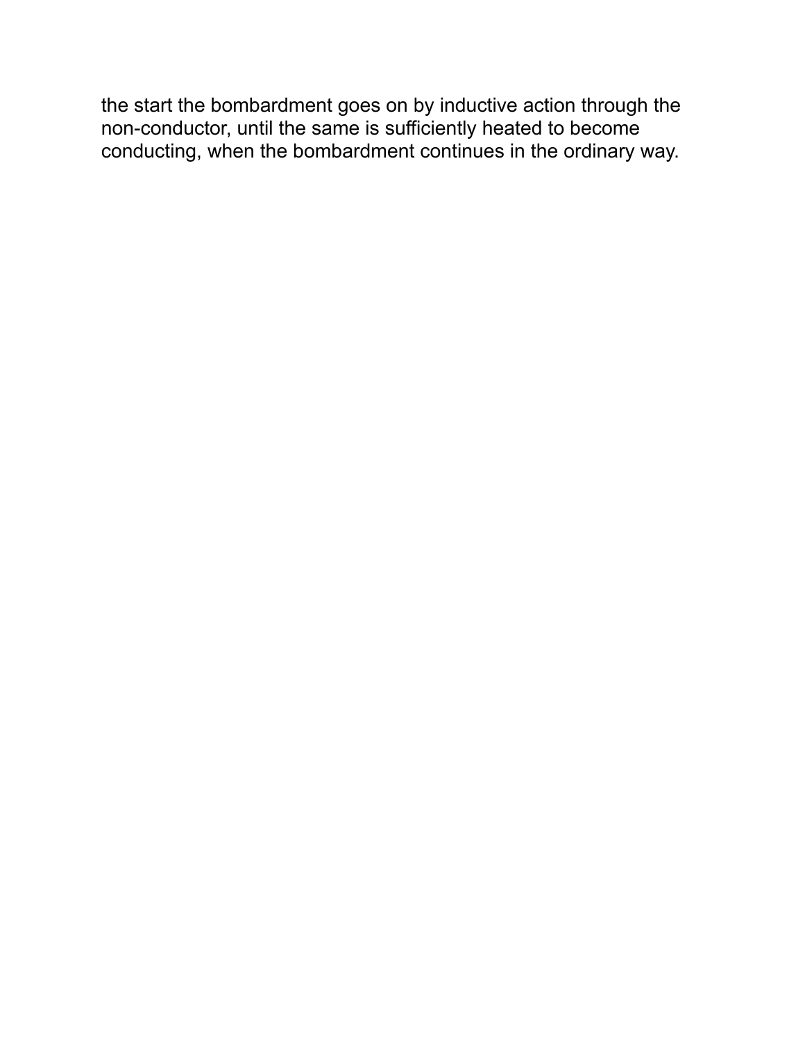the start the bombardment goes on by inductive action through the non-conductor, until the same is sufficiently heated to become conducting, when the bombardment continues in the ordinary way.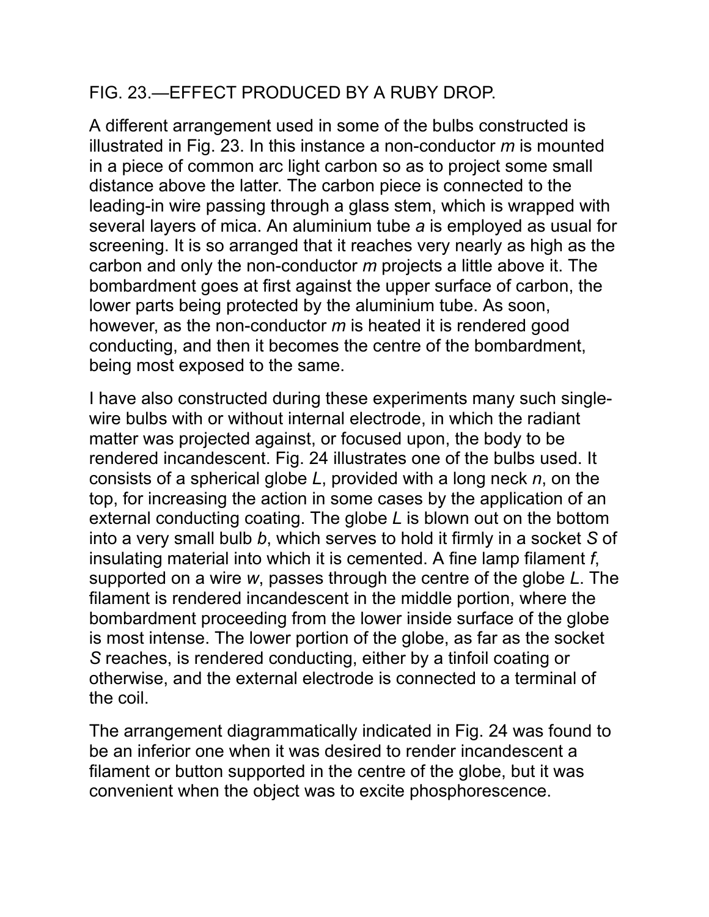FIG. 23.—EFFECT PRODUCED BY A RUBY DROP.

A different arrangement used in some of the bulbs constructed is illustrated in Fig. 23. In this instance a non-conductor *m* is mounted in a piece of common arc light carbon so as to project some small distance above the latter. The carbon piece is connected to the leading-in wire passing through a glass stem, which is wrapped with several layers of mica. An aluminium tube *a* is employed as usual for screening. It is so arranged that it reaches very nearly as high as the carbon and only the non-conductor *m* projects a little above it. The bombardment goes at first against the upper surface of carbon, the lower parts being protected by the aluminium tube. As soon, however, as the non-conductor *m* is heated it is rendered good conducting, and then it becomes the centre of the bombardment, being most exposed to the same.

I have also constructed during these experiments many such single-wire bulbs with or without internal electrode, in which the radiant matter was projected against, or focused upon, the body to be rendered incandescent. Fig. 24 illustrates one of the bulbs used. It consists of a spherical globe *L*, provided with a long neck *n*, on the top, for increasing the action in some cases by the application of an external conducting coating. The globe *L* is blown out on the bottom into a very small bulb *b*, which serves to hold it firmly in a socket *S* of insulating material into which it is cemented. A fine lamp filament *f*, supported on a wire *w*, passes through the centre of the globe *L*. The filament is rendered incandescent in the middle portion, where the bombardment proceeding from the lower inside surface of the globe is most intense. The lower portion of the globe, as far as the socket *S* reaches, is rendered conducting, either by a tinfoil coating or otherwise, and the external electrode is connected to a terminal of the coil.

The arrangement diagrammatically indicated in Fig. 24 was found to be an inferior one when it was desired to render incandescent a filament or button supported in the centre of the globe, but it was convenient when the object was to excite phosphorescence.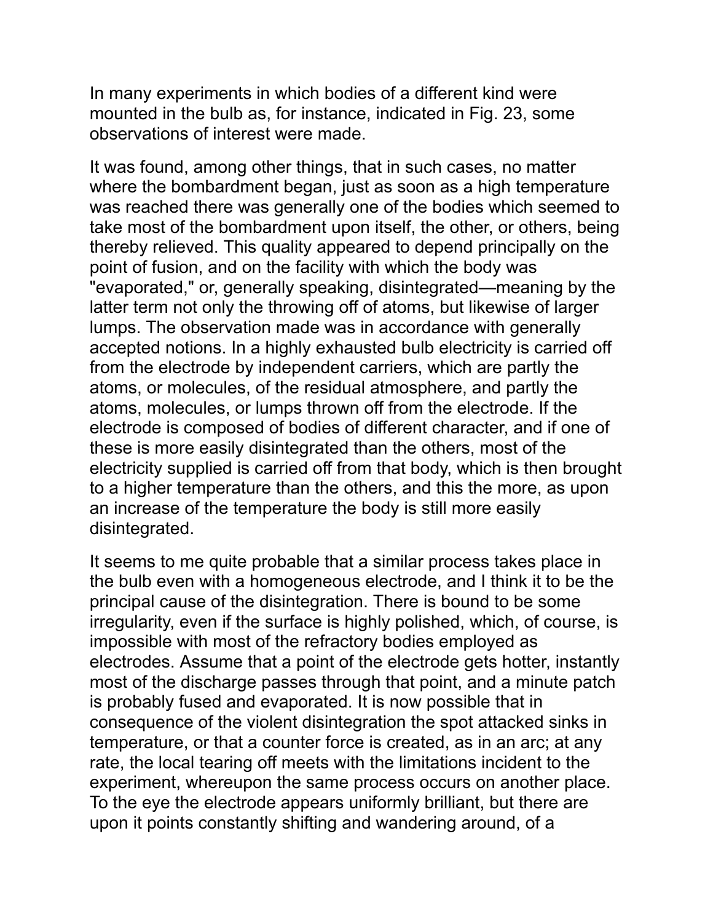In many experiments in which bodies of a different kind were mounted in the bulb as, for instance, indicated in Fig. 23, some observations of interest were made.

It was found, among other things, that in such cases, no matter where the bombardment began, just as soon as a high temperature was reached there was generally one of the bodies which seemed to take most of the bombardment upon itself, the other, or others, being thereby relieved. This quality appeared to depend principally on the point of fusion, and on the facility with which the body was "evaporated," or, generally speaking, disintegrated—meaning by the latter term not only the throwing off of atoms, but likewise of larger lumps. The observation made was in accordance with generally accepted notions. In a highly exhausted bulb electricity is carried off from the electrode by independent carriers, which are partly the atoms, or molecules, of the residual atmosphere, and partly the atoms, molecules, or lumps thrown off from the electrode. If the electrode is composed of bodies of different character, and if one of these is more easily disintegrated than the others, most of the electricity supplied is carried off from that body, which is then brought to a higher temperature than the others, and this the more, as upon an increase of the temperature the body is still more easily disintegrated.

It seems to me quite probable that a similar process takes place in the bulb even with a homogeneous electrode, and I think it to be the principal cause of the disintegration. There is bound to be some irregularity, even if the surface is highly polished, which, of course, is impossible with most of the refractory bodies employed as electrodes. Assume that a point of the electrode gets hotter, instantly most of the discharge passes through that point, and a minute patch is probably fused and evaporated. It is now possible that in consequence of the violent disintegration the spot attacked sinks in temperature, or that a counter force is created, as in an arc; at any rate, the local tearing off meets with the limitations incident to the experiment, whereupon the same process occurs on another place. To the eye the electrode appears uniformly brilliant, but there are upon it points constantly shifting and wandering around, of a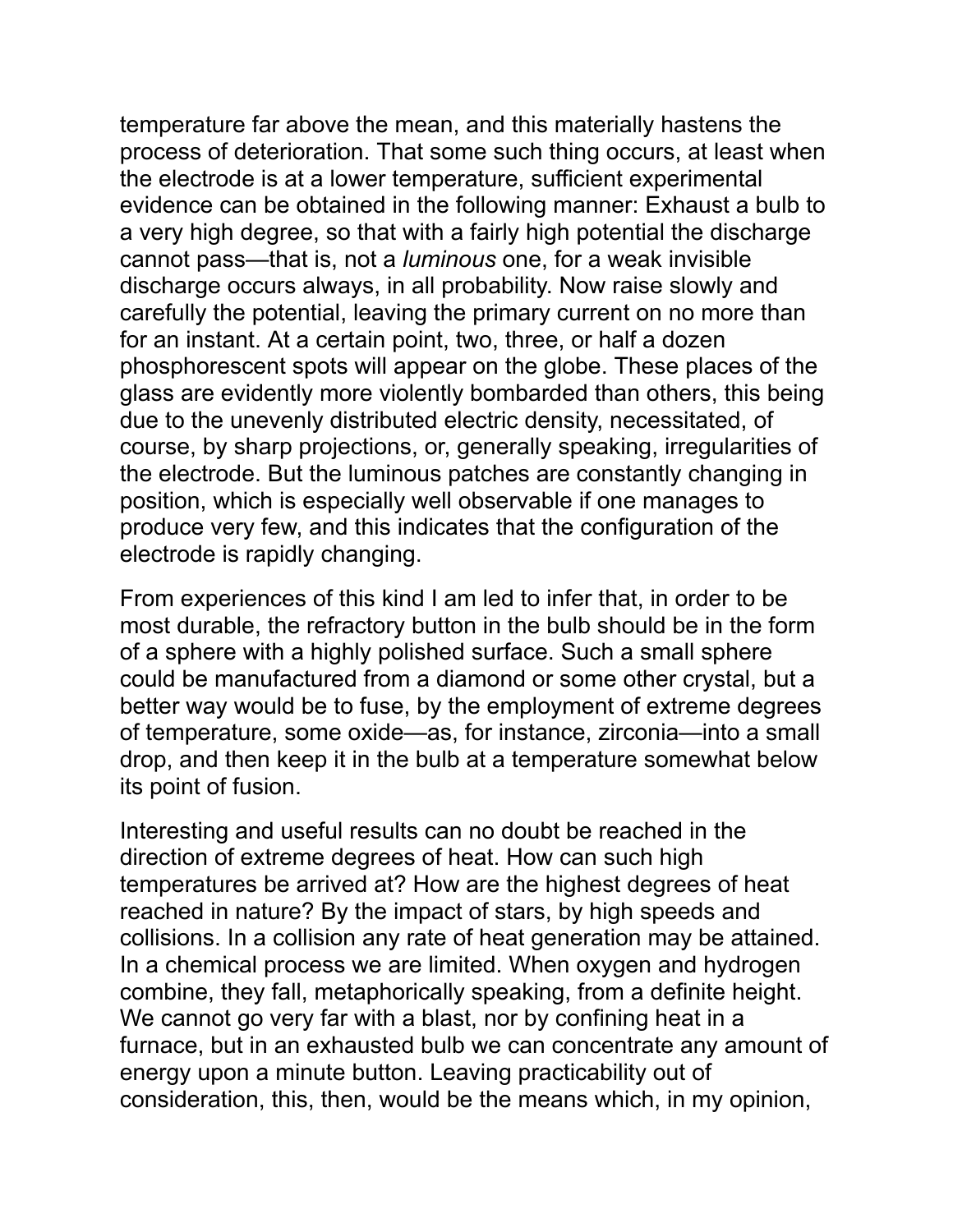temperature far above the mean, and this materially hastens the process of deterioration. That some such thing occurs, at least when the electrode is at a lower temperature, sufficient experimental evidence can be obtained in the following manner: Exhaust a bulb to a very high degree, so that with a fairly high potential the discharge cannot pass—that is, not a *luminous* one, for a weak invisible discharge occurs always, in all probability. Now raise slowly and carefully the potential, leaving the primary current on no more than for an instant. At a certain point, two, three, or half a dozen phosphorescent spots will appear on the globe. These places of the glass are evidently more violently bombarded than others, this being due to the unevenly distributed electric density, necessitated, of course, by sharp projections, or, generally speaking, irregularities of the electrode. But the luminous patches are constantly changing in position, which is especially well observable if one manages to produce very few, and this indicates that the configuration of the electrode is rapidly changing.

From experiences of this kind I am led to infer that, in order to be most durable, the refractory button in the bulb should be in the form of a sphere with a highly polished surface. Such a small sphere could be manufactured from a diamond or some other crystal, but a better way would be to fuse, by the employment of extreme degrees of temperature, some oxide—as, for instance, zirconia—into a small drop, and then keep it in the bulb at a temperature somewhat below its point of fusion.

Interesting and useful results can no doubt be reached in the direction of extreme degrees of heat. How can such high temperatures be arrived at? How are the highest degrees of heat reached in nature? By the impact of stars, by high speeds and collisions. In a collision any rate of heat generation may be attained. In a chemical process we are limited. When oxygen and hydrogen combine, they fall, metaphorically speaking, from a definite height. We cannot go very far with a blast, nor by confining heat in a furnace, but in an exhausted bulb we can concentrate any amount of energy upon a minute button. Leaving practicability out of consideration, this, then, would be the means which, in my opinion,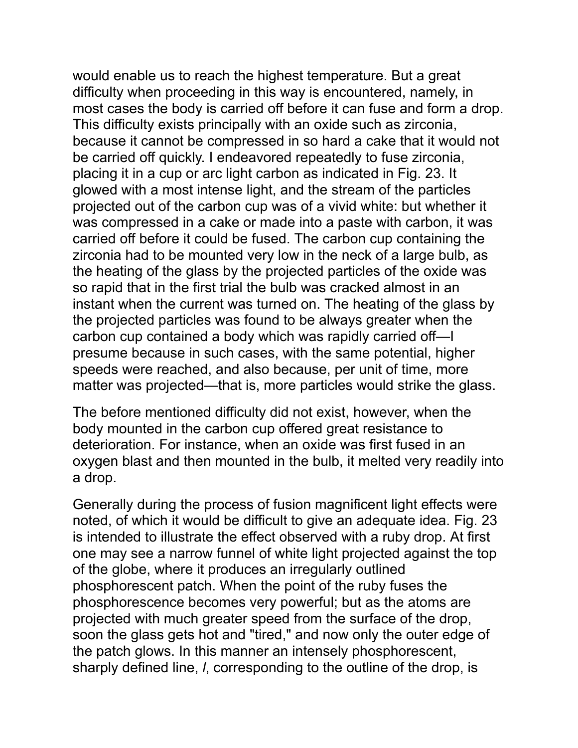would enable us to reach the highest temperature. But a great difficulty when proceeding in this way is encountered, namely, in most cases the body is carried off before it can fuse and form a drop. This difficulty exists principally with an oxide such as zirconia, because it cannot be compressed in so hard a cake that it would not be carried off quickly. I endeavored repeatedly to fuse zirconia, placing it in a cup or arc light carbon as indicated in Fig. 23. It glowed with a most intense light, and the stream of the particles projected out of the carbon cup was of a vivid white: but whether it was compressed in a cake or made into a paste with carbon, it was carried off before it could be fused. The carbon cup containing the zirconia had to be mounted very low in the neck of a large bulb, as the heating of the glass by the projected particles of the oxide was so rapid that in the first trial the bulb was cracked almost in an instant when the current was turned on. The heating of the glass by the projected particles was found to be always greater when the carbon cup contained a body which was rapidly carried off—I presume because in such cases, with the same potential, higher speeds were reached, and also because, per unit of time, more matter was projected—that is, more particles would strike the glass.

The before mentioned difficulty did not exist, however, when the body mounted in the carbon cup offered great resistance to deterioration. For instance, when an oxide was first fused in an oxygen blast and then mounted in the bulb, it melted very readily into a drop.

Generally during the process of fusion magnificent light effects were noted, of which it would be difficult to give an adequate idea. Fig. 23 is intended to illustrate the effect observed with a ruby drop. At first one may see a narrow funnel of white light projected against the top of the globe, where it produces an irregularly outlined phosphorescent patch. When the point of the ruby fuses the phosphorescence becomes very powerful; but as the atoms are projected with much greater speed from the surface of the drop, soon the glass gets hot and "tired," and now only the outer edge of the patch glows. In this manner an intensely phosphorescent, sharply defined line, *l*, corresponding to the outline of the drop, is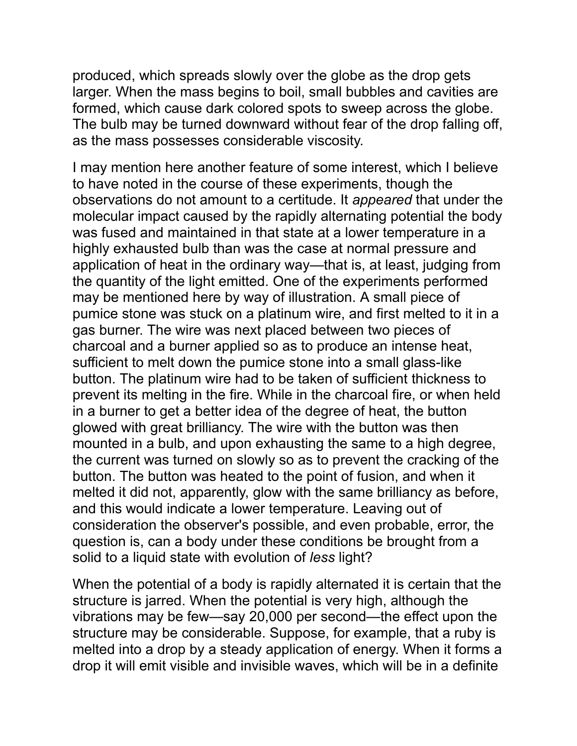produced, which spreads slowly over the globe as the drop gets larger. When the mass begins to boil, small bubbles and cavities are formed, which cause dark colored spots to sweep across the globe. The bulb may be turned downward without fear of the drop falling off, as the mass possesses considerable viscosity.

I may mention here another feature of some interest, which I believe to have noted in the course of these experiments, though the observations do not amount to a certitude. It *appeared* that under the molecular impact caused by the rapidly alternating potential the body was fused and maintained in that state at a lower temperature in a highly exhausted bulb than was the case at normal pressure and application of heat in the ordinary way—that is, at least, judging from the quantity of the light emitted. One of the experiments performed may be mentioned here by way of illustration. A small piece of pumice stone was stuck on a platinum wire, and first melted to it in a gas burner. The wire was next placed between two pieces of charcoal and a burner applied so as to produce an intense heat, sufficient to melt down the pumice stone into a small glass-like button. The platinum wire had to be taken of sufficient thickness to prevent its melting in the fire. While in the charcoal fire, or when held in a burner to get a better idea of the degree of heat, the button glowed with great brilliancy. The wire with the button was then mounted in a bulb, and upon exhausting the same to a high degree, the current was turned on slowly so as to prevent the cracking of the button. The button was heated to the point of fusion, and when it melted it did not, apparently, glow with the same brilliancy as before, and this would indicate a lower temperature. Leaving out of consideration the observer's possible, and even probable, error, the question is, can a body under these conditions be brought from a solid to a liquid state with evolution of *less* light?

When the potential of a body is rapidly alternated it is certain that the structure is jarred. When the potential is very high, although the vibrations may be few—say 20,000 per second—the effect upon the structure may be considerable. Suppose, for example, that a ruby is melted into a drop by a steady application of energy. When it forms a drop it will emit visible and invisible waves, which will be in a definite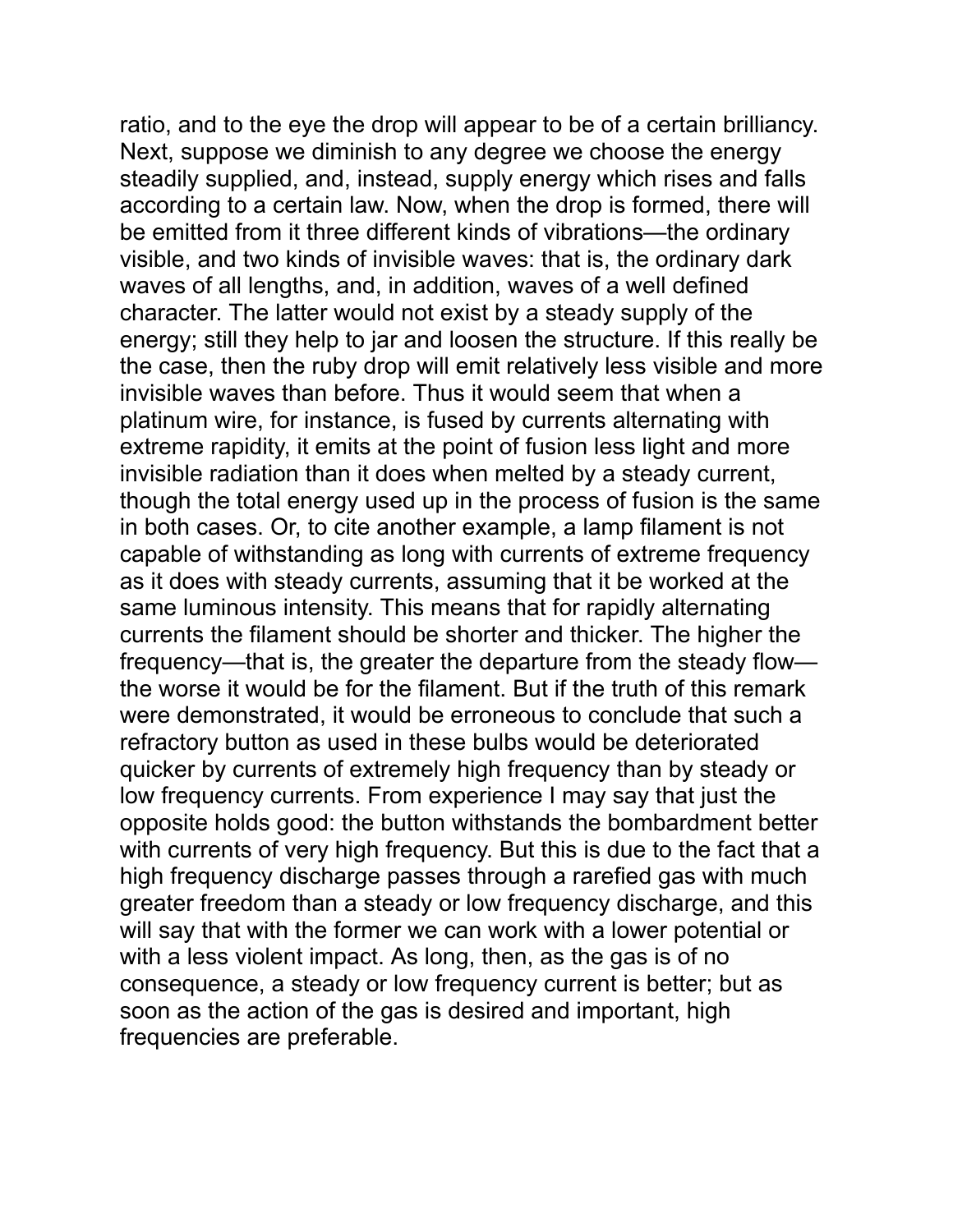ratio, and to the eye the drop will appear to be of a certain brilliancy. Next, suppose we diminish to any degree we choose the energy steadily supplied, and, instead, supply energy which rises and falls according to a certain law. Now, when the drop is formed, there will be emitted from it three different kinds of vibrations—the ordinary visible, and two kinds of invisible waves: that is, the ordinary dark waves of all lengths, and, in addition, waves of a well defined character. The latter would not exist by a steady supply of the energy; still they help to jar and loosen the structure. If this really be the case, then the ruby drop will emit relatively less visible and more invisible waves than before. Thus it would seem that when a platinum wire, for instance, is fused by currents alternating with extreme rapidity, it emits at the point of fusion less light and more invisible radiation than it does when melted by a steady current, though the total energy used up in the process of fusion is the same in both cases. Or, to cite another example, a lamp filament is not capable of withstanding as long with currents of extreme frequency as it does with steady currents, assuming that it be worked at the same luminous intensity. This means that for rapidly alternating currents the filament should be shorter and thicker. The higher the frequency—that is, the greater the departure from the steady flow—the worse it would be for the filament. But if the truth of this remark were demonstrated, it would be erroneous to conclude that such a refractory button as used in these bulbs would be deteriorated quicker by currents of extremely high frequency than by steady or low frequency currents. From experience I may say that just the opposite holds good: the button withstands the bombardment better with currents of very high frequency. But this is due to the fact that a high frequency discharge passes through a rarefied gas with much greater freedom than a steady or low frequency discharge, and this will say that with the former we can work with a lower potential or with a less violent impact. As long, then, as the gas is of no consequence, a steady or low frequency current is better; but as soon as the action of the gas is desired and important, high frequencies are preferable.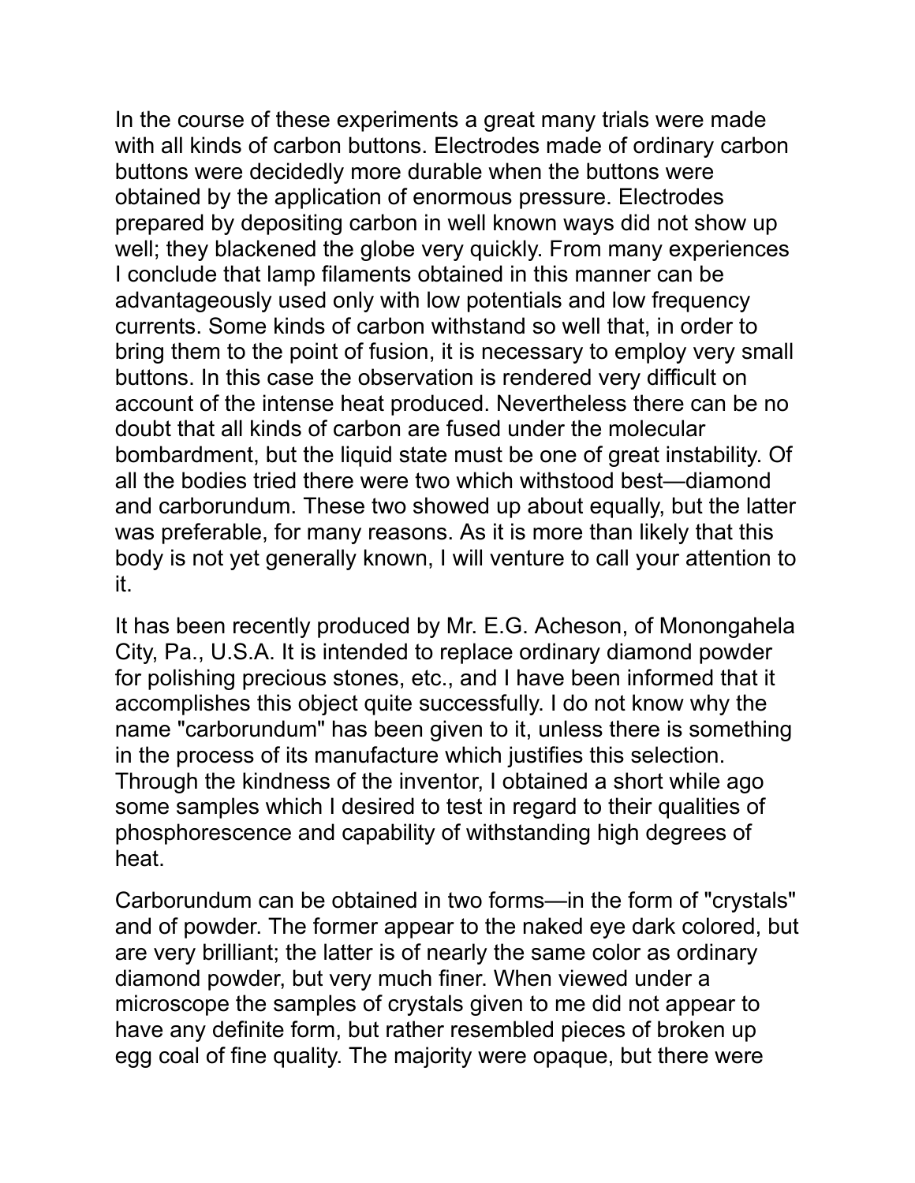In the course of these experiments a great many trials were made with all kinds of carbon buttons. Electrodes made of ordinary carbon buttons were decidedly more durable when the buttons were obtained by the application of enormous pressure. Electrodes prepared by depositing carbon in well known ways did not show up well; they blackened the globe very quickly. From many experiences I conclude that lamp filaments obtained in this manner can be advantageously used only with low potentials and low frequency currents. Some kinds of carbon withstand so well that, in order to bring them to the point of fusion, it is necessary to employ very small buttons. In this case the observation is rendered very difficult on account of the intense heat produced. Nevertheless there can be no doubt that all kinds of carbon are fused under the molecular bombardment, but the liquid state must be one of great instability. Of all the bodies tried there were two which withstood best—diamond and carborundum. These two showed up about equally, but the latter was preferable, for many reasons. As it is more than likely that this body is not yet generally known, I will venture to call your attention to it.

It has been recently produced by Mr. E.G. Acheson, of Monongahela City, Pa., U.S.A. It is intended to replace ordinary diamond powder for polishing precious stones, etc., and I have been informed that it accomplishes this object quite successfully. I do not know why the name "carborundum" has been given to it, unless there is something in the process of its manufacture which justifies this selection. Through the kindness of the inventor, I obtained a short while ago some samples which I desired to test in regard to their qualities of phosphorescence and capability of withstanding high degrees of heat.

Carborundum can be obtained in two forms—in the form of "crystals" and of powder. The former appear to the naked eye dark colored, but are very brilliant; the latter is of nearly the same color as ordinary diamond powder, but very much finer. When viewed under a microscope the samples of crystals given to me did not appear to have any definite form, but rather resembled pieces of broken up egg coal of fine quality. The majority were opaque, but there were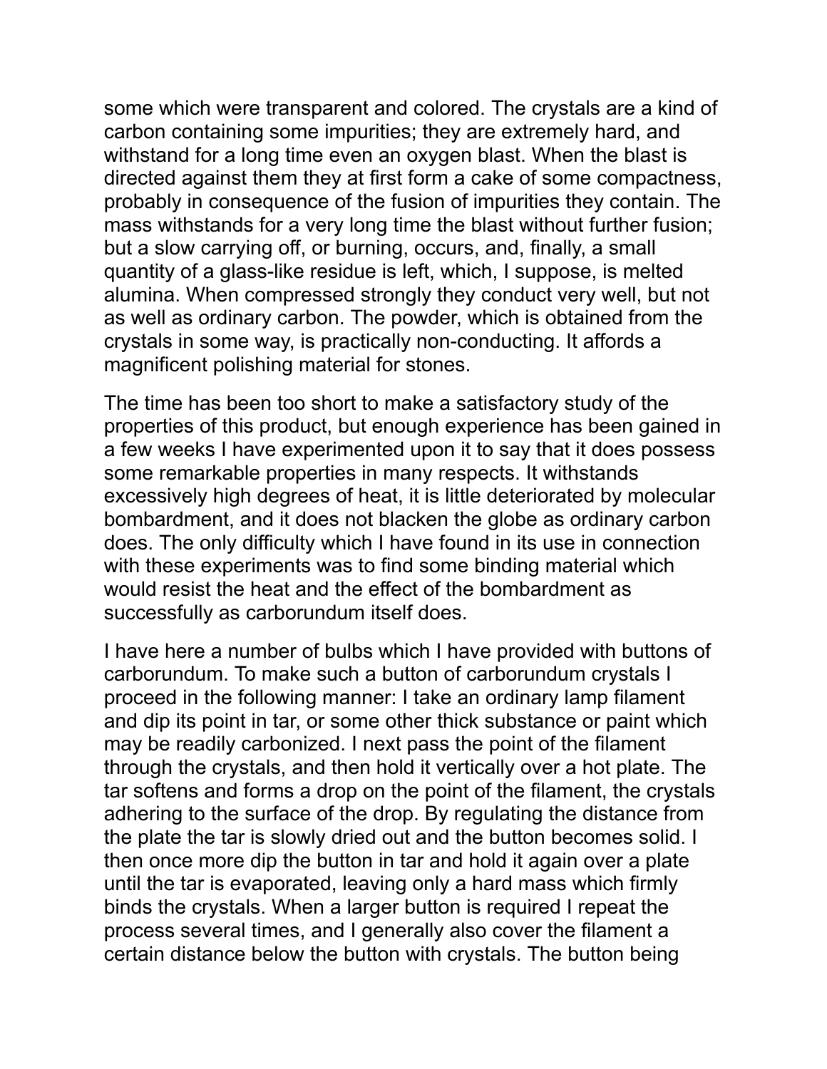some which were transparent and colored. The crystals are a kind of carbon containing some impurities; they are extremely hard, and withstand for a long time even an oxygen blast. When the blast is directed against them they at first form a cake of some compactness, probably in consequence of the fusion of impurities they contain. The mass withstands for a very long time the blast without further fusion; but a slow carrying off, or burning, occurs, and, finally, a small quantity of a glass-like residue is left, which, I suppose, is melted alumina. When compressed strongly they conduct very well, but not as well as ordinary carbon. The powder, which is obtained from the crystals in some way, is practically non-conducting. It affords a magnificent polishing material for stones.

The time has been too short to make a satisfactory study of the properties of this product, but enough experience has been gained in a few weeks I have experimented upon it to say that it does possess some remarkable properties in many respects. It withstands excessively high degrees of heat, it is little deteriorated by molecular bombardment, and it does not blacken the globe as ordinary carbon does. The only difficulty which I have found in its use in connection with these experiments was to find some binding material which would resist the heat and the effect of the bombardment as successfully as carborundum itself does.

I have here a number of bulbs which I have provided with buttons of carborundum. To make such a button of carborundum crystals I proceed in the following manner: I take an ordinary lamp filament and dip its point in tar, or some other thick substance or paint which may be readily carbonized. I next pass the point of the filament through the crystals, and then hold it vertically over a hot plate. The tar softens and forms a drop on the point of the filament, the crystals adhering to the surface of the drop. By regulating the distance from the plate the tar is slowly dried out and the button becomes solid. I then once more dip the button in tar and hold it again over a plate until the tar is evaporated, leaving only a hard mass which firmly binds the crystals. When a larger button is required I repeat the process several times, and I generally also cover the filament a certain distance below the button with crystals. The button being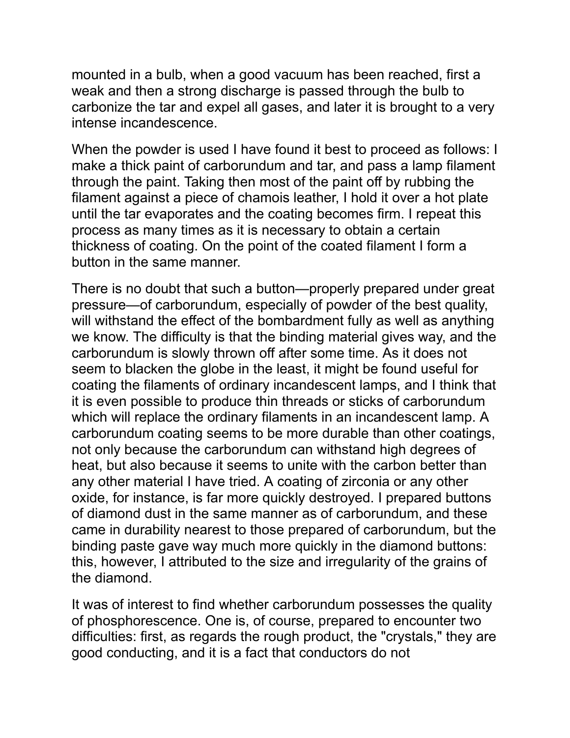mounted in a bulb, when a good vacuum has been reached, first a weak and then a strong discharge is passed through the bulb to carbonize the tar and expel all gases, and later it is brought to a very intense incandescence.

When the powder is used I have found it best to proceed as follows: I make a thick paint of carborundum and tar, and pass a lamp filament through the paint. Taking then most of the paint off by rubbing the filament against a piece of chamois leather, I hold it over a hot plate until the tar evaporates and the coating becomes firm. I repeat this process as many times as it is necessary to obtain a certain thickness of coating. On the point of the coated filament I form a button in the same manner.

There is no doubt that such a button—properly prepared under great pressure—of carborundum, especially of powder of the best quality, will withstand the effect of the bombardment fully as well as anything we know. The difficulty is that the binding material gives way, and the carborundum is slowly thrown off after some time. As it does not seem to blacken the globe in the least, it might be found useful for coating the filaments of ordinary incandescent lamps, and I think that it is even possible to produce thin threads or sticks of carborundum which will replace the ordinary filaments in an incandescent lamp. A carborundum coating seems to be more durable than other coatings, not only because the carborundum can withstand high degrees of heat, but also because it seems to unite with the carbon better than any other material I have tried. A coating of zirconia or any other oxide, for instance, is far more quickly destroyed. I prepared buttons of diamond dust in the same manner as of carborundum, and these came in durability nearest to those prepared of carborundum, but the binding paste gave way much more quickly in the diamond buttons: this, however, I attributed to the size and irregularity of the grains of the diamond.

It was of interest to find whether carborundum possesses the quality of phosphorescence. One is, of course, prepared to encounter two difficulties: first, as regards the rough product, the "crystals," they are good conducting, and it is a fact that conductors do not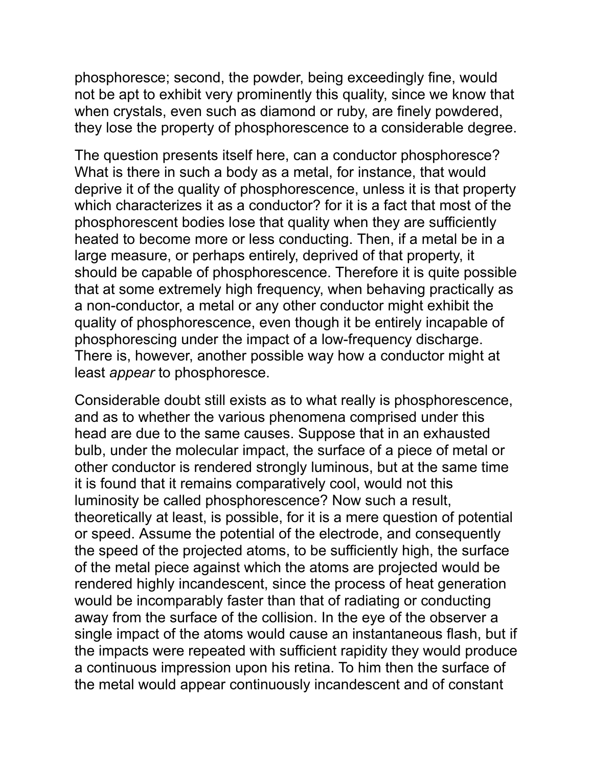phosphoresce; second, the powder, being exceedingly fine, would not be apt to exhibit very prominently this quality, since we know that when crystals, even such as diamond or ruby, are finely powdered, they lose the property of phosphorescence to a considerable degree.

The question presents itself here, can a conductor phosphoresce? What is there in such a body as a metal, for instance, that would deprive it of the quality of phosphorescence, unless it is that property which characterizes it as a conductor? for it is a fact that most of the phosphorescent bodies lose that quality when they are sufficiently heated to become more or less conducting. Then, if a metal be in a large measure, or perhaps entirely, deprived of that property, it should be capable of phosphorescence. Therefore it is quite possible that at some extremely high frequency, when behaving practically as a non-conductor, a metal or any other conductor might exhibit the quality of phosphorescence, even though it be entirely incapable of phosphorescing under the impact of a low-frequency discharge. There is, however, another possible way how a conductor might at least *appear* to phosphoresce.

Considerable doubt still exists as to what really is phosphorescence, and as to whether the various phenomena comprised under this head are due to the same causes. Suppose that in an exhausted bulb, under the molecular impact, the surface of a piece of metal or other conductor is rendered strongly luminous, but at the same time it is found that it remains comparatively cool, would not this luminosity be called phosphorescence? Now such a result, theoretically at least, is possible, for it is a mere question of potential or speed. Assume the potential of the electrode, and consequently the speed of the projected atoms, to be sufficiently high, the surface of the metal piece against which the atoms are projected would be rendered highly incandescent, since the process of heat generation would be incomparably faster than that of radiating or conducting away from the surface of the collision. In the eye of the observer a single impact of the atoms would cause an instantaneous flash, but if the impacts were repeated with sufficient rapidity they would produce a continuous impression upon his retina. To him then the surface of the metal would appear continuously incandescent and of constant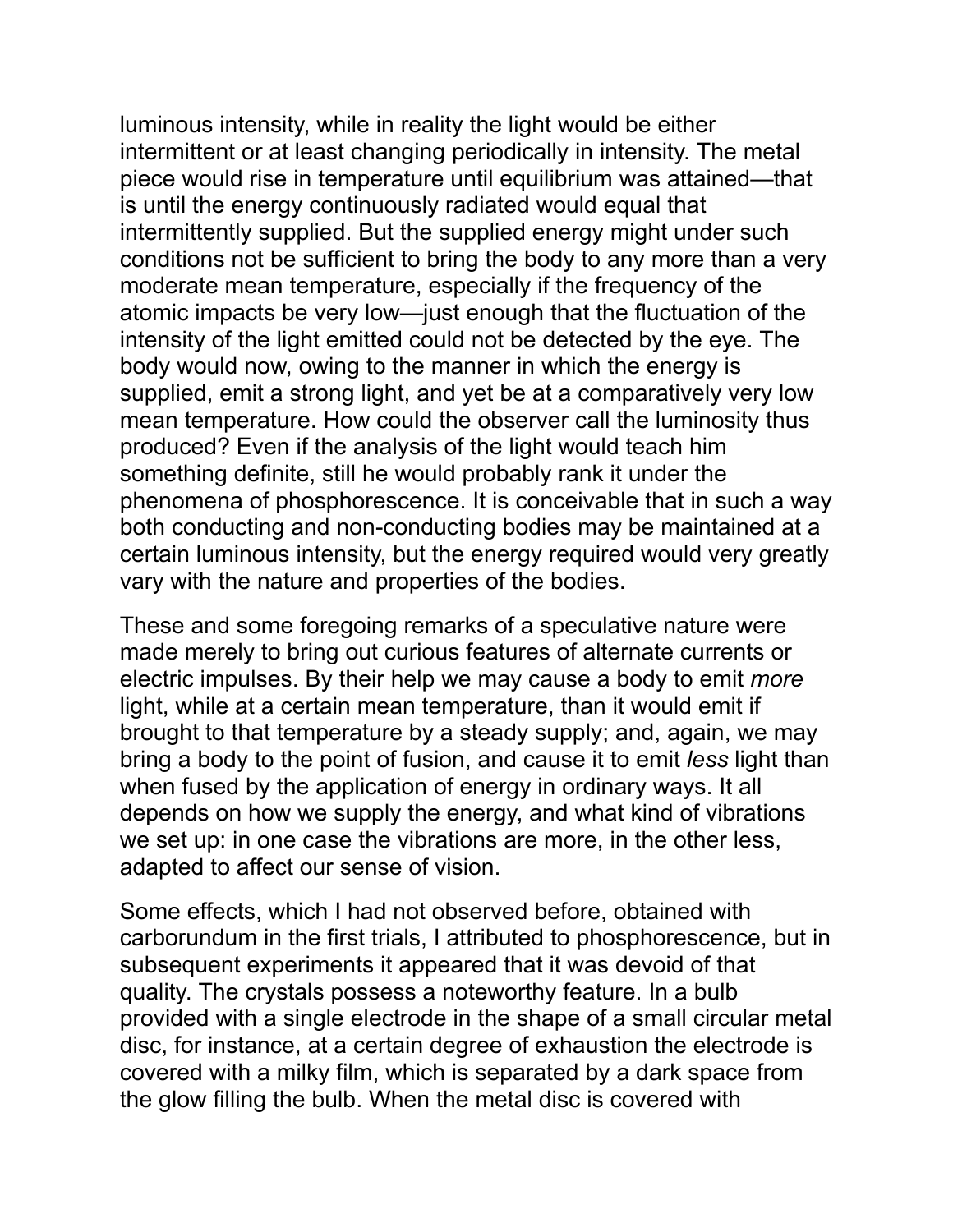luminous intensity, while in reality the light would be either intermittent or at least changing periodically in intensity. The metal piece would rise in temperature until equilibrium was attained—that is until the energy continuously radiated would equal that intermittently supplied. But the supplied energy might under such conditions not be sufficient to bring the body to any more than a very moderate mean temperature, especially if the frequency of the atomic impacts be very low—just enough that the fluctuation of the intensity of the light emitted could not be detected by the eye. The body would now, owing to the manner in which the energy is supplied, emit a strong light, and yet be at a comparatively very low mean temperature. How could the observer call the luminosity thus produced? Even if the analysis of the light would teach him something definite, still he would probably rank it under the phenomena of phosphorescence. It is conceivable that in such a way both conducting and non-conducting bodies may be maintained at a certain luminous intensity, but the energy required would very greatly vary with the nature and properties of the bodies.

These and some foregoing remarks of a speculative nature were made merely to bring out curious features of alternate currents or electric impulses. By their help we may cause a body to emit *more* light, while at a certain mean temperature, than it would emit if brought to that temperature by a steady supply; and, again, we may bring a body to the point of fusion, and cause it to emit *less* light than when fused by the application of energy in ordinary ways. It all depends on how we supply the energy, and what kind of vibrations we set up: in one case the vibrations are more, in the other less, adapted to affect our sense of vision.

Some effects, which I had not observed before, obtained with carborundum in the first trials, I attributed to phosphorescence, but in subsequent experiments it appeared that it was devoid of that quality. The crystals possess a noteworthy feature. In a bulb provided with a single electrode in the shape of a small circular metal disc, for instance, at a certain degree of exhaustion the electrode is covered with a milky film, which is separated by a dark space from the glow filling the bulb. When the metal disc is covered with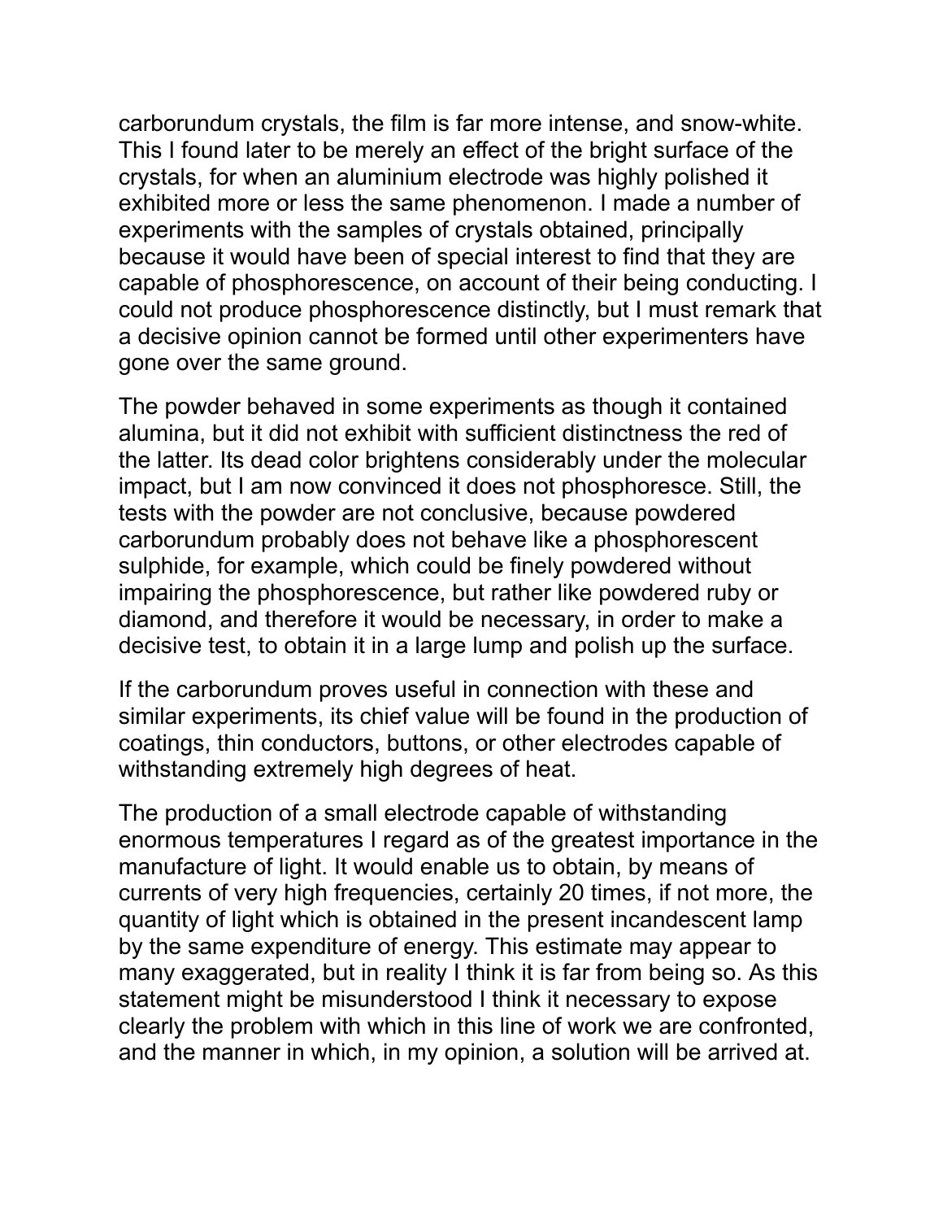carborundum crystals, the film is far more intense, and snow-white. This I found later to be merely an effect of the bright surface of the crystals, for when an aluminium electrode was highly polished it exhibited more or less the same phenomenon. I made a number of experiments with the samples of crystals obtained, principally because it would have been of special interest to find that they are capable of phosphorescence, on account of their being conducting. I could not produce phosphorescence distinctly, but I must remark that a decisive opinion cannot be formed until other experimenters have gone over the same ground.

The powder behaved in some experiments as though it contained alumina, but it did not exhibit with sufficient distinctness the red of the latter. Its dead color brightens considerably under the molecular impact, but I am now convinced it does not phosphoresce. Still, the tests with the powder are not conclusive, because powdered carborundum probably does not behave like a phosphorescent sulphide, for example, which could be finely powdered without impairing the phosphorescence, but rather like powdered ruby or diamond, and therefore it would be necessary, in order to make a decisive test, to obtain it in a large lump and polish up the surface.

If the carborundum proves useful in connection with these and similar experiments, its chief value will be found in the production of coatings, thin conductors, buttons, or other electrodes capable of withstanding extremely high degrees of heat.

The production of a small electrode capable of withstanding enormous temperatures I regard as of the greatest importance in the manufacture of light. It would enable us to obtain, by means of currents of very high frequencies, certainly 20 times, if not more, the quantity of light which is obtained in the present incandescent lamp by the same expenditure of energy. This estimate may appear to many exaggerated, but in reality I think it is far from being so. As this statement might be misunderstood I think it necessary to expose clearly the problem with which in this line of work we are confronted, and the manner in which, in my opinion, a solution will be arrived at.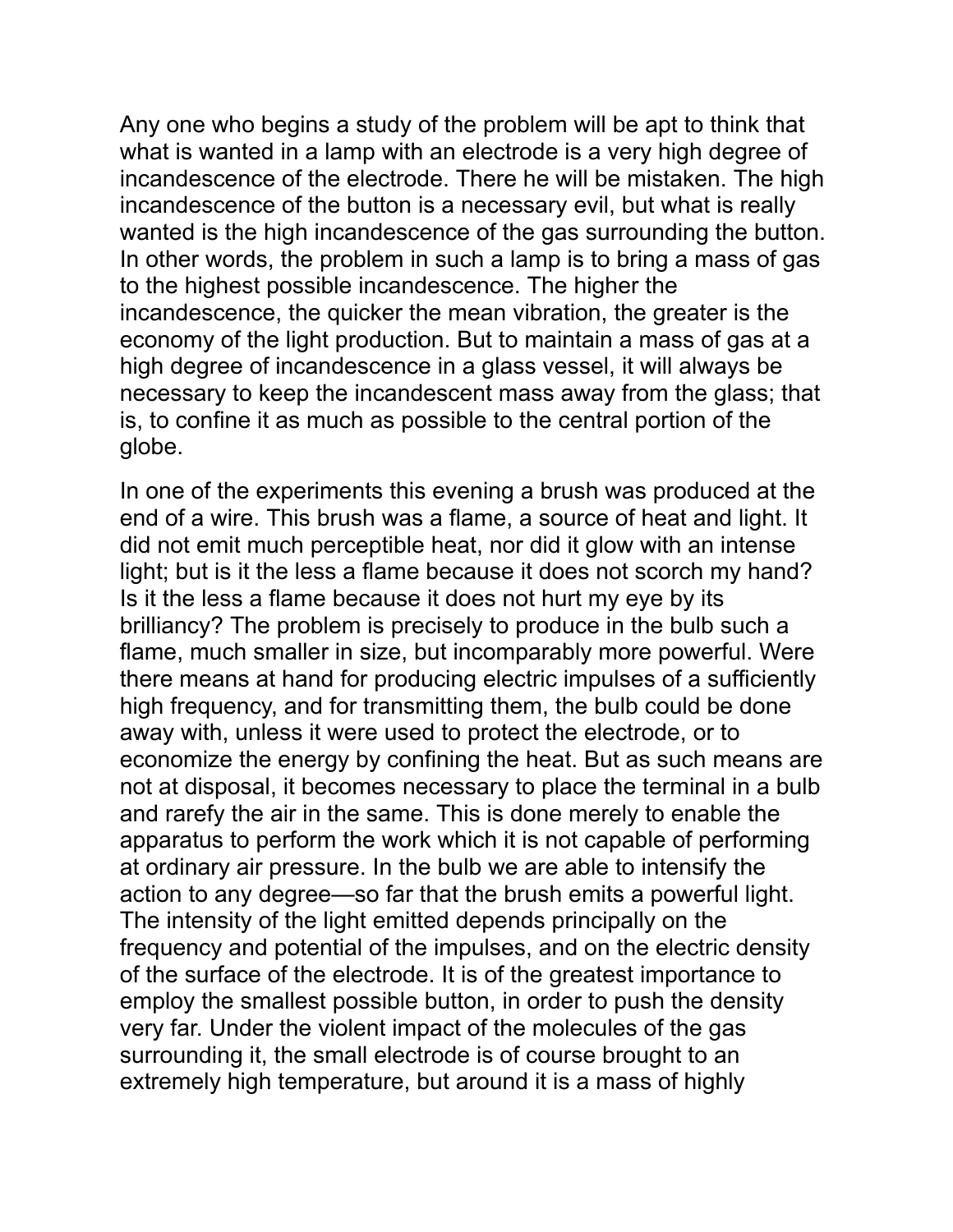Any one who begins a study of the problem will be apt to think that what is wanted in a lamp with an electrode is a very high degree of incandescence of the electrode. There he will be mistaken. The high incandescence of the button is a necessary evil, but what is really wanted is the high incandescence of the gas surrounding the button. In other words, the problem in such a lamp is to bring a mass of gas to the highest possible incandescence. The higher the incandescence, the quicker the mean vibration, the greater is the economy of the light production. But to maintain a mass of gas at a high degree of incandescence in a glass vessel, it will always be necessary to keep the incandescent mass away from the glass; that is, to confine it as much as possible to the central portion of the globe.

In one of the experiments this evening a brush was produced at the end of a wire. This brush was a flame, a source of heat and light. It did not emit much perceptible heat, nor did it glow with an intense light; but is it the less a flame because it does not scorch my hand? Is it the less a flame because it does not hurt my eye by its brilliancy? The problem is precisely to produce in the bulb such a flame, much smaller in size, but incomparably more powerful. Were there means at hand for producing electric impulses of a sufficiently high frequency, and for transmitting them, the bulb could be done away with, unless it were used to protect the electrode, or to economize the energy by confining the heat. But as such means are not at disposal, it becomes necessary to place the terminal in a bulb and rarefy the air in the same. This is done merely to enable the apparatus to perform the work which it is not capable of performing at ordinary air pressure. In the bulb we are able to intensify the action to any degree—so far that the brush emits a powerful light. The intensity of the light emitted depends principally on the frequency and potential of the impulses, and on the electric density of the surface of the electrode. It is of the greatest importance to employ the smallest possible button, in order to push the density very far. Under the violent impact of the molecules of the gas surrounding it, the small electrode is of course brought to an extremely high temperature, but around it is a mass of highly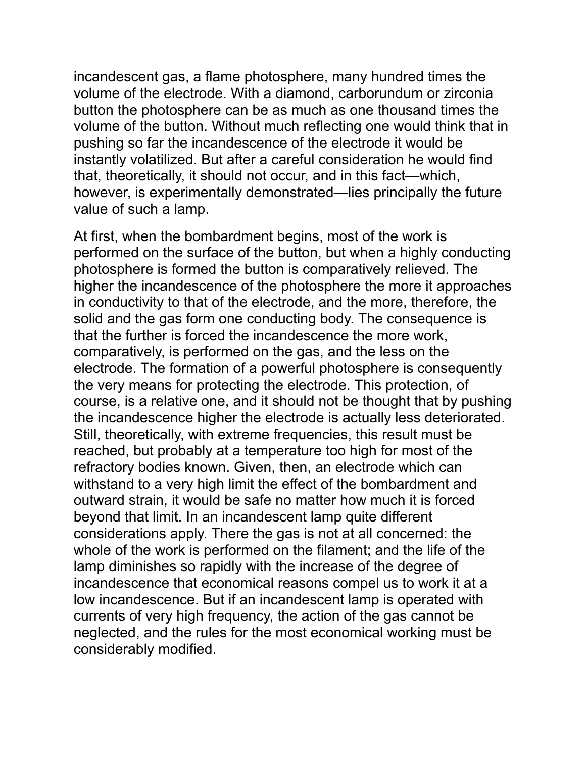incandescent gas, a flame photosphere, many hundred times the volume of the electrode. With a diamond, carborundum or zirconia button the photosphere can be as much as one thousand times the volume of the button. Without much reflecting one would think that in pushing so far the incandescence of the electrode it would be instantly volatilized. But after a careful consideration he would find that, theoretically, it should not occur, and in this fact—which, however, is experimentally demonstrated—lies principally the future value of such a lamp.

At first, when the bombardment begins, most of the work is performed on the surface of the button, but when a highly conducting photosphere is formed the button is comparatively relieved. The higher the incandescence of the photosphere the more it approaches in conductivity to that of the electrode, and the more, therefore, the solid and the gas form one conducting body. The consequence is that the further is forced the incandescence the more work, comparatively, is performed on the gas, and the less on the electrode. The formation of a powerful photosphere is consequently the very means for protecting the electrode. This protection, of course, is a relative one, and it should not be thought that by pushing the incandescence higher the electrode is actually less deteriorated. Still, theoretically, with extreme frequencies, this result must be reached, but probably at a temperature too high for most of the refractory bodies known. Given, then, an electrode which can withstand to a very high limit the effect of the bombardment and outward strain, it would be safe no matter how much it is forced beyond that limit. In an incandescent lamp quite different considerations apply. There the gas is not at all concerned: the whole of the work is performed on the filament; and the life of the lamp diminishes so rapidly with the increase of the degree of incandescence that economical reasons compel us to work it at a low incandescence. But if an incandescent lamp is operated with currents of very high frequency, the action of the gas cannot be neglected, and the rules for the most economical working must be considerably modified.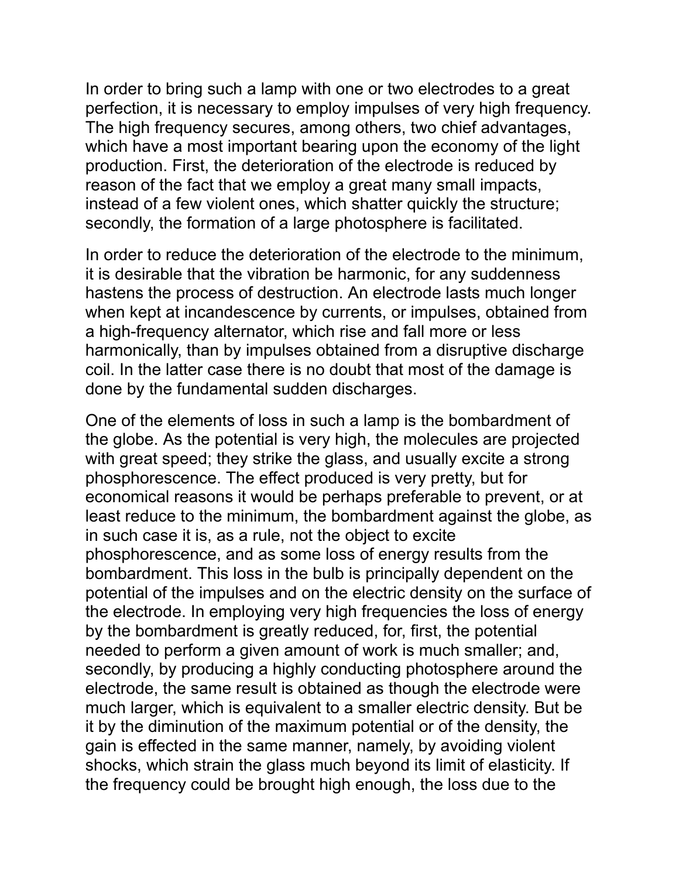In order to bring such a lamp with one or two electrodes to a great perfection, it is necessary to employ impulses of very high frequency. The high frequency secures, among others, two chief advantages, which have a most important bearing upon the economy of the light production. First, the deterioration of the electrode is reduced by reason of the fact that we employ a great many small impacts, instead of a few violent ones, which shatter quickly the structure; secondly, the formation of a large photosphere is facilitated.

In order to reduce the deterioration of the electrode to the minimum, it is desirable that the vibration be harmonic, for any suddenness hastens the process of destruction. An electrode lasts much longer when kept at incandescence by currents, or impulses, obtained from a high-frequency alternator, which rise and fall more or less harmonically, than by impulses obtained from a disruptive discharge coil. In the latter case there is no doubt that most of the damage is done by the fundamental sudden discharges.

One of the elements of loss in such a lamp is the bombardment of the globe. As the potential is very high, the molecules are projected with great speed; they strike the glass, and usually excite a strong phosphorescence. The effect produced is very pretty, but for economical reasons it would be perhaps preferable to prevent, or at least reduce to the minimum, the bombardment against the globe, as in such case it is, as a rule, not the object to excite phosphorescence, and as some loss of energy results from the bombardment. This loss in the bulb is principally dependent on the potential of the impulses and on the electric density on the surface of the electrode. In employing very high frequencies the loss of energy by the bombardment is greatly reduced, for, first, the potential needed to perform a given amount of work is much smaller; and, secondly, by producing a highly conducting photosphere around the electrode, the same result is obtained as though the electrode were much larger, which is equivalent to a smaller electric density. But be it by the diminution of the maximum potential or of the density, the gain is effected in the same manner, namely, by avoiding violent shocks, which strain the glass much beyond its limit of elasticity. If the frequency could be brought high enough, the loss due to the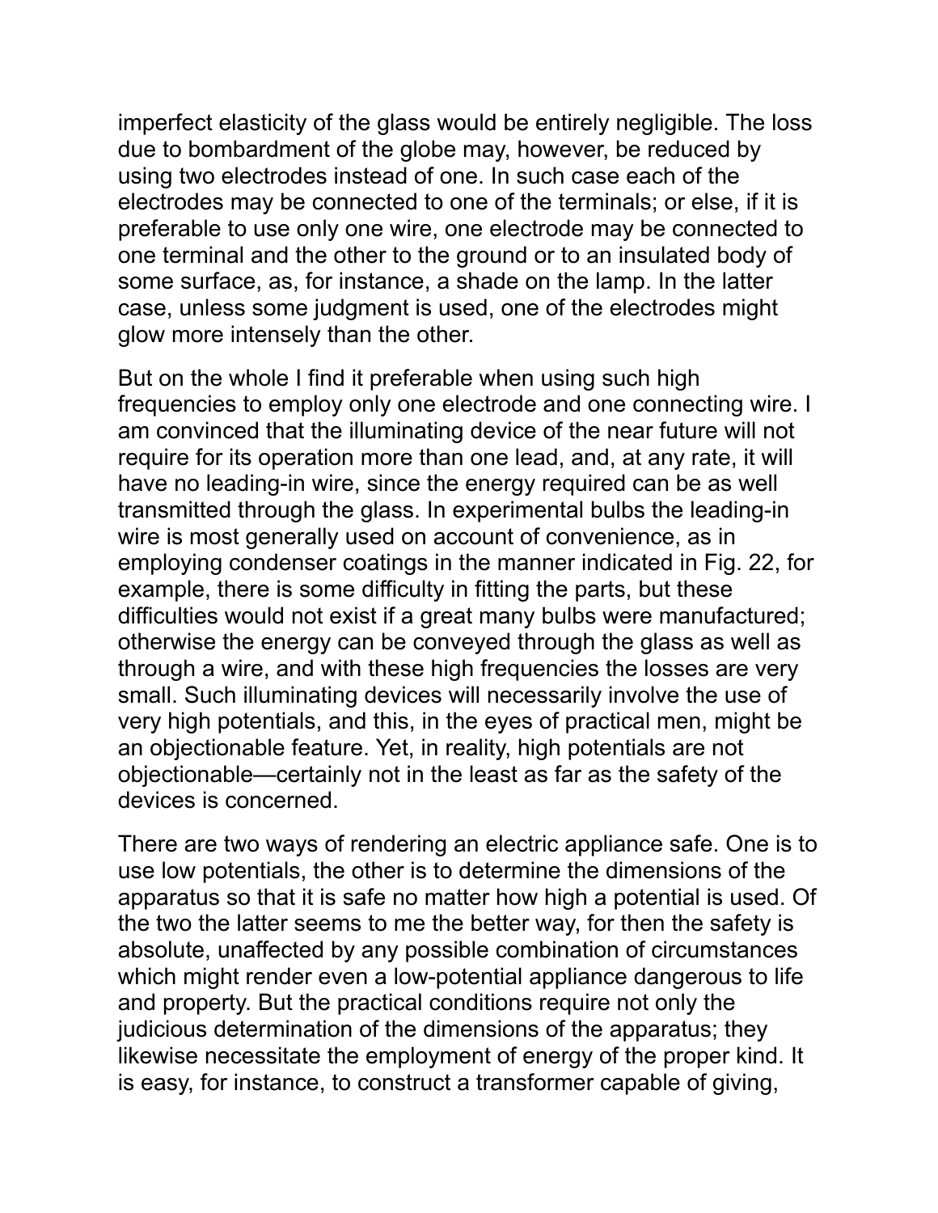imperfect elasticity of the glass would be entirely negligible. The loss due to bombardment of the globe may, however, be reduced by using two electrodes instead of one. In such case each of the electrodes may be connected to one of the terminals; or else, if it is preferable to use only one wire, one electrode may be connected to one terminal and the other to the ground or to an insulated body of some surface, as, for instance, a shade on the lamp. In the latter case, unless some judgment is used, one of the electrodes might glow more intensely than the other.

But on the whole I find it preferable when using such high frequencies to employ only one electrode and one connecting wire. I am convinced that the illuminating device of the near future will not require for its operation more than one lead, and, at any rate, it will have no leading-in wire, since the energy required can be as well transmitted through the glass. In experimental bulbs the leading-in wire is most generally used on account of convenience, as in employing condenser coatings in the manner indicated in Fig. 22, for example, there is some difficulty in fitting the parts, but these difficulties would not exist if a great many bulbs were manufactured; otherwise the energy can be conveyed through the glass as well as through a wire, and with these high frequencies the losses are very small. Such illuminating devices will necessarily involve the use of very high potentials, and this, in the eyes of practical men, might be an objectionable feature. Yet, in reality, high potentials are not objectionable—certainly not in the least as far as the safety of the devices is concerned.

There are two ways of rendering an electric appliance safe. One is to use low potentials, the other is to determine the dimensions of the apparatus so that it is safe no matter how high a potential is used. Of the two the latter seems to me the better way, for then the safety is absolute, unaffected by any possible combination of circumstances which might render even a low-potential appliance dangerous to life and property. But the practical conditions require not only the judicious determination of the dimensions of the apparatus; they likewise necessitate the employment of energy of the proper kind. It is easy, for instance, to construct a transformer capable of giving,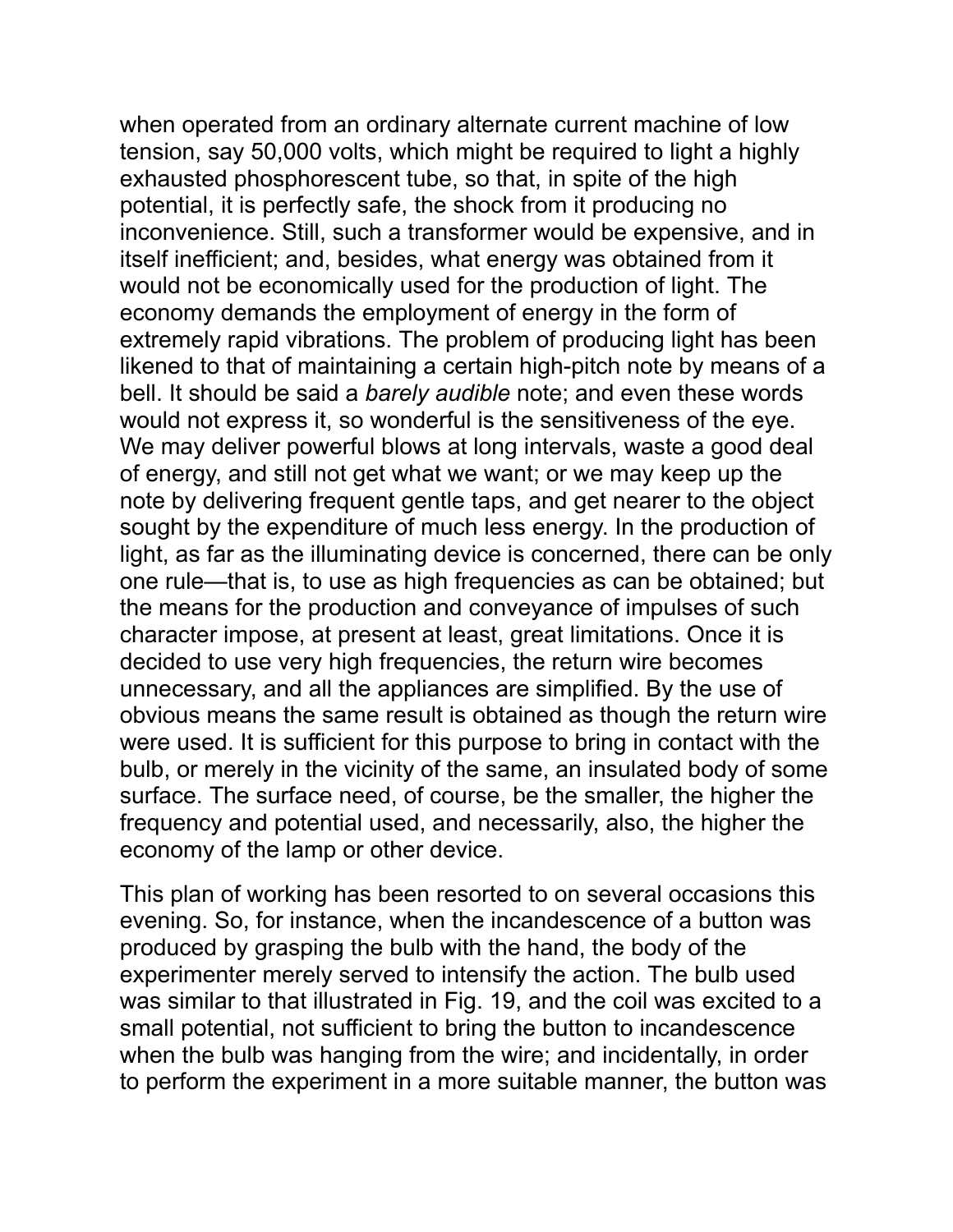when operated from an ordinary alternate current machine of low tension, say 50,000 volts, which might be required to light a highly exhausted phosphorescent tube, so that, in spite of the high potential, it is perfectly safe, the shock from it producing no inconvenience. Still, such a transformer would be expensive, and in itself inefficient; and, besides, what energy was obtained from it would not be economically used for the production of light. The economy demands the employment of energy in the form of extremely rapid vibrations. The problem of producing light has been likened to that of maintaining a certain high-pitch note by means of a bell. It should be said a *barely audible* note; and even these words would not express it, so wonderful is the sensitiveness of the eye. We may deliver powerful blows at long intervals, waste a good deal of energy, and still not get what we want; or we may keep up the note by delivering frequent gentle taps, and get nearer to the object sought by the expenditure of much less energy. In the production of light, as far as the illuminating device is concerned, there can be only one rule—that is, to use as high frequencies as can be obtained; but the means for the production and conveyance of impulses of such character impose, at present at least, great limitations. Once it is decided to use very high frequencies, the return wire becomes unnecessary, and all the appliances are simplified. By the use of obvious means the same result is obtained as though the return wire were used. It is sufficient for this purpose to bring in contact with the bulb, or merely in the vicinity of the same, an insulated body of some surface. The surface need, of course, be the smaller, the higher the frequency and potential used, and necessarily, also, the higher the economy of the lamp or other device.

This plan of working has been resorted to on several occasions this evening. So, for instance, when the incandescence of a button was produced by grasping the bulb with the hand, the body of the experimenter merely served to intensify the action. The bulb used was similar to that illustrated in Fig. 19, and the coil was excited to a small potential, not sufficient to bring the button to incandescence when the bulb was hanging from the wire; and incidentally, in order to perform the experiment in a more suitable manner, the button was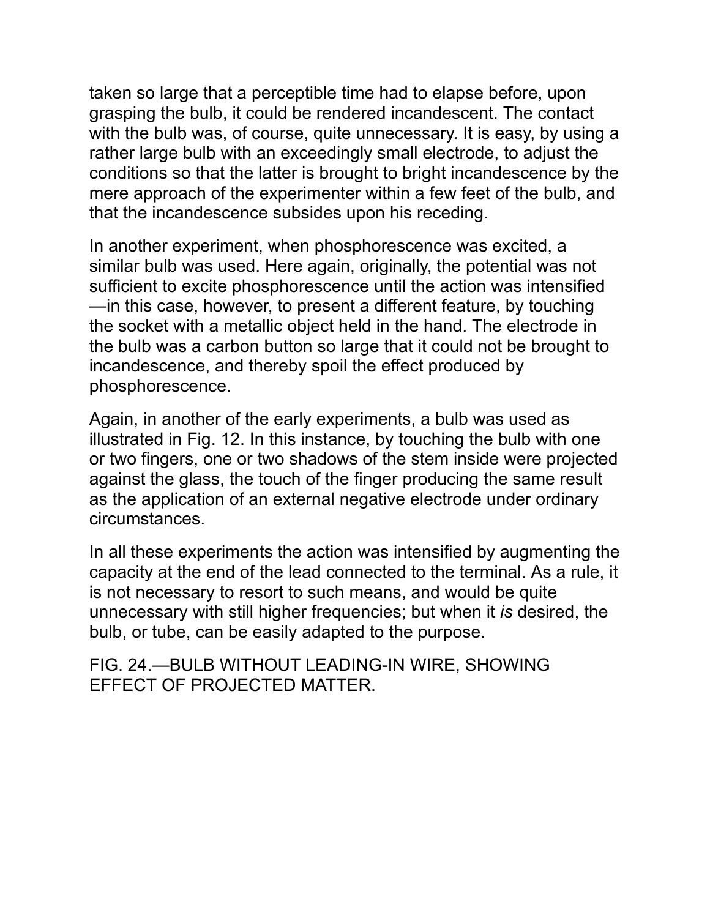taken so large that a perceptible time had to elapse before, upon grasping the bulb, it could be rendered incandescent. The contact with the bulb was, of course, quite unnecessary. It is easy, by using a rather large bulb with an exceedingly small electrode, to adjust the conditions so that the latter is brought to bright incandescence by the mere approach of the experimenter within a few feet of the bulb, and that the incandescence subsides upon his receding.

In another experiment, when phosphorescence was excited, a similar bulb was used. Here again, originally, the potential was not sufficient to excite phosphorescence until the action was intensified —in this case, however, to present a different feature, by touching the socket with a metallic object held in the hand. The electrode in the bulb was a carbon button so large that it could not be brought to incandescence, and thereby spoil the effect produced by phosphorescence.

Again, in another of the early experiments, a bulb was used as illustrated in Fig. 12. In this instance, by touching the bulb with one or two fingers, one or two shadows of the stem inside were projected against the glass, the touch of the finger producing the same result as the application of an external negative electrode under ordinary circumstances.

In all these experiments the action was intensified by augmenting the capacity at the end of the lead connected to the terminal. As a rule, it is not necessary to resort to such means, and would be quite unnecessary with still higher frequencies; but when it *is* desired, the bulb, or tube, can be easily adapted to the purpose.

FIG. 24.—BULB WITHOUT LEADING-IN WIRE, SHOWING EFFECT OF PROJECTED MATTER.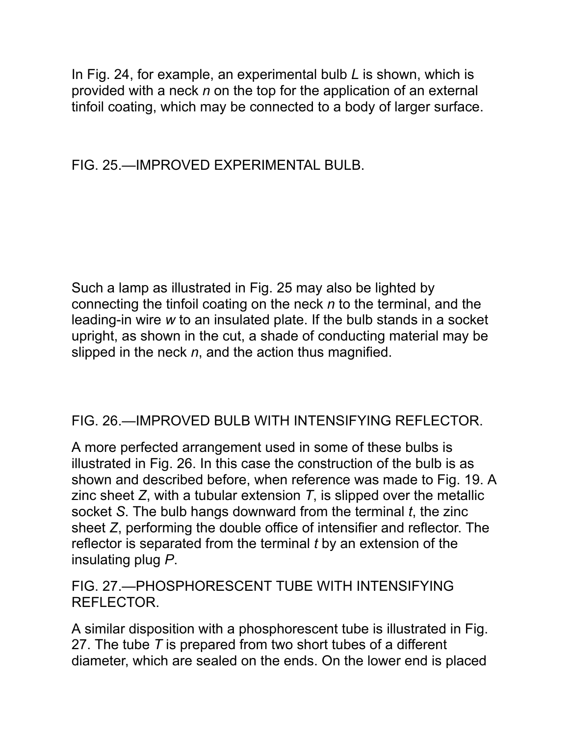In Fig. 24, for example, an experimental bulb *L* is shown, which is provided with a neck *n* on the top for the application of an external tinfoil coating, which may be connected to a body of larger surface.

FIG. 25.—IMPROVED EXPERIMENTAL BULB.

Such a lamp as illustrated in Fig. 25 may also be lighted by connecting the tinfoil coating on the neck *n* to the terminal, and the leading-in wire *w* to an insulated plate. If the bulb stands in a socket upright, as shown in the cut, a shade of conducting material may be slipped in the neck *n*, and the action thus magnified.

FIG. 26.—IMPROVED BULB WITH INTENSIFYING REFLECTOR.

A more perfected arrangement used in some of these bulbs is illustrated in Fig. 26. In this case the construction of the bulb is as shown and described before, when reference was made to Fig. 19. A zinc sheet *Z*, with a tubular extension *T*, is slipped over the metallic socket *S*. The bulb hangs downward from the terminal *t*, the zinc sheet *Z*, performing the double office of intensifier and reflector. The reflector is separated from the terminal *t* by an extension of the insulating plug *P*.

FIG. 27.—PHOSPHORESCENT TUBE WITH INTENSIFYING REFLECTOR.

A similar disposition with a phosphorescent tube is illustrated in Fig. 27. The tube *T* is prepared from two short tubes of a different diameter, which are sealed on the ends. On the lower end is placed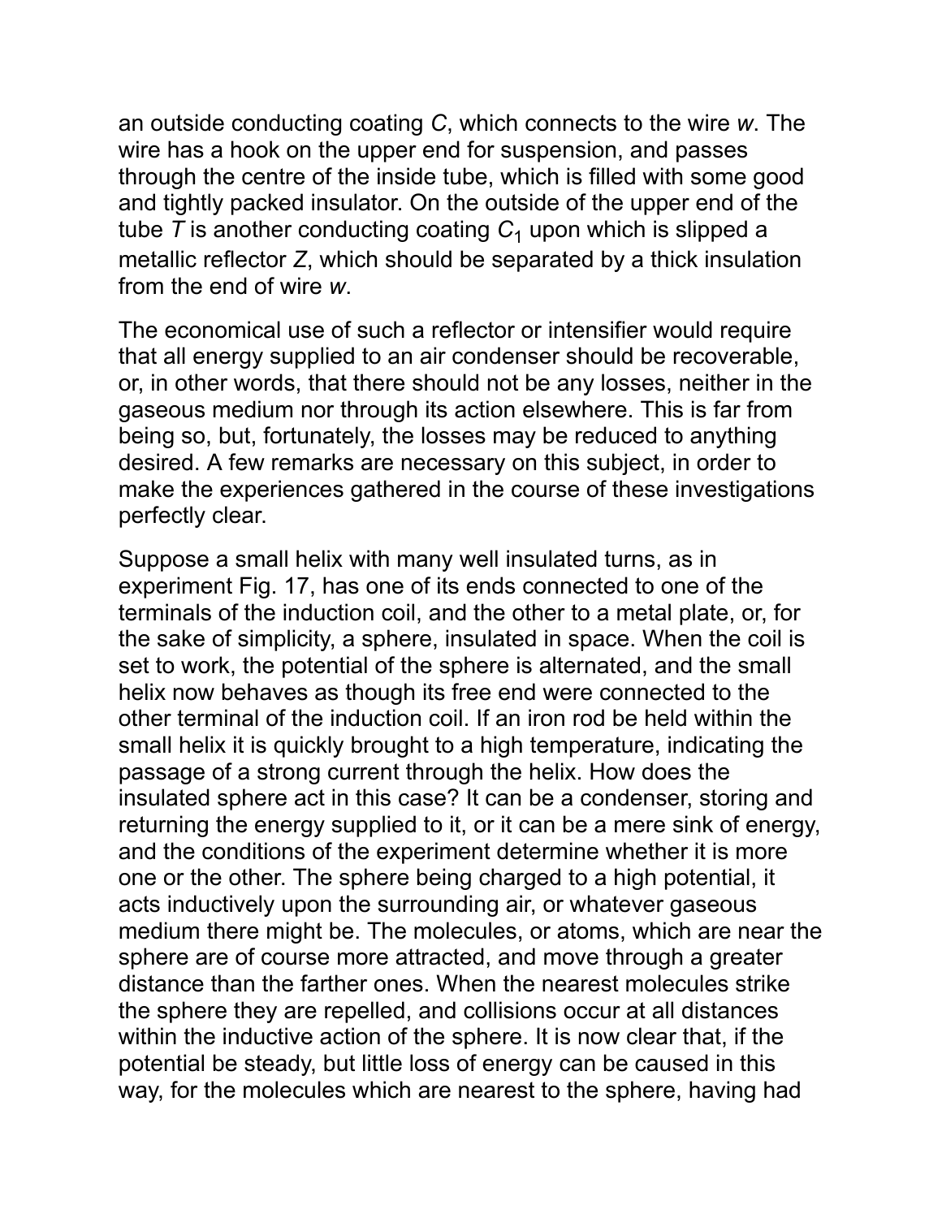an outside conducting coating *C*, which connects to the wire *w*. The wire has a hook on the upper end for suspension, and passes through the centre of the inside tube, which is filled with some good and tightly packed insulator. On the outside of the upper end of the tube *T* is another conducting coating $C_1$ upon which is slipped a metallic reflector *Z*, which should be separated by a thick insulation from the end of wire *w*.

The economical use of such a reflector or intensifier would require that all energy supplied to an air condenser should be recoverable, or, in other words, that there should not be any losses, neither in the gaseous medium nor through its action elsewhere. This is far from being so, but, fortunately, the losses may be reduced to anything desired. A few remarks are necessary on this subject, in order to make the experiences gathered in the course of these investigations perfectly clear.

Suppose a small helix with many well insulated turns, as in experiment Fig. 17, has one of its ends connected to one of the terminals of the induction coil, and the other to a metal plate, or, for the sake of simplicity, a sphere, insulated in space. When the coil is set to work, the potential of the sphere is alternated, and the small helix now behaves as though its free end were connected to the other terminal of the induction coil. If an iron rod be held within the small helix it is quickly brought to a high temperature, indicating the passage of a strong current through the helix. How does the insulated sphere act in this case? It can be a condenser, storing and returning the energy supplied to it, or it can be a mere sink of energy, and the conditions of the experiment determine whether it is more one or the other. The sphere being charged to a high potential, it acts inductively upon the surrounding air, or whatever gaseous medium there might be. The molecules, or atoms, which are near the sphere are of course more attracted, and move through a greater distance than the farther ones. When the nearest molecules strike the sphere they are repelled, and collisions occur at all distances within the inductive action of the sphere. It is now clear that, if the potential be steady, but little loss of energy can be caused in this way, for the molecules which are nearest to the sphere, having had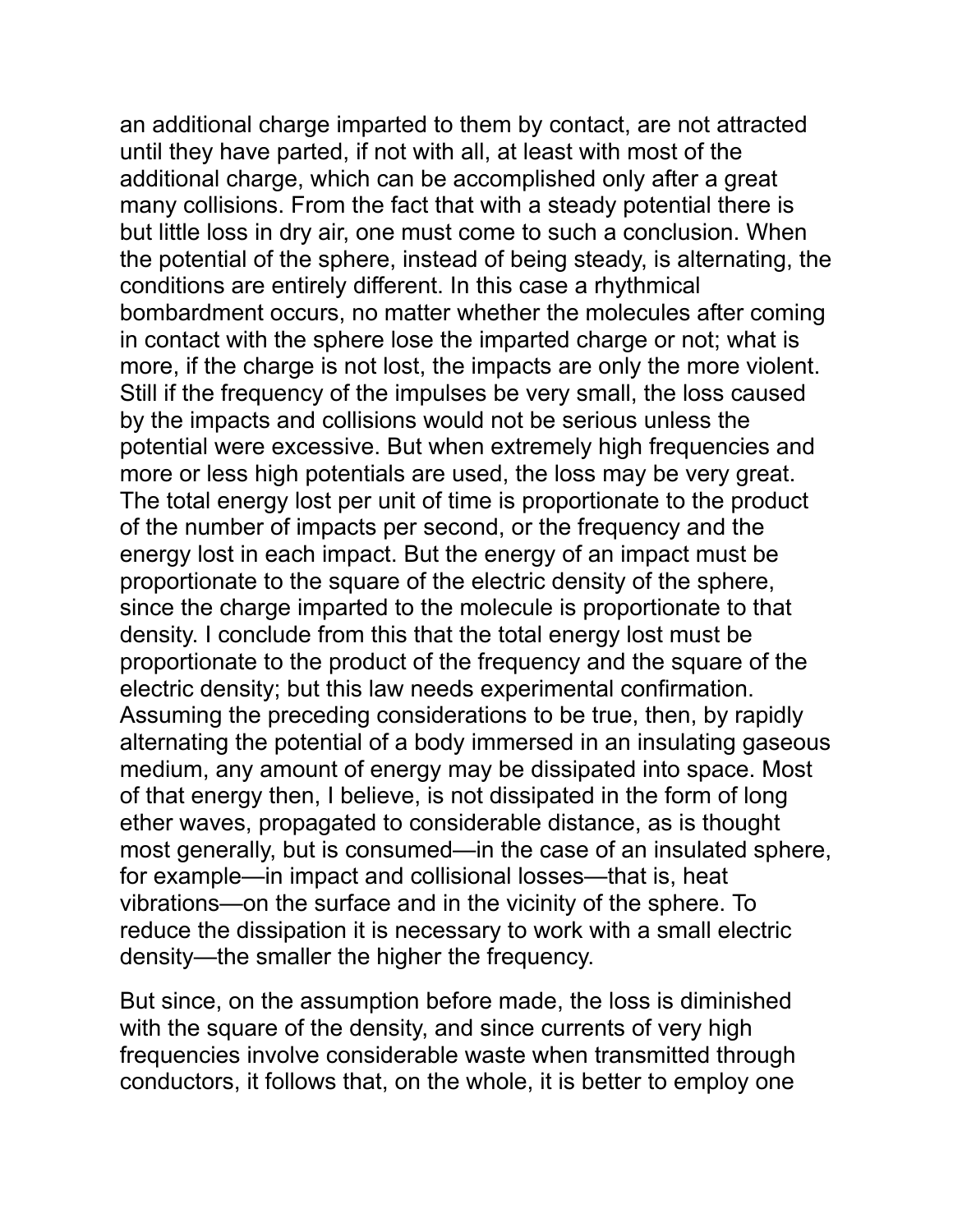an additional charge imparted to them by contact, are not attracted until they have parted, if not with all, at least with most of the additional charge, which can be accomplished only after a great many collisions. From the fact that with a steady potential there is but little loss in dry air, one must come to such a conclusion. When the potential of the sphere, instead of being steady, is alternating, the conditions are entirely different. In this case a rhythmical bombardment occurs, no matter whether the molecules after coming in contact with the sphere lose the imparted charge or not; what is more, if the charge is not lost, the impacts are only the more violent. Still if the frequency of the impulses be very small, the loss caused by the impacts and collisions would not be serious unless the potential were excessive. But when extremely high frequencies and more or less high potentials are used, the loss may be very great. The total energy lost per unit of time is proportionate to the product of the number of impacts per second, or the frequency and the energy lost in each impact. But the energy of an impact must be proportionate to the square of the electric density of the sphere, since the charge imparted to the molecule is proportionate to that density. I conclude from this that the total energy lost must be proportionate to the product of the frequency and the square of the electric density; but this law needs experimental confirmation. Assuming the preceding considerations to be true, then, by rapidly alternating the potential of a body immersed in an insulating gaseous medium, any amount of energy may be dissipated into space. Most of that energy then, I believe, is not dissipated in the form of long ether waves, propagated to considerable distance, as is thought most generally, but is consumed—in the case of an insulated sphere, for example—in impact and collisional losses—that is, heat vibrations—on the surface and in the vicinity of the sphere. To reduce the dissipation it is necessary to work with a small electric density—the smaller the higher the frequency.

But since, on the assumption before made, the loss is diminished with the square of the density, and since currents of very high frequencies involve considerable waste when transmitted through conductors, it follows that, on the whole, it is better to employ one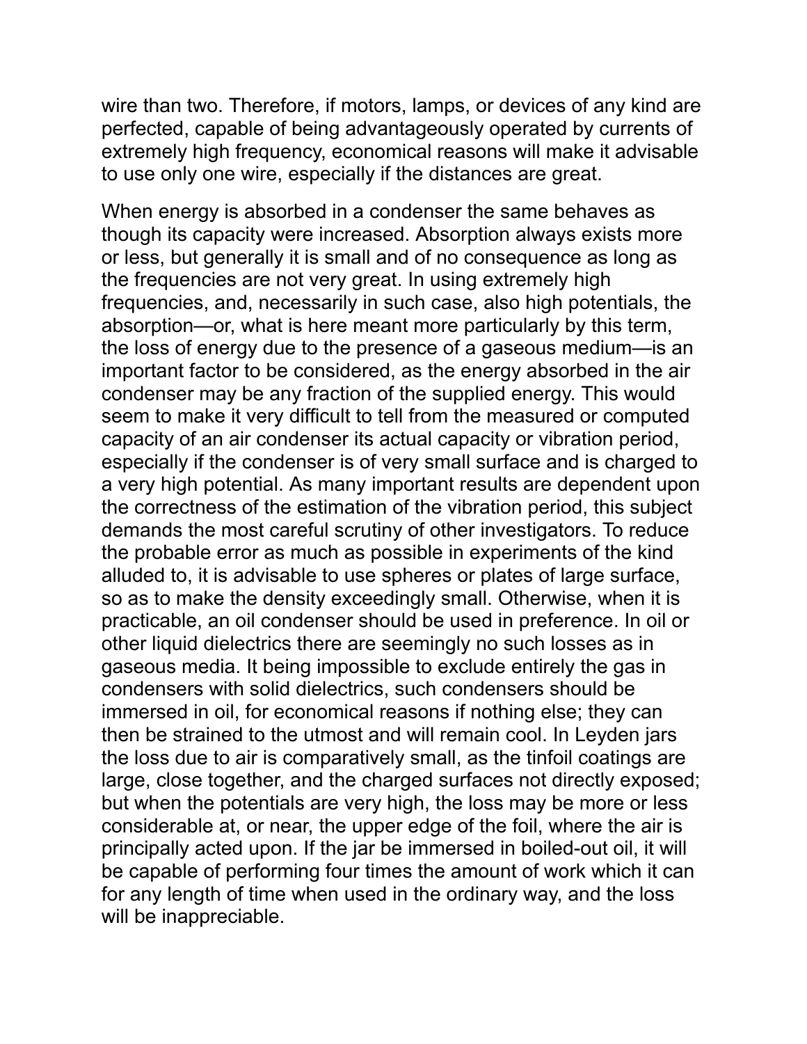wire than two. Therefore, if motors, lamps, or devices of any kind are perfected, capable of being advantageously operated by currents of extremely high frequency, economical reasons will make it advisable to use only one wire, especially if the distances are great.

When energy is absorbed in a condenser the same behaves as though its capacity were increased. Absorption always exists more or less, but generally it is small and of no consequence as long as the frequencies are not very great. In using extremely high frequencies, and, necessarily in such case, also high potentials, the absorption—or, what is here meant more particularly by this term, the loss of energy due to the presence of a gaseous medium—is an important factor to be considered, as the energy absorbed in the air condenser may be any fraction of the supplied energy. This would seem to make it very difficult to tell from the measured or computed capacity of an air condenser its actual capacity or vibration period, especially if the condenser is of very small surface and is charged to a very high potential. As many important results are dependent upon the correctness of the estimation of the vibration period, this subject demands the most careful scrutiny of other investigators. To reduce the probable error as much as possible in experiments of the kind alluded to, it is advisable to use spheres or plates of large surface, so as to make the density exceedingly small. Otherwise, when it is practicable, an oil condenser should be used in preference. In oil or other liquid dielectrics there are seemingly no such losses as in gaseous media. It being impossible to exclude entirely the gas in condensers with solid dielectrics, such condensers should be immersed in oil, for economical reasons if nothing else; they can then be strained to the utmost and will remain cool. In Leyden jars the loss due to air is comparatively small, as the tinfoil coatings are large, close together, and the charged surfaces not directly exposed; but when the potentials are very high, the loss may be more or less considerable at, or near, the upper edge of the foil, where the air is principally acted upon. If the jar be immersed in boiled-out oil, it will be capable of performing four times the amount of work which it can for any length of time when used in the ordinary way, and the loss will be inappreciable.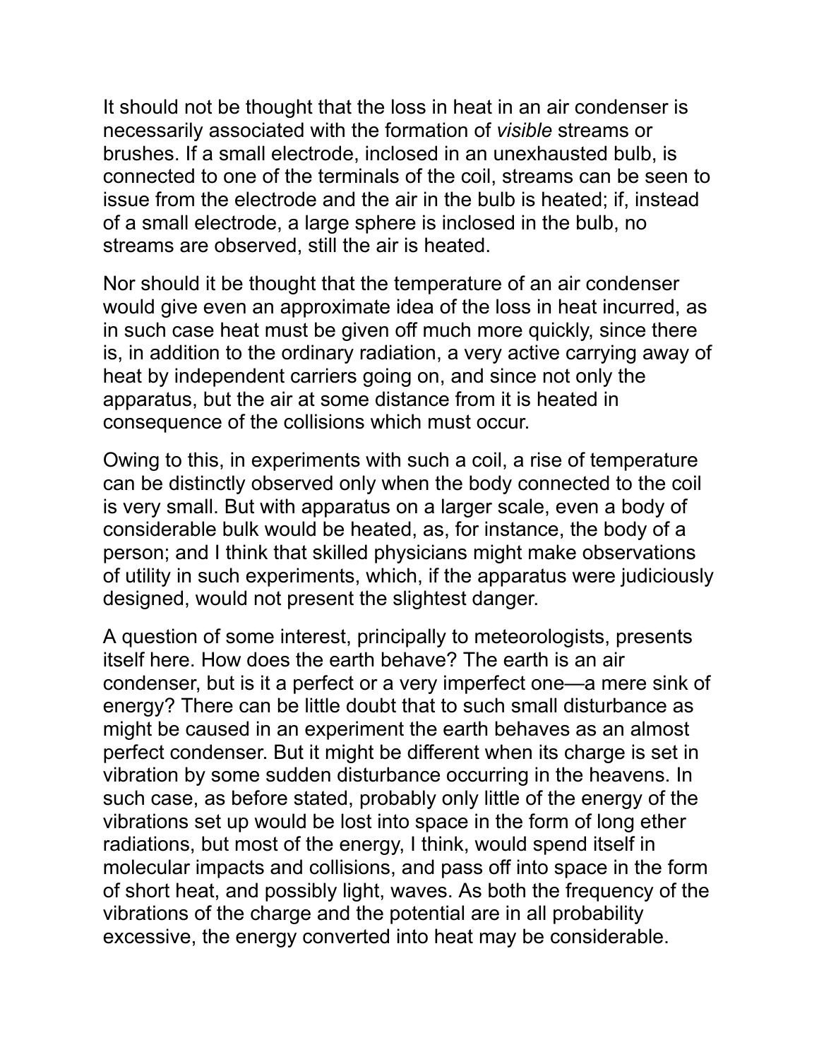It should not be thought that the loss in heat in an air condenser is necessarily associated with the formation of *visible* streams or brushes. If a small electrode, inclosed in an unexhausted bulb, is connected to one of the terminals of the coil, streams can be seen to issue from the electrode and the air in the bulb is heated; if, instead of a small electrode, a large sphere is inclosed in the bulb, no streams are observed, still the air is heated.

Nor should it be thought that the temperature of an air condenser would give even an approximate idea of the loss in heat incurred, as in such case heat must be given off much more quickly, since there is, in addition to the ordinary radiation, a very active carrying away of heat by independent carriers going on, and since not only the apparatus, but the air at some distance from it is heated in consequence of the collisions which must occur.

Owing to this, in experiments with such a coil, a rise of temperature can be distinctly observed only when the body connected to the coil is very small. But with apparatus on a larger scale, even a body of considerable bulk would be heated, as, for instance, the body of a person; and I think that skilled physicians might make observations of utility in such experiments, which, if the apparatus were judiciously designed, would not present the slightest danger.

A question of some interest, principally to meteorologists, presents itself here. How does the earth behave? The earth is an air condenser, but is it a perfect or a very imperfect one—a mere sink of energy? There can be little doubt that to such small disturbance as might be caused in an experiment the earth behaves as an almost perfect condenser. But it might be different when its charge is set in vibration by some sudden disturbance occurring in the heavens. In such case, as before stated, probably only little of the energy of the vibrations set up would be lost into space in the form of long ether radiations, but most of the energy, I think, would spend itself in molecular impacts and collisions, and pass off into space in the form of short heat, and possibly light, waves. As both the frequency of the vibrations of the charge and the potential are in all probability excessive, the energy converted into heat may be considerable.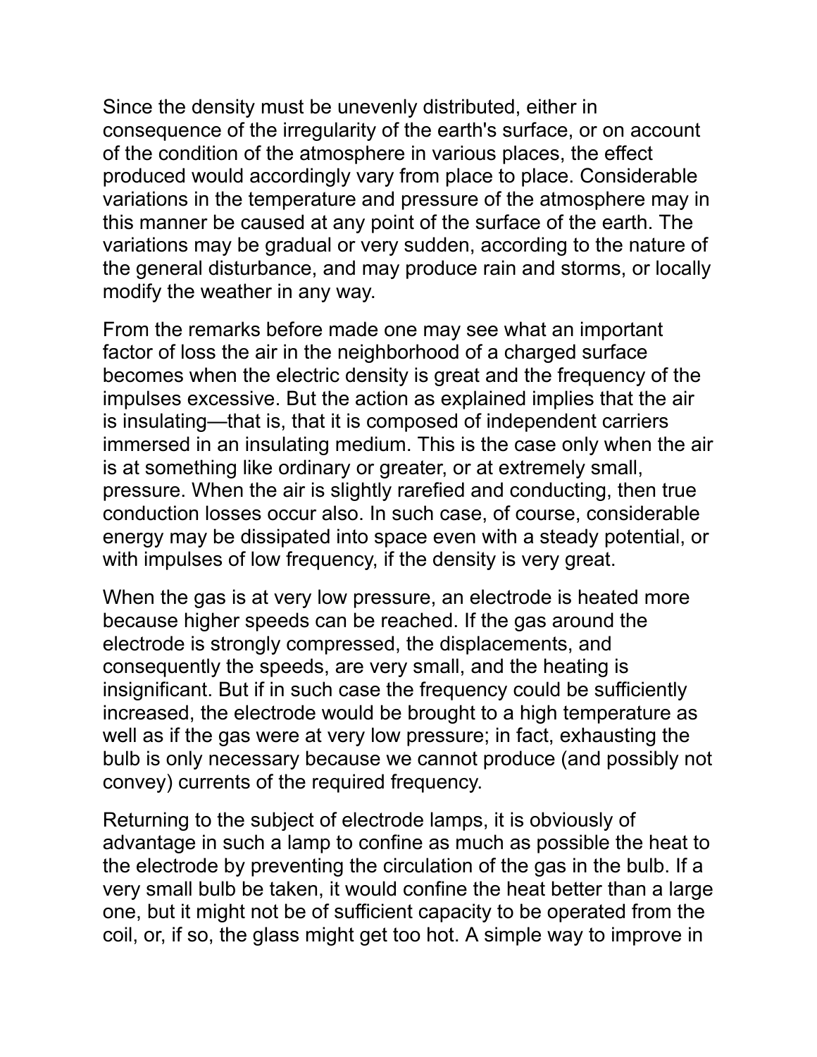Since the density must be unevenly distributed, either in consequence of the irregularity of the earth's surface, or on account of the condition of the atmosphere in various places, the effect produced would accordingly vary from place to place. Considerable variations in the temperature and pressure of the atmosphere may in this manner be caused at any point of the surface of the earth. The variations may be gradual or very sudden, according to the nature of the general disturbance, and may produce rain and storms, or locally modify the weather in any way.

From the remarks before made one may see what an important factor of loss the air in the neighborhood of a charged surface becomes when the electric density is great and the frequency of the impulses excessive. But the action as explained implies that the air is insulating—that is, that it is composed of independent carriers immersed in an insulating medium. This is the case only when the air is at something like ordinary or greater, or at extremely small, pressure. When the air is slightly rarefied and conducting, then true conduction losses occur also. In such case, of course, considerable energy may be dissipated into space even with a steady potential, or with impulses of low frequency, if the density is very great.

When the gas is at very low pressure, an electrode is heated more because higher speeds can be reached. If the gas around the electrode is strongly compressed, the displacements, and consequently the speeds, are very small, and the heating is insignificant. But if in such case the frequency could be sufficiently increased, the electrode would be brought to a high temperature as well as if the gas were at very low pressure; in fact, exhausting the bulb is only necessary because we cannot produce (and possibly not convey) currents of the required frequency.

Returning to the subject of electrode lamps, it is obviously of advantage in such a lamp to confine as much as possible the heat to the electrode by preventing the circulation of the gas in the bulb. If a very small bulb be taken, it would confine the heat better than a large one, but it might not be of sufficient capacity to be operated from the coil, or, if so, the glass might get too hot. A simple way to improve in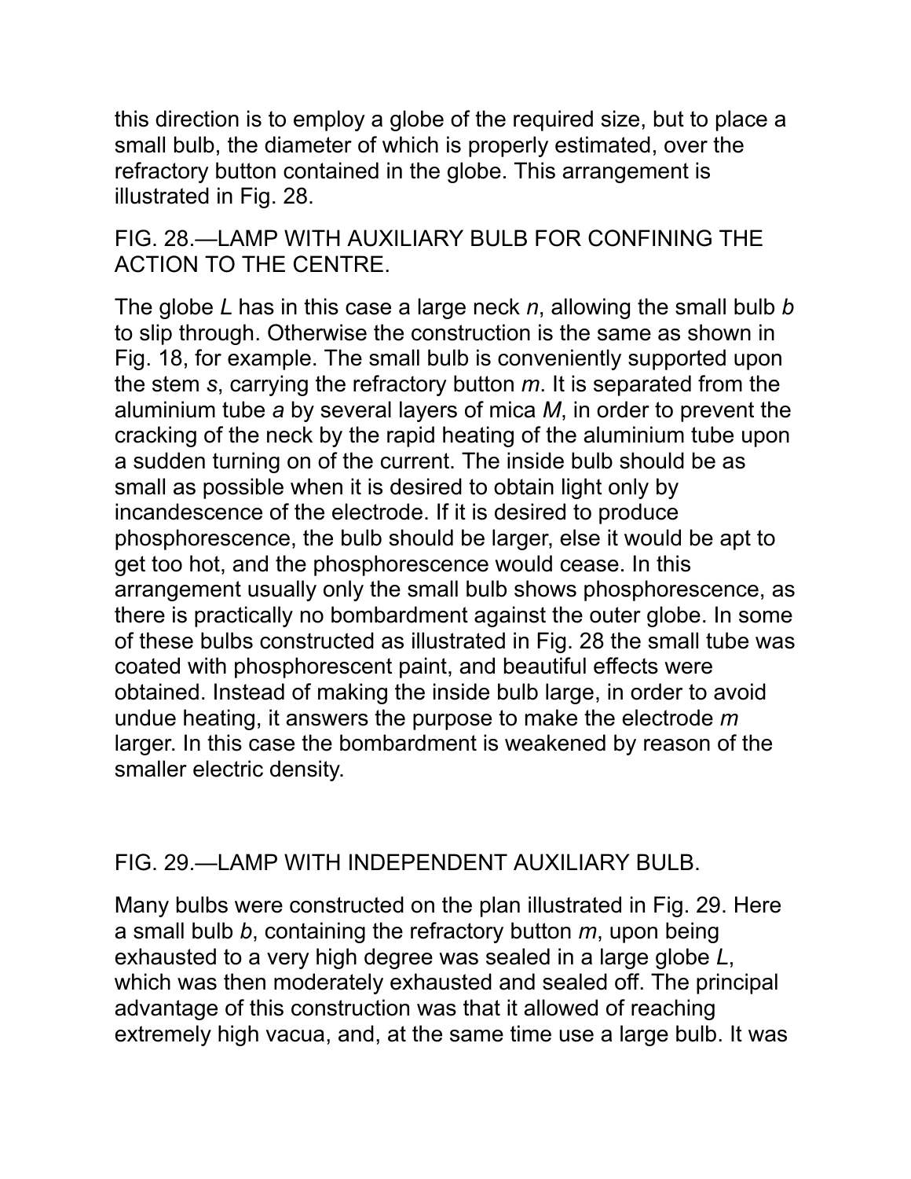this direction is to employ a globe of the required size, but to place a small bulb, the diameter of which is properly estimated, over the refractory button contained in the globe. This arrangement is illustrated in Fig. 28.

FIG. 28.—LAMP WITH AUXILIARY BULB FOR CONFINING THE ACTION TO THE CENTRE.

The globe *L* has in this case a large neck *n*, allowing the small bulb *b* to slip through. Otherwise the construction is the same as shown in Fig. 18, for example. The small bulb is conveniently supported upon the stem *s*, carrying the refractory button *m*. It is separated from the aluminium tube *a* by several layers of mica *M*, in order to prevent the cracking of the neck by the rapid heating of the aluminium tube upon a sudden turning on of the current. The inside bulb should be as small as possible when it is desired to obtain light only by incandescence of the electrode. If it is desired to produce phosphorescence, the bulb should be larger, else it would be apt to get too hot, and the phosphorescence would cease. In this arrangement usually only the small bulb shows phosphorescence, as there is practically no bombardment against the outer globe. In some of these bulbs constructed as illustrated in Fig. 28 the small tube was coated with phosphorescent paint, and beautiful effects were obtained. Instead of making the inside bulb large, in order to avoid undue heating, it answers the purpose to make the electrode *m* larger. In this case the bombardment is weakened by reason of the smaller electric density.

FIG. 29.—LAMP WITH INDEPENDENT AUXILIARY BULB.

Many bulbs were constructed on the plan illustrated in Fig. 29. Here a small bulb *b*, containing the refractory button *m*, upon being exhausted to a very high degree was sealed in a large globe *L*, which was then moderately exhausted and sealed off. The principal advantage of this construction was that it allowed of reaching extremely high vacua, and, at the same time use a large bulb. It was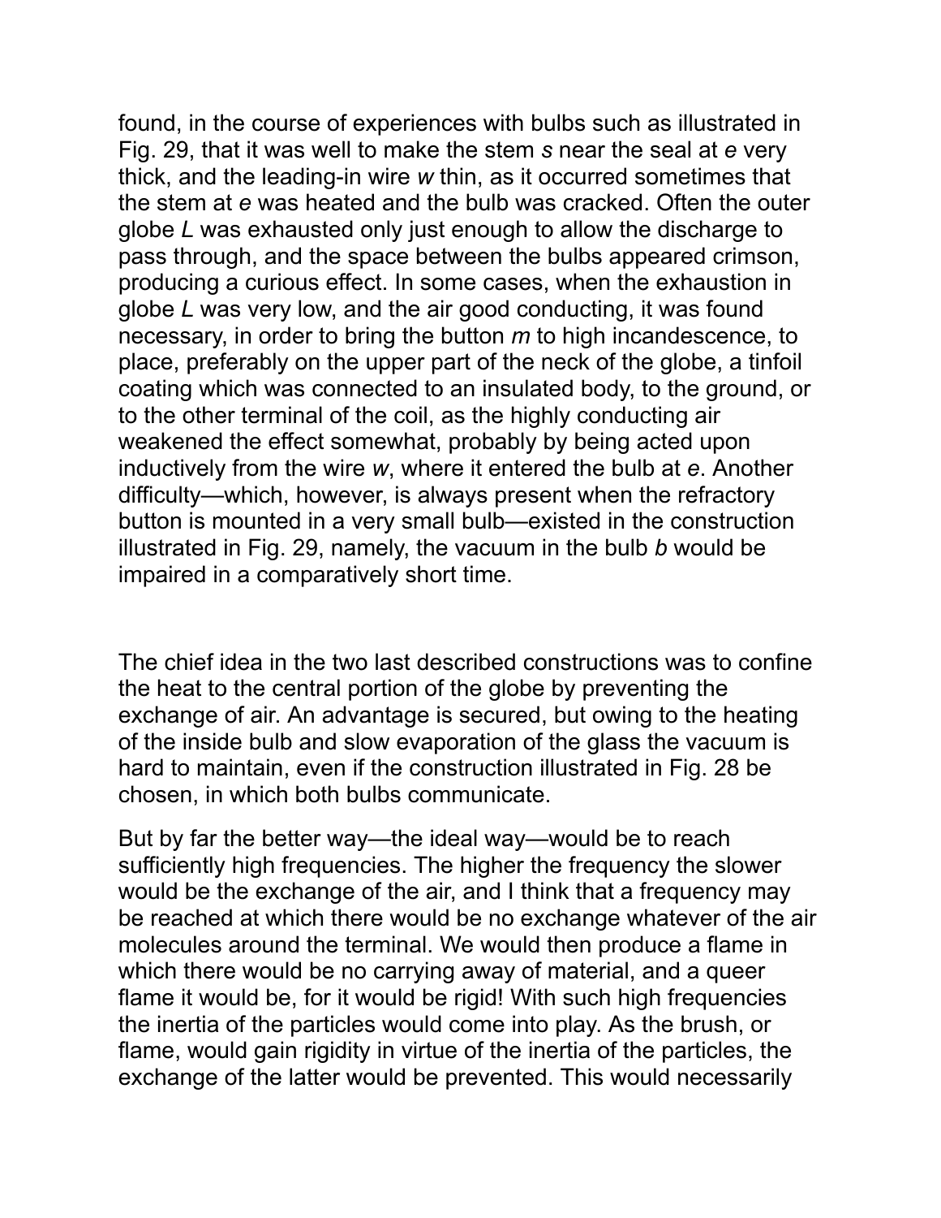found, in the course of experiences with bulbs such as illustrated in Fig. 29, that it was well to make the stem *s* near the seal at *e* very thick, and the leading-in wire *w* thin, as it occurred sometimes that the stem at *e* was heated and the bulb was cracked. Often the outer globe *L* was exhausted only just enough to allow the discharge to pass through, and the space between the bulbs appeared crimson, producing a curious effect. In some cases, when the exhaustion in globe *L* was very low, and the air good conducting, it was found necessary, in order to bring the button *m* to high incandescence, to place, preferably on the upper part of the neck of the globe, a tinfoil coating which was connected to an insulated body, to the ground, or to the other terminal of the coil, as the highly conducting air weakened the effect somewhat, probably by being acted upon inductively from the wire *w*, where it entered the bulb at *e*. Another difficulty—which, however, is always present when the refractory button is mounted in a very small bulb—existed in the construction illustrated in Fig. 29, namely, the vacuum in the bulb *b* would be impaired in a comparatively short time.

The chief idea in the two last described constructions was to confine the heat to the central portion of the globe by preventing the exchange of air. An advantage is secured, but owing to the heating of the inside bulb and slow evaporation of the glass the vacuum is hard to maintain, even if the construction illustrated in Fig. 28 be chosen, in which both bulbs communicate.

But by far the better way—the ideal way—would be to reach sufficiently high frequencies. The higher the frequency the slower would be the exchange of the air, and I think that a frequency may be reached at which there would be no exchange whatever of the air molecules around the terminal. We would then produce a flame in which there would be no carrying away of material, and a queer flame it would be, for it would be rigid! With such high frequencies the inertia of the particles would come into play. As the brush, or flame, would gain rigidity in virtue of the inertia of the particles, the exchange of the latter would be prevented. This would necessarily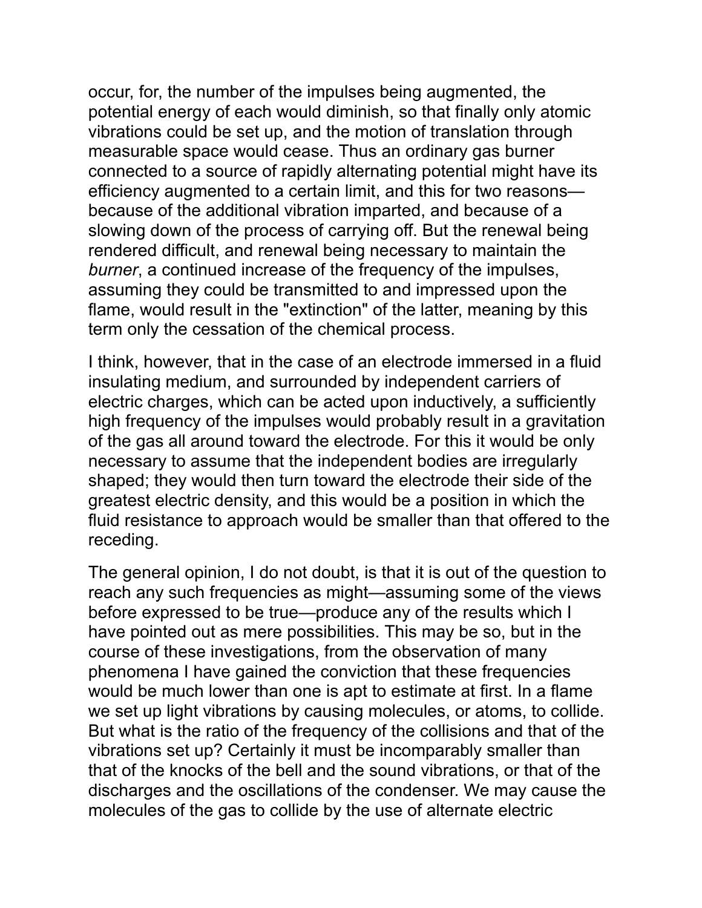occur, for, the number of the impulses being augmented, the potential energy of each would diminish, so that finally only atomic vibrations could be set up, and the motion of translation through measurable space would cease. Thus an ordinary gas burner connected to a source of rapidly alternating potential might have its efficiency augmented to a certain limit, and this for two reasons—because of the additional vibration imparted, and because of a slowing down of the process of carrying off. But the renewal being rendered difficult, and renewal being necessary to maintain the *burner*, a continued increase of the frequency of the impulses, assuming they could be transmitted to and impressed upon the flame, would result in the "extinction" of the latter, meaning by this term only the cessation of the chemical process.

I think, however, that in the case of an electrode immersed in a fluid insulating medium, and surrounded by independent carriers of electric charges, which can be acted upon inductively, a sufficiently high frequency of the impulses would probably result in a gravitation of the gas all around toward the electrode. For this it would be only necessary to assume that the independent bodies are irregularly shaped; they would then turn toward the electrode their side of the greatest electric density, and this would be a position in which the fluid resistance to approach would be smaller than that offered to the receding.

The general opinion, I do not doubt, is that it is out of the question to reach any such frequencies as might—assuming some of the views before expressed to be true—produce any of the results which I have pointed out as mere possibilities. This may be so, but in the course of these investigations, from the observation of many phenomena I have gained the conviction that these frequencies would be much lower than one is apt to estimate at first. In a flame we set up light vibrations by causing molecules, or atoms, to collide. But what is the ratio of the frequency of the collisions and that of the vibrations set up? Certainly it must be incomparably smaller than that of the knocks of the bell and the sound vibrations, or that of the discharges and the oscillations of the condenser. We may cause the molecules of the gas to collide by the use of alternate electric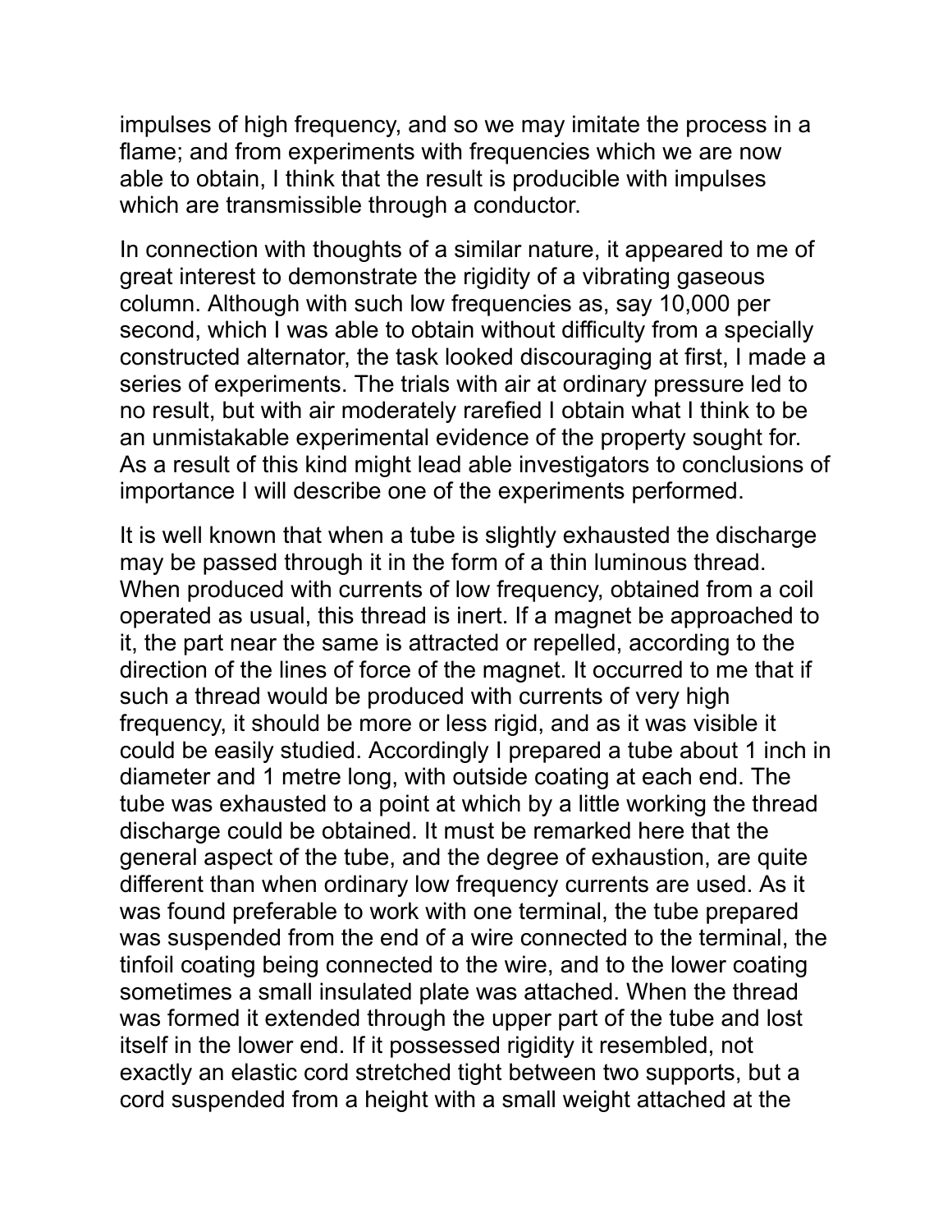impulses of high frequency, and so we may imitate the process in a flame; and from experiments with frequencies which we are now able to obtain, I think that the result is producible with impulses which are transmissible through a conductor.

In connection with thoughts of a similar nature, it appeared to me of great interest to demonstrate the rigidity of a vibrating gaseous column. Although with such low frequencies as, say 10,000 per second, which I was able to obtain without difficulty from a specially constructed alternator, the task looked discouraging at first, I made a series of experiments. The trials with air at ordinary pressure led to no result, but with air moderately rarefied I obtain what I think to be an unmistakable experimental evidence of the property sought for. As a result of this kind might lead able investigators to conclusions of importance I will describe one of the experiments performed.

It is well known that when a tube is slightly exhausted the discharge may be passed through it in the form of a thin luminous thread. When produced with currents of low frequency, obtained from a coil operated as usual, this thread is inert. If a magnet be approached to it, the part near the same is attracted or repelled, according to the direction of the lines of force of the magnet. It occurred to me that if such a thread would be produced with currents of very high frequency, it should be more or less rigid, and as it was visible it could be easily studied. Accordingly I prepared a tube about 1 inch in diameter and 1 metre long, with outside coating at each end. The tube was exhausted to a point at which by a little working the thread discharge could be obtained. It must be remarked here that the general aspect of the tube, and the degree of exhaustion, are quite different than when ordinary low frequency currents are used. As it was found preferable to work with one terminal, the tube prepared was suspended from the end of a wire connected to the terminal, the tinfoil coating being connected to the wire, and to the lower coating sometimes a small insulated plate was attached. When the thread was formed it extended through the upper part of the tube and lost itself in the lower end. If it possessed rigidity it resembled, not exactly an elastic cord stretched tight between two supports, but a cord suspended from a height with a small weight attached at the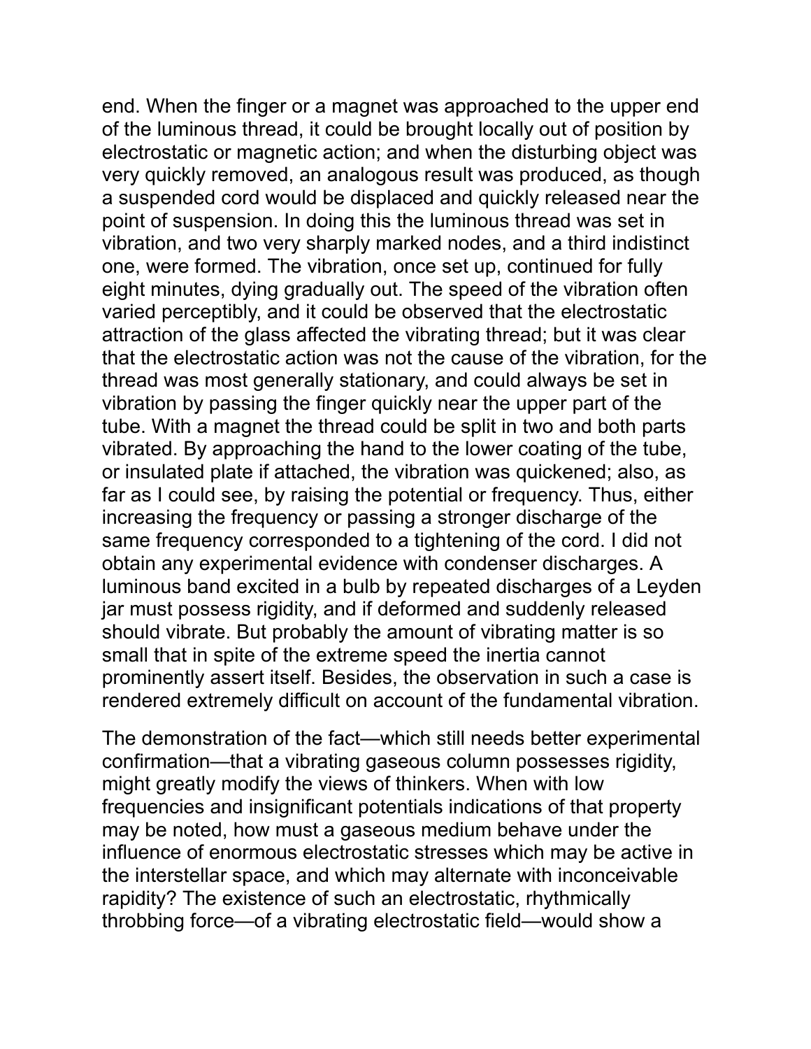end. When the finger or a magnet was approached to the upper end of the luminous thread, it could be brought locally out of position by electrostatic or magnetic action; and when the disturbing object was very quickly removed, an analogous result was produced, as though a suspended cord would be displaced and quickly released near the point of suspension. In doing this the luminous thread was set in vibration, and two very sharply marked nodes, and a third indistinct one, were formed. The vibration, once set up, continued for fully eight minutes, dying gradually out. The speed of the vibration often varied perceptibly, and it could be observed that the electrostatic attraction of the glass affected the vibrating thread; but it was clear that the electrostatic action was not the cause of the vibration, for the thread was most generally stationary, and could always be set in vibration by passing the finger quickly near the upper part of the tube. With a magnet the thread could be split in two and both parts vibrated. By approaching the hand to the lower coating of the tube, or insulated plate if attached, the vibration was quickened; also, as far as I could see, by raising the potential or frequency. Thus, either increasing the frequency or passing a stronger discharge of the same frequency corresponded to a tightening of the cord. I did not obtain any experimental evidence with condenser discharges. A luminous band excited in a bulb by repeated discharges of a Leyden jar must possess rigidity, and if deformed and suddenly released should vibrate. But probably the amount of vibrating matter is so small that in spite of the extreme speed the inertia cannot prominently assert itself. Besides, the observation in such a case is rendered extremely difficult on account of the fundamental vibration.

The demonstration of the fact—which still needs better experimental confirmation—that a vibrating gaseous column possesses rigidity, might greatly modify the views of thinkers. When with low frequencies and insignificant potentials indications of that property may be noted, how must a gaseous medium behave under the influence of enormous electrostatic stresses which may be active in the interstellar space, and which may alternate with inconceivable rapidity? The existence of such an electrostatic, rhythmically throbbing force—of a vibrating electrostatic field—would show a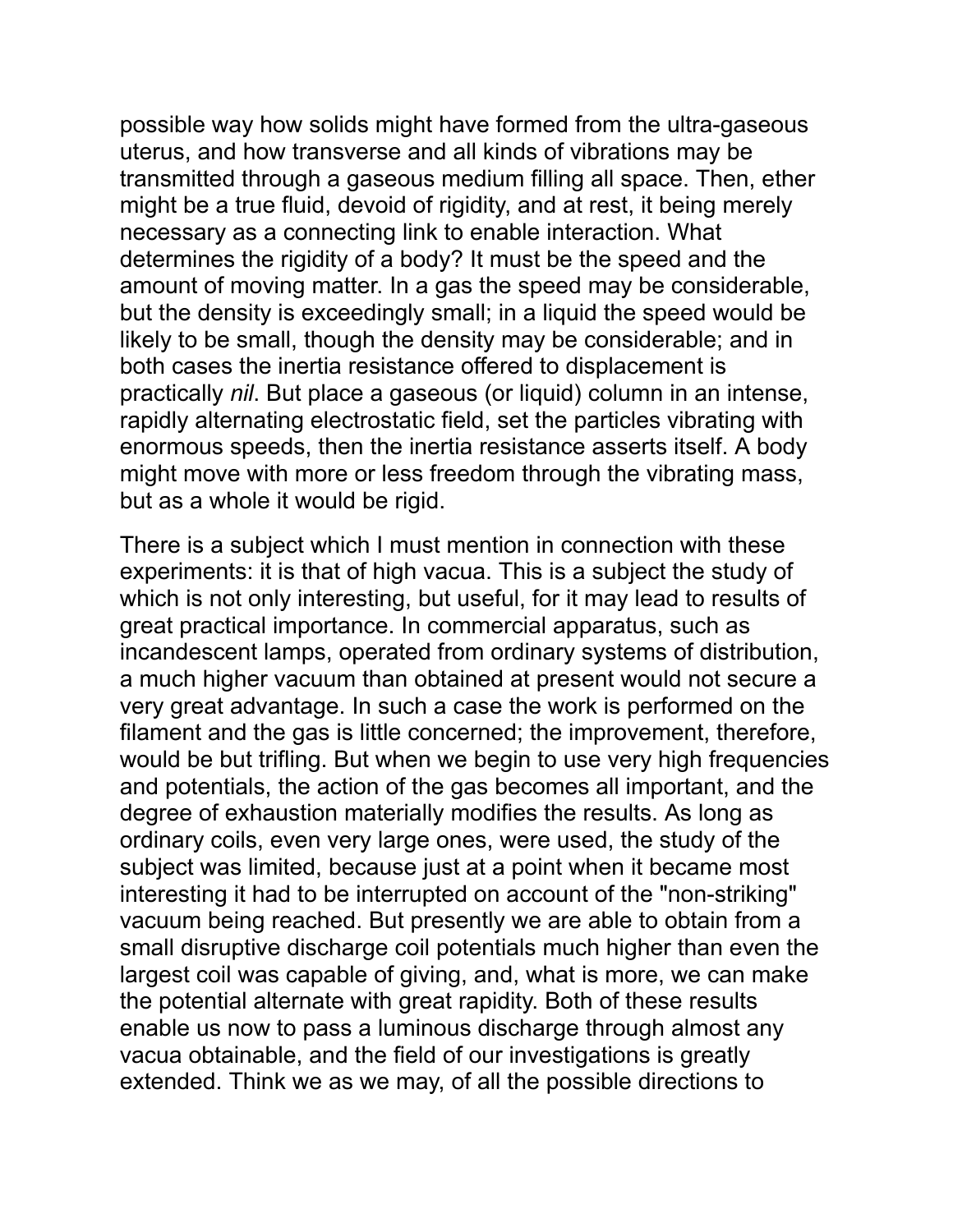possible way how solids might have formed from the ultra-gaseous uterus, and how transverse and all kinds of vibrations may be transmitted through a gaseous medium filling all space. Then, ether might be a true fluid, devoid of rigidity, and at rest, it being merely necessary as a connecting link to enable interaction. What determines the rigidity of a body? It must be the speed and the amount of moving matter. In a gas the speed may be considerable, but the density is exceedingly small; in a liquid the speed would be likely to be small, though the density may be considerable; and in both cases the inertia resistance offered to displacement is practically *nil*. But place a gaseous (or liquid) column in an intense, rapidly alternating electrostatic field, set the particles vibrating with enormous speeds, then the inertia resistance asserts itself. A body might move with more or less freedom through the vibrating mass, but as a whole it would be rigid.

There is a subject which I must mention in connection with these experiments: it is that of high vacua. This is a subject the study of which is not only interesting, but useful, for it may lead to results of great practical importance. In commercial apparatus, such as incandescent lamps, operated from ordinary systems of distribution, a much higher vacuum than obtained at present would not secure a very great advantage. In such a case the work is performed on the filament and the gas is little concerned; the improvement, therefore, would be but trifling. But when we begin to use very high frequencies and potentials, the action of the gas becomes all important, and the degree of exhaustion materially modifies the results. As long as ordinary coils, even very large ones, were used, the study of the subject was limited, because just at a point when it became most interesting it had to be interrupted on account of the "non-striking" vacuum being reached. But presently we are able to obtain from a small disruptive discharge coil potentials much higher than even the largest coil was capable of giving, and, what is more, we can make the potential alternate with great rapidity. Both of these results enable us now to pass a luminous discharge through almost any vacua obtainable, and the field of our investigations is greatly extended. Think we as we may, of all the possible directions to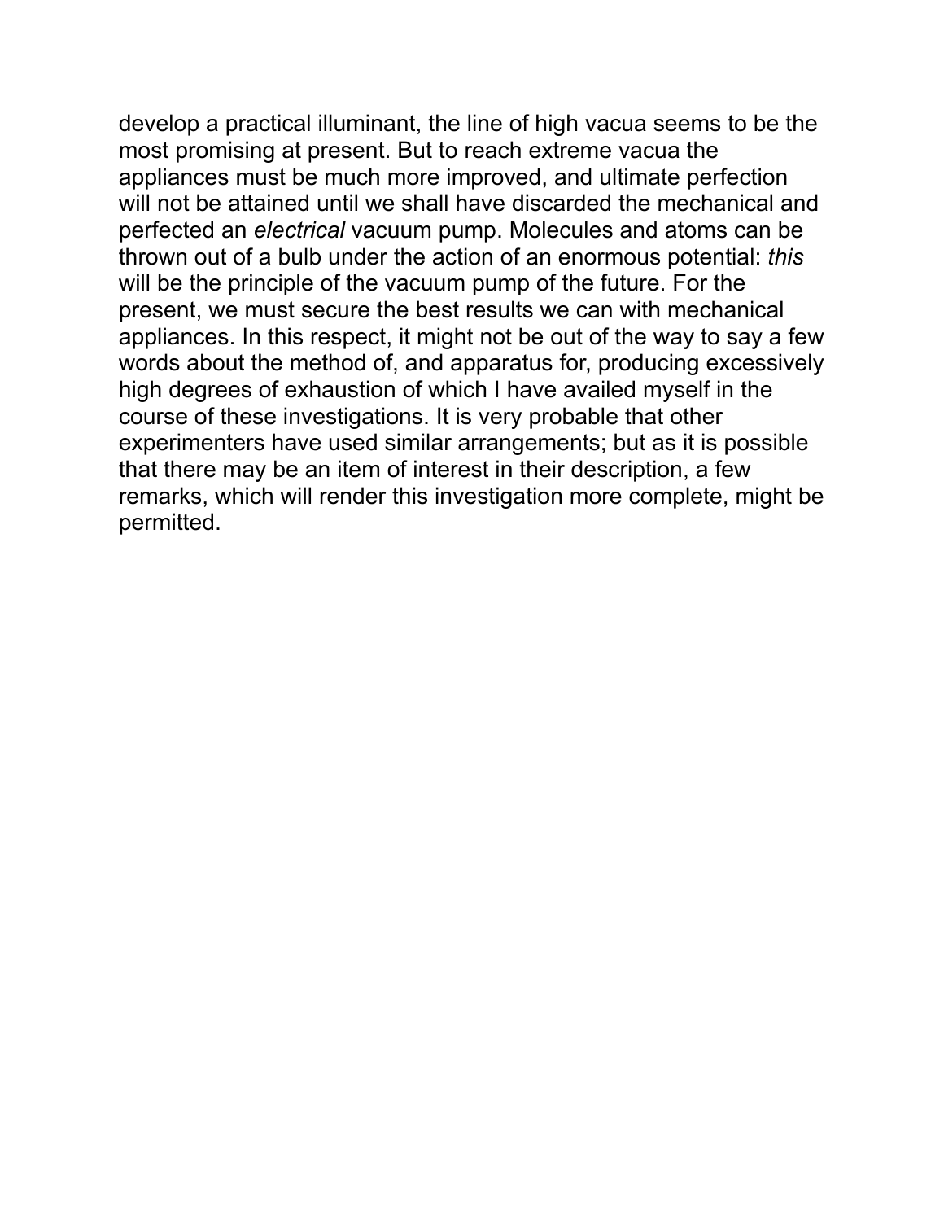develop a practical illuminant, the line of high vacua seems to be the most promising at present. But to reach extreme vacua the appliances must be much more improved, and ultimate perfection will not be attained until we shall have discarded the mechanical and perfected an *electrical* vacuum pump. Molecules and atoms can be thrown out of a bulb under the action of an enormous potential: *this* will be the principle of the vacuum pump of the future. For the present, we must secure the best results we can with mechanical appliances. In this respect, it might not be out of the way to say a few words about the method of, and apparatus for, producing excessively high degrees of exhaustion of which I have availed myself in the course of these investigations. It is very probable that other experimenters have used similar arrangements; but as it is possible that there may be an item of interest in their description, a few remarks, which will render this investigation more complete, might be permitted.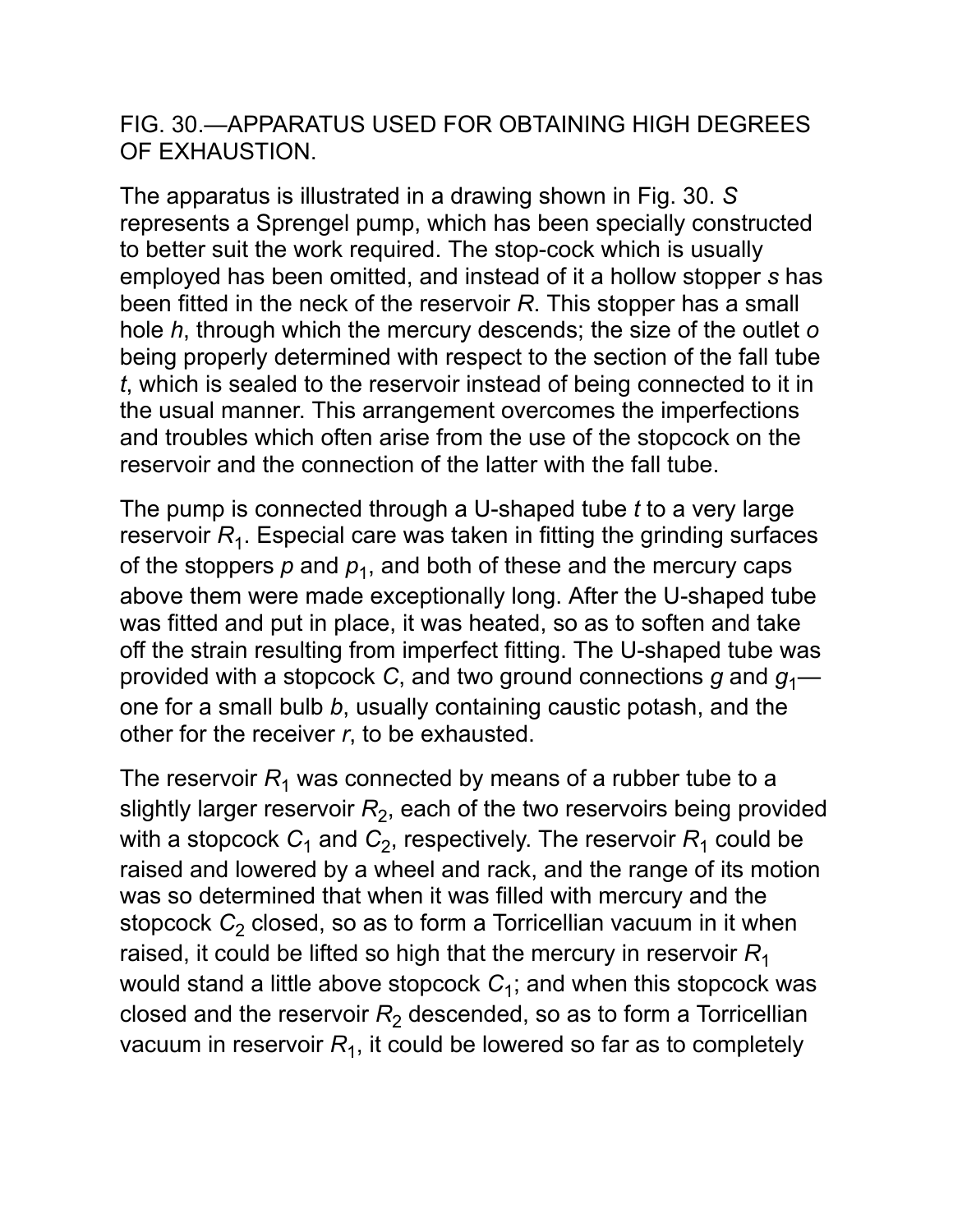FIG. 30.—APPARATUS USED FOR OBTAINING HIGH DEGREES OF EXHAUSTION.

The apparatus is illustrated in a drawing shown in Fig. 30. *S* represents a Sprengel pump, which has been specially constructed to better suit the work required. The stop-cock which is usually employed has been omitted, and instead of it a hollow stopper *s* has been fitted in the neck of the reservoir *R*. This stopper has a small hole *h*, through which the mercury descends; the size of the outlet *o* being properly determined with respect to the section of the fall tube *t*, which is sealed to the reservoir instead of being connected to it in the usual manner. This arrangement overcomes the imperfections and troubles which often arise from the use of the stopcock on the reservoir and the connection of the latter with the fall tube.

The pump is connected through a U-shaped tube *t* to a very large reservoir $R_1$. Especial care was taken in fitting the grinding surfaces of the stoppers *p* and $p_1$, and both of these and the mercury caps above them were made exceptionally long. After the U-shaped tube was fitted and put in place, it was heated, so as to soften and take off the strain resulting from imperfect fitting. The U-shaped tube was provided with a stopcock *C*, and two ground connections *g* and $g_1$—one for a small bulb *b*, usually containing caustic potash, and the other for the receiver *r*, to be exhausted.

The reservoir $R_1$ was connected by means of a rubber tube to a slightly larger reservoir $R_2$, each of the two reservoirs being provided with a stopcock $C_1$ and $C_2$, respectively. The reservoir $R_1$ could be raised and lowered by a wheel and rack, and the range of its motion was so determined that when it was filled with mercury and the stopcock $C_2$ closed, so as to form a Torricellian vacuum in it when raised, it could be lifted so high that the mercury in reservoir $R_1$ would stand a little above stopcock $C_1$; and when this stopcock was closed and the reservoir $R_2$ descended, so as to form a Torricellian vacuum in reservoir $R_1$, it could be lowered so far as to completely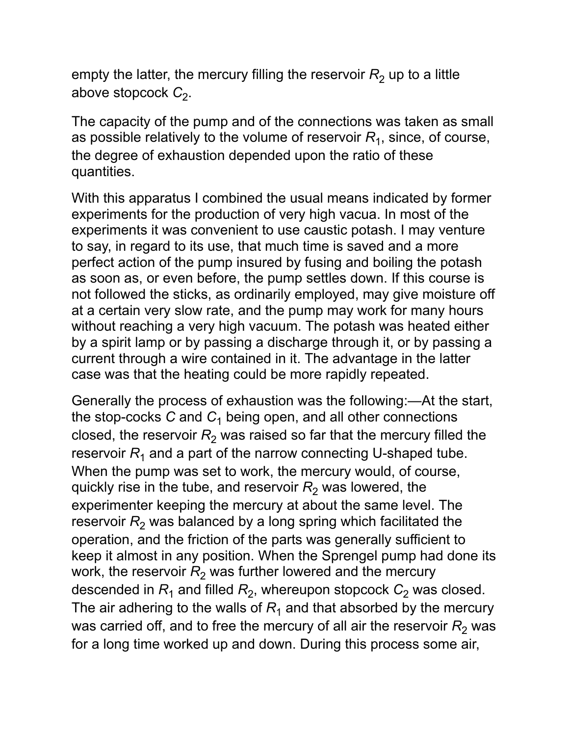empty the latter, the mercury filling the reservoir $R_2$ up to a little above stopcock $C_2$.

The capacity of the pump and of the connections was taken as small as possible relatively to the volume of reservoir $R_1$, since, of course, the degree of exhaustion depended upon the ratio of these quantities.

With this apparatus I combined the usual means indicated by former experiments for the production of very high vacua. In most of the experiments it was convenient to use caustic potash. I may venture to say, in regard to its use, that much time is saved and a more perfect action of the pump insured by fusing and boiling the potash as soon as, or even before, the pump settles down. If this course is not followed the sticks, as ordinarily employed, may give moisture off at a certain very slow rate, and the pump may work for many hours without reaching a very high vacuum. The potash was heated either by a spirit lamp or by passing a discharge through it, or by passing a current through a wire contained in it. The advantage in the latter case was that the heating could be more rapidly repeated.

Generally the process of exhaustion was the following:—At the start, the stop-cocks $C$ and $C_1$ being open, and all other connections closed, the reservoir $R_2$ was raised so far that the mercury filled the reservoir $R_1$ and a part of the narrow connecting U-shaped tube. When the pump was set to work, the mercury would, of course, quickly rise in the tube, and reservoir $R_2$ was lowered, the experimenter keeping the mercury at about the same level. The reservoir $R_2$ was balanced by a long spring which facilitated the operation, and the friction of the parts was generally sufficient to keep it almost in any position. When the Sprengel pump had done its work, the reservoir $R_2$ was further lowered and the mercury descended in $R_1$ and filled $R_2$, whereupon stopcock $C_2$ was closed. The air adhering to the walls of $R_1$ and that absorbed by the mercury was carried off, and to free the mercury of all air the reservoir $R_2$ was for a long time worked up and down. During this process some air,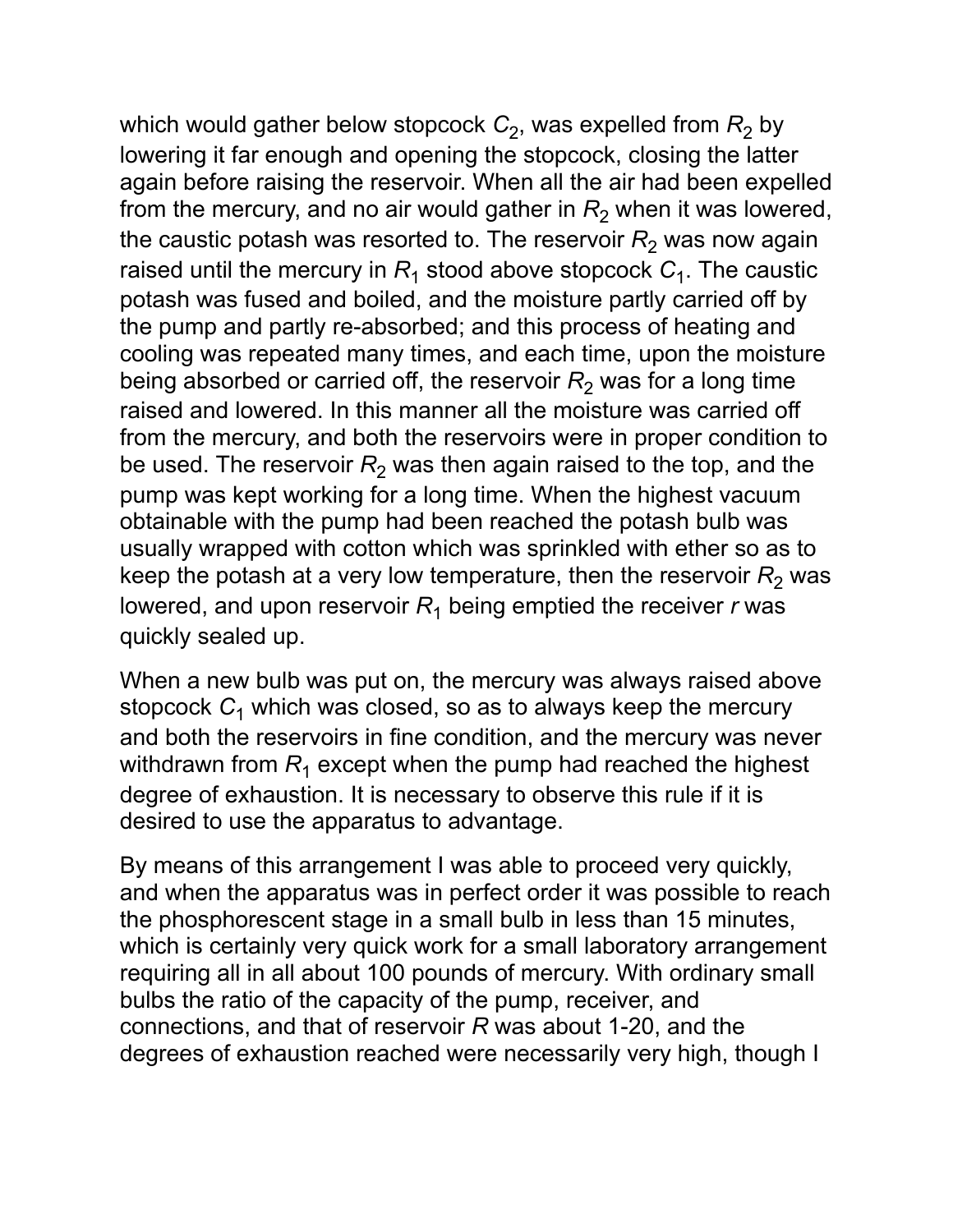which would gather below stopcock $C_2$, was expelled from $R_2$ by lowering it far enough and opening the stopcock, closing the latter again before raising the reservoir. When all the air had been expelled from the mercury, and no air would gather in $R_2$ when it was lowered, the caustic potash was resorted to. The reservoir $R_2$ was now again raised until the mercury in $R_1$ stood above stopcock $C_1$. The caustic potash was fused and boiled, and the moisture partly carried off by the pump and partly re-absorbed; and this process of heating and cooling was repeated many times, and each time, upon the moisture being absorbed or carried off, the reservoir $R_2$ was for a long time raised and lowered. In this manner all the moisture was carried off from the mercury, and both the reservoirs were in proper condition to be used. The reservoir $R_2$ was then again raised to the top, and the pump was kept working for a long time. When the highest vacuum obtainable with the pump had been reached the potash bulb was usually wrapped with cotton which was sprinkled with ether so as to keep the potash at a very low temperature, then the reservoir $R_2$ was lowered, and upon reservoir $R_1$ being emptied the receiver *r* was quickly sealed up.

When a new bulb was put on, the mercury was always raised above stopcock $C_1$ which was closed, so as to always keep the mercury and both the reservoirs in fine condition, and the mercury was never withdrawn from $R_1$ except when the pump had reached the highest degree of exhaustion. It is necessary to observe this rule if it is desired to use the apparatus to advantage.

By means of this arrangement I was able to proceed very quickly, and when the apparatus was in perfect order it was possible to reach the phosphorescent stage in a small bulb in less than 15 minutes, which is certainly very quick work for a small laboratory arrangement requiring all in all about 100 pounds of mercury. With ordinary small bulbs the ratio of the capacity of the pump, receiver, and connections, and that of reservoir *R* was about 1-20, and the degrees of exhaustion reached were necessarily very high, though I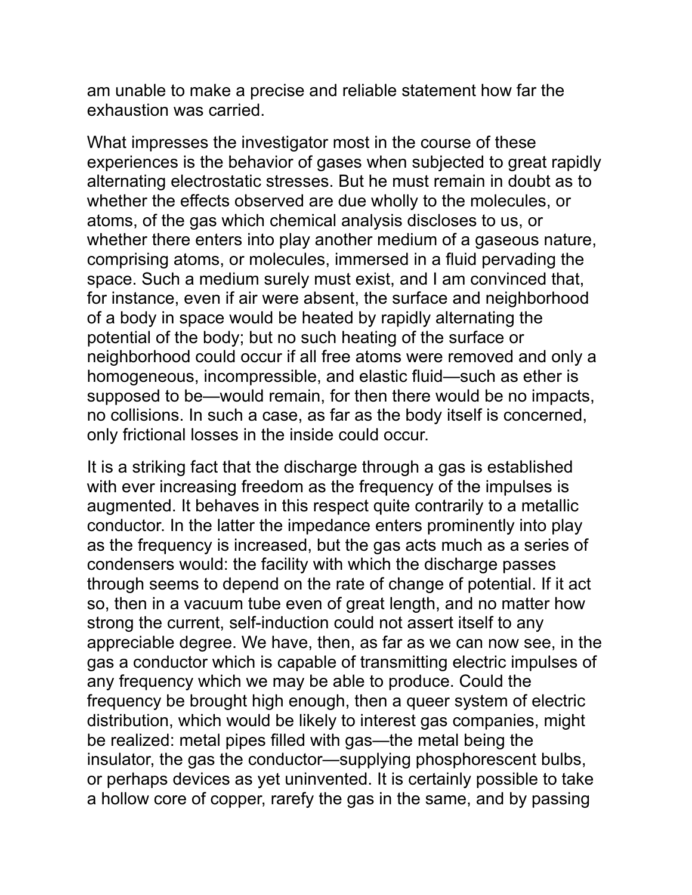am unable to make a precise and reliable statement how far the exhaustion was carried.

What impresses the investigator most in the course of these experiences is the behavior of gases when subjected to great rapidly alternating electrostatic stresses. But he must remain in doubt as to whether the effects observed are due wholly to the molecules, or atoms, of the gas which chemical analysis discloses to us, or whether there enters into play another medium of a gaseous nature, comprising atoms, or molecules, immersed in a fluid pervading the space. Such a medium surely must exist, and I am convinced that, for instance, even if air were absent, the surface and neighborhood of a body in space would be heated by rapidly alternating the potential of the body; but no such heating of the surface or neighborhood could occur if all free atoms were removed and only a homogeneous, incompressible, and elastic fluid—such as ether is supposed to be—would remain, for then there would be no impacts, no collisions. In such a case, as far as the body itself is concerned, only frictional losses in the inside could occur.

It is a striking fact that the discharge through a gas is established with ever increasing freedom as the frequency of the impulses is augmented. It behaves in this respect quite contrarily to a metallic conductor. In the latter the impedance enters prominently into play as the frequency is increased, but the gas acts much as a series of condensers would: the facility with which the discharge passes through seems to depend on the rate of change of potential. If it act so, then in a vacuum tube even of great length, and no matter how strong the current, self-induction could not assert itself to any appreciable degree. We have, then, as far as we can now see, in the gas a conductor which is capable of transmitting electric impulses of any frequency which we may be able to produce. Could the frequency be brought high enough, then a queer system of electric distribution, which would be likely to interest gas companies, might be realized: metal pipes filled with gas—the metal being the insulator, the gas the conductor—supplying phosphorescent bulbs, or perhaps devices as yet uninvented. It is certainly possible to take a hollow core of copper, rarefy the gas in the same, and by passing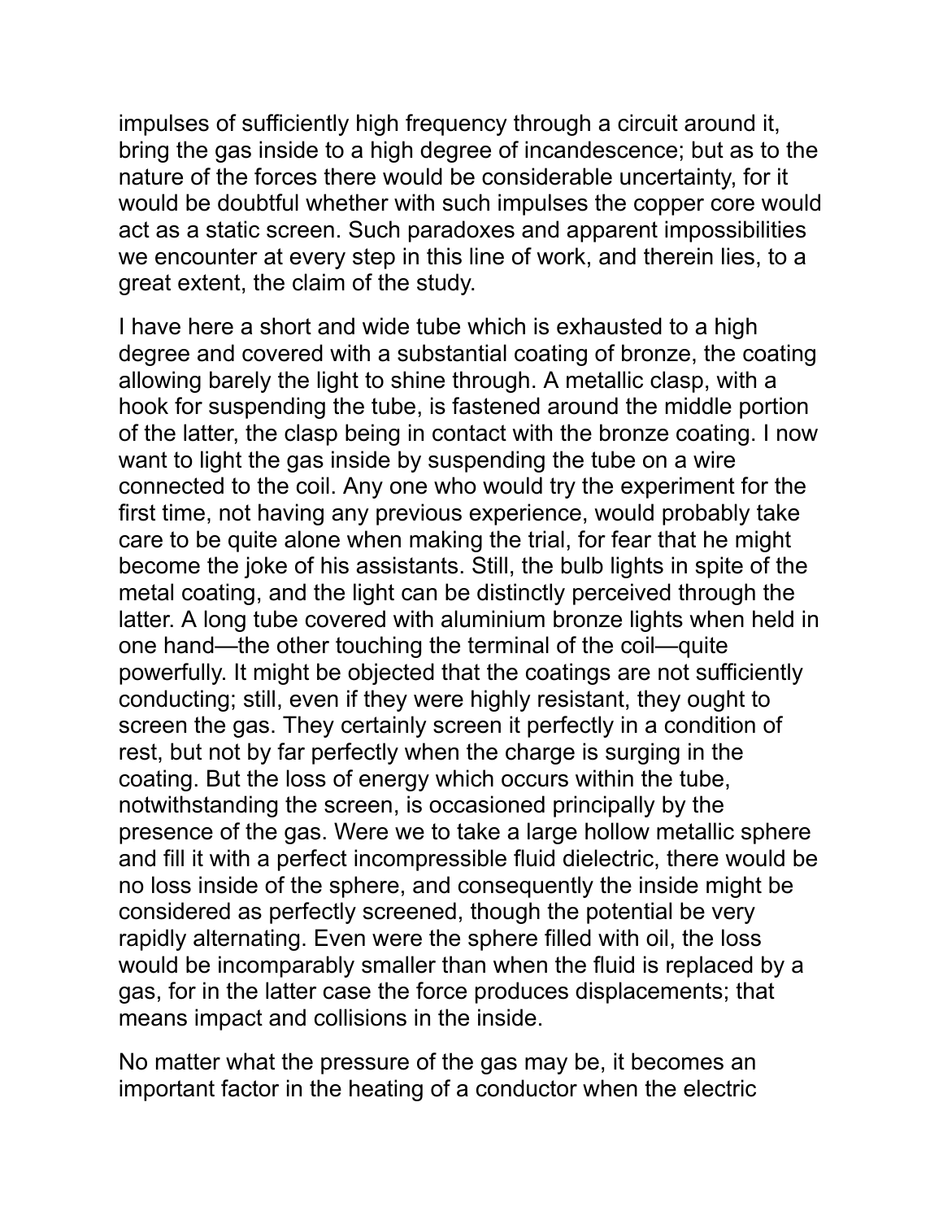impulses of sufficiently high frequency through a circuit around it, bring the gas inside to a high degree of incandescence; but as to the nature of the forces there would be considerable uncertainty, for it would be doubtful whether with such impulses the copper core would act as a static screen. Such paradoxes and apparent impossibilities we encounter at every step in this line of work, and therein lies, to a great extent, the claim of the study.

I have here a short and wide tube which is exhausted to a high degree and covered with a substantial coating of bronze, the coating allowing barely the light to shine through. A metallic clasp, with a hook for suspending the tube, is fastened around the middle portion of the latter, the clasp being in contact with the bronze coating. I now want to light the gas inside by suspending the tube on a wire connected to the coil. Any one who would try the experiment for the first time, not having any previous experience, would probably take care to be quite alone when making the trial, for fear that he might become the joke of his assistants. Still, the bulb lights in spite of the metal coating, and the light can be distinctly perceived through the latter. A long tube covered with aluminium bronze lights when held in one hand—the other touching the terminal of the coil—quite powerfully. It might be objected that the coatings are not sufficiently conducting; still, even if they were highly resistant, they ought to screen the gas. They certainly screen it perfectly in a condition of rest, but not by far perfectly when the charge is surging in the coating. But the loss of energy which occurs within the tube, notwithstanding the screen, is occasioned principally by the presence of the gas. Were we to take a large hollow metallic sphere and fill it with a perfect incompressible fluid dielectric, there would be no loss inside of the sphere, and consequently the inside might be considered as perfectly screened, though the potential be very rapidly alternating. Even were the sphere filled with oil, the loss would be incomparably smaller than when the fluid is replaced by a gas, for in the latter case the force produces displacements; that means impact and collisions in the inside.

No matter what the pressure of the gas may be, it becomes an important factor in the heating of a conductor when the electric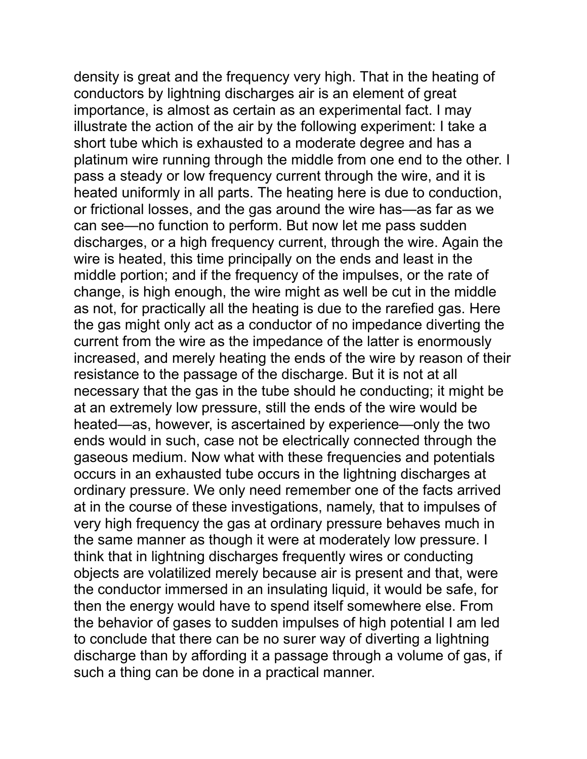density is great and the frequency very high. That in the heating of conductors by lightning discharges air is an element of great importance, is almost as certain as an experimental fact. I may illustrate the action of the air by the following experiment: I take a short tube which is exhausted to a moderate degree and has a platinum wire running through the middle from one end to the other. I pass a steady or low frequency current through the wire, and it is heated uniformly in all parts. The heating here is due to conduction, or frictional losses, and the gas around the wire has—as far as we can see—no function to perform. But now let me pass sudden discharges, or a high frequency current, through the wire. Again the wire is heated, this time principally on the ends and least in the middle portion; and if the frequency of the impulses, or the rate of change, is high enough, the wire might as well be cut in the middle as not, for practically all the heating is due to the rarefied gas. Here the gas might only act as a conductor of no impedance diverting the current from the wire as the impedance of the latter is enormously increased, and merely heating the ends of the wire by reason of their resistance to the passage of the discharge. But it is not at all necessary that the gas in the tube should he conducting; it might be at an extremely low pressure, still the ends of the wire would be heated—as, however, is ascertained by experience—only the two ends would in such, case not be electrically connected through the gaseous medium. Now what with these frequencies and potentials occurs in an exhausted tube occurs in the lightning discharges at ordinary pressure. We only need remember one of the facts arrived at in the course of these investigations, namely, that to impulses of very high frequency the gas at ordinary pressure behaves much in the same manner as though it were at moderately low pressure. I think that in lightning discharges frequently wires or conducting objects are volatilized merely because air is present and that, were the conductor immersed in an insulating liquid, it would be safe, for then the energy would have to spend itself somewhere else. From the behavior of gases to sudden impulses of high potential I am led to conclude that there can be no surer way of diverting a lightning discharge than by affording it a passage through a volume of gas, if such a thing can be done in a practical manner.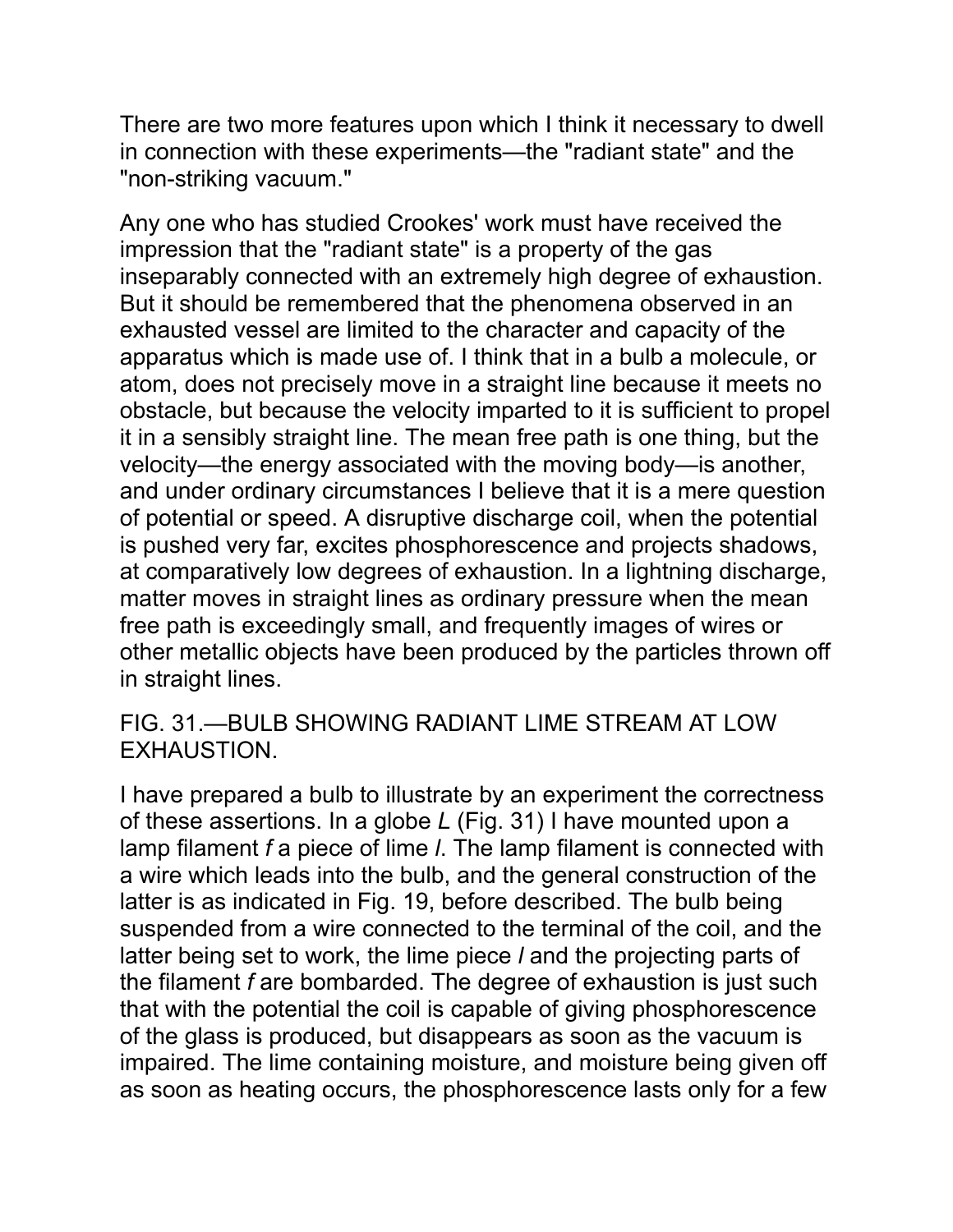There are two more features upon which I think it necessary to dwell in connection with these experiments—the "radiant state" and the "non-striking vacuum."

Any one who has studied Crookes' work must have received the impression that the "radiant state" is a property of the gas inseparably connected with an extremely high degree of exhaustion. But it should be remembered that the phenomena observed in an exhausted vessel are limited to the character and capacity of the apparatus which is made use of. I think that in a bulb a molecule, or atom, does not precisely move in a straight line because it meets no obstacle, but because the velocity imparted to it is sufficient to propel it in a sensibly straight line. The mean free path is one thing, but the velocity—the energy associated with the moving body—is another, and under ordinary circumstances I believe that it is a mere question of potential or speed. A disruptive discharge coil, when the potential is pushed very far, excites phosphorescence and projects shadows, at comparatively low degrees of exhaustion. In a lightning discharge, matter moves in straight lines as ordinary pressure when the mean free path is exceedingly small, and frequently images of wires or other metallic objects have been produced by the particles thrown off in straight lines.

FIG. 31.—BULB SHOWING RADIANT LIME STREAM AT LOW EXHAUSTION.

I have prepared a bulb to illustrate by an experiment the correctness of these assertions. In a globe *L* (Fig. 31) I have mounted upon a lamp filament *f* a piece of lime *l*. The lamp filament is connected with a wire which leads into the bulb, and the general construction of the latter is as indicated in Fig. 19, before described. The bulb being suspended from a wire connected to the terminal of the coil, and the latter being set to work, the lime piece *l* and the projecting parts of the filament *f* are bombarded. The degree of exhaustion is just such that with the potential the coil is capable of giving phosphorescence of the glass is produced, but disappears as soon as the vacuum is impaired. The lime containing moisture, and moisture being given off as soon as heating occurs, the phosphorescence lasts only for a few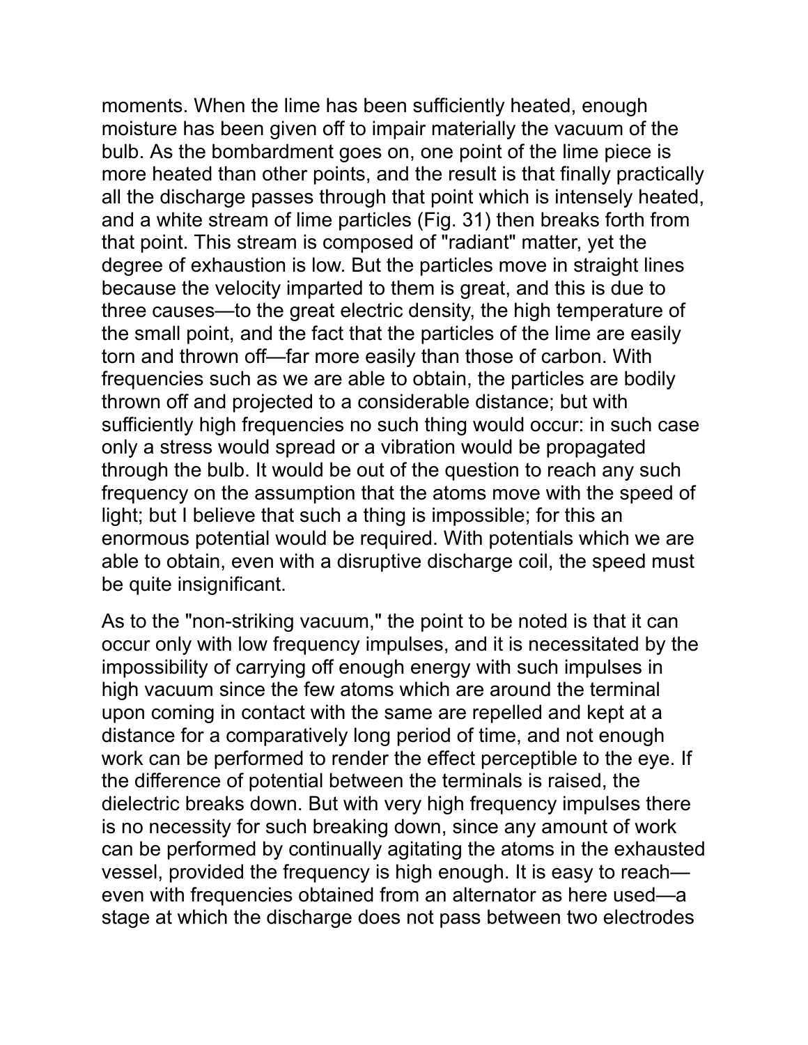moments. When the lime has been sufficiently heated, enough moisture has been given off to impair materially the vacuum of the bulb. As the bombardment goes on, one point of the lime piece is more heated than other points, and the result is that finally practically all the discharge passes through that point which is intensely heated, and a white stream of lime particles (Fig. 31) then breaks forth from that point. This stream is composed of "radiant" matter, yet the degree of exhaustion is low. But the particles move in straight lines because the velocity imparted to them is great, and this is due to three causes—to the great electric density, the high temperature of the small point, and the fact that the particles of the lime are easily torn and thrown off—far more easily than those of carbon. With frequencies such as we are able to obtain, the particles are bodily thrown off and projected to a considerable distance; but with sufficiently high frequencies no such thing would occur: in such case only a stress would spread or a vibration would be propagated through the bulb. It would be out of the question to reach any such frequency on the assumption that the atoms move with the speed of light; but I believe that such a thing is impossible; for this an enormous potential would be required. With potentials which we are able to obtain, even with a disruptive discharge coil, the speed must be quite insignificant.

As to the "non-striking vacuum," the point to be noted is that it can occur only with low frequency impulses, and it is necessitated by the impossibility of carrying off enough energy with such impulses in high vacuum since the few atoms which are around the terminal upon coming in contact with the same are repelled and kept at a distance for a comparatively long period of time, and not enough work can be performed to render the effect perceptible to the eye. If the difference of potential between the terminals is raised, the dielectric breaks down. But with very high frequency impulses there is no necessity for such breaking down, since any amount of work can be performed by continually agitating the atoms in the exhausted vessel, provided the frequency is high enough. It is easy to reach—even with frequencies obtained from an alternator as here used—a stage at which the discharge does not pass between two electrodes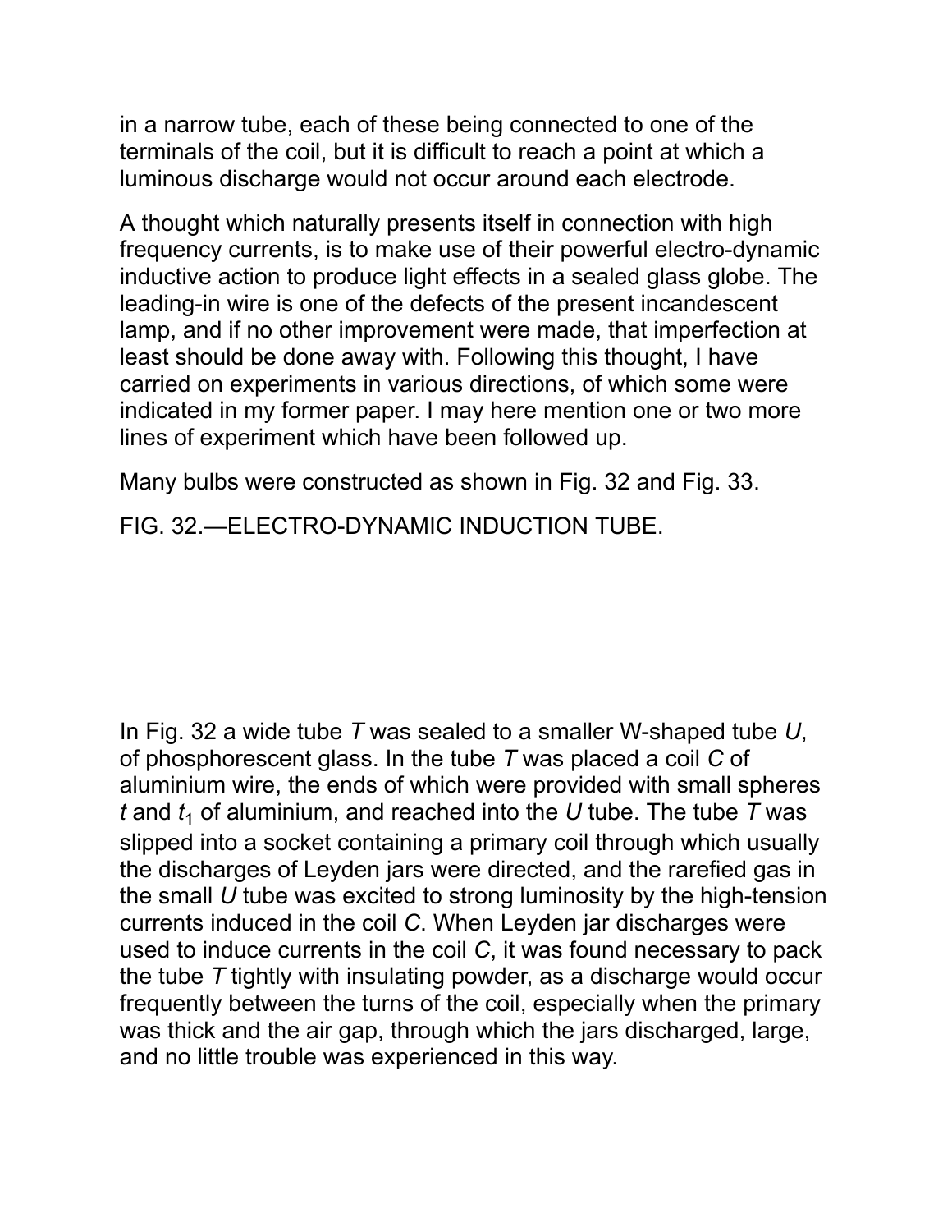in a narrow tube, each of these being connected to one of the terminals of the coil, but it is difficult to reach a point at which a luminous discharge would not occur around each electrode.

A thought which naturally presents itself in connection with high frequency currents, is to make use of their powerful electro-dynamic inductive action to produce light effects in a sealed glass globe. The leading-in wire is one of the defects of the present incandescent lamp, and if no other improvement were made, that imperfection at least should be done away with. Following this thought, I have carried on experiments in various directions, of which some were indicated in my former paper. I may here mention one or two more lines of experiment which have been followed up.

Many bulbs were constructed as shown in Fig. 32 and Fig. 33.

FIG. 32.—ELECTRO-DYNAMIC INDUCTION TUBE.

In Fig. 32 a wide tube *T* was sealed to a smaller W-shaped tube *U*, of phosphorescent glass. In the tube *T* was placed a coil *C* of aluminium wire, the ends of which were provided with small spheres $t$ and $t_1$ of aluminium, and reached into the *U* tube. The tube *T* was slipped into a socket containing a primary coil through which usually the discharges of Leyden jars were directed, and the rarefied gas in the small *U* tube was excited to strong luminosity by the high-tension currents induced in the coil *C*. When Leyden jar discharges were used to induce currents in the coil *C*, it was found necessary to pack the tube *T* tightly with insulating powder, as a discharge would occur frequently between the turns of the coil, especially when the primary was thick and the air gap, through which the jars discharged, large, and no little trouble was experienced in this way.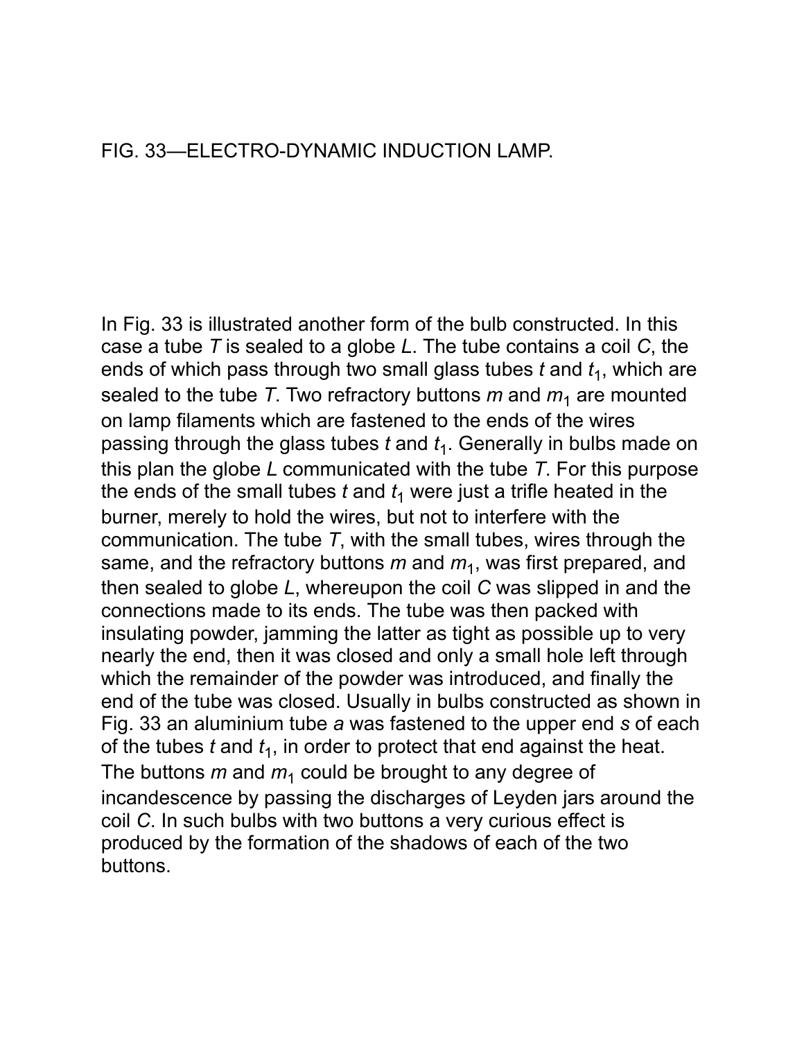FIG. 33—ELECTRO-DYNAMIC INDUCTION LAMP.

In Fig. 33 is illustrated another form of the bulb constructed. In this case a tube *T* is sealed to a globe *L*. The tube contains a coil *C*, the ends of which pass through two small glass tubes *t* and $t_1$, which are sealed to the tube *T*. Two refractory buttons *m* and $m_1$ are mounted on lamp filaments which are fastened to the ends of the wires passing through the glass tubes *t* and $t_1$. Generally in bulbs made on this plan the globe *L* communicated with the tube *T*. For this purpose the ends of the small tubes *t* and $t_1$ were just a trifle heated in the burner, merely to hold the wires, but not to interfere with the communication. The tube *T*, with the small tubes, wires through the same, and the refractory buttons *m* and $m_1$, was first prepared, and then sealed to globe *L*, whereupon the coil *C* was slipped in and the connections made to its ends. The tube was then packed with insulating powder, jamming the latter as tight as possible up to very nearly the end, then it was closed and only a small hole left through which the remainder of the powder was introduced, and finally the end of the tube was closed. Usually in bulbs constructed as shown in Fig. 33 an aluminium tube *a* was fastened to the upper end *s* of each of the tubes *t* and $t_1$, in order to protect that end against the heat. The buttons *m* and $m_1$ could be brought to any degree of incandescence by passing the discharges of Leyden jars around the coil *C*. In such bulbs with two buttons a very curious effect is produced by the formation of the shadows of each of the two buttons.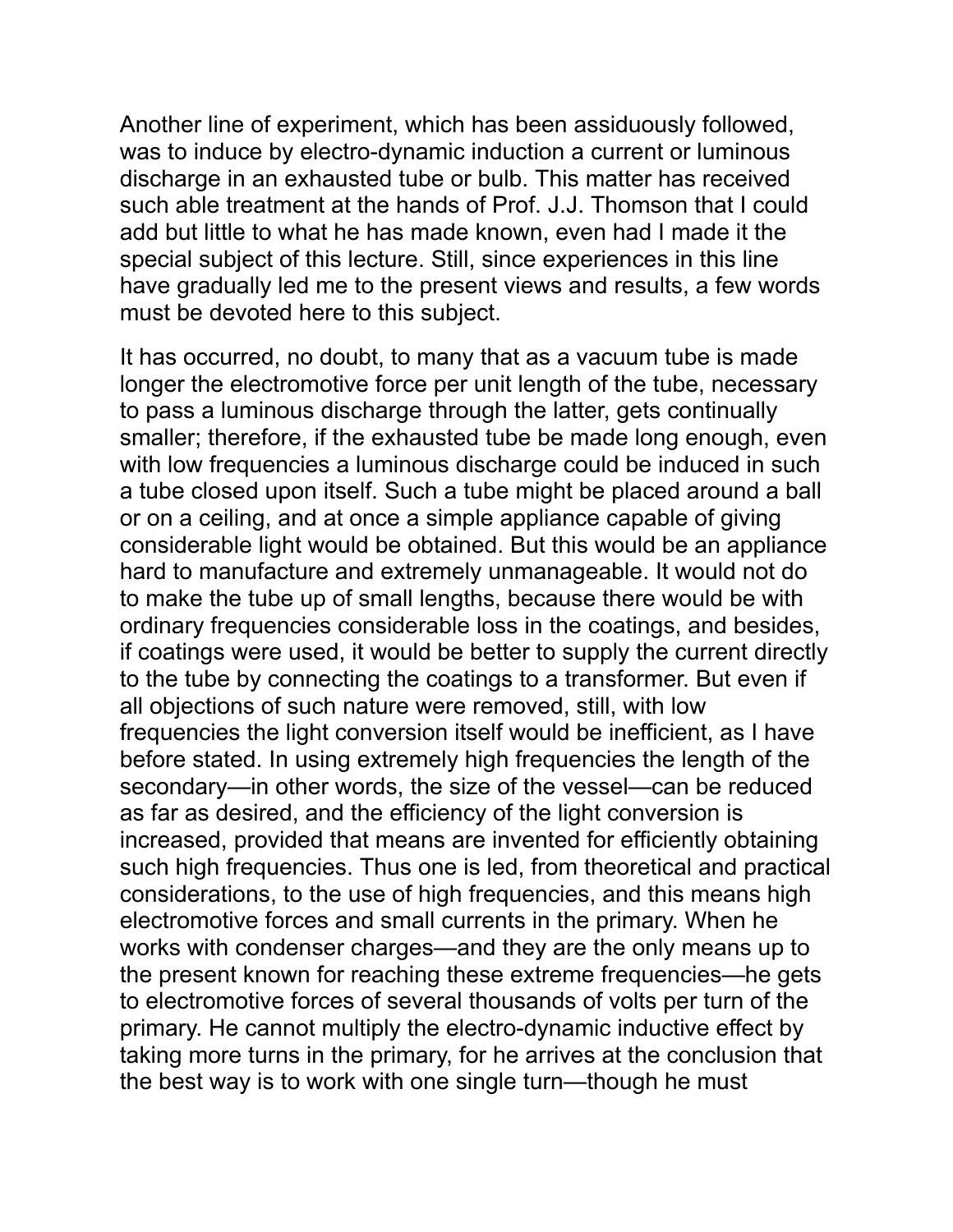Another line of experiment, which has been assiduously followed, was to induce by electro-dynamic induction a current or luminous discharge in an exhausted tube or bulb. This matter has received such able treatment at the hands of Prof. J.J. Thomson that I could add but little to what he has made known, even had I made it the special subject of this lecture. Still, since experiences in this line have gradually led me to the present views and results, a few words must be devoted here to this subject.

It has occurred, no doubt, to many that as a vacuum tube is made longer the electromotive force per unit length of the tube, necessary to pass a luminous discharge through the latter, gets continually smaller; therefore, if the exhausted tube be made long enough, even with low frequencies a luminous discharge could be induced in such a tube closed upon itself. Such a tube might be placed around a ball or on a ceiling, and at once a simple appliance capable of giving considerable light would be obtained. But this would be an appliance hard to manufacture and extremely unmanageable. It would not do to make the tube up of small lengths, because there would be with ordinary frequencies considerable loss in the coatings, and besides, if coatings were used, it would be better to supply the current directly to the tube by connecting the coatings to a transformer. But even if all objections of such nature were removed, still, with low frequencies the light conversion itself would be inefficient, as I have before stated. In using extremely high frequencies the length of the secondary—in other words, the size of the vessel—can be reduced as far as desired, and the efficiency of the light conversion is increased, provided that means are invented for efficiently obtaining such high frequencies. Thus one is led, from theoretical and practical considerations, to the use of high frequencies, and this means high electromotive forces and small currents in the primary. When he works with condenser charges—and they are the only means up to the present known for reaching these extreme frequencies—he gets to electromotive forces of several thousands of volts per turn of the primary. He cannot multiply the electro-dynamic inductive effect by taking more turns in the primary, for he arrives at the conclusion that the best way is to work with one single turn—though he must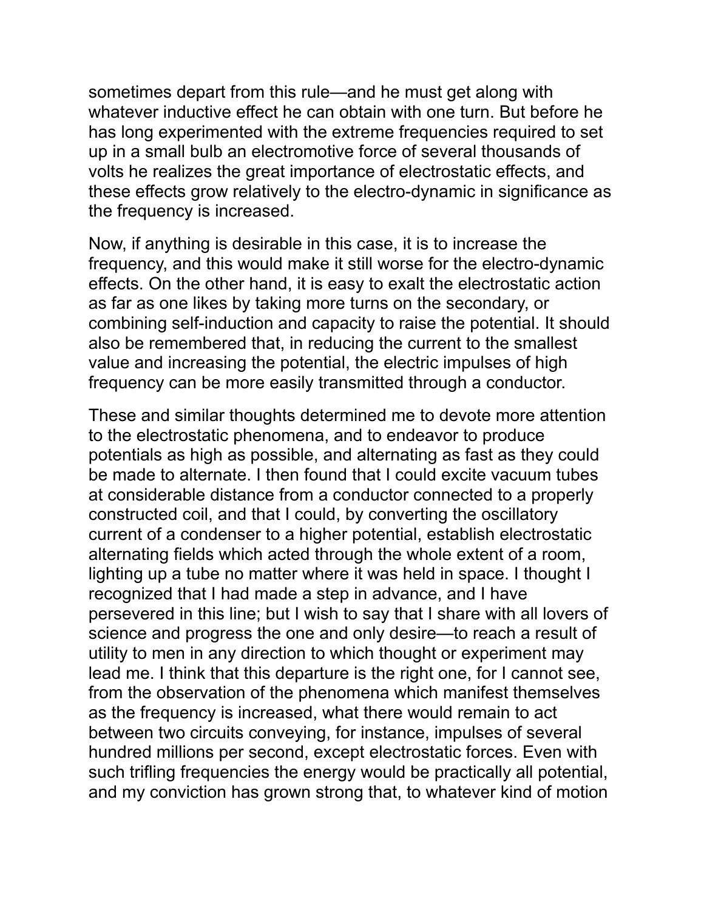sometimes depart from this rule—and he must get along with whatever inductive effect he can obtain with one turn. But before he has long experimented with the extreme frequencies required to set up in a small bulb an electromotive force of several thousands of volts he realizes the great importance of electrostatic effects, and these effects grow relatively to the electro-dynamic in significance as the frequency is increased.

Now, if anything is desirable in this case, it is to increase the frequency, and this would make it still worse for the electro-dynamic effects. On the other hand, it is easy to exalt the electrostatic action as far as one likes by taking more turns on the secondary, or combining self-induction and capacity to raise the potential. It should also be remembered that, in reducing the current to the smallest value and increasing the potential, the electric impulses of high frequency can be more easily transmitted through a conductor.

These and similar thoughts determined me to devote more attention to the electrostatic phenomena, and to endeavor to produce potentials as high as possible, and alternating as fast as they could be made to alternate. I then found that I could excite vacuum tubes at considerable distance from a conductor connected to a properly constructed coil, and that I could, by converting the oscillatory current of a condenser to a higher potential, establish electrostatic alternating fields which acted through the whole extent of a room, lighting up a tube no matter where it was held in space. I thought I recognized that I had made a step in advance, and I have persevered in this line; but I wish to say that I share with all lovers of science and progress the one and only desire—to reach a result of utility to men in any direction to which thought or experiment may lead me. I think that this departure is the right one, for I cannot see, from the observation of the phenomena which manifest themselves as the frequency is increased, what there would remain to act between two circuits conveying, for instance, impulses of several hundred millions per second, except electrostatic forces. Even with such trifling frequencies the energy would be practically all potential, and my conviction has grown strong that, to whatever kind of motion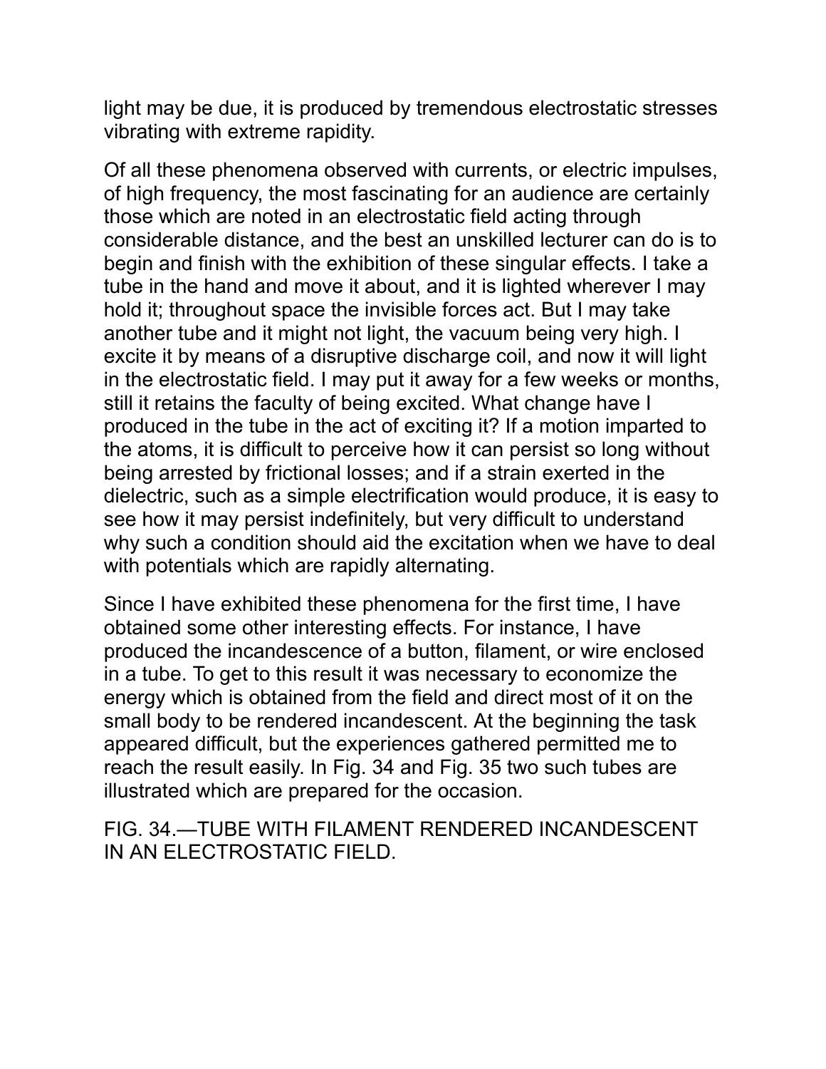light may be due, it is produced by tremendous electrostatic stresses vibrating with extreme rapidity.

Of all these phenomena observed with currents, or electric impulses, of high frequency, the most fascinating for an audience are certainly those which are noted in an electrostatic field acting through considerable distance, and the best an unskilled lecturer can do is to begin and finish with the exhibition of these singular effects. I take a tube in the hand and move it about, and it is lighted wherever I may hold it; throughout space the invisible forces act. But I may take another tube and it might not light, the vacuum being very high. I excite it by means of a disruptive discharge coil, and now it will light in the electrostatic field. I may put it away for a few weeks or months, still it retains the faculty of being excited. What change have I produced in the tube in the act of exciting it? If a motion imparted to the atoms, it is difficult to perceive how it can persist so long without being arrested by frictional losses; and if a strain exerted in the dielectric, such as a simple electrification would produce, it is easy to see how it may persist indefinitely, but very difficult to understand why such a condition should aid the excitation when we have to deal with potentials which are rapidly alternating.

Since I have exhibited these phenomena for the first time, I have obtained some other interesting effects. For instance, I have produced the incandescence of a button, filament, or wire enclosed in a tube. To get to this result it was necessary to economize the energy which is obtained from the field and direct most of it on the small body to be rendered incandescent. At the beginning the task appeared difficult, but the experiences gathered permitted me to reach the result easily. In Fig. 34 and Fig. 35 two such tubes are illustrated which are prepared for the occasion.

FIG. 34.—TUBE WITH FILAMENT RENDERED INCANDESCENT IN AN ELECTROSTATIC FIELD.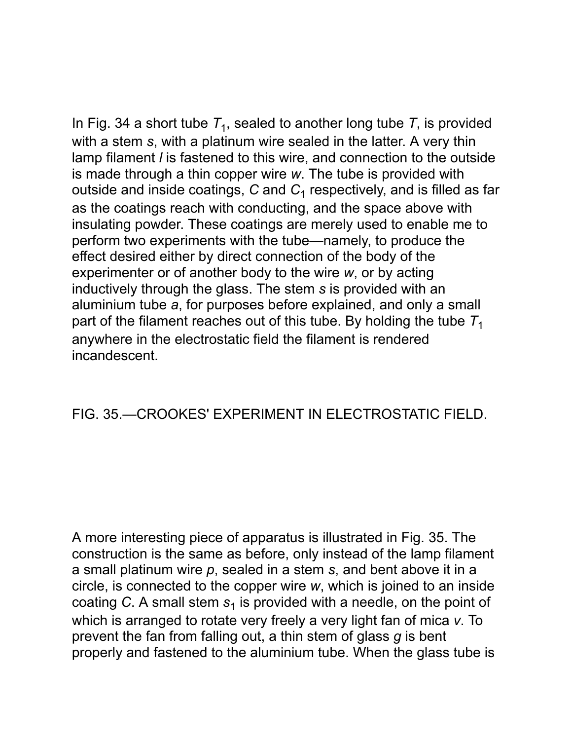In Fig. 34 a short tube $T_1$, sealed to another long tube $T$, is provided with a stem $s$, with a platinum wire sealed in the latter. A very thin lamp filament $l$ is fastened to this wire, and connection to the outside is made through a thin copper wire $w$. The tube is provided with outside and inside coatings, $C$ and $C_1$ respectively, and is filled as far as the coatings reach with conducting, and the space above with insulating powder. These coatings are merely used to enable me to perform two experiments with the tube—namely, to produce the effect desired either by direct connection of the body of the experimenter or of another body to the wire $w$, or by acting inductively through the glass. The stem $s$ is provided with an aluminium tube $a$, for purposes before explained, and only a small part of the filament reaches out of this tube. By holding the tube $T_1$ anywhere in the electrostatic field the filament is rendered incandescent.

FIG. 35.—CROOKES' EXPERIMENT IN ELECTROSTATIC FIELD.

A more interesting piece of apparatus is illustrated in Fig. 35. The construction is the same as before, only instead of the lamp filament a small platinum wire $p$, sealed in a stem $s$, and bent above it in a circle, is connected to the copper wire $w$, which is joined to an inside coating $C$. A small stem $s_1$ is provided with a needle, on the point of which is arranged to rotate very freely a very light fan of mica $v$. To prevent the fan from falling out, a thin stem of glass $g$ is bent properly and fastened to the aluminium tube. When the glass tube is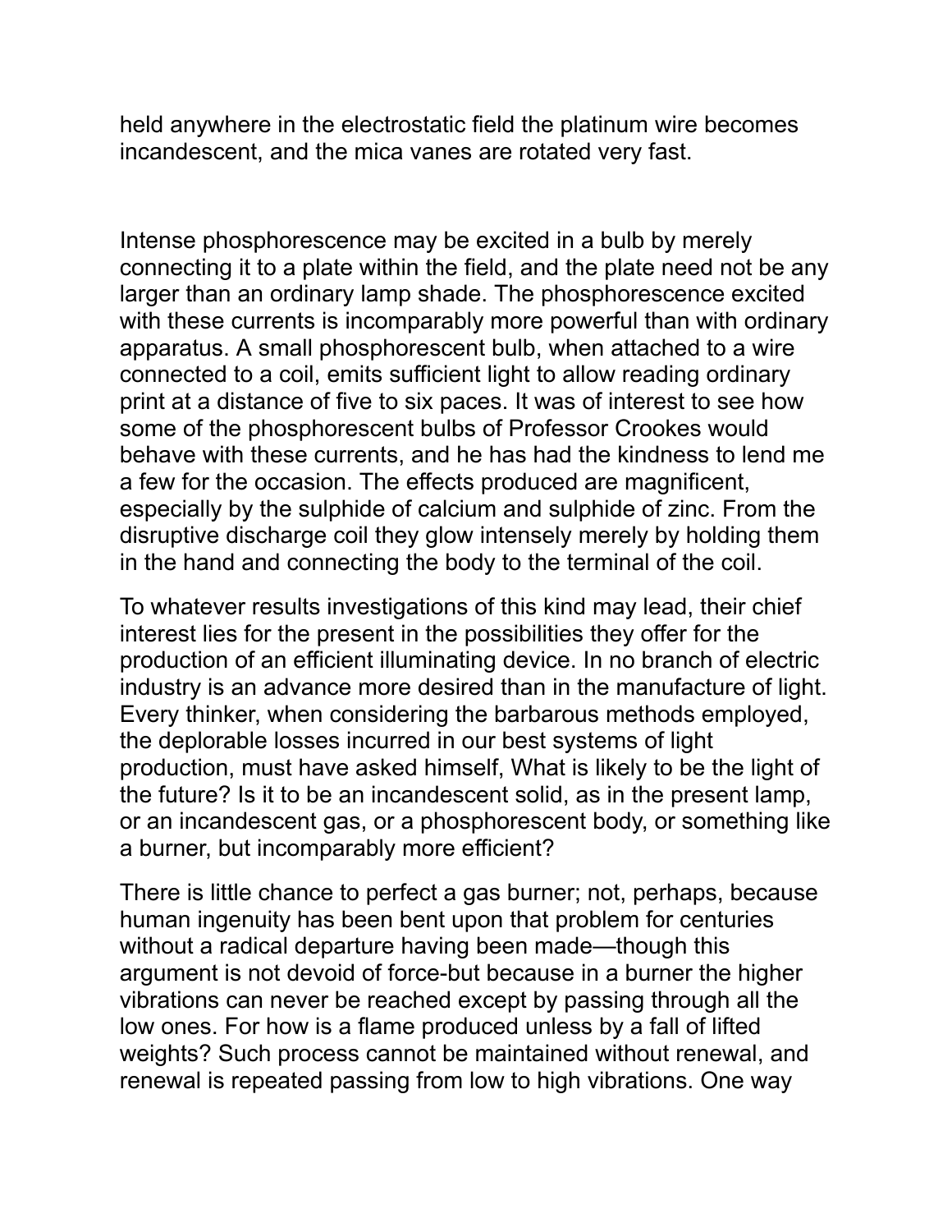held anywhere in the electrostatic field the platinum wire becomes incandescent, and the mica vanes are rotated very fast.

Intense phosphorescence may be excited in a bulb by merely connecting it to a plate within the field, and the plate need not be any larger than an ordinary lamp shade. The phosphorescence excited with these currents is incomparably more powerful than with ordinary apparatus. A small phosphorescent bulb, when attached to a wire connected to a coil, emits sufficient light to allow reading ordinary print at a distance of five to six paces. It was of interest to see how some of the phosphorescent bulbs of Professor Crookes would behave with these currents, and he has had the kindness to lend me a few for the occasion. The effects produced are magnificent, especially by the sulphide of calcium and sulphide of zinc. From the disruptive discharge coil they glow intensely merely by holding them in the hand and connecting the body to the terminal of the coil.

To whatever results investigations of this kind may lead, their chief interest lies for the present in the possibilities they offer for the production of an efficient illuminating device. In no branch of electric industry is an advance more desired than in the manufacture of light. Every thinker, when considering the barbarous methods employed, the deplorable losses incurred in our best systems of light production, must have asked himself, What is likely to be the light of the future? Is it to be an incandescent solid, as in the present lamp, or an incandescent gas, or a phosphorescent body, or something like a burner, but incomparably more efficient?

There is little chance to perfect a gas burner; not, perhaps, because human ingenuity has been bent upon that problem for centuries without a radical departure having been made—though this argument is not devoid of force-but because in a burner the higher vibrations can never be reached except by passing through all the low ones. For how is a flame produced unless by a fall of lifted weights? Such process cannot be maintained without renewal, and renewal is repeated passing from low to high vibrations. One way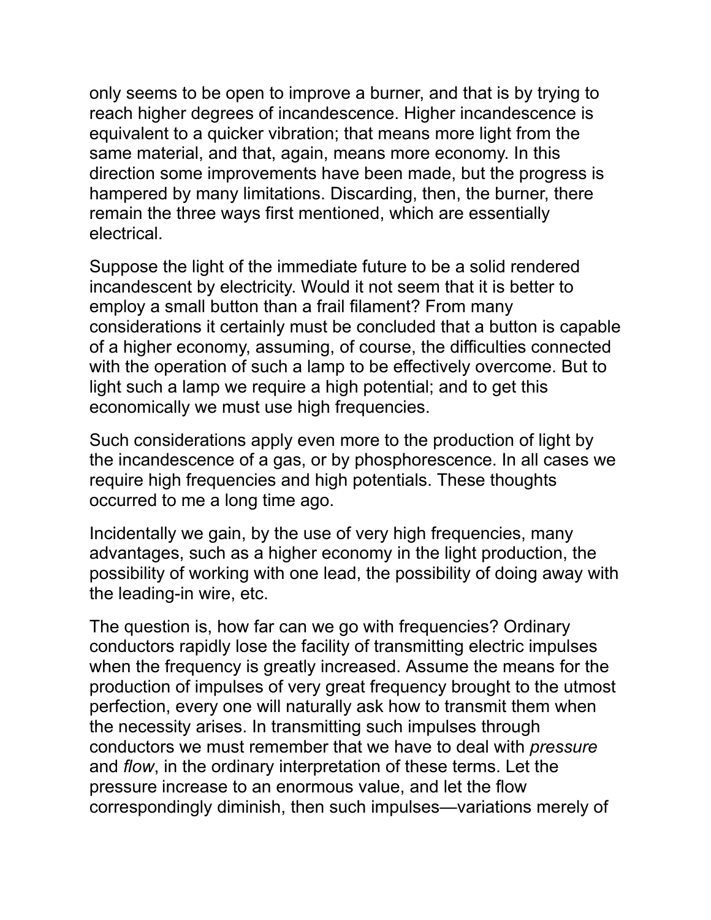only seems to be open to improve a burner, and that is by trying to reach higher degrees of incandescence. Higher incandescence is equivalent to a quicker vibration; that means more light from the same material, and that, again, means more economy. In this direction some improvements have been made, but the progress is hampered by many limitations. Discarding, then, the burner, there remain the three ways first mentioned, which are essentially electrical.

Suppose the light of the immediate future to be a solid rendered incandescent by electricity. Would it not seem that it is better to employ a small button than a frail filament? From many considerations it certainly must be concluded that a button is capable of a higher economy, assuming, of course, the difficulties connected with the operation of such a lamp to be effectively overcome. But to light such a lamp we require a high potential; and to get this economically we must use high frequencies.

Such considerations apply even more to the production of light by the incandescence of a gas, or by phosphorescence. In all cases we require high frequencies and high potentials. These thoughts occurred to me a long time ago.

Incidentally we gain, by the use of very high frequencies, many advantages, such as a higher economy in the light production, the possibility of working with one lead, the possibility of doing away with the leading-in wire, etc.

The question is, how far can we go with frequencies? Ordinary conductors rapidly lose the facility of transmitting electric impulses when the frequency is greatly increased. Assume the means for the production of impulses of very great frequency brought to the utmost perfection, every one will naturally ask how to transmit them when the necessity arises. In transmitting such impulses through conductors we must remember that we have to deal with *pressure* and *flow*, in the ordinary interpretation of these terms. Let the pressure increase to an enormous value, and let the flow correspondingly diminish, then such impulses—variations merely of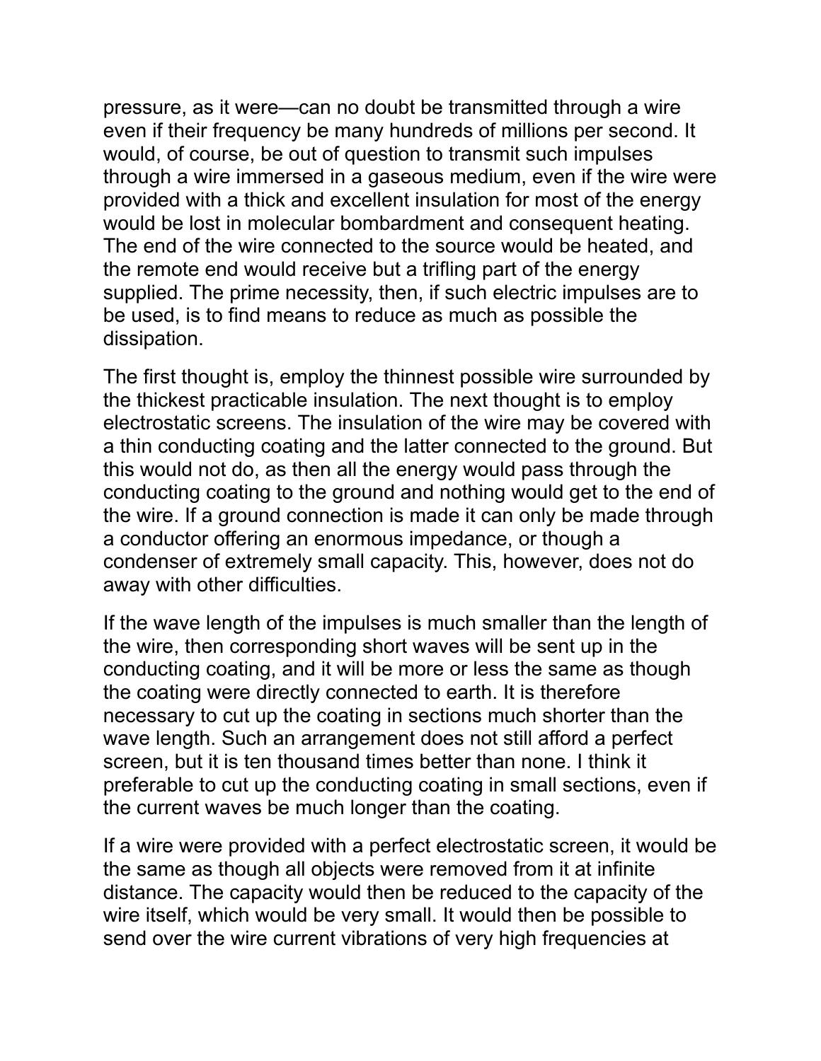pressure, as it were—can no doubt be transmitted through a wire even if their frequency be many hundreds of millions per second. It would, of course, be out of question to transmit such impulses through a wire immersed in a gaseous medium, even if the wire were provided with a thick and excellent insulation for most of the energy would be lost in molecular bombardment and consequent heating. The end of the wire connected to the source would be heated, and the remote end would receive but a trifling part of the energy supplied. The prime necessity, then, if such electric impulses are to be used, is to find means to reduce as much as possible the dissipation.

The first thought is, employ the thinnest possible wire surrounded by the thickest practicable insulation. The next thought is to employ electrostatic screens. The insulation of the wire may be covered with a thin conducting coating and the latter connected to the ground. But this would not do, as then all the energy would pass through the conducting coating to the ground and nothing would get to the end of the wire. If a ground connection is made it can only be made through a conductor offering an enormous impedance, or though a condenser of extremely small capacity. This, however, does not do away with other difficulties.

If the wave length of the impulses is much smaller than the length of the wire, then corresponding short waves will be sent up in the conducting coating, and it will be more or less the same as though the coating were directly connected to earth. It is therefore necessary to cut up the coating in sections much shorter than the wave length. Such an arrangement does not still afford a perfect screen, but it is ten thousand times better than none. I think it preferable to cut up the conducting coating in small sections, even if the current waves be much longer than the coating.

If a wire were provided with a perfect electrostatic screen, it would be the same as though all objects were removed from it at infinite distance. The capacity would then be reduced to the capacity of the wire itself, which would be very small. It would then be possible to send over the wire current vibrations of very high frequencies at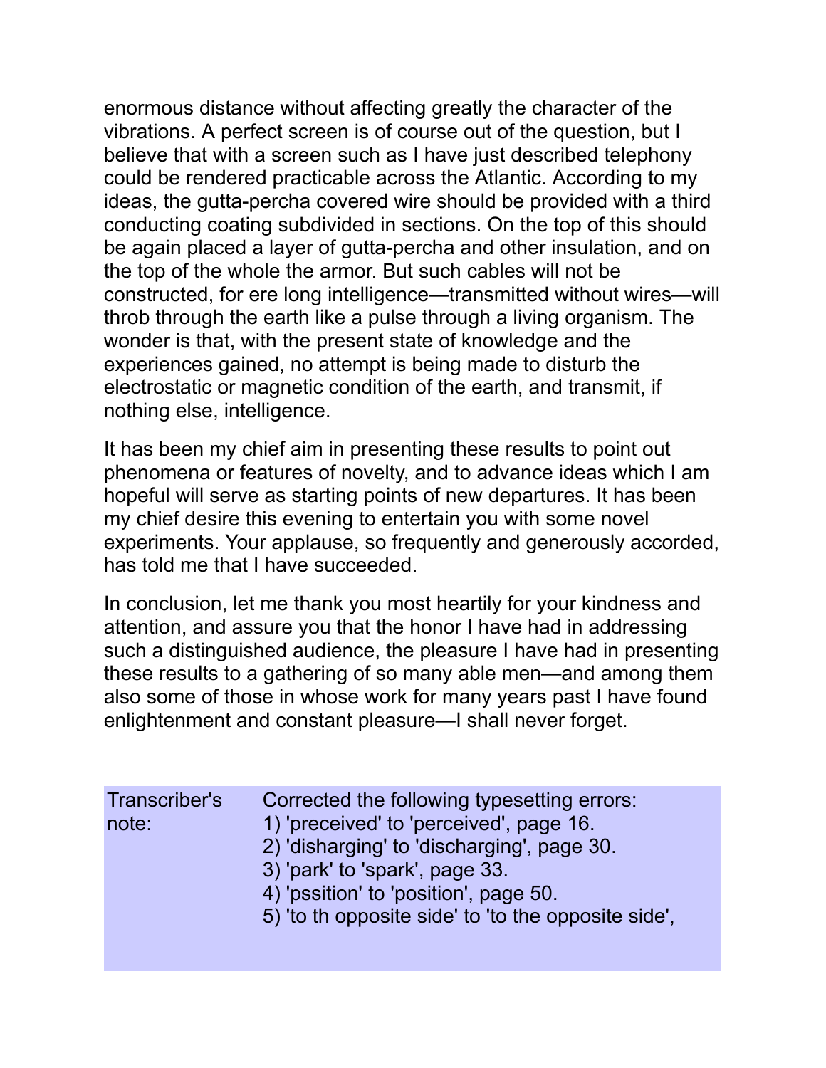enormous distance without affecting greatly the character of the vibrations. A perfect screen is of course out of the question, but I believe that with a screen such as I have just described telephony could be rendered practicable across the Atlantic. According to my ideas, the gutta-percha covered wire should be provided with a third conducting coating subdivided in sections. On the top of this should be again placed a layer of gutta-percha and other insulation, and on the top of the whole the armor. But such cables will not be constructed, for ere long intelligence—transmitted without wires—will throb through the earth like a pulse through a living organism. The wonder is that, with the present state of knowledge and the experiences gained, no attempt is being made to disturb the electrostatic or magnetic condition of the earth, and transmit, if nothing else, intelligence.

It has been my chief aim in presenting these results to point out phenomena or features of novelty, and to advance ideas which I am hopeful will serve as starting points of new departures. It has been my chief desire this evening to entertain you with some novel experiments. Your applause, so frequently and generously accorded, has told me that I have succeeded.

In conclusion, let me thank you most heartily for your kindness and attention, and assure you that the honor I have had in addressing such a distinguished audience, the pleasure I have had in presenting these results to a gathering of so many able men—and among them also some of those in whose work for many years past I have found enlightenment and constant pleasure—I shall never forget.

| Transcriber's note: | Corrected the following typesetting errors:<br>1) 'preceived' to 'perceived', page 16.<br>2) 'disharging' to 'discharging', page 30.<br>3) 'park' to 'spark', page 33.<br>4) 'pssition' to 'position', page 50.<br>5) 'to th opposite side' to 'to the opposite side', |
|---|---|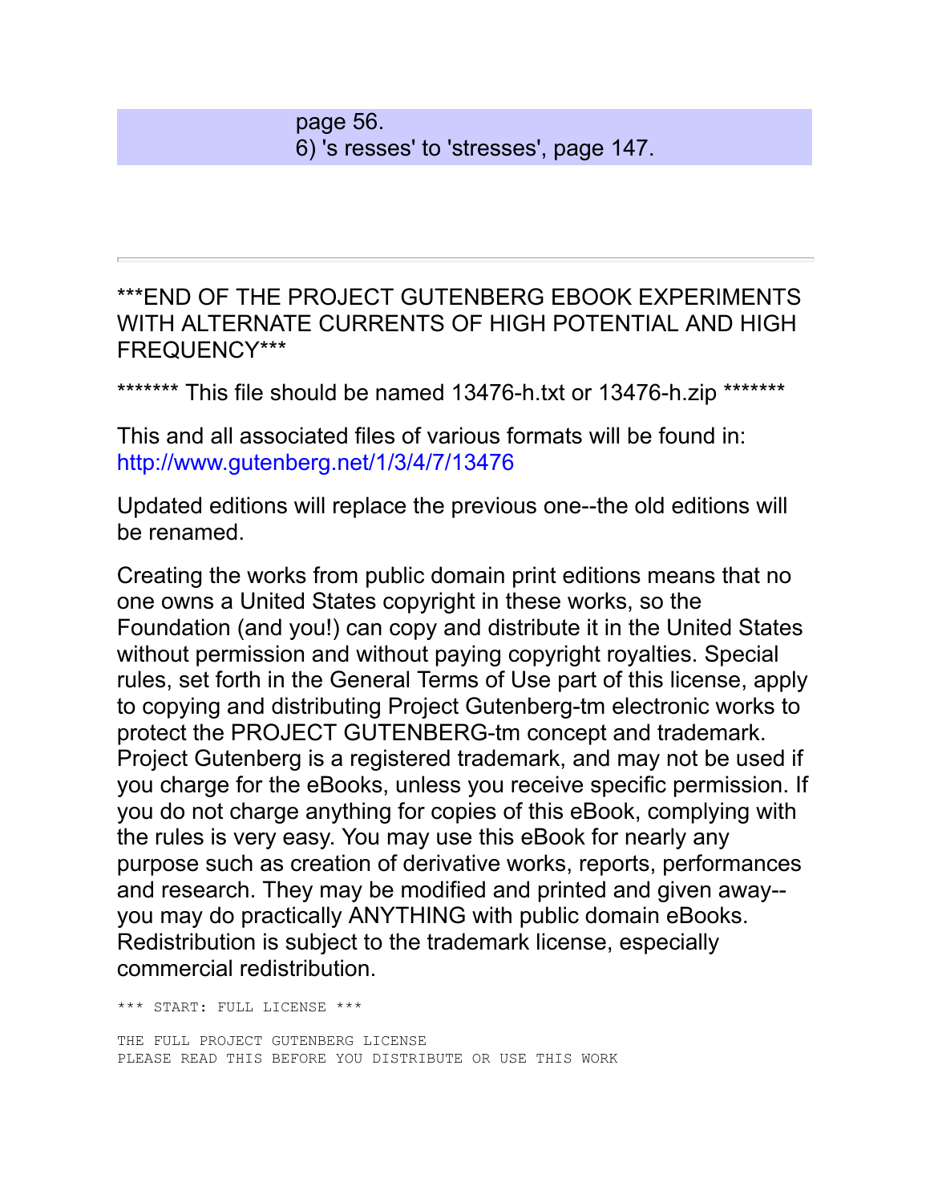page 56.
6) 's resses' to 'stresses', page 147.

---

***END OF THE PROJECT GUTENBERG EBOOK EXPERIMENTS WITH ALTERNATE CURRENTS OF HIGH POTENTIAL AND HIGH FREQUENCY***

******* This file should be named 13476-h.txt or 13476-h.zip *******

This and all associated files of various formats will be found in: http://www.gutenberg.net/1/3/4/7/13476

Updated editions will replace the previous one--the old editions will be renamed.

Creating the works from public domain print editions means that no one owns a United States copyright in these works, so the Foundation (and you!) can copy and distribute it in the United States without permission and without paying copyright royalties. Special rules, set forth in the General Terms of Use part of this license, apply to copying and distributing Project Gutenberg-tm electronic works to protect the PROJECT GUTENBERG-tm concept and trademark. Project Gutenberg is a registered trademark, and may not be used if you charge for the eBooks, unless you receive specific permission. If you do not charge anything for copies of this eBook, complying with the rules is very easy. You may use this eBook for nearly any purpose such as creation of derivative works, reports, performances and research. They may be modified and printed and given away--you may do practically ANYTHING with public domain eBooks. Redistribution is subject to the trademark license, especially commercial redistribution.

```
*** START: FULL LICENSE ***

THE FULL PROJECT GUTENBERG LICENSE
PLEASE READ THIS BEFORE YOU DISTRIBUTE OR USE THIS WORK
```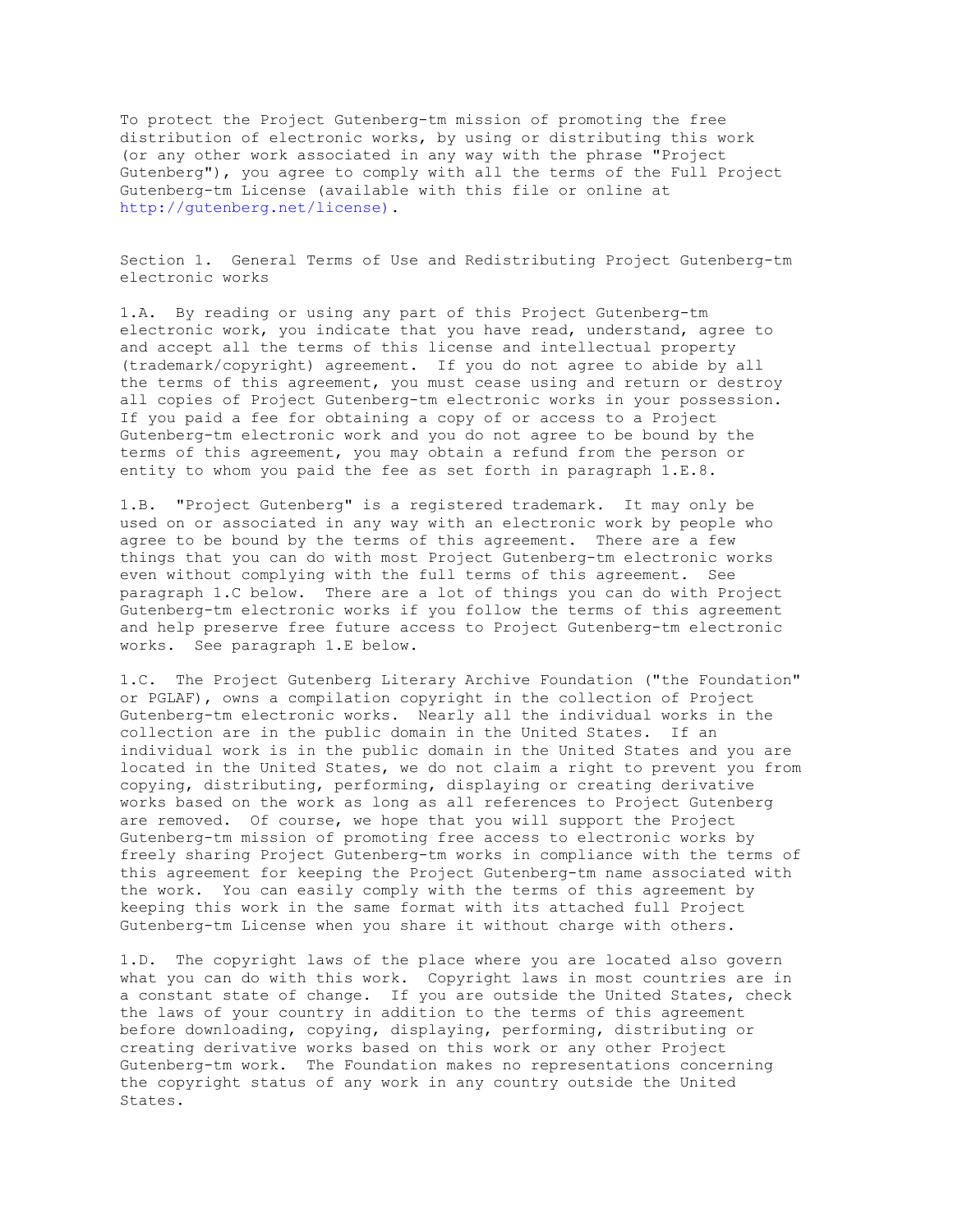To protect the Project Gutenberg-tm mission of promoting the free distribution of electronic works, by using or distributing this work (or any other work associated in any way with the phrase "Project Gutenberg"), you agree to comply with all the terms of the Full Project Gutenberg-tm License (available with this file or online at http://gutenberg.net/license).

Section 1. General Terms of Use and Redistributing Project Gutenberg-tm electronic works

1.A. By reading or using any part of this Project Gutenberg-tm electronic work, you indicate that you have read, understand, agree to and accept all the terms of this license and intellectual property (trademark/copyright) agreement. If you do not agree to abide by all the terms of this agreement, you must cease using and return or destroy all copies of Project Gutenberg-tm electronic works in your possession. If you paid a fee for obtaining a copy of or access to a Project Gutenberg-tm electronic work and you do not agree to be bound by the terms of this agreement, you may obtain a refund from the person or entity to whom you paid the fee as set forth in paragraph 1.E.8.

1.B. "Project Gutenberg" is a registered trademark. It may only be used on or associated in any way with an electronic work by people who agree to be bound by the terms of this agreement. There are a few things that you can do with most Project Gutenberg-tm electronic works even without complying with the full terms of this agreement. See paragraph 1.C below. There are a lot of things you can do with Project Gutenberg-tm electronic works if you follow the terms of this agreement and help preserve free future access to Project Gutenberg-tm electronic works. See paragraph 1.E below.

1.C. The Project Gutenberg Literary Archive Foundation ("the Foundation" or PGLAF), owns a compilation copyright in the collection of Project Gutenberg-tm electronic works. Nearly all the individual works in the collection are in the public domain in the United States. If an individual work is in the public domain in the United States and you are located in the United States, we do not claim a right to prevent you from copying, distributing, performing, displaying or creating derivative works based on the work as long as all references to Project Gutenberg are removed. Of course, we hope that you will support the Project Gutenberg-tm mission of promoting free access to electronic works by freely sharing Project Gutenberg-tm works in compliance with the terms of this agreement for keeping the Project Gutenberg-tm name associated with the work. You can easily comply with the terms of this agreement by keeping this work in the same format with its attached full Project Gutenberg-tm License when you share it without charge with others.

1.D. The copyright laws of the place where you are located also govern what you can do with this work. Copyright laws in most countries are in a constant state of change. If you are outside the United States, check the laws of your country in addition to the terms of this agreement before downloading, copying, displaying, performing, distributing or creating derivative works based on this work or any other Project Gutenberg-tm work. The Foundation makes no representations concerning the copyright status of any work in any country outside the United States.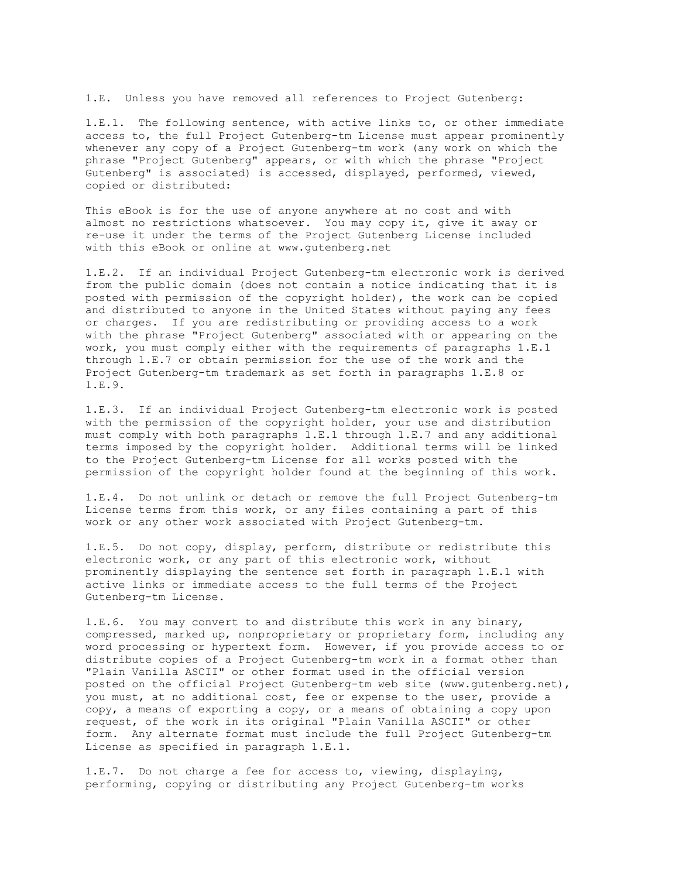1.E. Unless you have removed all references to Project Gutenberg:

1.E.1. The following sentence, with active links to, or other immediate access to, the full Project Gutenberg-tm License must appear prominently whenever any copy of a Project Gutenberg-tm work (any work on which the phrase "Project Gutenberg" appears, or with which the phrase "Project Gutenberg" is associated) is accessed, displayed, performed, viewed, copied or distributed:

This eBook is for the use of anyone anywhere at no cost and with almost no restrictions whatsoever. You may copy it, give it away or re-use it under the terms of the Project Gutenberg License included with this eBook or online at www.gutenberg.net

1.E.2. If an individual Project Gutenberg-tm electronic work is derived from the public domain (does not contain a notice indicating that it is posted with permission of the copyright holder), the work can be copied and distributed to anyone in the United States without paying any fees or charges. If you are redistributing or providing access to a work with the phrase "Project Gutenberg" associated with or appearing on the work, you must comply either with the requirements of paragraphs 1.E.1 through 1.E.7 or obtain permission for the use of the work and the Project Gutenberg-tm trademark as set forth in paragraphs 1.E.8 or 1.E.9.

1.E.3. If an individual Project Gutenberg-tm electronic work is posted with the permission of the copyright holder, your use and distribution must comply with both paragraphs 1.E.1 through 1.E.7 and any additional terms imposed by the copyright holder. Additional terms will be linked to the Project Gutenberg-tm License for all works posted with the permission of the copyright holder found at the beginning of this work.

1.E.4. Do not unlink or detach or remove the full Project Gutenberg-tm License terms from this work, or any files containing a part of this work or any other work associated with Project Gutenberg-tm.

1.E.5. Do not copy, display, perform, distribute or redistribute this electronic work, or any part of this electronic work, without prominently displaying the sentence set forth in paragraph 1.E.1 with active links or immediate access to the full terms of the Project Gutenberg-tm License.

1.E.6. You may convert to and distribute this work in any binary, compressed, marked up, nonproprietary or proprietary form, including any word processing or hypertext form. However, if you provide access to or distribute copies of a Project Gutenberg-tm work in a format other than "Plain Vanilla ASCII" or other format used in the official version posted on the official Project Gutenberg-tm web site (www.gutenberg.net), you must, at no additional cost, fee or expense to the user, provide a copy, a means of exporting a copy, or a means of obtaining a copy upon request, of the work in its original "Plain Vanilla ASCII" or other form. Any alternate format must include the full Project Gutenberg-tm License as specified in paragraph 1.E.1.

1.E.7. Do not charge a fee for access to, viewing, displaying, performing, copying or distributing any Project Gutenberg-tm works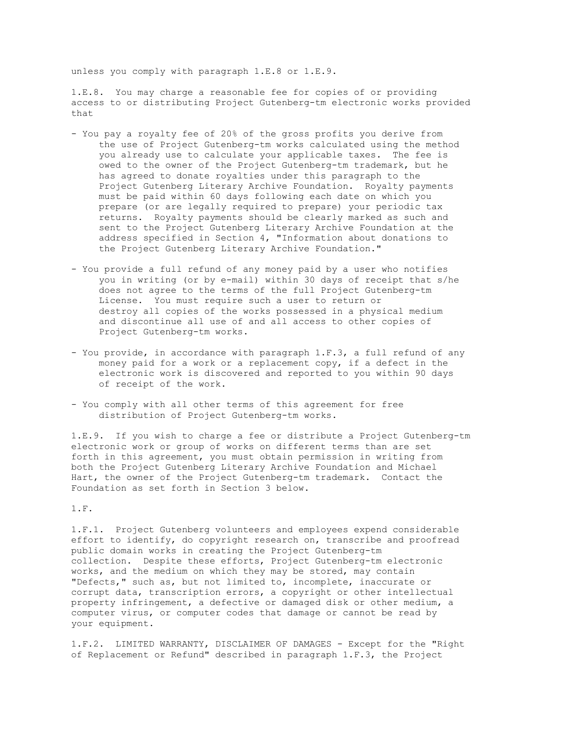unless you comply with paragraph 1.E.8 or 1.E.9.

1.E.8. You may charge a reasonable fee for copies of or providing access to or distributing Project Gutenberg-tm electronic works provided that

- You pay a royalty fee of 20% of the gross profits you derive from the use of Project Gutenberg-tm works calculated using the method you already use to calculate your applicable taxes. The fee is owed to the owner of the Project Gutenberg-tm trademark, but he has agreed to donate royalties under this paragraph to the Project Gutenberg Literary Archive Foundation. Royalty payments must be paid within 60 days following each date on which you prepare (or are legally required to prepare) your periodic tax returns. Royalty payments should be clearly marked as such and sent to the Project Gutenberg Literary Archive Foundation at the address specified in Section 4, "Information about donations to the Project Gutenberg Literary Archive Foundation."

- You provide a full refund of any money paid by a user who notifies you in writing (or by e-mail) within 30 days of receipt that s/he does not agree to the terms of the full Project Gutenberg-tm License. You must require such a user to return or destroy all copies of the works possessed in a physical medium and discontinue all use of and all access to other copies of Project Gutenberg-tm works.

- You provide, in accordance with paragraph 1.F.3, a full refund of any money paid for a work or a replacement copy, if a defect in the electronic work is discovered and reported to you within 90 days of receipt of the work.

- You comply with all other terms of this agreement for free distribution of Project Gutenberg-tm works.

1.E.9. If you wish to charge a fee or distribute a Project Gutenberg-tm electronic work or group of works on different terms than are set forth in this agreement, you must obtain permission in writing from both the Project Gutenberg Literary Archive Foundation and Michael Hart, the owner of the Project Gutenberg-tm trademark. Contact the Foundation as set forth in Section 3 below.

1.F.

1.F.1. Project Gutenberg volunteers and employees expend considerable effort to identify, do copyright research on, transcribe and proofread public domain works in creating the Project Gutenberg-tm collection. Despite these efforts, Project Gutenberg-tm electronic works, and the medium on which they may be stored, may contain "Defects," such as, but not limited to, incomplete, inaccurate or corrupt data, transcription errors, a copyright or other intellectual property infringement, a defective or damaged disk or other medium, a computer virus, or computer codes that damage or cannot be read by your equipment.

1.F.2. LIMITED WARRANTY, DISCLAIMER OF DAMAGES - Except for the "Right of Replacement or Refund" described in paragraph 1.F.3, the Project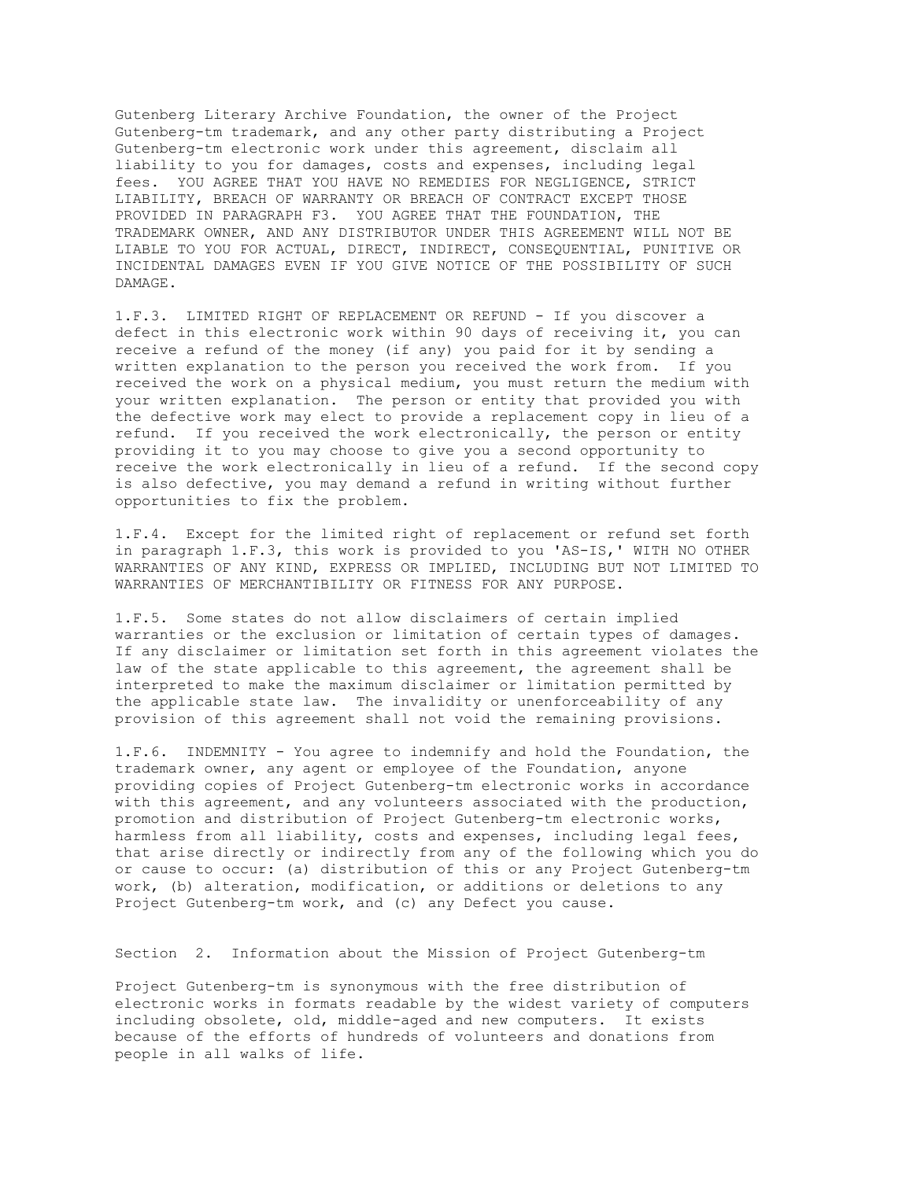Gutenberg Literary Archive Foundation, the owner of the Project Gutenberg-tm trademark, and any other party distributing a Project Gutenberg-tm electronic work under this agreement, disclaim all liability to you for damages, costs and expenses, including legal fees. YOU AGREE THAT YOU HAVE NO REMEDIES FOR NEGLIGENCE, STRICT LIABILITY, BREACH OF WARRANTY OR BREACH OF CONTRACT EXCEPT THOSE PROVIDED IN PARAGRAPH F3. YOU AGREE THAT THE FOUNDATION, THE TRADEMARK OWNER, AND ANY DISTRIBUTOR UNDER THIS AGREEMENT WILL NOT BE LIABLE TO YOU FOR ACTUAL, DIRECT, INDIRECT, CONSEQUENTIAL, PUNITIVE OR INCIDENTAL DAMAGES EVEN IF YOU GIVE NOTICE OF THE POSSIBILITY OF SUCH DAMAGE.

1.F.3. LIMITED RIGHT OF REPLACEMENT OR REFUND - If you discover a defect in this electronic work within 90 days of receiving it, you can receive a refund of the money (if any) you paid for it by sending a written explanation to the person you received the work from. If you received the work on a physical medium, you must return the medium with your written explanation. The person or entity that provided you with the defective work may elect to provide a replacement copy in lieu of a refund. If you received the work electronically, the person or entity providing it to you may choose to give you a second opportunity to receive the work electronically in lieu of a refund. If the second copy is also defective, you may demand a refund in writing without further opportunities to fix the problem.

1.F.4. Except for the limited right of replacement or refund set forth in paragraph 1.F.3, this work is provided to you 'AS-IS,' WITH NO OTHER WARRANTIES OF ANY KIND, EXPRESS OR IMPLIED, INCLUDING BUT NOT LIMITED TO WARRANTIES OF MERCHANTIBILITY OR FITNESS FOR ANY PURPOSE.

1.F.5. Some states do not allow disclaimers of certain implied warranties or the exclusion or limitation of certain types of damages. If any disclaimer or limitation set forth in this agreement violates the law of the state applicable to this agreement, the agreement shall be interpreted to make the maximum disclaimer or limitation permitted by the applicable state law. The invalidity or unenforceability of any provision of this agreement shall not void the remaining provisions.

1.F.6. INDEMNITY - You agree to indemnify and hold the Foundation, the trademark owner, any agent or employee of the Foundation, anyone providing copies of Project Gutenberg-tm electronic works in accordance with this agreement, and any volunteers associated with the production, promotion and distribution of Project Gutenberg-tm electronic works, harmless from all liability, costs and expenses, including legal fees, that arise directly or indirectly from any of the following which you do or cause to occur: (a) distribution of this or any Project Gutenberg-tm work, (b) alteration, modification, or additions or deletions to any Project Gutenberg-tm work, and (c) any Defect you cause.

## Section 2. Information about the Mission of Project Gutenberg-tm

Project Gutenberg-tm is synonymous with the free distribution of electronic works in formats readable by the widest variety of computers including obsolete, old, middle-aged and new computers. It exists because of the efforts of hundreds of volunteers and donations from people in all walks of life.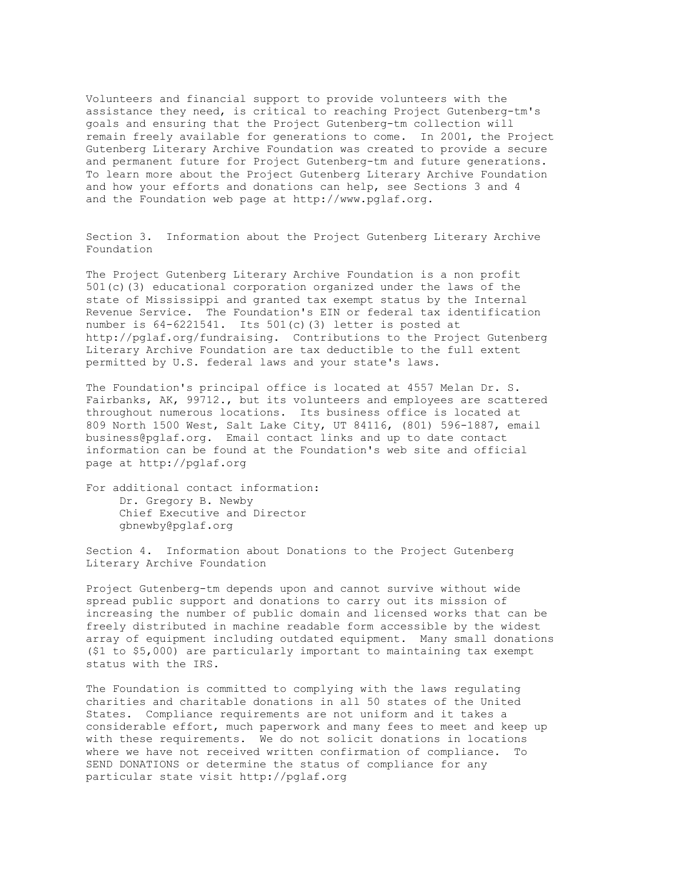Volunteers and financial support to provide volunteers with the assistance they need, is critical to reaching Project Gutenberg-tm's goals and ensuring that the Project Gutenberg-tm collection will remain freely available for generations to come. In 2001, the Project Gutenberg Literary Archive Foundation was created to provide a secure and permanent future for Project Gutenberg-tm and future generations. To learn more about the Project Gutenberg Literary Archive Foundation and how your efforts and donations can help, see Sections 3 and 4 and the Foundation web page at http://www.pglaf.org.

## Section 3. Information about the Project Gutenberg Literary Archive Foundation

The Project Gutenberg Literary Archive Foundation is a non profit 501(c)(3) educational corporation organized under the laws of the state of Mississippi and granted tax exempt status by the Internal Revenue Service. The Foundation's EIN or federal tax identification number is 64-6221541. Its 501(c)(3) letter is posted at http://pglaf.org/fundraising. Contributions to the Project Gutenberg Literary Archive Foundation are tax deductible to the full extent permitted by U.S. federal laws and your state's laws.

The Foundation's principal office is located at 4557 Melan Dr. S. Fairbanks, AK, 99712., but its volunteers and employees are scattered throughout numerous locations. Its business office is located at 809 North 1500 West, Salt Lake City, UT 84116, (801) 596-1887, email business@pglaf.org. Email contact links and up to date contact information can be found at the Foundation's web site and official page at http://pglaf.org

For additional contact information:
Dr. Gregory B. Newby
Chief Executive and Director
gbnewby@pglaf.org

## Section 4. Information about Donations to the Project Gutenberg Literary Archive Foundation

Project Gutenberg-tm depends upon and cannot survive without wide spread public support and donations to carry out its mission of increasing the number of public domain and licensed works that can be freely distributed in machine readable form accessible by the widest array of equipment including outdated equipment. Many small donations ($1 to $5,000) are particularly important to maintaining tax exempt status with the IRS.

The Foundation is committed to complying with the laws regulating charities and charitable donations in all 50 states of the United States. Compliance requirements are not uniform and it takes a considerable effort, much paperwork and many fees to meet and keep up with these requirements. We do not solicit donations in locations where we have not received written confirmation of compliance. To SEND DONATIONS or determine the status of compliance for any particular state visit http://pglaf.org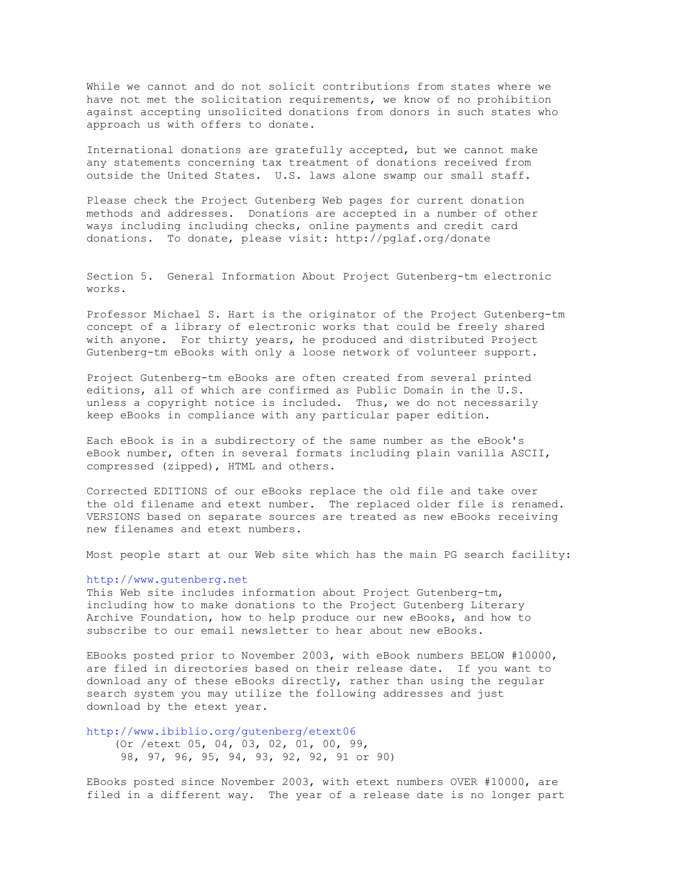While we cannot and do not solicit contributions from states where we have not met the solicitation requirements, we know of no prohibition against accepting unsolicited donations from donors in such states who approach us with offers to donate.

International donations are gratefully accepted, but we cannot make any statements concerning tax treatment of donations received from outside the United States. U.S. laws alone swamp our small staff.

Please check the Project Gutenberg Web pages for current donation methods and addresses. Donations are accepted in a number of other ways including including checks, online payments and credit card donations. To donate, please visit: http://pglaf.org/donate

Section 5. General Information About Project Gutenberg-tm electronic works.

Professor Michael S. Hart is the originator of the Project Gutenberg-tm concept of a library of electronic works that could be freely shared with anyone. For thirty years, he produced and distributed Project Gutenberg-tm eBooks with only a loose network of volunteer support.

Project Gutenberg-tm eBooks are often created from several printed editions, all of which are confirmed as Public Domain in the U.S. unless a copyright notice is included. Thus, we do not necessarily keep eBooks in compliance with any particular paper edition.

Each eBook is in a subdirectory of the same number as the eBook's eBook number, often in several formats including plain vanilla ASCII, compressed (zipped), HTML and others.

Corrected EDITIONS of our eBooks replace the old file and take over the old filename and etext number. The replaced older file is renamed. VERSIONS based on separate sources are treated as new eBooks receiving new filenames and etext numbers.

Most people start at our Web site which has the main PG search facility:

http://www.gutenberg.net

This Web site includes information about Project Gutenberg-tm, including how to make donations to the Project Gutenberg Literary Archive Foundation, how to help produce our new eBooks, and how to subscribe to our email newsletter to hear about new eBooks.

EBooks posted prior to November 2003, with eBook numbers BELOW #10000, are filed in directories based on their release date. If you want to download any of these eBooks directly, rather than using the regular search system you may utilize the following addresses and just download by the etext year.

http://www.ibiblio.org/gutenberg/etext06

    (Or /etext 05, 04, 03, 02, 01, 00, 99,
     98, 97, 96, 95, 94, 93, 92, 92, 91 or 90)

EBooks posted since November 2003, with etext numbers OVER #10000, are filed in a different way. The year of a release date is no longer part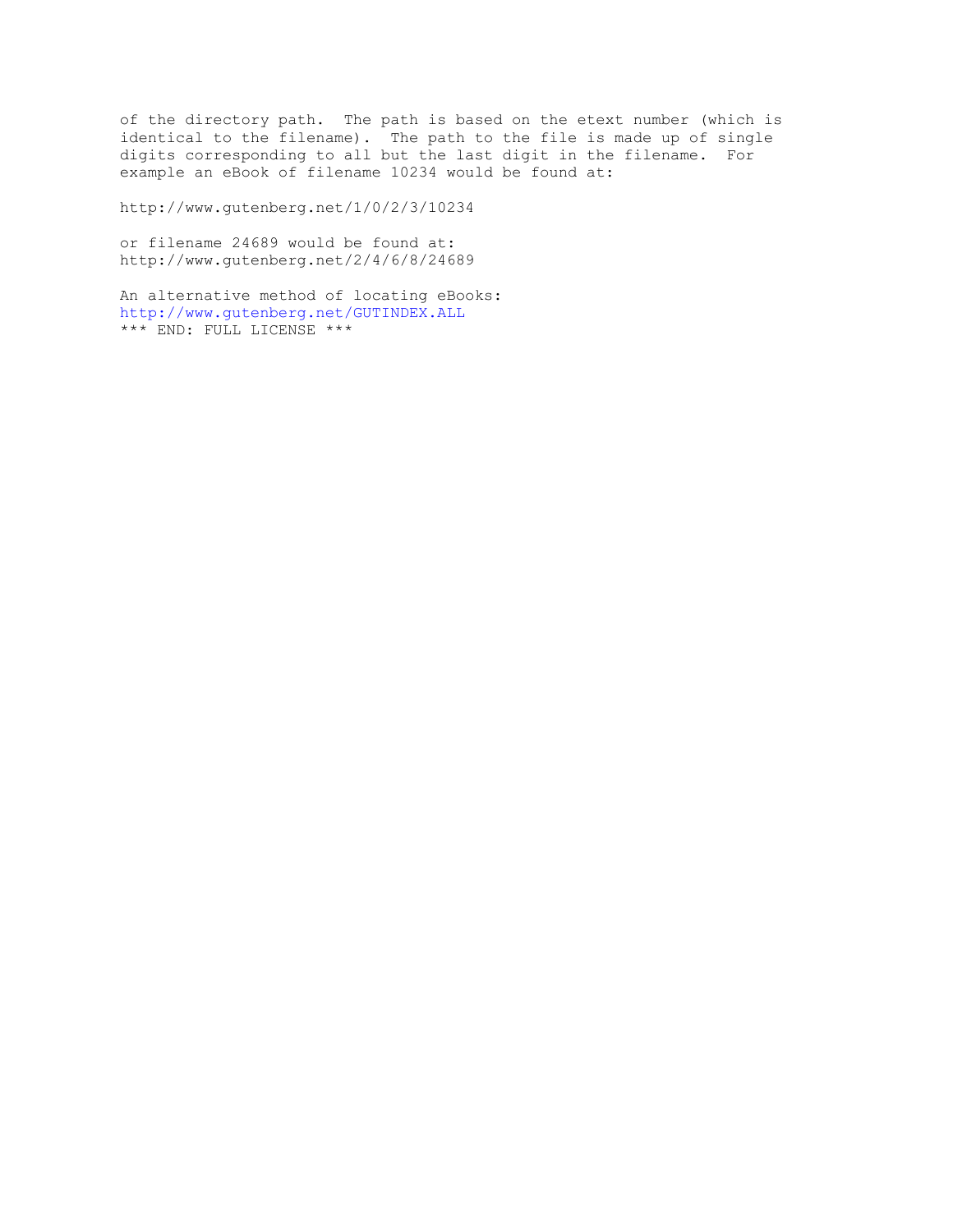of the directory path. The path is based on the etext number (which is identical to the filename). The path to the file is made up of single digits corresponding to all but the last digit in the filename. For example an eBook of filename 10234 would be found at:

http://www.gutenberg.net/1/0/2/3/10234

or filename 24689 would be found at:
http://www.gutenberg.net/2/4/6/8/24689

An alternative method of locating eBooks:
http://www.gutenberg.net/GUTINDEX.ALL
*** END: FULL LICENSE ***